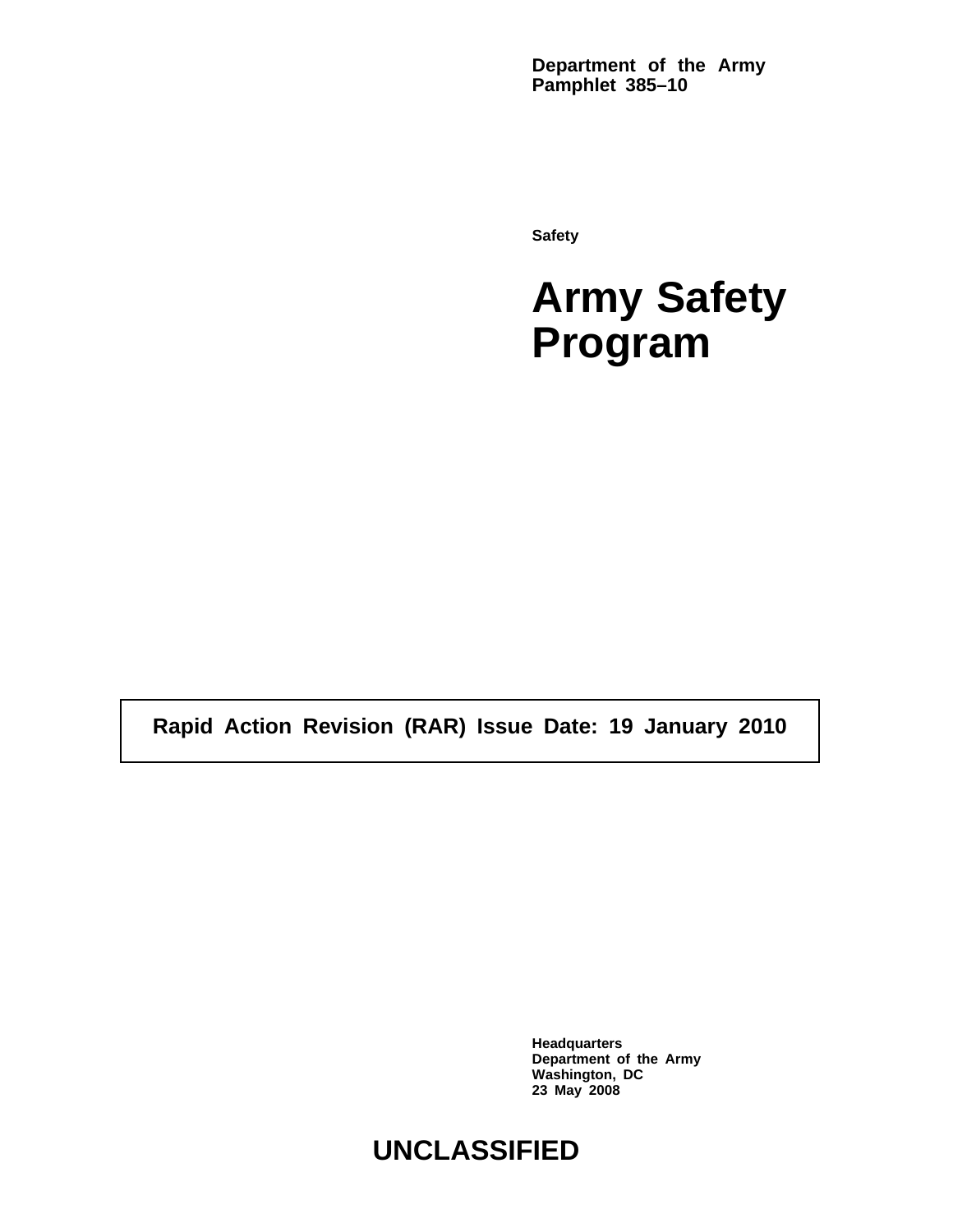**Department of the Army Pamphlet 385–10**

**Safety**

# Army Safety Program

**Rapid Action Revision (RAR) Issue Date: 19 January 2010**

**Headquarters**
**Department of the Army**
**Washington, DC**
**23 May 2008**

**UNCLASSIFIED**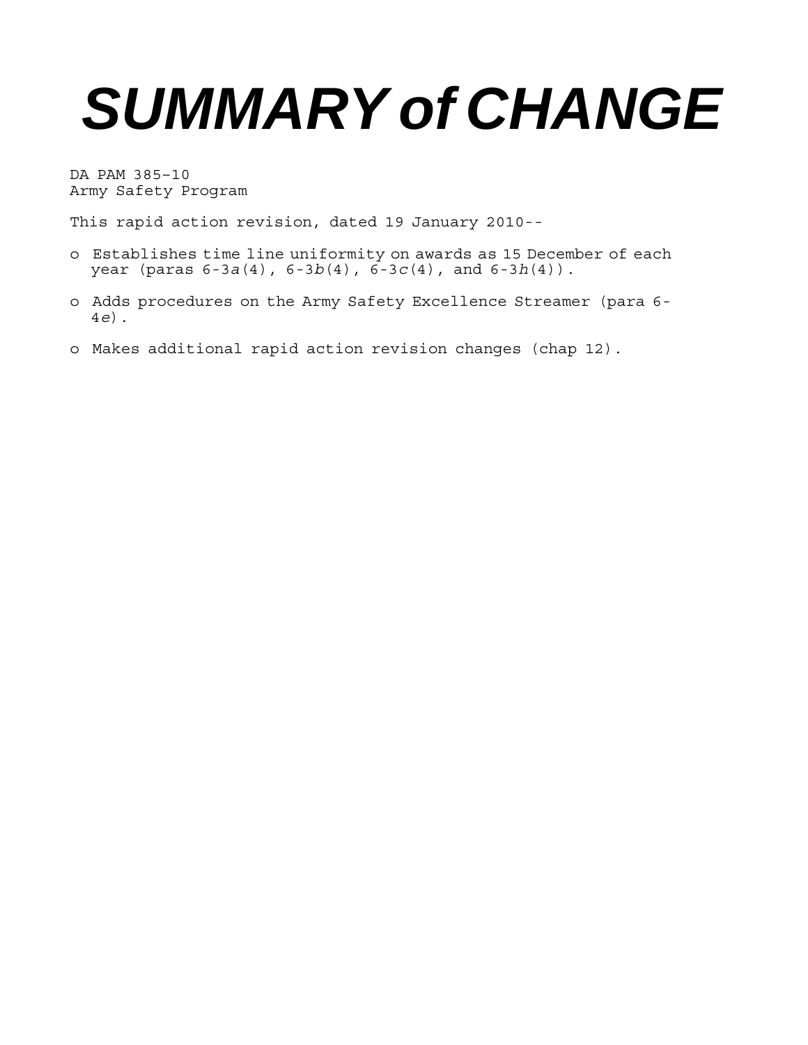# SUMMARY of CHANGE

DA PAM 385–10
Army Safety Program

This rapid action revision, dated 19 January 2010--

- o Establishes time line uniformity on awards as 15 December of each year (paras 6-3*a*(4), 6-3*b*(4), 6-3*c*(4), and 6-3*h*(4)).

- o Adds procedures on the Army Safety Excellence Streamer (para 6-4*e*).

- o Makes additional rapid action revision changes (chap 12).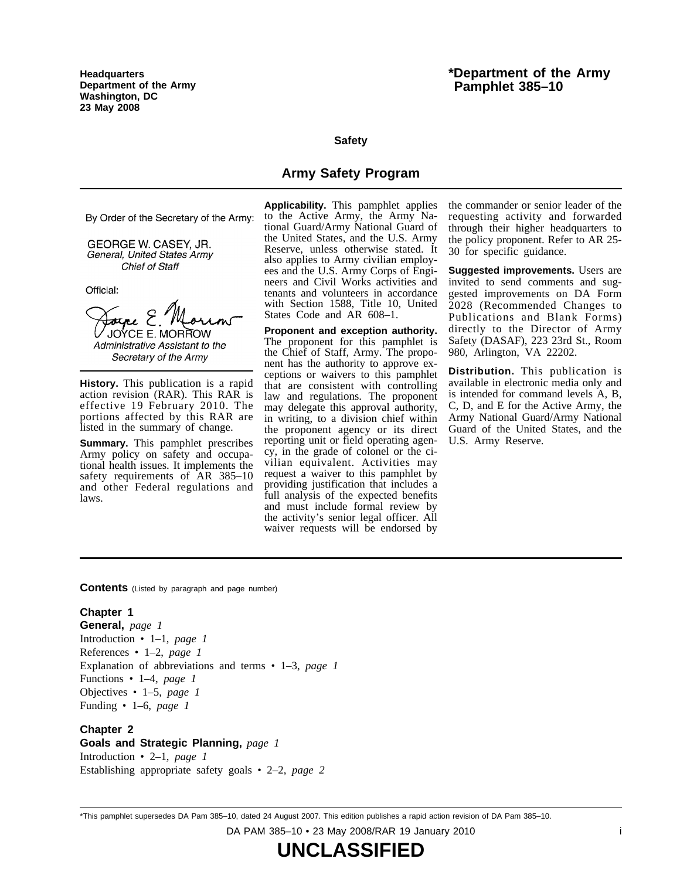Headquarters
Department of the Army
Washington, DC
23 May 2008

**\*Department of the Army Pamphlet 385–10**

**Safety**

# Army Safety Program

By Order of the Secretary of the Army:

GEORGE W. CASEY, JR.
*General, United States Army*
*Chief of Staff*

Official:

JOYCE E. MORROW
*Administrative Assistant to the Secretary of the Army*

**History.** This publication is a rapid action revision (RAR). This RAR is effective 19 February 2010. The portions affected by this RAR are listed in the summary of change.

**Summary.** This pamphlet prescribes Army policy on safety and occupational health issues. It implements the safety requirements of AR 385–10 and other Federal regulations and laws.

**Applicability.** This pamphlet applies to the Active Army, the Army National Guard/Army National Guard of the United States, and the U.S. Army Reserve, unless otherwise stated. It also applies to Army civilian employees and the U.S. Army Corps of Engineers and Civil Works activities and tenants and volunteers in accordance with Section 1588, Title 10, United States Code and AR 608–1.

**Proponent and exception authority.** The proponent for this pamphlet is the Chief of Staff, Army. The proponent has the authority to approve exceptions or waivers to this pamphlet that are consistent with controlling law and regulations. The proponent may delegate this approval authority, in writing, to a division chief within the proponent agency or its direct reporting unit or field operating agency, in the grade of colonel or the civilian equivalent. Activities may request a waiver to this pamphlet by providing justification that includes a full analysis of the expected benefits and must include formal review by the activity's senior legal officer. All waiver requests will be endorsed by the commander or senior leader of the requesting activity and forwarded through their higher headquarters to the policy proponent. Refer to AR 25-30 for specific guidance.

**Suggested improvements.** Users are invited to send comments and suggested improvements on DA Form 2028 (Recommended Changes to Publications and Blank Forms) directly to the Director of Army Safety (DASAF), 223 23rd St., Room 980, Arlington, VA 22202.

**Distribution.** This publication is available in electronic media only and is intended for command levels A, B, C, D, and E for the Active Army, the Army National Guard/Army National Guard of the United States, and the U.S. Army Reserve.

**Contents** (Listed by paragraph and page number)

**Chapter 1**
**General,** *page 1*
Introduction • 1–1, *page 1*
References • 1–2, *page 1*
Explanation of abbreviations and terms • 1–3, *page 1*
Functions • 1–4, *page 1*
Objectives • 1–5, *page 1*
Funding • 1–6, *page 1*

**Chapter 2**
**Goals and Strategic Planning,** *page 1*
Introduction • 2–1, *page 1*
Establishing appropriate safety goals • 2–2, *page 2*

\*This pamphlet supersedes DA Pam 385–10, dated 24 August 2007. This edition publishes a rapid action revision of DA Pam 385–10.

**UNCLASSIFIED**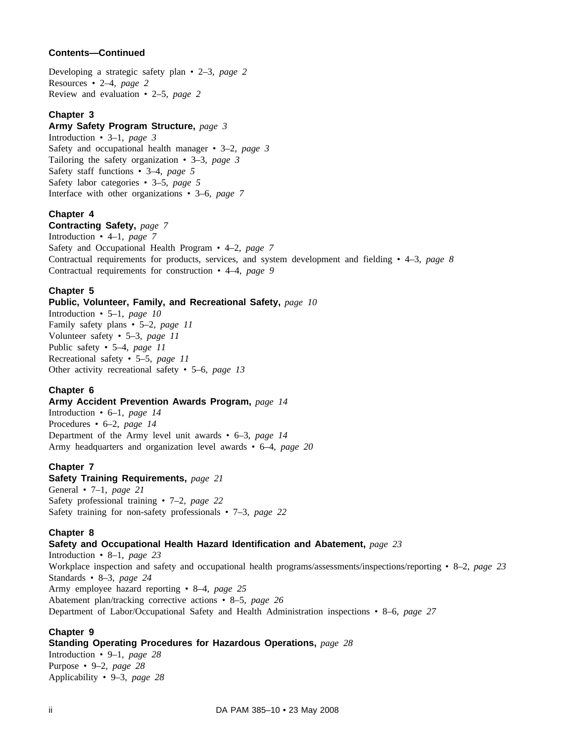**Contents—Continued**

Developing a strategic safety plan • 2–3, *page 2*
Resources • 2–4, *page 2*
Review and evaluation • 2–5, *page 2*

**Chapter 3**
**Army Safety Program Structure,** *page 3*
Introduction • 3–1, *page 3*
Safety and occupational health manager • 3–2, *page 3*
Tailoring the safety organization • 3–3, *page 3*
Safety staff functions • 3–4, *page 5*
Safety labor categories • 3–5, *page 5*
Interface with other organizations • 3–6, *page 7*

**Chapter 4**
**Contracting Safety,** *page 7*
Introduction • 4–1, *page 7*
Safety and Occupational Health Program • 4–2, *page 7*
Contractual requirements for products, services, and system development and fielding • 4–3, *page 8*
Contractual requirements for construction • 4–4, *page 9*

**Chapter 5**
**Public, Volunteer, Family, and Recreational Safety,** *page 10*
Introduction • 5–1, *page 10*
Family safety plans • 5–2, *page 11*
Volunteer safety • 5–3, *page 11*
Public safety • 5–4, *page 11*
Recreational safety • 5–5, *page 11*
Other activity recreational safety • 5–6, *page 13*

**Chapter 6**
**Army Accident Prevention Awards Program,** *page 14*
Introduction • 6–1, *page 14*
Procedures • 6–2, *page 14*
Department of the Army level unit awards • 6–3, *page 14*
Army headquarters and organization level awards • 6–4, *page 20*

**Chapter 7**
**Safety Training Requirements,** *page 21*
General • 7–1, *page 21*
Safety professional training • 7–2, *page 22*
Safety training for non-safety professionals • 7–3, *page 22*

**Chapter 8**
**Safety and Occupational Health Hazard Identification and Abatement,** *page 23*
Introduction • 8–1, *page 23*
Workplace inspection and safety and occupational health programs/assessments/inspections/reporting • 8–2, *page 23*
Standards • 8–3, *page 24*
Army employee hazard reporting • 8–4, *page 25*
Abatement plan/tracking corrective actions • 8–5, *page 26*
Department of Labor/Occupational Safety and Health Administration inspections • 8–6, *page 27*

**Chapter 9**
**Standing Operating Procedures for Hazardous Operations,** *page 28*
Introduction • 9–1, *page 28*
Purpose • 9–2, *page 28*
Applicability • 9–3, *page 28*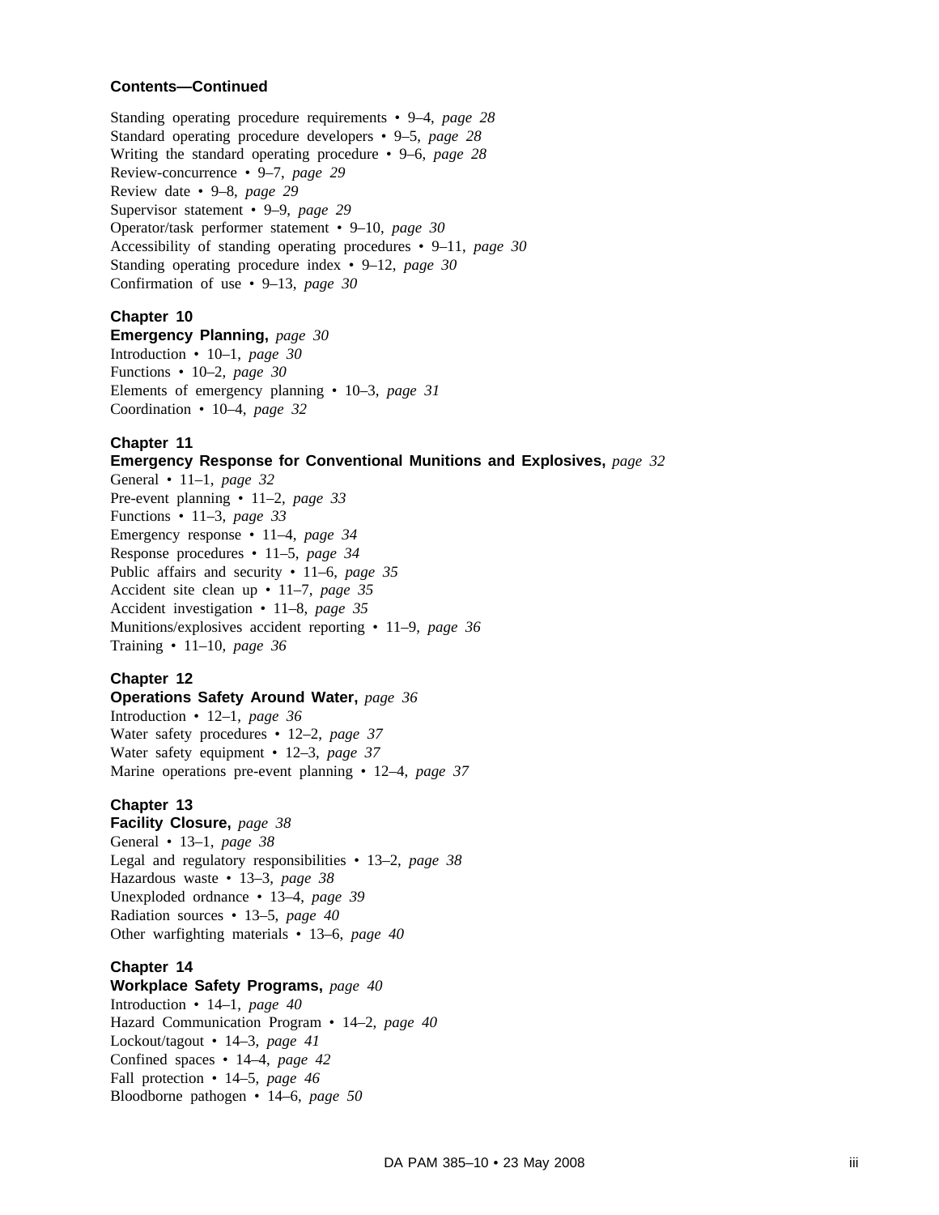**Contents—Continued**

Standing operating procedure requirements • 9–4, *page 28*
Standard operating procedure developers • 9–5, *page 28*
Writing the standard operating procedure • 9–6, *page 28*
Review-concurrence • 9–7, *page 29*
Review date • 9–8, *page 29*
Supervisor statement • 9–9, *page 29*
Operator/task performer statement • 9–10, *page 30*
Accessibility of standing operating procedures • 9–11, *page 30*
Standing operating procedure index • 9–12, *page 30*
Confirmation of use • 9–13, *page 30*

**Chapter 10**
**Emergency Planning,** *page 30*
Introduction • 10–1, *page 30*
Functions • 10–2, *page 30*
Elements of emergency planning • 10–3, *page 31*
Coordination • 10–4, *page 32*

**Chapter 11**
**Emergency Response for Conventional Munitions and Explosives,** *page 32*
General • 11–1, *page 32*
Pre-event planning • 11–2, *page 33*
Functions • 11–3, *page 33*
Emergency response • 11–4, *page 34*
Response procedures • 11–5, *page 34*
Public affairs and security • 11–6, *page 35*
Accident site clean up • 11–7, *page 35*
Accident investigation • 11–8, *page 35*
Munitions/explosives accident reporting • 11–9, *page 36*
Training • 11–10, *page 36*

**Chapter 12**
**Operations Safety Around Water,** *page 36*
Introduction • 12–1, *page 36*
Water safety procedures • 12–2, *page 37*
Water safety equipment • 12–3, *page 37*
Marine operations pre-event planning • 12–4, *page 37*

**Chapter 13**
**Facility Closure,** *page 38*
General • 13–1, *page 38*
Legal and regulatory responsibilities • 13–2, *page 38*
Hazardous waste • 13–3, *page 38*
Unexploded ordnance • 13–4, *page 39*
Radiation sources • 13–5, *page 40*
Other warfighting materials • 13–6, *page 40*

**Chapter 14**
**Workplace Safety Programs,** *page 40*
Introduction • 14–1, *page 40*
Hazard Communication Program • 14–2, *page 40*
Lockout/tagout • 14–3, *page 41*
Confined spaces • 14–4, *page 42*
Fall protection • 14–5, *page 46*
Bloodborne pathogen • 14–6, *page 50*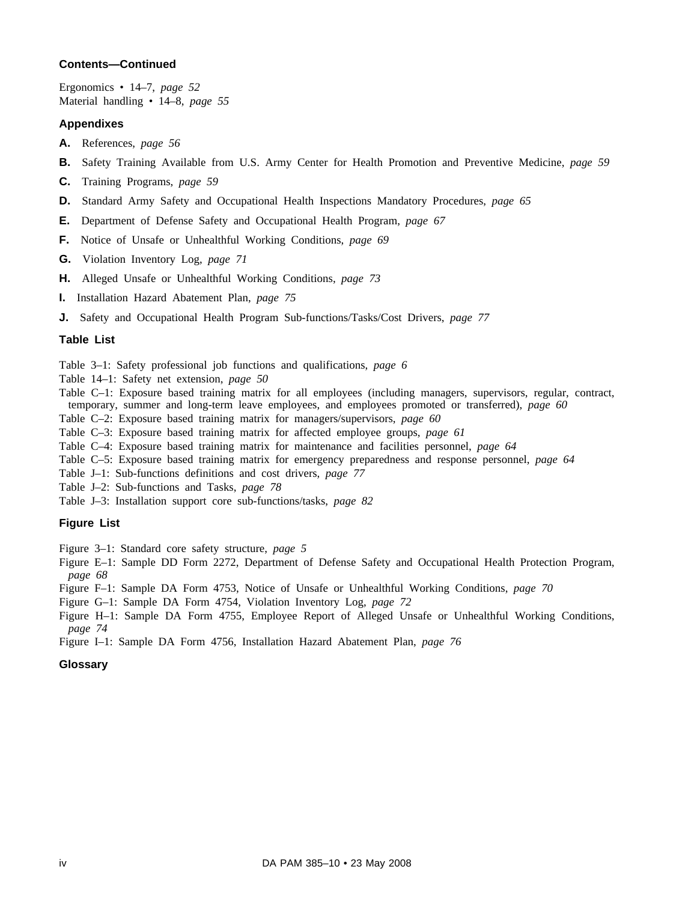### Contents—Continued

Ergonomics • 14–7, *page 52*
Material handling • 14–8, *page 55*

### Appendixes

**A.** References, *page 56*

**B.** Safety Training Available from U.S. Army Center for Health Promotion and Preventive Medicine, *page 59*

**C.** Training Programs, *page 59*

**D.** Standard Army Safety and Occupational Health Inspections Mandatory Procedures, *page 65*

**E.** Department of Defense Safety and Occupational Health Program, *page 67*

**F.** Notice of Unsafe or Unhealthful Working Conditions, *page 69*

**G.** Violation Inventory Log, *page 71*

**H.** Alleged Unsafe or Unhealthful Working Conditions, *page 73*

**I.** Installation Hazard Abatement Plan, *page 75*

**J.** Safety and Occupational Health Program Sub-functions/Tasks/Cost Drivers, *page 77*

### Table List

Table 3–1: Safety professional job functions and qualifications, *page 6*
Table 14–1: Safety net extension, *page 50*
Table C–1: Exposure based training matrix for all employees (including managers, supervisors, regular, contract, temporary, summer and long-term leave employees, and employees promoted or transferred), *page 60*
Table C–2: Exposure based training matrix for managers/supervisors, *page 60*
Table C–3: Exposure based training matrix for affected employee groups, *page 61*
Table C–4: Exposure based training matrix for maintenance and facilities personnel, *page 64*
Table C–5: Exposure based training matrix for emergency preparedness and response personnel, *page 64*
Table J–1: Sub-functions definitions and cost drivers, *page 77*
Table J–2: Sub-functions and Tasks, *page 78*
Table J–3: Installation support core sub-functions/tasks, *page 82*

### Figure List

Figure 3–1: Standard core safety structure, *page 5*
Figure E–1: Sample DD Form 2272, Department of Defense Safety and Occupational Health Protection Program, *page 68*
Figure F–1: Sample DA Form 4753, Notice of Unsafe or Unhealthful Working Conditions, *page 70*
Figure G–1: Sample DA Form 4754, Violation Inventory Log, *page 72*
Figure H–1: Sample DA Form 4755, Employee Report of Alleged Unsafe or Unhealthful Working Conditions, *page 74*
Figure I–1: Sample DA Form 4756, Installation Hazard Abatement Plan, *page 76*

### Glossary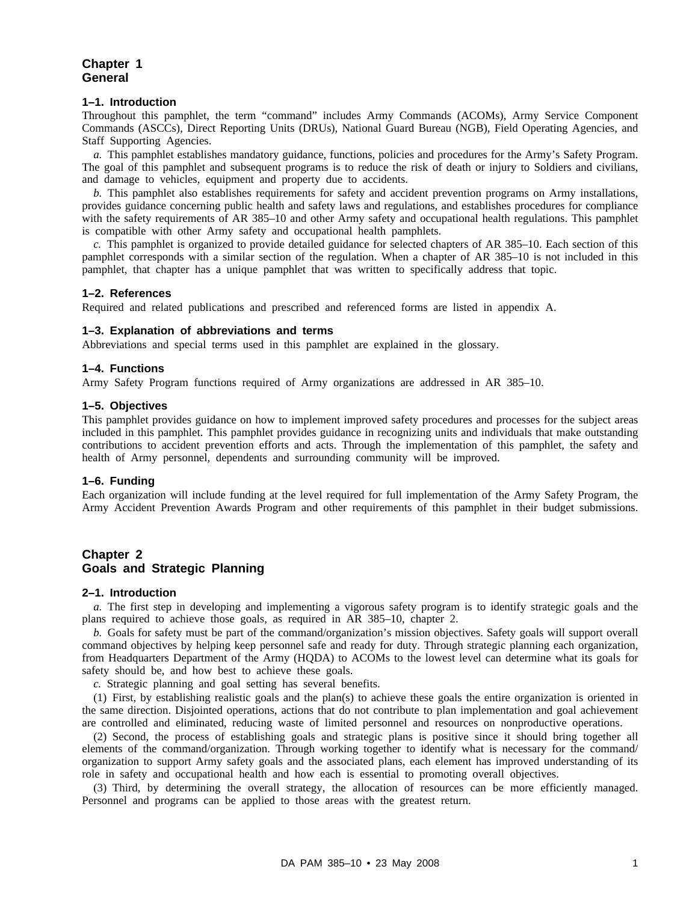# Chapter 1
# General

### 1–1. Introduction

Throughout this pamphlet, the term "command" includes Army Commands (ACOMs), Army Service Component Commands (ASCCs), Direct Reporting Units (DRUs), National Guard Bureau (NGB), Field Operating Agencies, and Staff Supporting Agencies.

*a.* This pamphlet establishes mandatory guidance, functions, policies and procedures for the Army's Safety Program. The goal of this pamphlet and subsequent programs is to reduce the risk of death or injury to Soldiers and civilians, and damage to vehicles, equipment and property due to accidents.

*b.* This pamphlet also establishes requirements for safety and accident prevention programs on Army installations, provides guidance concerning public health and safety laws and regulations, and establishes procedures for compliance with the safety requirements of AR 385–10 and other Army safety and occupational health regulations. This pamphlet is compatible with other Army safety and occupational health pamphlets.

*c.* This pamphlet is organized to provide detailed guidance for selected chapters of AR 385–10. Each section of this pamphlet corresponds with a similar section of the regulation. When a chapter of AR 385–10 is not included in this pamphlet, that chapter has a unique pamphlet that was written to specifically address that topic.

### 1–2. References

Required and related publications and prescribed and referenced forms are listed in appendix A.

### 1–3. Explanation of abbreviations and terms

Abbreviations and special terms used in this pamphlet are explained in the glossary.

### 1–4. Functions

Army Safety Program functions required of Army organizations are addressed in AR 385–10.

### 1–5. Objectives

This pamphlet provides guidance on how to implement improved safety procedures and processes for the subject areas included in this pamphlet. This pamphlet provides guidance in recognizing units and individuals that make outstanding contributions to accident prevention efforts and acts. Through the implementation of this pamphlet, the safety and health of Army personnel, dependents and surrounding community will be improved.

### 1–6. Funding

Each organization will include funding at the level required for full implementation of the Army Safety Program, the Army Accident Prevention Awards Program and other requirements of this pamphlet in their budget submissions.

# Chapter 2
# Goals and Strategic Planning

### 2–1. Introduction

*a.* The first step in developing and implementing a vigorous safety program is to identify strategic goals and the plans required to achieve those goals, as required in AR 385–10, chapter 2.

*b.* Goals for safety must be part of the command/organization's mission objectives. Safety goals will support overall command objectives by helping keep personnel safe and ready for duty. Through strategic planning each organization, from Headquarters Department of the Army (HQDA) to ACOMs to the lowest level can determine what its goals for safety should be, and how best to achieve these goals.

*c.* Strategic planning and goal setting has several benefits.

(1) First, by establishing realistic goals and the plan(s) to achieve these goals the entire organization is oriented in the same direction. Disjointed operations, actions that do not contribute to plan implementation and goal achievement are controlled and eliminated, reducing waste of limited personnel and resources on nonproductive operations.

(2) Second, the process of establishing goals and strategic plans is positive since it should bring together all elements of the command/organization. Through working together to identify what is necessary for the command/organization to support Army safety goals and the associated plans, each element has improved understanding of its role in safety and occupational health and how each is essential to promoting overall objectives.

(3) Third, by determining the overall strategy, the allocation of resources can be more efficiently managed. Personnel and programs can be applied to those areas with the greatest return.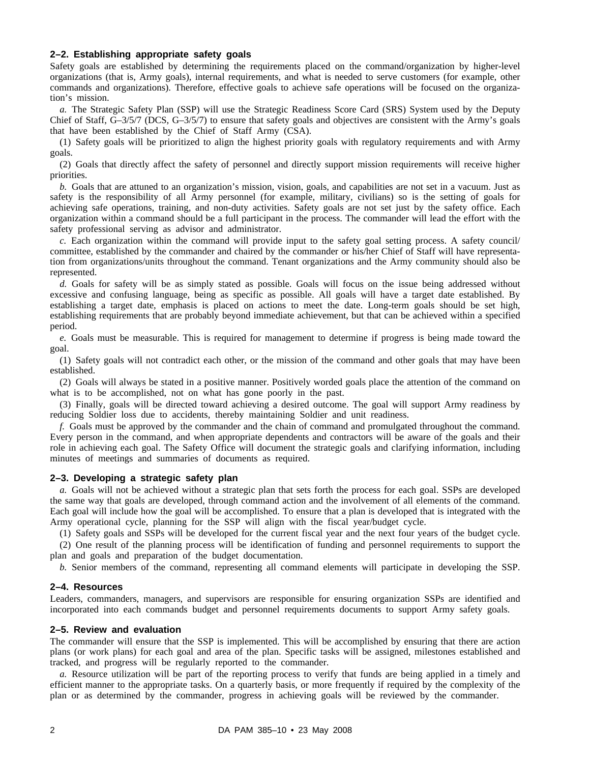### 2–2. Establishing appropriate safety goals

Safety goals are established by determining the requirements placed on the command/organization by higher-level organizations (that is, Army goals), internal requirements, and what is needed to serve customers (for example, other commands and organizations). Therefore, effective goals to achieve safe operations will be focused on the organization's mission.

*a.* The Strategic Safety Plan (SSP) will use the Strategic Readiness Score Card (SRS) System used by the Deputy Chief of Staff, G–3/5/7 (DCS, G–3/5/7) to ensure that safety goals and objectives are consistent with the Army's goals that have been established by the Chief of Staff Army (CSA).

(1) Safety goals will be prioritized to align the highest priority goals with regulatory requirements and with Army goals.

(2) Goals that directly affect the safety of personnel and directly support mission requirements will receive higher priorities.

*b.* Goals that are attuned to an organization's mission, vision, goals, and capabilities are not set in a vacuum. Just as safety is the responsibility of all Army personnel (for example, military, civilians) so is the setting of goals for achieving safe operations, training, and non-duty activities. Safety goals are not set just by the safety office. Each organization within a command should be a full participant in the process. The commander will lead the effort with the safety professional serving as advisor and administrator.

*c.* Each organization within the command will provide input to the safety goal setting process. A safety council/committee, established by the commander and chaired by the commander or his/her Chief of Staff will have representation from organizations/units throughout the command. Tenant organizations and the Army community should also be represented.

*d.* Goals for safety will be as simply stated as possible. Goals will focus on the issue being addressed without excessive and confusing language, being as specific as possible. All goals will have a target date established. By establishing a target date, emphasis is placed on actions to meet the date. Long-term goals should be set high, establishing requirements that are probably beyond immediate achievement, but that can be achieved within a specified period.

*e.* Goals must be measurable. This is required for management to determine if progress is being made toward the goal.

(1) Safety goals will not contradict each other, or the mission of the command and other goals that may have been established.

(2) Goals will always be stated in a positive manner. Positively worded goals place the attention of the command on what is to be accomplished, not on what has gone poorly in the past.

(3) Finally, goals will be directed toward achieving a desired outcome. The goal will support Army readiness by reducing Soldier loss due to accidents, thereby maintaining Soldier and unit readiness.

*f.* Goals must be approved by the commander and the chain of command and promulgated throughout the command. Every person in the command, and when appropriate dependents and contractors will be aware of the goals and their role in achieving each goal. The Safety Office will document the strategic goals and clarifying information, including minutes of meetings and summaries of documents as required.

### 2–3. Developing a strategic safety plan

*a.* Goals will not be achieved without a strategic plan that sets forth the process for each goal. SSPs are developed the same way that goals are developed, through command action and the involvement of all elements of the command. Each goal will include how the goal will be accomplished. To ensure that a plan is developed that is integrated with the Army operational cycle, planning for the SSP will align with the fiscal year/budget cycle.

(1) Safety goals and SSPs will be developed for the current fiscal year and the next four years of the budget cycle.

(2) One result of the planning process will be identification of funding and personnel requirements to support the plan and goals and preparation of the budget documentation.

*b.* Senior members of the command, representing all command elements will participate in developing the SSP.

### 2–4. Resources

Leaders, commanders, managers, and supervisors are responsible for ensuring organization SSPs are identified and incorporated into each commands budget and personnel requirements documents to support Army safety goals.

### 2–5. Review and evaluation

The commander will ensure that the SSP is implemented. This will be accomplished by ensuring that there are action plans (or work plans) for each goal and area of the plan. Specific tasks will be assigned, milestones established and tracked, and progress will be regularly reported to the commander.

*a.* Resource utilization will be part of the reporting process to verify that funds are being applied in a timely and efficient manner to the appropriate tasks. On a quarterly basis, or more frequently if required by the complexity of the plan or as determined by the commander, progress in achieving goals will be reviewed by the commander.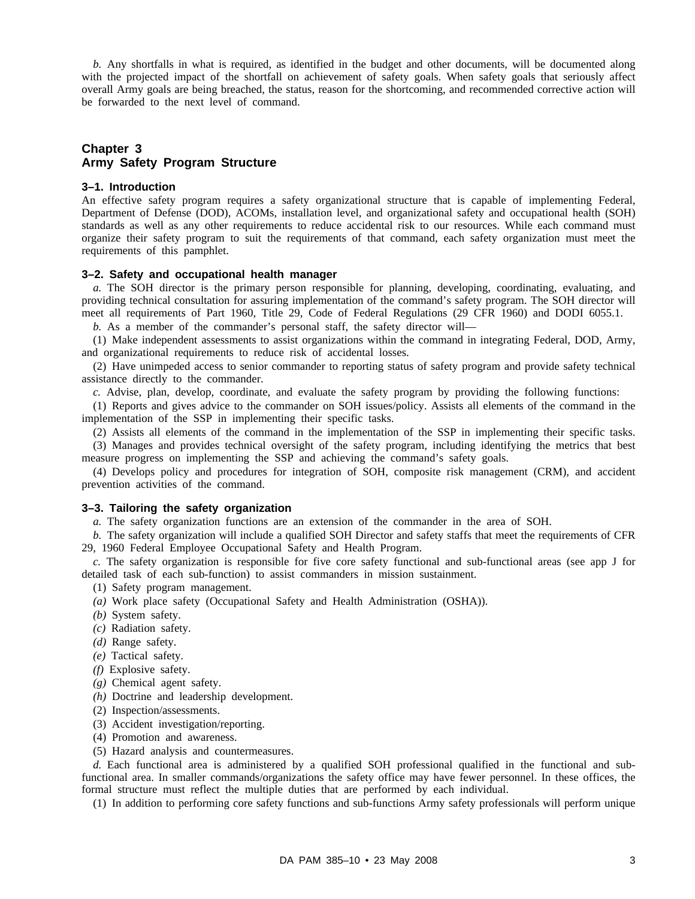*b.* Any shortfalls in what is required, as identified in the budget and other documents, will be documented along with the projected impact of the shortfall on achievement of safety goals. When safety goals that seriously affect overall Army goals are being breached, the status, reason for the shortcoming, and recommended corrective action will be forwarded to the next level of command.

## Chapter 3
## Army Safety Program Structure

### 3–1. Introduction

An effective safety program requires a safety organizational structure that is capable of implementing Federal, Department of Defense (DOD), ACOMs, installation level, and organizational safety and occupational health (SOH) standards as well as any other requirements to reduce accidental risk to our resources. While each command must organize their safety program to suit the requirements of that command, each safety organization must meet the requirements of this pamphlet.

### 3–2. Safety and occupational health manager

*a.* The SOH director is the primary person responsible for planning, developing, coordinating, evaluating, and providing technical consultation for assuring implementation of the command's safety program. The SOH director will meet all requirements of Part 1960, Title 29, Code of Federal Regulations (29 CFR 1960) and DODI 6055.1.

*b.* As a member of the commander's personal staff, the safety director will—

(1) Make independent assessments to assist organizations within the command in integrating Federal, DOD, Army, and organizational requirements to reduce risk of accidental losses.

(2) Have unimpeded access to senior commander to reporting status of safety program and provide safety technical assistance directly to the commander.

*c.* Advise, plan, develop, coordinate, and evaluate the safety program by providing the following functions:

(1) Reports and gives advice to the commander on SOH issues/policy. Assists all elements of the command in the implementation of the SSP in implementing their specific tasks.

(2) Assists all elements of the command in the implementation of the SSP in implementing their specific tasks.

(3) Manages and provides technical oversight of the safety program, including identifying the metrics that best measure progress on implementing the SSP and achieving the command's safety goals.

(4) Develops policy and procedures for integration of SOH, composite risk management (CRM), and accident prevention activities of the command.

### 3–3. Tailoring the safety organization

*a.* The safety organization functions are an extension of the commander in the area of SOH.

*b.* The safety organization will include a qualified SOH Director and safety staffs that meet the requirements of CFR 29, 1960 Federal Employee Occupational Safety and Health Program.

*c.* The safety organization is responsible for five core safety functional and sub-functional areas (see app J for detailed task of each sub-function) to assist commanders in mission sustainment.

(1) Safety program management.

*(a)* Work place safety (Occupational Safety and Health Administration (OSHA)).

*(b)* System safety.

*(c)* Radiation safety.

*(d)* Range safety.

*(e)* Tactical safety.

*(f)* Explosive safety.

*(g)* Chemical agent safety.

*(h)* Doctrine and leadership development.

(2) Inspection/assessments.

(3) Accident investigation/reporting.

(4) Promotion and awareness.

(5) Hazard analysis and countermeasures.

*d.* Each functional area is administered by a qualified SOH professional qualified in the functional and sub-functional area. In smaller commands/organizations the safety office may have fewer personnel. In these offices, the formal structure must reflect the multiple duties that are performed by each individual.

(1) In addition to performing core safety functions and sub-functions Army safety professionals will perform unique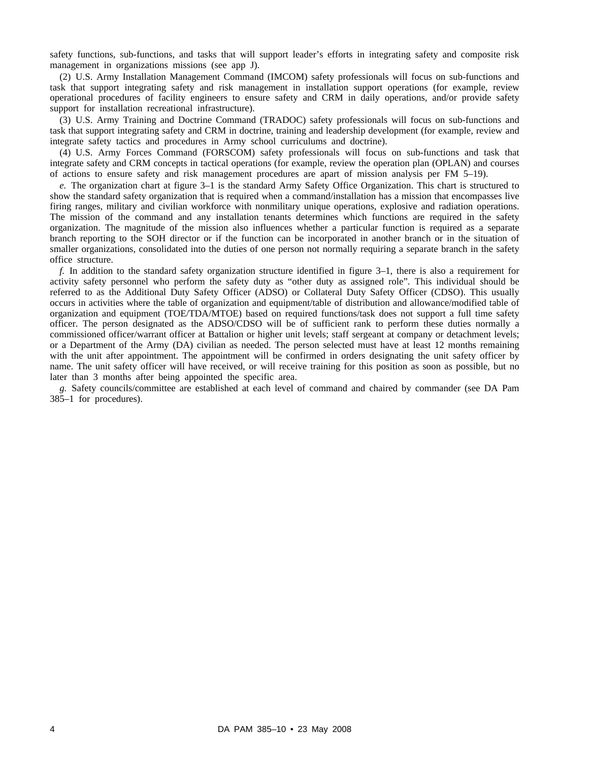safety functions, sub-functions, and tasks that will support leader's efforts in integrating safety and composite risk management in organizations missions (see app J).

(2) U.S. Army Installation Management Command (IMCOM) safety professionals will focus on sub-functions and task that support integrating safety and risk management in installation support operations (for example, review operational procedures of facility engineers to ensure safety and CRM in daily operations, and/or provide safety support for installation recreational infrastructure).

(3) U.S. Army Training and Doctrine Command (TRADOC) safety professionals will focus on sub-functions and task that support integrating safety and CRM in doctrine, training and leadership development (for example, review and integrate safety tactics and procedures in Army school curriculums and doctrine).

(4) U.S. Army Forces Command (FORSCOM) safety professionals will focus on sub-functions and task that integrate safety and CRM concepts in tactical operations (for example, review the operation plan (OPLAN) and courses of actions to ensure safety and risk management procedures are apart of mission analysis per FM 5–19).

*e.* The organization chart at figure 3–1 is the standard Army Safety Office Organization. This chart is structured to show the standard safety organization that is required when a command/installation has a mission that encompasses live firing ranges, military and civilian workforce with nonmilitary unique operations, explosive and radiation operations. The mission of the command and any installation tenants determines which functions are required in the safety organization. The magnitude of the mission also influences whether a particular function is required as a separate branch reporting to the SOH director or if the function can be incorporated in another branch or in the situation of smaller organizations, consolidated into the duties of one person not normally requiring a separate branch in the safety office structure.

*f.* In addition to the standard safety organization structure identified in figure 3–1, there is also a requirement for activity safety personnel who perform the safety duty as "other duty as assigned role". This individual should be referred to as the Additional Duty Safety Officer (ADSO) or Collateral Duty Safety Officer (CDSO). This usually occurs in activities where the table of organization and equipment/table of distribution and allowance/modified table of organization and equipment (TOE/TDA/MTOE) based on required functions/task does not support a full time safety officer. The person designated as the ADSO/CDSO will be of sufficient rank to perform these duties normally a commissioned officer/warrant officer at Battalion or higher unit levels; staff sergeant at company or detachment levels; or a Department of the Army (DA) civilian as needed. The person selected must have at least 12 months remaining with the unit after appointment. The appointment will be confirmed in orders designating the unit safety officer by name. The unit safety officer will have received, or will receive training for this position as soon as possible, but no later than 3 months after being appointed the specific area.

*g.* Safety councils/committee are established at each level of command and chaired by commander (see DA Pam 385–1 for procedures).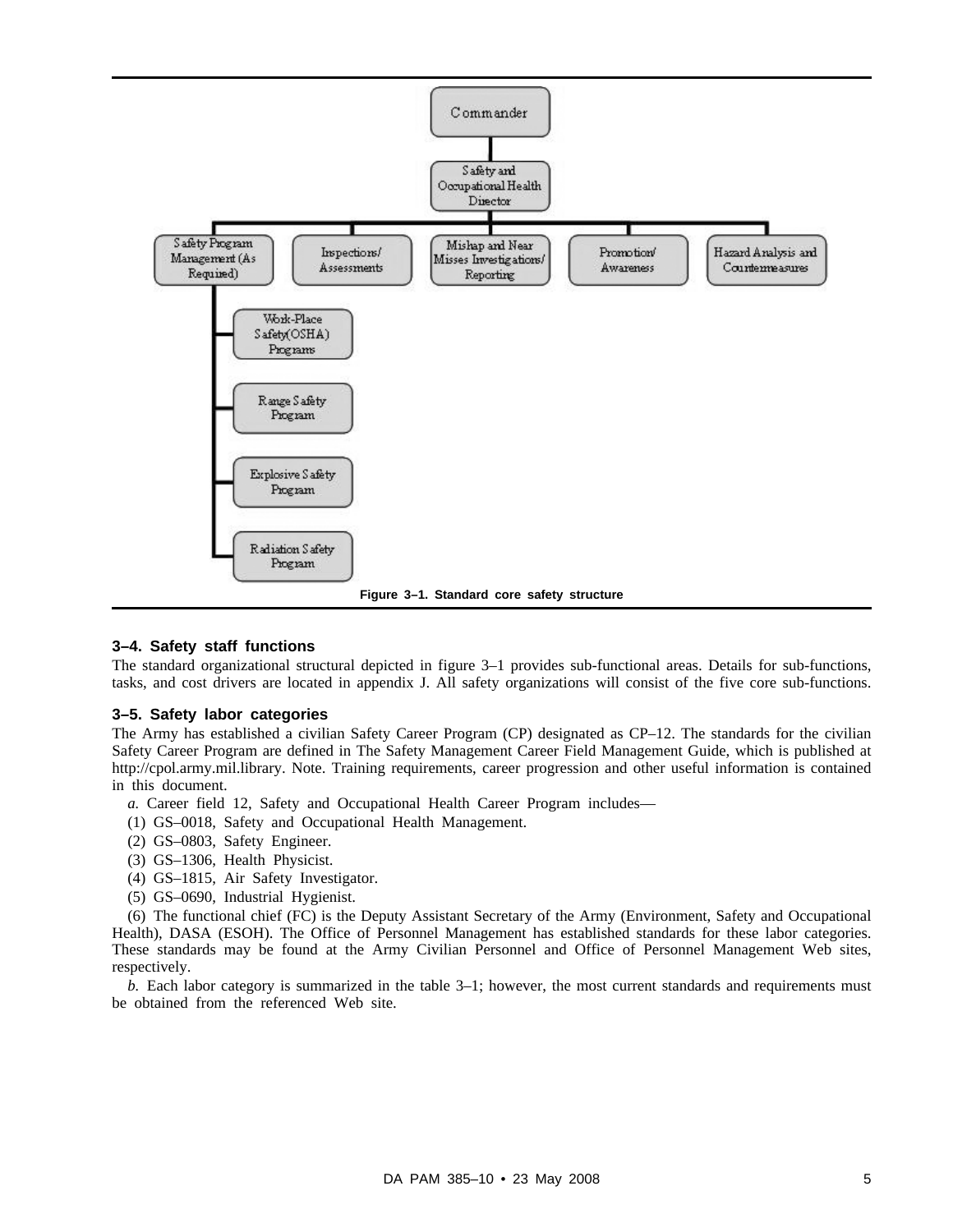Figure 3–1. Standard core safety structure

### 3–4. Safety staff functions

The standard organizational structural depicted in figure 3–1 provides sub-functional areas. Details for sub-functions, tasks, and cost drivers are located in appendix J. All safety organizations will consist of the five core sub-functions.

### 3–5. Safety labor categories

The Army has established a civilian Safety Career Program (CP) designated as CP–12. The standards for the civilian Safety Career Program are defined in The Safety Management Career Field Management Guide, which is published at http://cpol.army.mil.library. Note. Training requirements, career progression and other useful information is contained in this document.

*a.* Career field 12, Safety and Occupational Health Career Program includes—

(1) GS–0018, Safety and Occupational Health Management.

(2) GS–0803, Safety Engineer.

(3) GS–1306, Health Physicist.

(4) GS–1815, Air Safety Investigator.

(5) GS–0690, Industrial Hygienist.

(6) The functional chief (FC) is the Deputy Assistant Secretary of the Army (Environment, Safety and Occupational Health), DASA (ESOH). The Office of Personnel Management has established standards for these labor categories. These standards may be found at the Army Civilian Personnel and Office of Personnel Management Web sites, respectively.

*b.* Each labor category is summarized in the table 3–1; however, the most current standards and requirements must be obtained from the referenced Web site.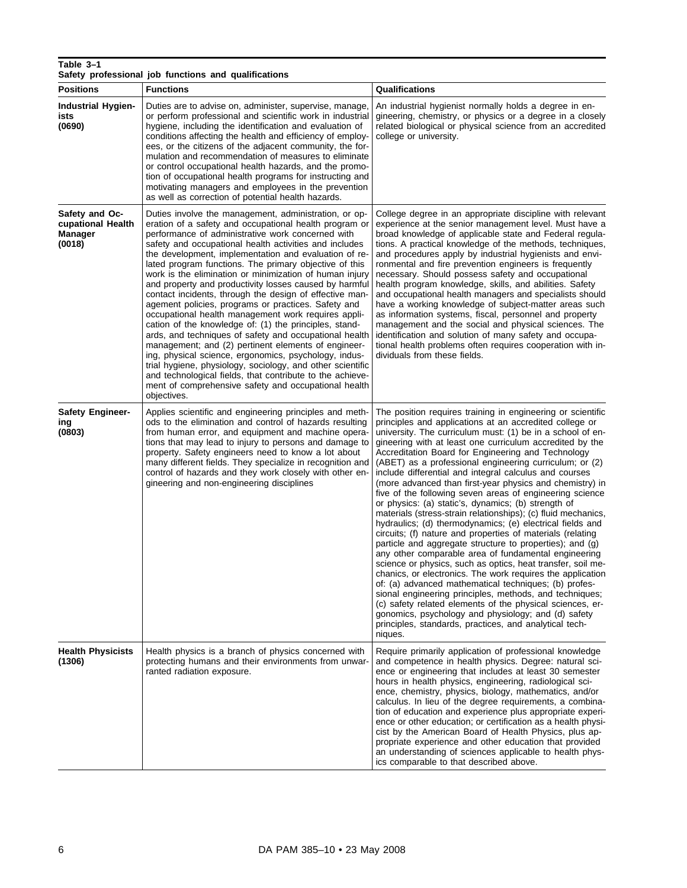**Table 3–1**
**Safety professional job functions and qualifications**

| Positions | Functions | Qualifications |
|---|---|---|
| **Industrial Hygienists (0690)** | Duties are to advise on, administer, supervise, manage, or perform professional and scientific work in industrial hygiene, including the identification and evaluation of conditions affecting the health and efficiency of employees, or the citizens of the adjacent community, the formulation and recommendation of measures to eliminate or control occupational health hazards, and the promotion of occupational health programs for instructing and motivating managers and employees in the prevention as well as correction of potential health hazards. | An industrial hygienist normally holds a degree in engineering, chemistry, or physics or a degree in a closely related biological or physical science from an accredited college or university. |
| **Safety and Occupational Health Manager (0018)** | Duties involve the management, administration, or operation of a safety and occupational health program or performance of administrative work concerned with safety and occupational health activities and includes the development, implementation and evaluation of related program functions. The primary objective of this work is the elimination or minimization of human injury and property and productivity losses caused by harmful contact incidents, through the design of effective management policies, programs or practices. Safety and occupational health management work requires application of the knowledge of: (1) the principles, standards, and techniques of safety and occupational health management; and (2) pertinent elements of engineering, physical science, ergonomics, psychology, industrial hygiene, physiology, sociology, and other scientific and technological fields, that contribute to the achievement of comprehensive safety and occupational health objectives. | College degree in an appropriate discipline with relevant experience at the senior management level. Must have a broad knowledge of applicable state and Federal regulations. A practical knowledge of the methods, techniques, and procedures apply by industrial hygienists and environmental and fire prevention engineers is frequently necessary. Should possess safety and occupational health program knowledge, skills, and abilities. Safety and occupational health managers and specialists should have a working knowledge of subject-matter areas such as information systems, fiscal, personnel and property management and the social and physical sciences. The identification and solution of many safety and occupational health problems often requires cooperation with individuals from these fields. |
| **Safety Engineering (0803)** | Applies scientific and engineering principles and methods to the elimination and control of hazards resulting from human error, and equipment and machine operations that may lead to injury to persons and damage to property. Safety engineers need to know a lot about many different fields. They specialize in recognition and control of hazards and they work closely with other engineering and non-engineering disciplines | The position requires training in engineering or scientific principles and applications at an accredited college or university. The curriculum must: (1) be in a school of engineering with at least one curriculum accredited by the Accreditation Board for Engineering and Technology (ABET) as a professional engineering curriculum; or (2) include differential and integral calculus and courses (more advanced than first-year physics and chemistry) in five of the following seven areas of engineering science or physics: (a) static's, dynamics; (b) strength of materials (stress-strain relationships); (c) fluid mechanics, hydraulics; (d) thermodynamics; (e) electrical fields and circuits; (f) nature and properties of materials (relating particle and aggregate structure to properties); and (g) any other comparable area of fundamental engineering science or physics, such as optics, heat transfer, soil mechanics, or electronics. The work requires the application of: (a) advanced mathematical techniques; (b) professional engineering principles, methods, and techniques; (c) safety related elements of the physical sciences, ergonomics, psychology and physiology; and (d) safety principles, standards, practices, and analytical techniques. |
| **Health Physicists (1306)** | Health physics is a branch of physics concerned with protecting humans and their environments from unwarranted radiation exposure. | Require primarily application of professional knowledge and competence in health physics. Degree: natural science or engineering that includes at least 30 semester hours in health physics, engineering, radiological science, chemistry, physics, biology, mathematics, and/or calculus. In lieu of the degree requirements, a combination of education and experience plus appropriate experience or other education; or certification as a health physicist by the American Board of Health Physics, plus appropriate experience and other education that provided an understanding of sciences applicable to health physics comparable to that described above. |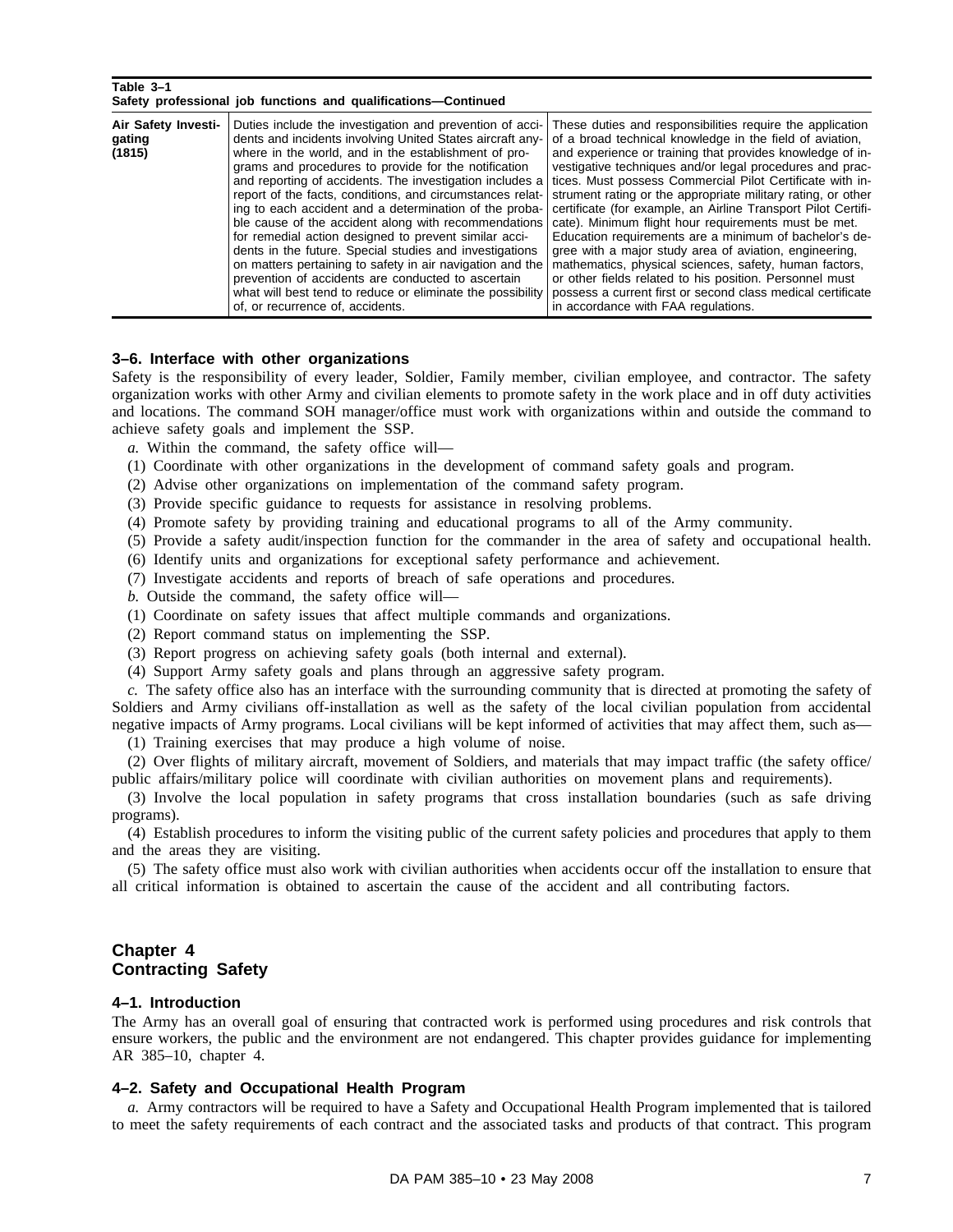**Table 3–1**
**Safety professional job functions and qualifications—Continued**

| | | |
|---|---|---|
| **Air Safety Investigating (1815)** | Duties include the investigation and prevention of accidents and incidents involving United States aircraft anywhere in the world, and in the establishment of programs and procedures to provide for the notification and reporting of accidents. The investigation includes a report of the facts, conditions, and circumstances relating to each accident and a determination of the probable cause of the accident along with recommendations for remedial action designed to prevent similar accidents in the future. Special studies and investigations on matters pertaining to safety in air navigation and the prevention of accidents are conducted to ascertain what will best tend to reduce or eliminate the possibility of, or recurrence of, accidents. | These duties and responsibilities require the application of a broad technical knowledge in the field of aviation, and experience or training that provides knowledge of investigative techniques and/or legal procedures and practices. Must possess Commercial Pilot Certificate with instrument rating or the appropriate military rating, or other certificate (for example, an Airline Transport Pilot Certificate). Minimum flight hour requirements must be met. Education requirements are a minimum of bachelor's degree with a major study area of aviation, engineering, mathematics, physical sciences, safety, human factors, or other fields related to his position. Personnel must possess a current first or second class medical certificate in accordance with FAA regulations. |

### 3–6. Interface with other organizations

Safety is the responsibility of every leader, Soldier, Family member, civilian employee, and contractor. The safety organization works with other Army and civilian elements to promote safety in the work place and in off duty activities and locations. The command SOH manager/office must work with organizations within and outside the command to achieve safety goals and implement the SSP.

*a.* Within the command, the safety office will—

(1) Coordinate with other organizations in the development of command safety goals and program.

(2) Advise other organizations on implementation of the command safety program.

(3) Provide specific guidance to requests for assistance in resolving problems.

(4) Promote safety by providing training and educational programs to all of the Army community.

(5) Provide a safety audit/inspection function for the commander in the area of safety and occupational health.

(6) Identify units and organizations for exceptional safety performance and achievement.

(7) Investigate accidents and reports of breach of safe operations and procedures.

*b.* Outside the command, the safety office will—

(1) Coordinate on safety issues that affect multiple commands and organizations.

(2) Report command status on implementing the SSP.

(3) Report progress on achieving safety goals (both internal and external).

(4) Support Army safety goals and plans through an aggressive safety program.

*c.* The safety office also has an interface with the surrounding community that is directed at promoting the safety of Soldiers and Army civilians off-installation as well as the safety of the local civilian population from accidental negative impacts of Army programs. Local civilians will be kept informed of activities that may affect them, such as—

(1) Training exercises that may produce a high volume of noise.

(2) Over flights of military aircraft, movement of Soldiers, and materials that may impact traffic (the safety office/public affairs/military police will coordinate with civilian authorities on movement plans and requirements).

(3) Involve the local population in safety programs that cross installation boundaries (such as safe driving programs).

(4) Establish procedures to inform the visiting public of the current safety policies and procedures that apply to them and the areas they are visiting.

(5) The safety office must also work with civilian authorities when accidents occur off the installation to ensure that all critical information is obtained to ascertain the cause of the accident and all contributing factors.

## Chapter 4
## Contracting Safety

### 4–1. Introduction

The Army has an overall goal of ensuring that contracted work is performed using procedures and risk controls that ensure workers, the public and the environment are not endangered. This chapter provides guidance for implementing AR 385–10, chapter 4.

### 4–2. Safety and Occupational Health Program

*a.* Army contractors will be required to have a Safety and Occupational Health Program implemented that is tailored to meet the safety requirements of each contract and the associated tasks and products of that contract. This program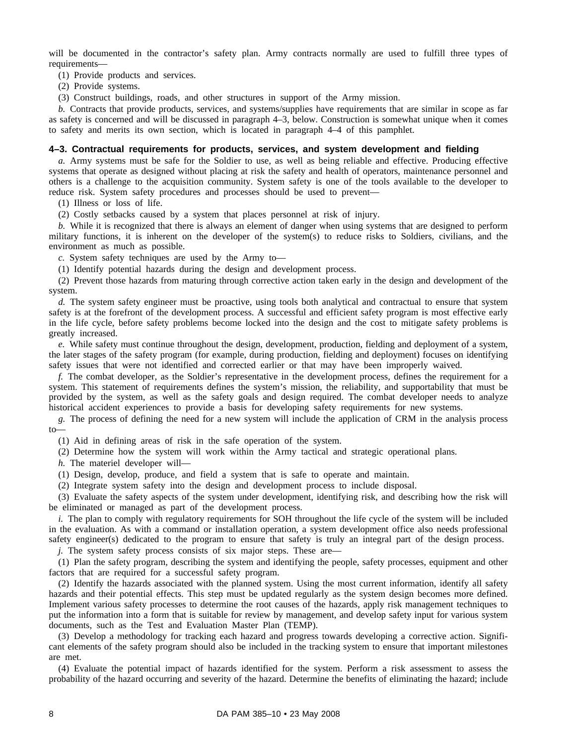will be documented in the contractor's safety plan. Army contracts normally are used to fulfill three types of requirements—

(1) Provide products and services.

(2) Provide systems.

(3) Construct buildings, roads, and other structures in support of the Army mission.

*b.* Contracts that provide products, services, and systems/supplies have requirements that are similar in scope as far as safety is concerned and will be discussed in paragraph 4–3, below. Construction is somewhat unique when it comes to safety and merits its own section, which is located in paragraph 4–4 of this pamphlet.

### 4–3. Contractual requirements for products, services, and system development and fielding

*a.* Army systems must be safe for the Soldier to use, as well as being reliable and effective. Producing effective systems that operate as designed without placing at risk the safety and health of operators, maintenance personnel and others is a challenge to the acquisition community. System safety is one of the tools available to the developer to reduce risk. System safety procedures and processes should be used to prevent—

(1) Illness or loss of life.

(2) Costly setbacks caused by a system that places personnel at risk of injury.

*b.* While it is recognized that there is always an element of danger when using systems that are designed to perform military functions, it is inherent on the developer of the system(s) to reduce risks to Soldiers, civilians, and the environment as much as possible.

*c.* System safety techniques are used by the Army to—

(1) Identify potential hazards during the design and development process.

(2) Prevent those hazards from maturing through corrective action taken early in the design and development of the system.

*d.* The system safety engineer must be proactive, using tools both analytical and contractual to ensure that system safety is at the forefront of the development process. A successful and efficient safety program is most effective early in the life cycle, before safety problems become locked into the design and the cost to mitigate safety problems is greatly increased.

*e.* While safety must continue throughout the design, development, production, fielding and deployment of a system, the later stages of the safety program (for example, during production, fielding and deployment) focuses on identifying safety issues that were not identified and corrected earlier or that may have been improperly waived.

*f.* The combat developer, as the Soldier's representative in the development process, defines the requirement for a system. This statement of requirements defines the system's mission, the reliability, and supportability that must be provided by the system, as well as the safety goals and design required. The combat developer needs to analyze historical accident experiences to provide a basis for developing safety requirements for new systems.

*g.* The process of defining the need for a new system will include the application of CRM in the analysis process to—

(1) Aid in defining areas of risk in the safe operation of the system.

(2) Determine how the system will work within the Army tactical and strategic operational plans.

*h.* The materiel developer will—

(1) Design, develop, produce, and field a system that is safe to operate and maintain.

(2) Integrate system safety into the design and development process to include disposal.

(3) Evaluate the safety aspects of the system under development, identifying risk, and describing how the risk will be eliminated or managed as part of the development process.

*i.* The plan to comply with regulatory requirements for SOH throughout the life cycle of the system will be included in the evaluation. As with a command or installation operation, a system development office also needs professional safety engineer(s) dedicated to the program to ensure that safety is truly an integral part of the design process.

*j.* The system safety process consists of six major steps. These are—

(1) Plan the safety program, describing the system and identifying the people, safety processes, equipment and other factors that are required for a successful safety program.

(2) Identify the hazards associated with the planned system. Using the most current information, identify all safety hazards and their potential effects. This step must be updated regularly as the system design becomes more defined. Implement various safety processes to determine the root causes of the hazards, apply risk management techniques to put the information into a form that is suitable for review by management, and develop safety input for various system documents, such as the Test and Evaluation Master Plan (TEMP).

(3) Develop a methodology for tracking each hazard and progress towards developing a corrective action. Significant elements of the safety program should also be included in the tracking system to ensure that important milestones are met.

(4) Evaluate the potential impact of hazards identified for the system. Perform a risk assessment to assess the probability of the hazard occurring and severity of the hazard. Determine the benefits of eliminating the hazard; include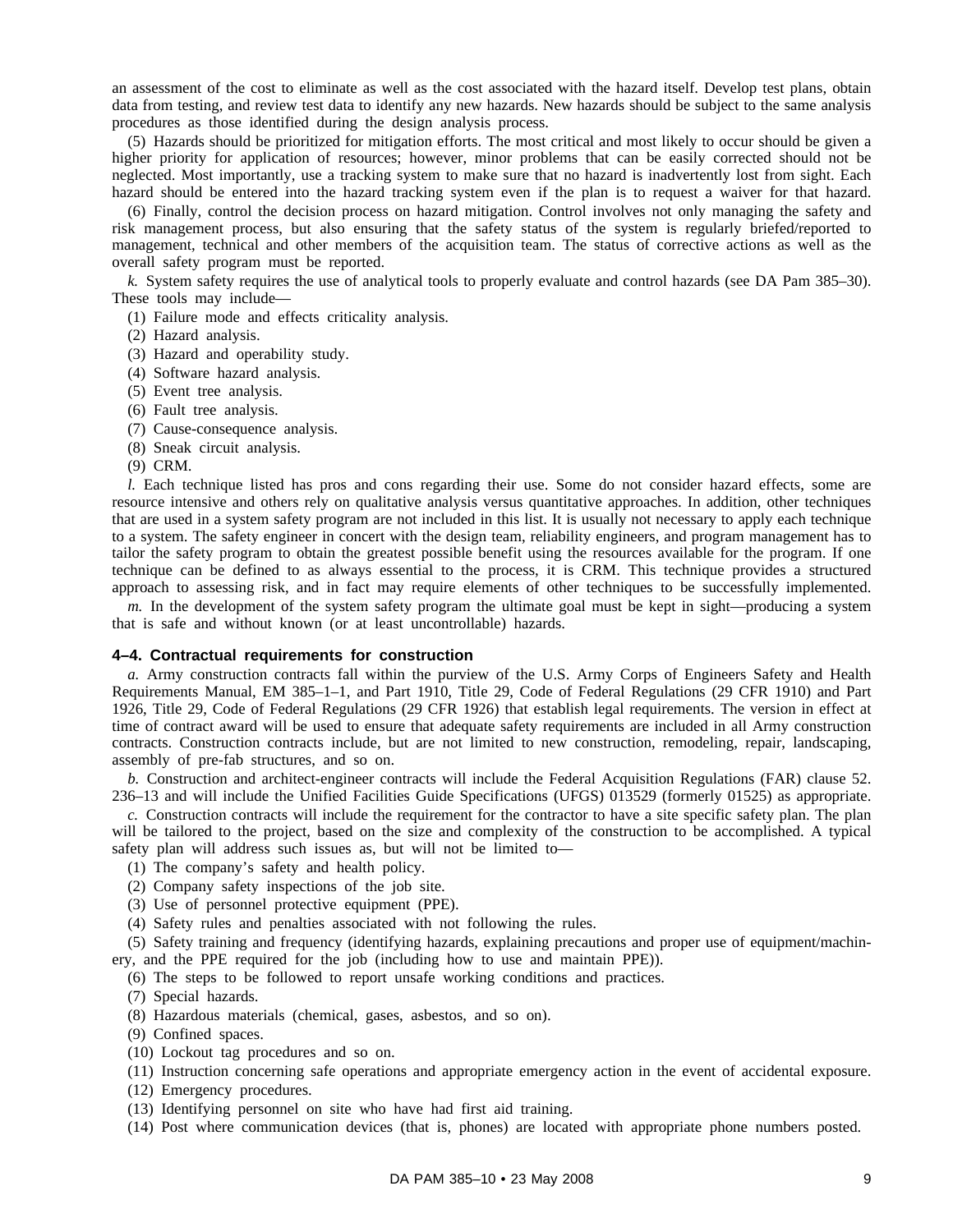an assessment of the cost to eliminate as well as the cost associated with the hazard itself. Develop test plans, obtain data from testing, and review test data to identify any new hazards. New hazards should be subject to the same analysis procedures as those identified during the design analysis process.

(5) Hazards should be prioritized for mitigation efforts. The most critical and most likely to occur should be given a higher priority for application of resources; however, minor problems that can be easily corrected should not be neglected. Most importantly, use a tracking system to make sure that no hazard is inadvertently lost from sight. Each hazard should be entered into the hazard tracking system even if the plan is to request a waiver for that hazard.

(6) Finally, control the decision process on hazard mitigation. Control involves not only managing the safety and risk management process, but also ensuring that the safety status of the system is regularly briefed/reported to management, technical and other members of the acquisition team. The status of corrective actions as well as the overall safety program must be reported.

*k.* System safety requires the use of analytical tools to properly evaluate and control hazards (see DA Pam 385–30). These tools may include—

(1) Failure mode and effects criticality analysis.

(2) Hazard analysis.

(3) Hazard and operability study.

(4) Software hazard analysis.

(5) Event tree analysis.

(6) Fault tree analysis.

(7) Cause-consequence analysis.

(8) Sneak circuit analysis.

(9) CRM.

*l.* Each technique listed has pros and cons regarding their use. Some do not consider hazard effects, some are resource intensive and others rely on qualitative analysis versus quantitative approaches. In addition, other techniques that are used in a system safety program are not included in this list. It is usually not necessary to apply each technique to a system. The safety engineer in concert with the design team, reliability engineers, and program management has to tailor the safety program to obtain the greatest possible benefit using the resources available for the program. If one technique can be defined to as always essential to the process, it is CRM. This technique provides a structured approach to assessing risk, and in fact may require elements of other techniques to be successfully implemented.

*m.* In the development of the system safety program the ultimate goal must be kept in sight—producing a system that is safe and without known (or at least uncontrollable) hazards.

### 4–4. Contractual requirements for construction

*a.* Army construction contracts fall within the purview of the U.S. Army Corps of Engineers Safety and Health Requirements Manual, EM 385–1–1, and Part 1910, Title 29, Code of Federal Regulations (29 CFR 1910) and Part 1926, Title 29, Code of Federal Regulations (29 CFR 1926) that establish legal requirements. The version in effect at time of contract award will be used to ensure that adequate safety requirements are included in all Army construction contracts. Construction contracts include, but are not limited to new construction, remodeling, repair, landscaping, assembly of pre-fab structures, and so on.

*b.* Construction and architect-engineer contracts will include the Federal Acquisition Regulations (FAR) clause 52. 236–13 and will include the Unified Facilities Guide Specifications (UFGS) 013529 (formerly 01525) as appropriate.

*c.* Construction contracts will include the requirement for the contractor to have a site specific safety plan. The plan will be tailored to the project, based on the size and complexity of the construction to be accomplished. A typical safety plan will address such issues as, but will not be limited to—

(1) The company's safety and health policy.

(2) Company safety inspections of the job site.

(3) Use of personnel protective equipment (PPE).

(4) Safety rules and penalties associated with not following the rules.

(5) Safety training and frequency (identifying hazards, explaining precautions and proper use of equipment/machinery, and the PPE required for the job (including how to use and maintain PPE)).

(6) The steps to be followed to report unsafe working conditions and practices.

(7) Special hazards.

(8) Hazardous materials (chemical, gases, asbestos, and so on).

(9) Confined spaces.

(10) Lockout tag procedures and so on.

(11) Instruction concerning safe operations and appropriate emergency action in the event of accidental exposure.

(12) Emergency procedures.

(13) Identifying personnel on site who have had first aid training.

(14) Post where communication devices (that is, phones) are located with appropriate phone numbers posted.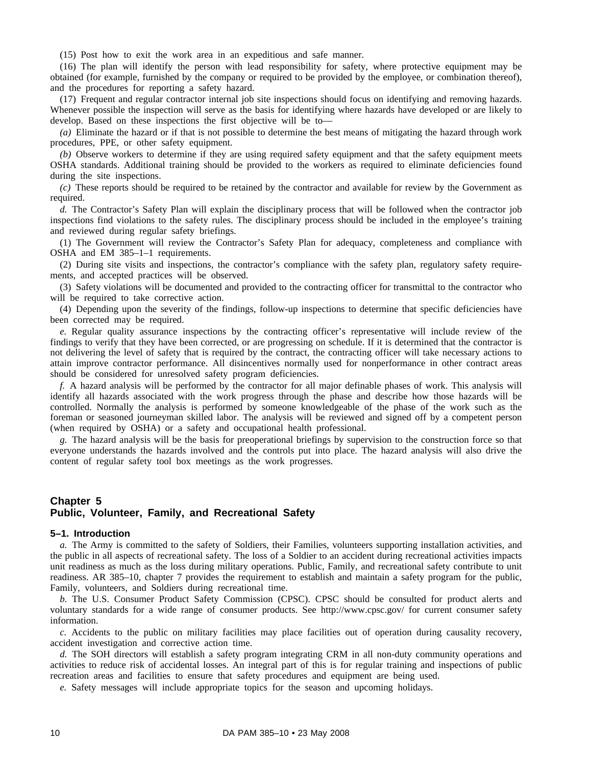(15) Post how to exit the work area in an expeditious and safe manner.

(16) The plan will identify the person with lead responsibility for safety, where protective equipment may be obtained (for example, furnished by the company or required to be provided by the employee, or combination thereof), and the procedures for reporting a safety hazard.

(17) Frequent and regular contractor internal job site inspections should focus on identifying and removing hazards. Whenever possible the inspection will serve as the basis for identifying where hazards have developed or are likely to develop. Based on these inspections the first objective will be to—

*(a)* Eliminate the hazard or if that is not possible to determine the best means of mitigating the hazard through work procedures, PPE, or other safety equipment.

*(b)* Observe workers to determine if they are using required safety equipment and that the safety equipment meets OSHA standards. Additional training should be provided to the workers as required to eliminate deficiencies found during the site inspections.

*(c)* These reports should be required to be retained by the contractor and available for review by the Government as required.

*d.* The Contractor's Safety Plan will explain the disciplinary process that will be followed when the contractor job inspections find violations to the safety rules. The disciplinary process should be included in the employee's training and reviewed during regular safety briefings.

(1) The Government will review the Contractor's Safety Plan for adequacy, completeness and compliance with OSHA and EM 385–1–1 requirements.

(2) During site visits and inspections, the contractor's compliance with the safety plan, regulatory safety requirements, and accepted practices will be observed.

(3) Safety violations will be documented and provided to the contracting officer for transmittal to the contractor who will be required to take corrective action.

(4) Depending upon the severity of the findings, follow-up inspections to determine that specific deficiencies have been corrected may be required.

*e.* Regular quality assurance inspections by the contracting officer's representative will include review of the findings to verify that they have been corrected, or are progressing on schedule. If it is determined that the contractor is not delivering the level of safety that is required by the contract, the contracting officer will take necessary actions to attain improve contractor performance. All disincentives normally used for nonperformance in other contract areas should be considered for unresolved safety program deficiencies.

*f.* A hazard analysis will be performed by the contractor for all major definable phases of work. This analysis will identify all hazards associated with the work progress through the phase and describe how those hazards will be controlled. Normally the analysis is performed by someone knowledgeable of the phase of the work such as the foreman or seasoned journeyman skilled labor. The analysis will be reviewed and signed off by a competent person (when required by OSHA) or a safety and occupational health professional.

*g.* The hazard analysis will be the basis for preoperational briefings by supervision to the construction force so that everyone understands the hazards involved and the controls put into place. The hazard analysis will also drive the content of regular safety tool box meetings as the work progresses.

## Chapter 5
## Public, Volunteer, Family, and Recreational Safety

### 5–1. Introduction

*a.* The Army is committed to the safety of Soldiers, their Families, volunteers supporting installation activities, and the public in all aspects of recreational safety. The loss of a Soldier to an accident during recreational activities impacts unit readiness as much as the loss during military operations. Public, Family, and recreational safety contribute to unit readiness. AR 385–10, chapter 7 provides the requirement to establish and maintain a safety program for the public, Family, volunteers, and Soldiers during recreational time.

*b.* The U.S. Consumer Product Safety Commission (CPSC). CPSC should be consulted for product alerts and voluntary standards for a wide range of consumer products. See http://www.cpsc.gov/ for current consumer safety information.

*c.* Accidents to the public on military facilities may place facilities out of operation during causality recovery, accident investigation and corrective action time.

*d.* The SOH directors will establish a safety program integrating CRM in all non-duty community operations and activities to reduce risk of accidental losses. An integral part of this is for regular training and inspections of public recreation areas and facilities to ensure that safety procedures and equipment are being used.

*e.* Safety messages will include appropriate topics for the season and upcoming holidays.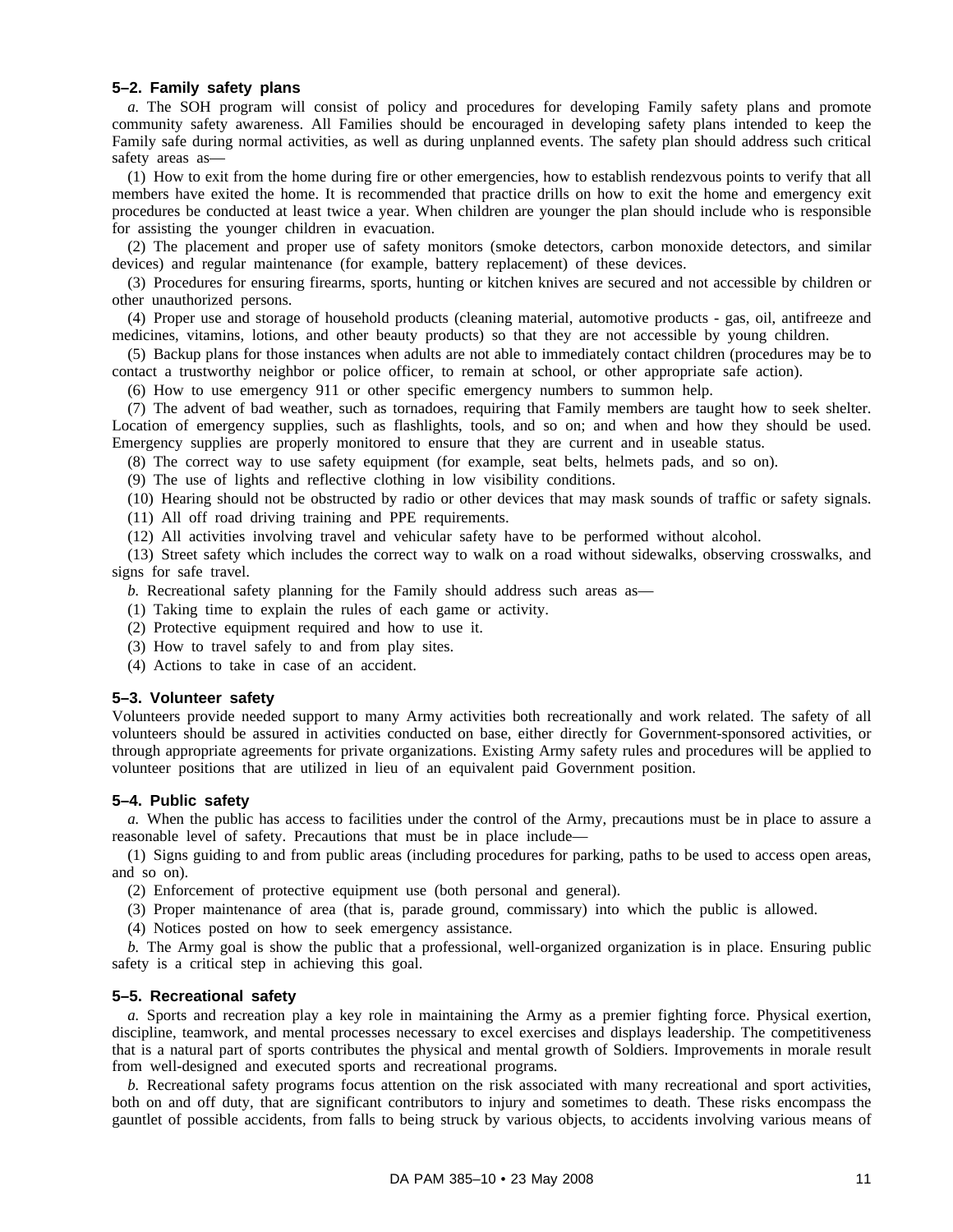### 5–2. Family safety plans

*a.* The SOH program will consist of policy and procedures for developing Family safety plans and promote community safety awareness. All Families should be encouraged in developing safety plans intended to keep the Family safe during normal activities, as well as during unplanned events. The safety plan should address such critical safety areas as—

(1) How to exit from the home during fire or other emergencies, how to establish rendezvous points to verify that all members have exited the home. It is recommended that practice drills on how to exit the home and emergency exit procedures be conducted at least twice a year. When children are younger the plan should include who is responsible for assisting the younger children in evacuation.

(2) The placement and proper use of safety monitors (smoke detectors, carbon monoxide detectors, and similar devices) and regular maintenance (for example, battery replacement) of these devices.

(3) Procedures for ensuring firearms, sports, hunting or kitchen knives are secured and not accessible by children or other unauthorized persons.

(4) Proper use and storage of household products (cleaning material, automotive products - gas, oil, antifreeze and medicines, vitamins, lotions, and other beauty products) so that they are not accessible by young children.

(5) Backup plans for those instances when adults are not able to immediately contact children (procedures may be to contact a trustworthy neighbor or police officer, to remain at school, or other appropriate safe action).

(6) How to use emergency 911 or other specific emergency numbers to summon help.

(7) The advent of bad weather, such as tornadoes, requiring that Family members are taught how to seek shelter. Location of emergency supplies, such as flashlights, tools, and so on; and when and how they should be used. Emergency supplies are properly monitored to ensure that they are current and in useable status.

(8) The correct way to use safety equipment (for example, seat belts, helmets pads, and so on).

(9) The use of lights and reflective clothing in low visibility conditions.

(10) Hearing should not be obstructed by radio or other devices that may mask sounds of traffic or safety signals.

(11) All off road driving training and PPE requirements.

(12) All activities involving travel and vehicular safety have to be performed without alcohol.

(13) Street safety which includes the correct way to walk on a road without sidewalks, observing crosswalks, and signs for safe travel.

*b.* Recreational safety planning for the Family should address such areas as—

(1) Taking time to explain the rules of each game or activity.

(2) Protective equipment required and how to use it.

(3) How to travel safely to and from play sites.

(4) Actions to take in case of an accident.

### 5–3. Volunteer safety

Volunteers provide needed support to many Army activities both recreationally and work related. The safety of all volunteers should be assured in activities conducted on base, either directly for Government-sponsored activities, or through appropriate agreements for private organizations. Existing Army safety rules and procedures will be applied to volunteer positions that are utilized in lieu of an equivalent paid Government position.

### 5–4. Public safety

*a.* When the public has access to facilities under the control of the Army, precautions must be in place to assure a reasonable level of safety. Precautions that must be in place include—

(1) Signs guiding to and from public areas (including procedures for parking, paths to be used to access open areas, and so on).

(2) Enforcement of protective equipment use (both personal and general).

(3) Proper maintenance of area (that is, parade ground, commissary) into which the public is allowed.

(4) Notices posted on how to seek emergency assistance.

*b.* The Army goal is show the public that a professional, well-organized organization is in place. Ensuring public safety is a critical step in achieving this goal.

### 5–5. Recreational safety

*a.* Sports and recreation play a key role in maintaining the Army as a premier fighting force. Physical exertion, discipline, teamwork, and mental processes necessary to excel exercises and displays leadership. The competitiveness that is a natural part of sports contributes the physical and mental growth of Soldiers. Improvements in morale result from well-designed and executed sports and recreational programs.

*b.* Recreational safety programs focus attention on the risk associated with many recreational and sport activities, both on and off duty, that are significant contributors to injury and sometimes to death. These risks encompass the gauntlet of possible accidents, from falls to being struck by various objects, to accidents involving various means of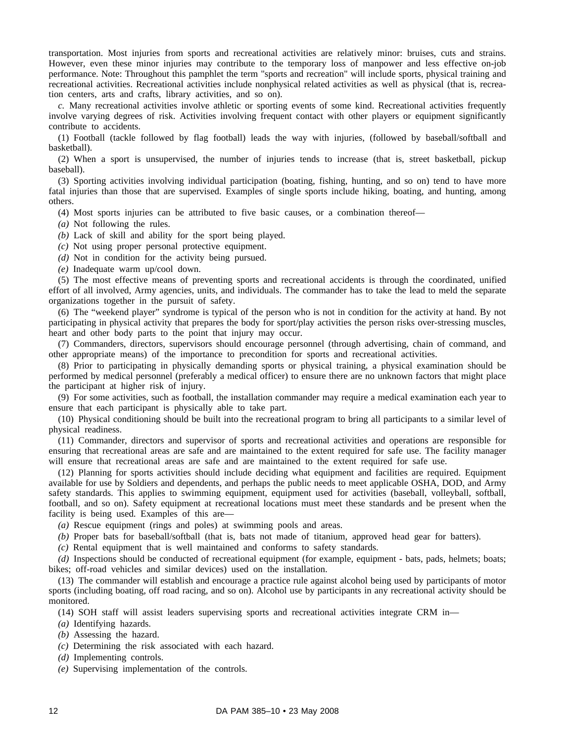transportation. Most injuries from sports and recreational activities are relatively minor: bruises, cuts and strains. However, even these minor injuries may contribute to the temporary loss of manpower and less effective on-job performance. Note: Throughout this pamphlet the term "sports and recreation" will include sports, physical training and recreational activities. Recreational activities include nonphysical related activities as well as physical (that is, recreation centers, arts and crafts, library activities, and so on).

*c.* Many recreational activities involve athletic or sporting events of some kind. Recreational activities frequently involve varying degrees of risk. Activities involving frequent contact with other players or equipment significantly contribute to accidents.

(1) Football (tackle followed by flag football) leads the way with injuries, (followed by baseball/softball and basketball).

(2) When a sport is unsupervised, the number of injuries tends to increase (that is, street basketball, pickup baseball).

(3) Sporting activities involving individual participation (boating, fishing, hunting, and so on) tend to have more fatal injuries than those that are supervised. Examples of single sports include hiking, boating, and hunting, among others.

(4) Most sports injuries can be attributed to five basic causes, or a combination thereof—

*(a)* Not following the rules.

*(b)* Lack of skill and ability for the sport being played.

*(c)* Not using proper personal protective equipment.

*(d)* Not in condition for the activity being pursued.

*(e)* Inadequate warm up/cool down.

(5) The most effective means of preventing sports and recreational accidents is through the coordinated, unified effort of all involved, Army agencies, units, and individuals. The commander has to take the lead to meld the separate organizations together in the pursuit of safety.

(6) The "weekend player" syndrome is typical of the person who is not in condition for the activity at hand. By not participating in physical activity that prepares the body for sport/play activities the person risks over-stressing muscles, heart and other body parts to the point that injury may occur.

(7) Commanders, directors, supervisors should encourage personnel (through advertising, chain of command, and other appropriate means) of the importance to precondition for sports and recreational activities.

(8) Prior to participating in physically demanding sports or physical training, a physical examination should be performed by medical personnel (preferably a medical officer) to ensure there are no unknown factors that might place the participant at higher risk of injury.

(9) For some activities, such as football, the installation commander may require a medical examination each year to ensure that each participant is physically able to take part.

(10) Physical conditioning should be built into the recreational program to bring all participants to a similar level of physical readiness.

(11) Commander, directors and supervisor of sports and recreational activities and operations are responsible for ensuring that recreational areas are safe and are maintained to the extent required for safe use. The facility manager will ensure that recreational areas are safe and are maintained to the extent required for safe use.

(12) Planning for sports activities should include deciding what equipment and facilities are required. Equipment available for use by Soldiers and dependents, and perhaps the public needs to meet applicable OSHA, DOD, and Army safety standards. This applies to swimming equipment, equipment used for activities (baseball, volleyball, softball, football, and so on). Safety equipment at recreational locations must meet these standards and be present when the facility is being used. Examples of this are—

*(a)* Rescue equipment (rings and poles) at swimming pools and areas.

*(b)* Proper bats for baseball/softball (that is, bats not made of titanium, approved head gear for batters).

*(c)* Rental equipment that is well maintained and conforms to safety standards.

*(d)* Inspections should be conducted of recreational equipment (for example, equipment - bats, pads, helmets; boats; bikes; off-road vehicles and similar devices) used on the installation.

(13) The commander will establish and encourage a practice rule against alcohol being used by participants of motor sports (including boating, off road racing, and so on). Alcohol use by participants in any recreational activity should be monitored.

(14) SOH staff will assist leaders supervising sports and recreational activities integrate CRM in—

*(a)* Identifying hazards.

*(b)* Assessing the hazard.

*(c)* Determining the risk associated with each hazard.

*(d)* Implementing controls.

*(e)* Supervising implementation of the controls.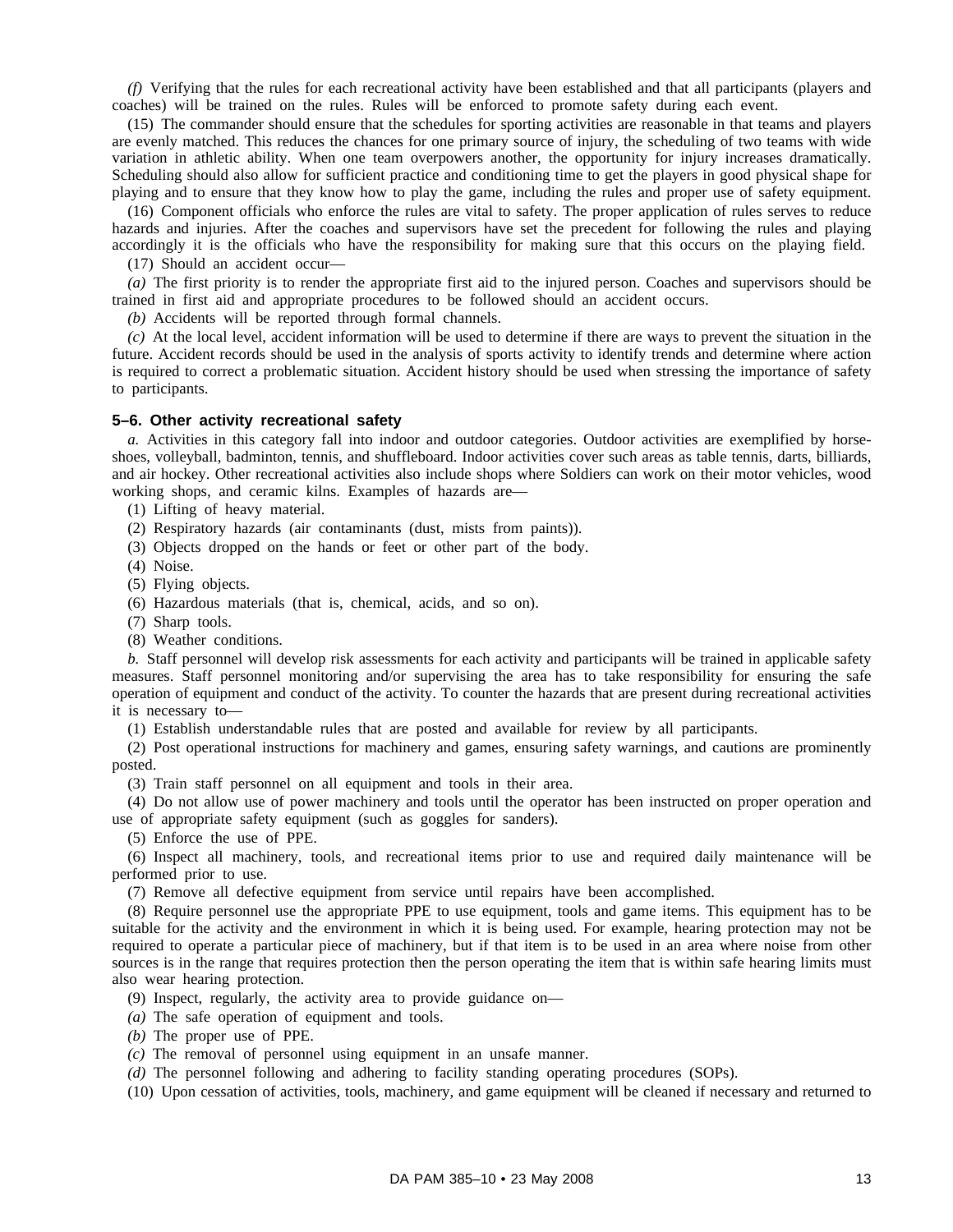*(f)* Verifying that the rules for each recreational activity have been established and that all participants (players and coaches) will be trained on the rules. Rules will be enforced to promote safety during each event.

(15) The commander should ensure that the schedules for sporting activities are reasonable in that teams and players are evenly matched. This reduces the chances for one primary source of injury, the scheduling of two teams with wide variation in athletic ability. When one team overpowers another, the opportunity for injury increases dramatically. Scheduling should also allow for sufficient practice and conditioning time to get the players in good physical shape for playing and to ensure that they know how to play the game, including the rules and proper use of safety equipment.

(16) Component officials who enforce the rules are vital to safety. The proper application of rules serves to reduce hazards and injuries. After the coaches and supervisors have set the precedent for following the rules and playing accordingly it is the officials who have the responsibility for making sure that this occurs on the playing field.

(17) Should an accident occur—

*(a)* The first priority is to render the appropriate first aid to the injured person. Coaches and supervisors should be trained in first aid and appropriate procedures to be followed should an accident occurs.

*(b)* Accidents will be reported through formal channels.

*(c)* At the local level, accident information will be used to determine if there are ways to prevent the situation in the future. Accident records should be used in the analysis of sports activity to identify trends and determine where action is required to correct a problematic situation. Accident history should be used when stressing the importance of safety to participants.

### 5–6. Other activity recreational safety

*a.* Activities in this category fall into indoor and outdoor categories. Outdoor activities are exemplified by horse-shoes, volleyball, badminton, tennis, and shuffleboard. Indoor activities cover such areas as table tennis, darts, billiards, and air hockey. Other recreational activities also include shops where Soldiers can work on their motor vehicles, wood working shops, and ceramic kilns. Examples of hazards are—

(1) Lifting of heavy material.

(2) Respiratory hazards (air contaminants (dust, mists from paints)).

(3) Objects dropped on the hands or feet or other part of the body.

(4) Noise.

(5) Flying objects.

(6) Hazardous materials (that is, chemical, acids, and so on).

(7) Sharp tools.

(8) Weather conditions.

*b.* Staff personnel will develop risk assessments for each activity and participants will be trained in applicable safety measures. Staff personnel monitoring and/or supervising the area has to take responsibility for ensuring the safe operation of equipment and conduct of the activity. To counter the hazards that are present during recreational activities it is necessary to—

(1) Establish understandable rules that are posted and available for review by all participants.

(2) Post operational instructions for machinery and games, ensuring safety warnings, and cautions are prominently posted.

(3) Train staff personnel on all equipment and tools in their area.

(4) Do not allow use of power machinery and tools until the operator has been instructed on proper operation and use of appropriate safety equipment (such as goggles for sanders).

(5) Enforce the use of PPE.

(6) Inspect all machinery, tools, and recreational items prior to use and required daily maintenance will be performed prior to use.

(7) Remove all defective equipment from service until repairs have been accomplished.

(8) Require personnel use the appropriate PPE to use equipment, tools and game items. This equipment has to be suitable for the activity and the environment in which it is being used. For example, hearing protection may not be required to operate a particular piece of machinery, but if that item is to be used in an area where noise from other sources is in the range that requires protection then the person operating the item that is within safe hearing limits must also wear hearing protection.

(9) Inspect, regularly, the activity area to provide guidance on—

*(a)* The safe operation of equipment and tools.

*(b)* The proper use of PPE.

*(c)* The removal of personnel using equipment in an unsafe manner.

*(d)* The personnel following and adhering to facility standing operating procedures (SOPs).

(10) Upon cessation of activities, tools, machinery, and game equipment will be cleaned if necessary and returned to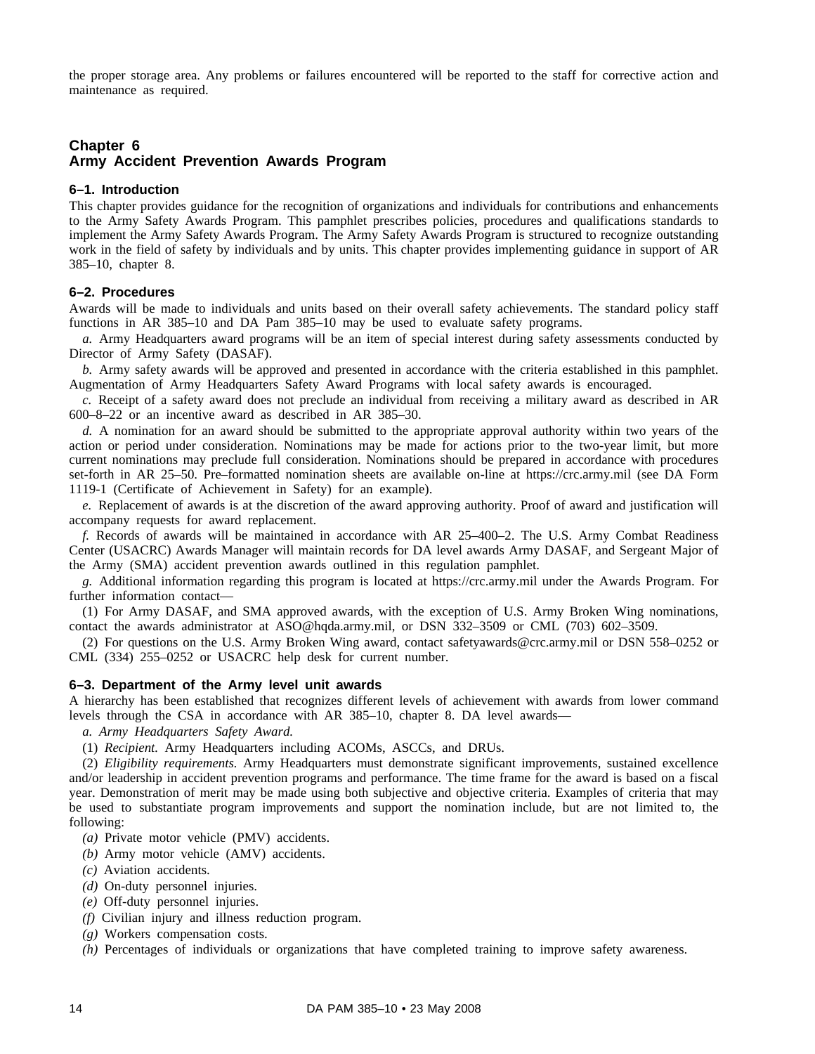the proper storage area. Any problems or failures encountered will be reported to the staff for corrective action and maintenance as required.

## Chapter 6
## Army Accident Prevention Awards Program

### 6–1. Introduction

This chapter provides guidance for the recognition of organizations and individuals for contributions and enhancements to the Army Safety Awards Program. This pamphlet prescribes policies, procedures and qualifications standards to implement the Army Safety Awards Program. The Army Safety Awards Program is structured to recognize outstanding work in the field of safety by individuals and by units. This chapter provides implementing guidance in support of AR 385–10, chapter 8.

### 6–2. Procedures

Awards will be made to individuals and units based on their overall safety achievements. The standard policy staff functions in AR 385–10 and DA Pam 385–10 may be used to evaluate safety programs.

*a.* Army Headquarters award programs will be an item of special interest during safety assessments conducted by Director of Army Safety (DASAF).

*b.* Army safety awards will be approved and presented in accordance with the criteria established in this pamphlet. Augmentation of Army Headquarters Safety Award Programs with local safety awards is encouraged.

*c.* Receipt of a safety award does not preclude an individual from receiving a military award as described in AR 600–8–22 or an incentive award as described in AR 385–30.

*d.* A nomination for an award should be submitted to the appropriate approval authority within two years of the action or period under consideration. Nominations may be made for actions prior to the two-year limit, but more current nominations may preclude full consideration. Nominations should be prepared in accordance with procedures set-forth in AR 25–50. Pre–formatted nomination sheets are available on-line at https://crc.army.mil (see DA Form 1119-1 (Certificate of Achievement in Safety) for an example).

*e.* Replacement of awards is at the discretion of the award approving authority. Proof of award and justification will accompany requests for award replacement.

*f.* Records of awards will be maintained in accordance with AR 25–400–2. The U.S. Army Combat Readiness Center (USACRC) Awards Manager will maintain records for DA level awards Army DASAF, and Sergeant Major of the Army (SMA) accident prevention awards outlined in this regulation pamphlet.

*g.* Additional information regarding this program is located at https://crc.army.mil under the Awards Program. For further information contact—

(1) For Army DASAF, and SMA approved awards, with the exception of U.S. Army Broken Wing nominations, contact the awards administrator at ASO@hqda.army.mil, or DSN 332–3509 or CML (703) 602–3509.

(2) For questions on the U.S. Army Broken Wing award, contact safetyawards@crc.army.mil or DSN 558–0252 or CML (334) 255–0252 or USACRC help desk for current number.

### 6–3. Department of the Army level unit awards

A hierarchy has been established that recognizes different levels of achievement with awards from lower command levels through the CSA in accordance with AR 385–10, chapter 8. DA level awards—

*a. Army Headquarters Safety Award.*

(1) *Recipient.* Army Headquarters including ACOMs, ASCCs, and DRUs.

(2) *Eligibility requirements.* Army Headquarters must demonstrate significant improvements, sustained excellence and/or leadership in accident prevention programs and performance. The time frame for the award is based on a fiscal year. Demonstration of merit may be made using both subjective and objective criteria. Examples of criteria that may be used to substantiate program improvements and support the nomination include, but are not limited to, the following:

*(a)* Private motor vehicle (PMV) accidents.

*(b)* Army motor vehicle (AMV) accidents.

*(c)* Aviation accidents.

*(d)* On-duty personnel injuries.

*(e)* Off-duty personnel injuries.

*(f)* Civilian injury and illness reduction program.

*(g)* Workers compensation costs.

*(h)* Percentages of individuals or organizations that have completed training to improve safety awareness.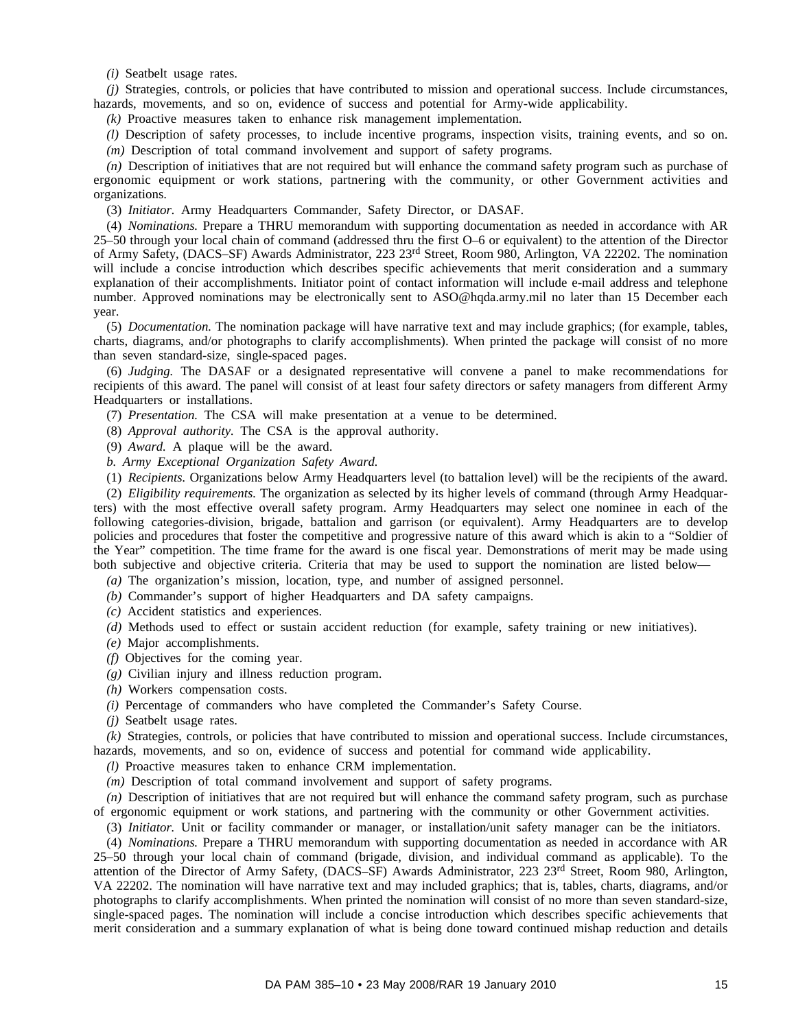*(i)* Seatbelt usage rates.

*(j)* Strategies, controls, or policies that have contributed to mission and operational success. Include circumstances, hazards, movements, and so on, evidence of success and potential for Army-wide applicability.

*(k)* Proactive measures taken to enhance risk management implementation.

*(l)* Description of safety processes, to include incentive programs, inspection visits, training events, and so on.

*(m)* Description of total command involvement and support of safety programs.

*(n)* Description of initiatives that are not required but will enhance the command safety program such as purchase of ergonomic equipment or work stations, partnering with the community, or other Government activities and organizations.

(3) *Initiator.* Army Headquarters Commander, Safety Director, or DASAF.

(4) *Nominations.* Prepare a THRU memorandum with supporting documentation as needed in accordance with AR 25–50 through your local chain of command (addressed thru the first O–6 or equivalent) to the attention of the Director of Army Safety, (DACS–SF) Awards Administrator, 223 23rd Street, Room 980, Arlington, VA 22202. The nomination will include a concise introduction which describes specific achievements that merit consideration and a summary explanation of their accomplishments. Initiator point of contact information will include e-mail address and telephone number. Approved nominations may be electronically sent to ASO@hqda.army.mil no later than 15 December each year.

(5) *Documentation.* The nomination package will have narrative text and may include graphics; (for example, tables, charts, diagrams, and/or photographs to clarify accomplishments). When printed the package will consist of no more than seven standard-size, single-spaced pages.

(6) *Judging.* The DASAF or a designated representative will convene a panel to make recommendations for recipients of this award. The panel will consist of at least four safety directors or safety managers from different Army Headquarters or installations.

(7) *Presentation.* The CSA will make presentation at a venue to be determined.

(8) *Approval authority.* The CSA is the approval authority.

(9) *Award.* A plaque will be the award.

*b. Army Exceptional Organization Safety Award.*

(1) *Recipients.* Organizations below Army Headquarters level (to battalion level) will be the recipients of the award.

(2) *Eligibility requirements.* The organization as selected by its higher levels of command (through Army Headquarters) with the most effective overall safety program. Army Headquarters may select one nominee in each of the following categories-division, brigade, battalion and garrison (or equivalent). Army Headquarters are to develop policies and procedures that foster the competitive and progressive nature of this award which is akin to a "Soldier of the Year" competition. The time frame for the award is one fiscal year. Demonstrations of merit may be made using both subjective and objective criteria. Criteria that may be used to support the nomination are listed below—

*(a)* The organization's mission, location, type, and number of assigned personnel.

*(b)* Commander's support of higher Headquarters and DA safety campaigns.

*(c)* Accident statistics and experiences.

*(d)* Methods used to effect or sustain accident reduction (for example, safety training or new initiatives).

*(e)* Major accomplishments.

*(f)* Objectives for the coming year.

*(g)* Civilian injury and illness reduction program.

*(h)* Workers compensation costs.

*(i)* Percentage of commanders who have completed the Commander's Safety Course.

*(j)* Seatbelt usage rates.

*(k)* Strategies, controls, or policies that have contributed to mission and operational success. Include circumstances, hazards, movements, and so on, evidence of success and potential for command wide applicability.

*(l)* Proactive measures taken to enhance CRM implementation.

*(m)* Description of total command involvement and support of safety programs.

*(n)* Description of initiatives that are not required but will enhance the command safety program, such as purchase of ergonomic equipment or work stations, and partnering with the community or other Government activities.

(3) *Initiator.* Unit or facility commander or manager, or installation/unit safety manager can be the initiators.

(4) *Nominations.* Prepare a THRU memorandum with supporting documentation as needed in accordance with AR 25–50 through your local chain of command (brigade, division, and individual command as applicable). To the attention of the Director of Army Safety, (DACS–SF) Awards Administrator, 223 23rd Street, Room 980, Arlington, VA 22202. The nomination will have narrative text and may included graphics; that is, tables, charts, diagrams, and/or photographs to clarify accomplishments. When printed the nomination will consist of no more than seven standard-size, single-spaced pages. The nomination will include a concise introduction which describes specific achievements that merit consideration and a summary explanation of what is being done toward continued mishap reduction and details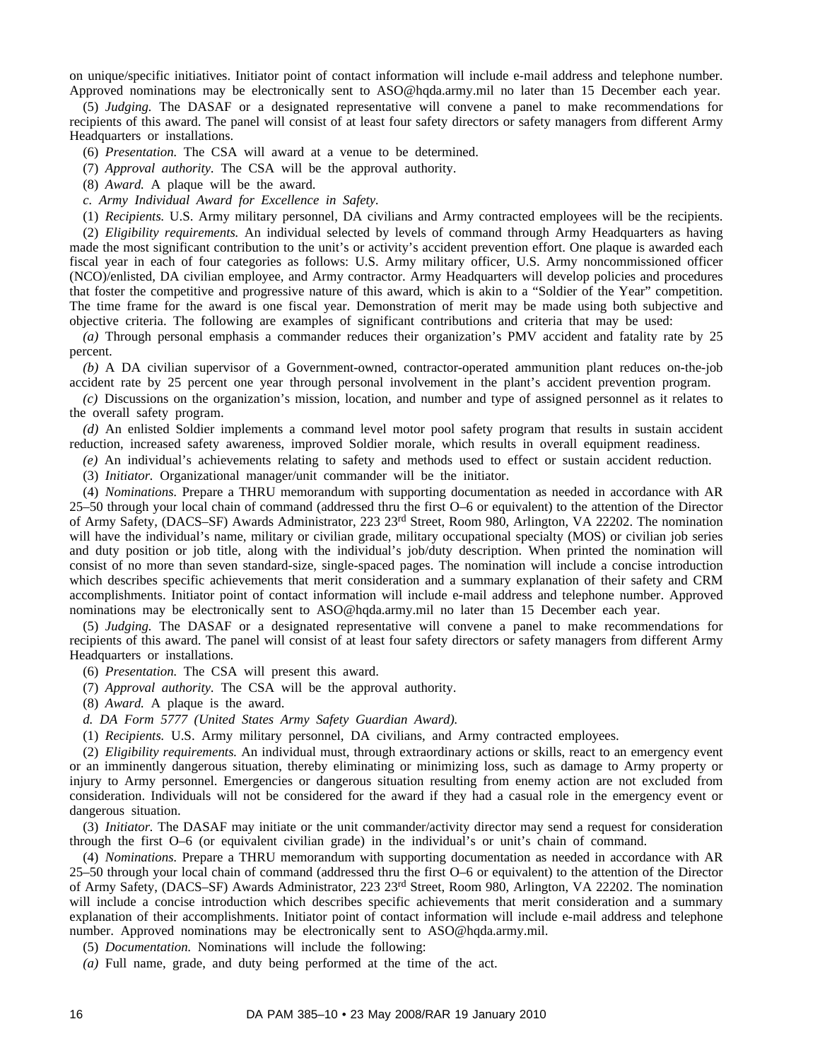on unique/specific initiatives. Initiator point of contact information will include e-mail address and telephone number. Approved nominations may be electronically sent to ASO@hqda.army.mil no later than 15 December each year.

(5) *Judging.* The DASAF or a designated representative will convene a panel to make recommendations for recipients of this award. The panel will consist of at least four safety directors or safety managers from different Army Headquarters or installations.

(6) *Presentation.* The CSA will award at a venue to be determined.

(7) *Approval authority.* The CSA will be the approval authority.

(8) *Award.* A plaque will be the award.

*c. Army Individual Award for Excellence in Safety.*

(1) *Recipients.* U.S. Army military personnel, DA civilians and Army contracted employees will be the recipients.

(2) *Eligibility requirements.* An individual selected by levels of command through Army Headquarters as having made the most significant contribution to the unit's or activity's accident prevention effort. One plaque is awarded each fiscal year in each of four categories as follows: U.S. Army military officer, U.S. Army noncommissioned officer (NCO)/enlisted, DA civilian employee, and Army contractor. Army Headquarters will develop policies and procedures that foster the competitive and progressive nature of this award, which is akin to a "Soldier of the Year" competition. The time frame for the award is one fiscal year. Demonstration of merit may be made using both subjective and objective criteria. The following are examples of significant contributions and criteria that may be used:

*(a)* Through personal emphasis a commander reduces their organization's PMV accident and fatality rate by 25 percent.

*(b)* A DA civilian supervisor of a Government-owned, contractor-operated ammunition plant reduces on-the-job accident rate by 25 percent one year through personal involvement in the plant's accident prevention program.

*(c)* Discussions on the organization's mission, location, and number and type of assigned personnel as it relates to the overall safety program.

*(d)* An enlisted Soldier implements a command level motor pool safety program that results in sustain accident reduction, increased safety awareness, improved Soldier morale, which results in overall equipment readiness.

*(e)* An individual's achievements relating to safety and methods used to effect or sustain accident reduction.

(3) *Initiator.* Organizational manager/unit commander will be the initiator.

(4) *Nominations.* Prepare a THRU memorandum with supporting documentation as needed in accordance with AR 25–50 through your local chain of command (addressed thru the first O–6 or equivalent) to the attention of the Director of Army Safety, (DACS–SF) Awards Administrator, 223 23rd Street, Room 980, Arlington, VA 22202. The nomination will have the individual's name, military or civilian grade, military occupational specialty (MOS) or civilian job series and duty position or job title, along with the individual's job/duty description. When printed the nomination will consist of no more than seven standard-size, single-spaced pages. The nomination will include a concise introduction which describes specific achievements that merit consideration and a summary explanation of their safety and CRM accomplishments. Initiator point of contact information will include e-mail address and telephone number. Approved nominations may be electronically sent to ASO@hqda.army.mil no later than 15 December each year.

(5) *Judging.* The DASAF or a designated representative will convene a panel to make recommendations for recipients of this award. The panel will consist of at least four safety directors or safety managers from different Army Headquarters or installations.

(6) *Presentation.* The CSA will present this award.

(7) *Approval authority.* The CSA will be the approval authority.

(8) *Award.* A plaque is the award.

*d. DA Form 5777 (United States Army Safety Guardian Award).*

(1) *Recipients.* U.S. Army military personnel, DA civilians, and Army contracted employees.

(2) *Eligibility requirements.* An individual must, through extraordinary actions or skills, react to an emergency event or an imminently dangerous situation, thereby eliminating or minimizing loss, such as damage to Army property or injury to Army personnel. Emergencies or dangerous situation resulting from enemy action are not excluded from consideration. Individuals will not be considered for the award if they had a casual role in the emergency event or dangerous situation.

(3) *Initiator.* The DASAF may initiate or the unit commander/activity director may send a request for consideration through the first O–6 (or equivalent civilian grade) in the individual's or unit's chain of command.

(4) *Nominations.* Prepare a THRU memorandum with supporting documentation as needed in accordance with AR 25–50 through your local chain of command (addressed thru the first O–6 or equivalent) to the attention of the Director of Army Safety, (DACS–SF) Awards Administrator, 223 23rd Street, Room 980, Arlington, VA 22202. The nomination will include a concise introduction which describes specific achievements that merit consideration and a summary explanation of their accomplishments. Initiator point of contact information will include e-mail address and telephone number. Approved nominations may be electronically sent to ASO@hqda.army.mil.

(5) *Documentation.* Nominations will include the following:

*(a)* Full name, grade, and duty being performed at the time of the act.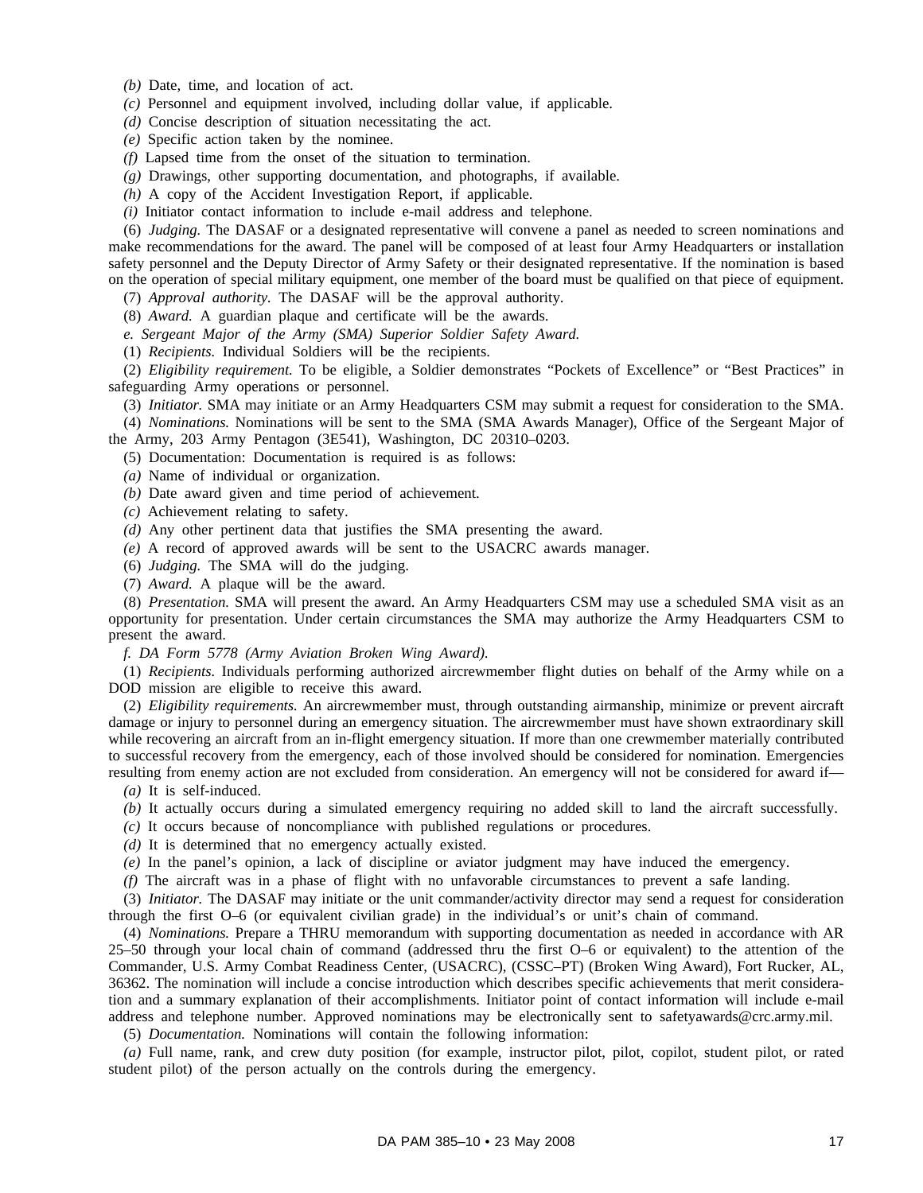*(b)* Date, time, and location of act.

*(c)* Personnel and equipment involved, including dollar value, if applicable.

*(d)* Concise description of situation necessitating the act.

*(e)* Specific action taken by the nominee.

*(f)* Lapsed time from the onset of the situation to termination.

*(g)* Drawings, other supporting documentation, and photographs, if available.

*(h)* A copy of the Accident Investigation Report, if applicable.

*(i)* Initiator contact information to include e-mail address and telephone.

(6) *Judging.* The DASAF or a designated representative will convene a panel as needed to screen nominations and make recommendations for the award. The panel will be composed of at least four Army Headquarters or installation safety personnel and the Deputy Director of Army Safety or their designated representative. If the nomination is based on the operation of special military equipment, one member of the board must be qualified on that piece of equipment.

(7) *Approval authority.* The DASAF will be the approval authority.

(8) *Award.* A guardian plaque and certificate will be the awards.

*e. Sergeant Major of the Army (SMA) Superior Soldier Safety Award.*

(1) *Recipients.* Individual Soldiers will be the recipients.

(2) *Eligibility requirement.* To be eligible, a Soldier demonstrates “Pockets of Excellence” or “Best Practices” in safeguarding Army operations or personnel.

(3) *Initiator.* SMA may initiate or an Army Headquarters CSM may submit a request for consideration to the SMA.

(4) *Nominations.* Nominations will be sent to the SMA (SMA Awards Manager), Office of the Sergeant Major of the Army, 203 Army Pentagon (3E541), Washington, DC 20310–0203.

(5) Documentation: Documentation is required is as follows:

*(a)* Name of individual or organization.

*(b)* Date award given and time period of achievement.

*(c)* Achievement relating to safety.

*(d)* Any other pertinent data that justifies the SMA presenting the award.

*(e)* A record of approved awards will be sent to the USACRC awards manager.

(6) *Judging.* The SMA will do the judging.

(7) *Award.* A plaque will be the award.

(8) *Presentation.* SMA will present the award. An Army Headquarters CSM may use a scheduled SMA visit as an opportunity for presentation. Under certain circumstances the SMA may authorize the Army Headquarters CSM to present the award.

*f. DA Form 5778 (Army Aviation Broken Wing Award).*

(1) *Recipients.* Individuals performing authorized aircrewmember flight duties on behalf of the Army while on a DOD mission are eligible to receive this award.

(2) *Eligibility requirements.* An aircrewmember must, through outstanding airmanship, minimize or prevent aircraft damage or injury to personnel during an emergency situation. The aircrewmember must have shown extraordinary skill while recovering an aircraft from an in-flight emergency situation. If more than one crewmember materially contributed to successful recovery from the emergency, each of those involved should be considered for nomination. Emergencies resulting from enemy action are not excluded from consideration. An emergency will not be considered for award if—

*(a)* It is self-induced.

*(b)* It actually occurs during a simulated emergency requiring no added skill to land the aircraft successfully.

*(c)* It occurs because of noncompliance with published regulations or procedures.

*(d)* It is determined that no emergency actually existed.

*(e)* In the panel’s opinion, a lack of discipline or aviator judgment may have induced the emergency.

*(f)* The aircraft was in a phase of flight with no unfavorable circumstances to prevent a safe landing.

(3) *Initiator.* The DASAF may initiate or the unit commander/activity director may send a request for consideration through the first O–6 (or equivalent civilian grade) in the individual’s or unit’s chain of command.

(4) *Nominations.* Prepare a THRU memorandum with supporting documentation as needed in accordance with AR 25–50 through your local chain of command (addressed thru the first O–6 or equivalent) to the attention of the Commander, U.S. Army Combat Readiness Center, (USACRC), (CSSC–PT) (Broken Wing Award), Fort Rucker, AL, 36362. The nomination will include a concise introduction which describes specific achievements that merit consideration and a summary explanation of their accomplishments. Initiator point of contact information will include e-mail address and telephone number. Approved nominations may be electronically sent to safetyawards@crc.army.mil.

(5) *Documentation.* Nominations will contain the following information:

*(a)* Full name, rank, and crew duty position (for example, instructor pilot, pilot, copilot, student pilot, or rated student pilot) of the person actually on the controls during the emergency.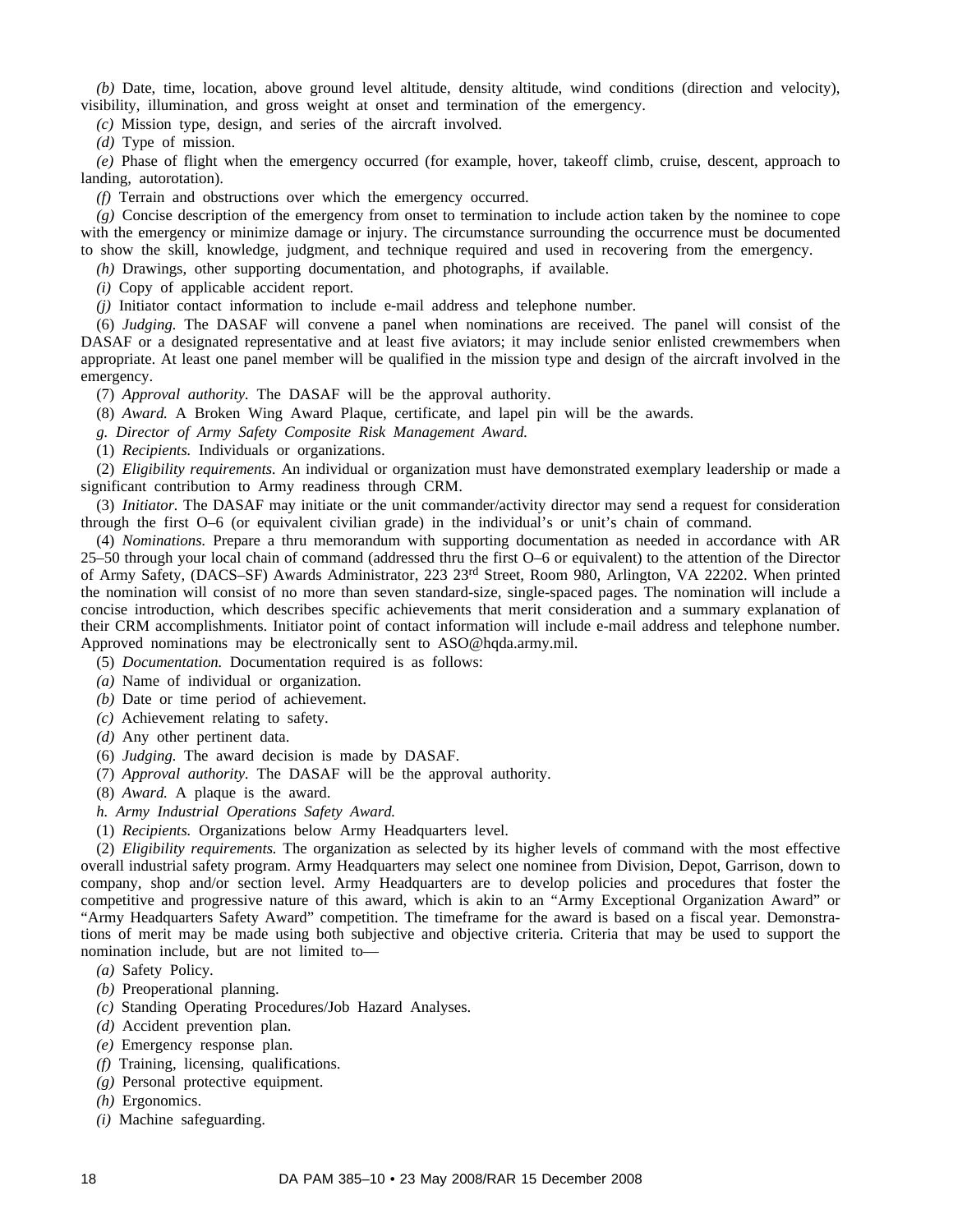*(b)* Date, time, location, above ground level altitude, density altitude, wind conditions (direction and velocity), visibility, illumination, and gross weight at onset and termination of the emergency.

*(c)* Mission type, design, and series of the aircraft involved.

*(d)* Type of mission.

*(e)* Phase of flight when the emergency occurred (for example, hover, takeoff climb, cruise, descent, approach to landing, autorotation).

*(f)* Terrain and obstructions over which the emergency occurred.

*(g)* Concise description of the emergency from onset to termination to include action taken by the nominee to cope with the emergency or minimize damage or injury. The circumstance surrounding the occurrence must be documented to show the skill, knowledge, judgment, and technique required and used in recovering from the emergency.

*(h)* Drawings, other supporting documentation, and photographs, if available.

*(i)* Copy of applicable accident report.

*(j)* Initiator contact information to include e-mail address and telephone number.

(6) *Judging.* The DASAF will convene a panel when nominations are received. The panel will consist of the DASAF or a designated representative and at least five aviators; it may include senior enlisted crewmembers when appropriate. At least one panel member will be qualified in the mission type and design of the aircraft involved in the emergency.

(7) *Approval authority.* The DASAF will be the approval authority.

(8) *Award.* A Broken Wing Award Plaque, certificate, and lapel pin will be the awards.

*g. Director of Army Safety Composite Risk Management Award.*

(1) *Recipients.* Individuals or organizations.

(2) *Eligibility requirements.* An individual or organization must have demonstrated exemplary leadership or made a significant contribution to Army readiness through CRM.

(3) *Initiator.* The DASAF may initiate or the unit commander/activity director may send a request for consideration through the first O–6 (or equivalent civilian grade) in the individual's or unit's chain of command.

(4) *Nominations.* Prepare a thru memorandum with supporting documentation as needed in accordance with AR 25–50 through your local chain of command (addressed thru the first O–6 or equivalent) to the attention of the Director of Army Safety, (DACS–SF) Awards Administrator, 223 23rd Street, Room 980, Arlington, VA 22202. When printed the nomination will consist of no more than seven standard-size, single-spaced pages. The nomination will include a concise introduction, which describes specific achievements that merit consideration and a summary explanation of their CRM accomplishments. Initiator point of contact information will include e-mail address and telephone number. Approved nominations may be electronically sent to ASO@hqda.army.mil.

(5) *Documentation.* Documentation required is as follows:

*(a)* Name of individual or organization.

*(b)* Date or time period of achievement.

*(c)* Achievement relating to safety.

*(d)* Any other pertinent data.

(6) *Judging.* The award decision is made by DASAF.

(7) *Approval authority.* The DASAF will be the approval authority.

(8) *Award.* A plaque is the award.

*h. Army Industrial Operations Safety Award.*

(1) *Recipients.* Organizations below Army Headquarters level.

(2) *Eligibility requirements.* The organization as selected by its higher levels of command with the most effective overall industrial safety program. Army Headquarters may select one nominee from Division, Depot, Garrison, down to company, shop and/or section level. Army Headquarters are to develop policies and procedures that foster the competitive and progressive nature of this award, which is akin to an "Army Exceptional Organization Award" or "Army Headquarters Safety Award" competition. The timeframe for the award is based on a fiscal year. Demonstrations of merit may be made using both subjective and objective criteria. Criteria that may be used to support the nomination include, but are not limited to—

*(a)* Safety Policy.

*(b)* Preoperational planning.

*(c)* Standing Operating Procedures/Job Hazard Analyses.

*(d)* Accident prevention plan.

*(e)* Emergency response plan.

*(f)* Training, licensing, qualifications.

*(g)* Personal protective equipment.

*(h)* Ergonomics.

*(i)* Machine safeguarding.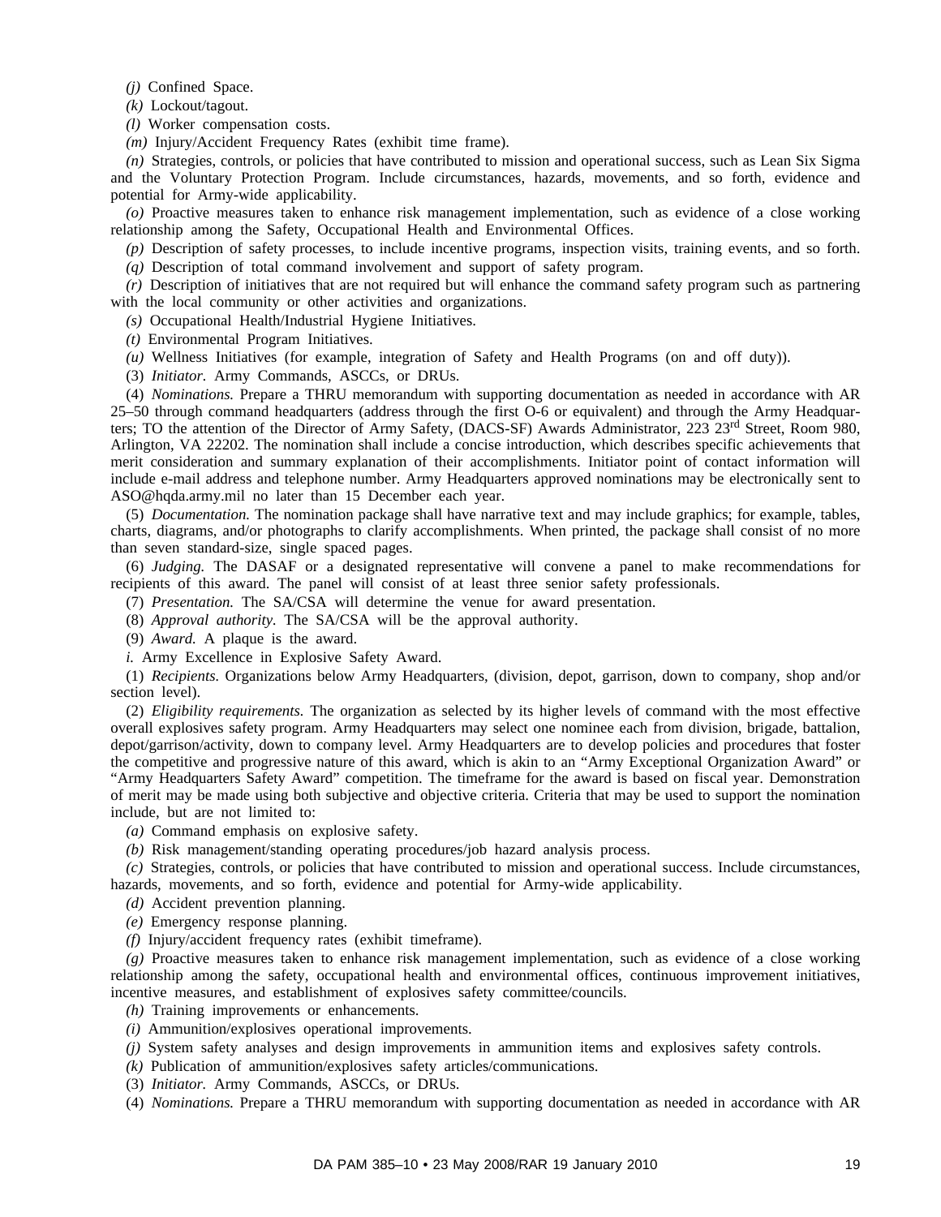*(j)* Confined Space.

*(k)* Lockout/tagout.

*(l)* Worker compensation costs.

*(m)* Injury/Accident Frequency Rates (exhibit time frame).

*(n)* Strategies, controls, or policies that have contributed to mission and operational success, such as Lean Six Sigma and the Voluntary Protection Program. Include circumstances, hazards, movements, and so forth, evidence and potential for Army-wide applicability.

*(o)* Proactive measures taken to enhance risk management implementation, such as evidence of a close working relationship among the Safety, Occupational Health and Environmental Offices.

*(p)* Description of safety processes, to include incentive programs, inspection visits, training events, and so forth.

*(q)* Description of total command involvement and support of safety program.

*(r)* Description of initiatives that are not required but will enhance the command safety program such as partnering with the local community or other activities and organizations.

*(s)* Occupational Health/Industrial Hygiene Initiatives.

*(t)* Environmental Program Initiatives.

*(u)* Wellness Initiatives (for example, integration of Safety and Health Programs (on and off duty)).

(3) *Initiator.* Army Commands, ASCCs, or DRUs.

(4) *Nominations.* Prepare a THRU memorandum with supporting documentation as needed in accordance with AR 25–50 through command headquarters (address through the first O-6 or equivalent) and through the Army Headquarters; TO the attention of the Director of Army Safety, (DACS-SF) Awards Administrator, 223 23rd Street, Room 980, Arlington, VA 22202. The nomination shall include a concise introduction, which describes specific achievements that merit consideration and summary explanation of their accomplishments. Initiator point of contact information will include e-mail address and telephone number. Army Headquarters approved nominations may be electronically sent to ASO@hqda.army.mil no later than 15 December each year.

(5) *Documentation.* The nomination package shall have narrative text and may include graphics; for example, tables, charts, diagrams, and/or photographs to clarify accomplishments. When printed, the package shall consist of no more than seven standard-size, single spaced pages.

(6) *Judging.* The DASAF or a designated representative will convene a panel to make recommendations for recipients of this award. The panel will consist of at least three senior safety professionals.

(7) *Presentation.* The SA/CSA will determine the venue for award presentation.

(8) *Approval authority.* The SA/CSA will be the approval authority.

(9) *Award.* A plaque is the award.

*i.* Army Excellence in Explosive Safety Award.

(1) *Recipients.* Organizations below Army Headquarters, (division, depot, garrison, down to company, shop and/or section level).

(2) *Eligibility requirements.* The organization as selected by its higher levels of command with the most effective overall explosives safety program. Army Headquarters may select one nominee each from division, brigade, battalion, depot/garrison/activity, down to company level. Army Headquarters are to develop policies and procedures that foster the competitive and progressive nature of this award, which is akin to an "Army Exceptional Organization Award" or "Army Headquarters Safety Award" competition. The timeframe for the award is based on fiscal year. Demonstration of merit may be made using both subjective and objective criteria. Criteria that may be used to support the nomination include, but are not limited to:

*(a)* Command emphasis on explosive safety.

*(b)* Risk management/standing operating procedures/job hazard analysis process.

*(c)* Strategies, controls, or policies that have contributed to mission and operational success. Include circumstances, hazards, movements, and so forth, evidence and potential for Army-wide applicability.

*(d)* Accident prevention planning.

*(e)* Emergency response planning.

*(f)* Injury/accident frequency rates (exhibit timeframe).

*(g)* Proactive measures taken to enhance risk management implementation, such as evidence of a close working relationship among the safety, occupational health and environmental offices, continuous improvement initiatives, incentive measures, and establishment of explosives safety committee/councils.

*(h)* Training improvements or enhancements.

*(i)* Ammunition/explosives operational improvements.

*(j)* System safety analyses and design improvements in ammunition items and explosives safety controls.

*(k)* Publication of ammunition/explosives safety articles/communications.

(3) *Initiator.* Army Commands, ASCCs, or DRUs.

(4) *Nominations.* Prepare a THRU memorandum with supporting documentation as needed in accordance with AR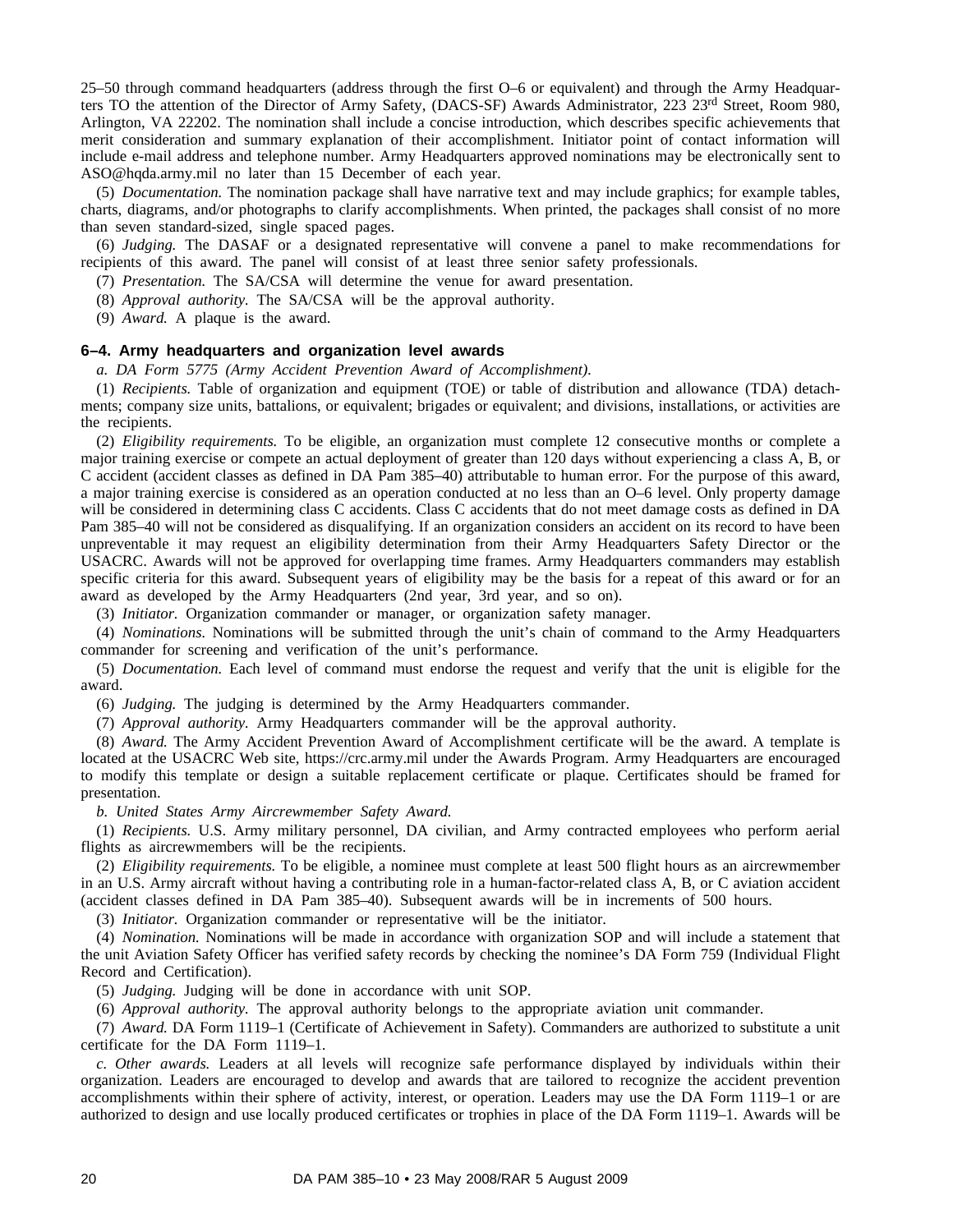25–50 through command headquarters (address through the first O–6 or equivalent) and through the Army Headquarters TO the attention of the Director of Army Safety, (DACS-SF) Awards Administrator, 223 23rd Street, Room 980, Arlington, VA 22202. The nomination shall include a concise introduction, which describes specific achievements that merit consideration and summary explanation of their accomplishment. Initiator point of contact information will include e-mail address and telephone number. Army Headquarters approved nominations may be electronically sent to ASO@hqda.army.mil no later than 15 December of each year.

(5) *Documentation.* The nomination package shall have narrative text and may include graphics; for example tables, charts, diagrams, and/or photographs to clarify accomplishments. When printed, the packages shall consist of no more than seven standard-sized, single spaced pages.

(6) *Judging.* The DASAF or a designated representative will convene a panel to make recommendations for recipients of this award. The panel will consist of at least three senior safety professionals.

(7) *Presentation.* The SA/CSA will determine the venue for award presentation.

(8) *Approval authority.* The SA/CSA will be the approval authority.

(9) *Award.* A plaque is the award.

### 6–4. Army headquarters and organization level awards

*a. DA Form 5775 (Army Accident Prevention Award of Accomplishment).*

(1) *Recipients.* Table of organization and equipment (TOE) or table of distribution and allowance (TDA) detachments; company size units, battalions, or equivalent; brigades or equivalent; and divisions, installations, or activities are the recipients.

(2) *Eligibility requirements.* To be eligible, an organization must complete 12 consecutive months or complete a major training exercise or compete an actual deployment of greater than 120 days without experiencing a class A, B, or C accident (accident classes as defined in DA Pam 385–40) attributable to human error. For the purpose of this award, a major training exercise is considered as an operation conducted at no less than an O–6 level. Only property damage will be considered in determining class C accidents. Class C accidents that do not meet damage costs as defined in DA Pam 385–40 will not be considered as disqualifying. If an organization considers an accident on its record to have been unpreventable it may request an eligibility determination from their Army Headquarters Safety Director or the USACRC. Awards will not be approved for overlapping time frames. Army Headquarters commanders may establish specific criteria for this award. Subsequent years of eligibility may be the basis for a repeat of this award or for an award as developed by the Army Headquarters (2nd year, 3rd year, and so on).

(3) *Initiator.* Organization commander or manager, or organization safety manager.

(4) *Nominations.* Nominations will be submitted through the unit's chain of command to the Army Headquarters commander for screening and verification of the unit's performance.

(5) *Documentation.* Each level of command must endorse the request and verify that the unit is eligible for the award.

(6) *Judging.* The judging is determined by the Army Headquarters commander.

(7) *Approval authority.* Army Headquarters commander will be the approval authority.

(8) *Award.* The Army Accident Prevention Award of Accomplishment certificate will be the award. A template is located at the USACRC Web site, https://crc.army.mil under the Awards Program. Army Headquarters are encouraged to modify this template or design a suitable replacement certificate or plaque. Certificates should be framed for presentation.

*b. United States Army Aircrewmember Safety Award.*

(1) *Recipients.* U.S. Army military personnel, DA civilian, and Army contracted employees who perform aerial flights as aircrewmembers will be the recipients.

(2) *Eligibility requirements.* To be eligible, a nominee must complete at least 500 flight hours as an aircrewmember in an U.S. Army aircraft without having a contributing role in a human-factor-related class A, B, or C aviation accident (accident classes defined in DA Pam 385–40). Subsequent awards will be in increments of 500 hours.

(3) *Initiator.* Organization commander or representative will be the initiator.

(4) *Nomination.* Nominations will be made in accordance with organization SOP and will include a statement that the unit Aviation Safety Officer has verified safety records by checking the nominee's DA Form 759 (Individual Flight Record and Certification).

(5) *Judging.* Judging will be done in accordance with unit SOP.

(6) *Approval authority.* The approval authority belongs to the appropriate aviation unit commander.

(7) *Award.* DA Form 1119–1 (Certificate of Achievement in Safety). Commanders are authorized to substitute a unit certificate for the DA Form 1119–1.

*c. Other awards.* Leaders at all levels will recognize safe performance displayed by individuals within their organization. Leaders are encouraged to develop and awards that are tailored to recognize the accident prevention accomplishments within their sphere of activity, interest, or operation. Leaders may use the DA Form 1119–1 or are authorized to design and use locally produced certificates or trophies in place of the DA Form 1119–1. Awards will be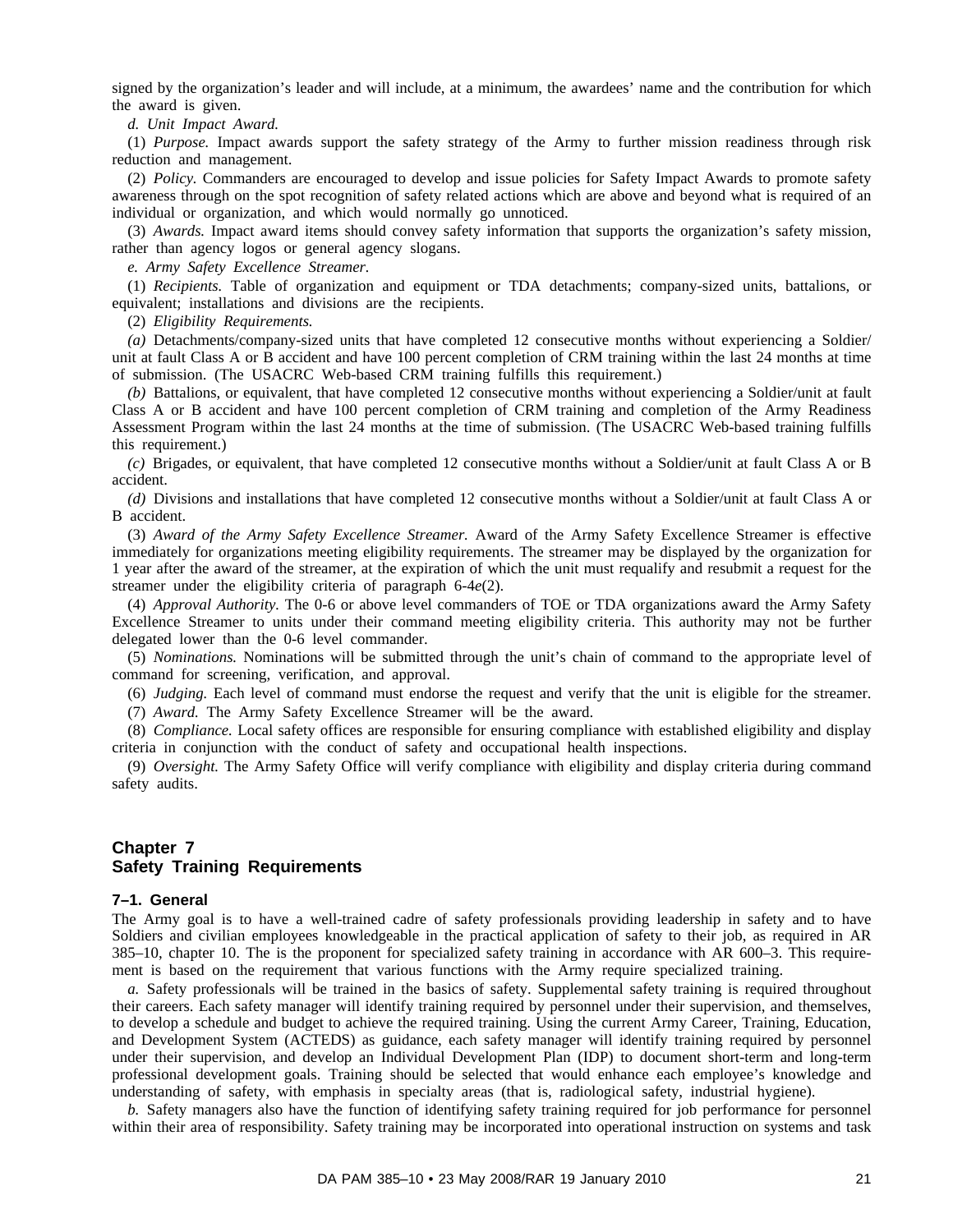signed by the organization's leader and will include, at a minimum, the awardees' name and the contribution for which the award is given.

*d. Unit Impact Award.*

(1) *Purpose.* Impact awards support the safety strategy of the Army to further mission readiness through risk reduction and management.

(2) *Policy.* Commanders are encouraged to develop and issue policies for Safety Impact Awards to promote safety awareness through on the spot recognition of safety related actions which are above and beyond what is required of an individual or organization, and which would normally go unnoticed.

(3) *Awards.* Impact award items should convey safety information that supports the organization's safety mission, rather than agency logos or general agency slogans.

*e. Army Safety Excellence Streamer.*

(1) *Recipients.* Table of organization and equipment or TDA detachments; company-sized units, battalions, or equivalent; installations and divisions are the recipients.

(2) *Eligibility Requirements.*

*(a)* Detachments/company-sized units that have completed 12 consecutive months without experiencing a Soldier/unit at fault Class A or B accident and have 100 percent completion of CRM training within the last 24 months at time of submission. (The USACRC Web-based CRM training fulfills this requirement.)

*(b)* Battalions, or equivalent, that have completed 12 consecutive months without experiencing a Soldier/unit at fault Class A or B accident and have 100 percent completion of CRM training and completion of the Army Readiness Assessment Program within the last 24 months at the time of submission. (The USACRC Web-based training fulfills this requirement.)

*(c)* Brigades, or equivalent, that have completed 12 consecutive months without a Soldier/unit at fault Class A or B accident.

*(d)* Divisions and installations that have completed 12 consecutive months without a Soldier/unit at fault Class A or B accident.

(3) *Award of the Army Safety Excellence Streamer.* Award of the Army Safety Excellence Streamer is effective immediately for organizations meeting eligibility requirements. The streamer may be displayed by the organization for 1 year after the award of the streamer, at the expiration of which the unit must requalify and resubmit a request for the streamer under the eligibility criteria of paragraph 6-4*e*(2).

(4) *Approval Authority.* The 0-6 or above level commanders of TOE or TDA organizations award the Army Safety Excellence Streamer to units under their command meeting eligibility criteria. This authority may not be further delegated lower than the 0-6 level commander.

(5) *Nominations.* Nominations will be submitted through the unit's chain of command to the appropriate level of command for screening, verification, and approval.

(6) *Judging.* Each level of command must endorse the request and verify that the unit is eligible for the streamer.

(7) *Award.* The Army Safety Excellence Streamer will be the award.

(8) *Compliance.* Local safety offices are responsible for ensuring compliance with established eligibility and display criteria in conjunction with the conduct of safety and occupational health inspections.

(9) *Oversight.* The Army Safety Office will verify compliance with eligibility and display criteria during command safety audits.

# Chapter 7
# Safety Training Requirements

## 7–1. General

The Army goal is to have a well-trained cadre of safety professionals providing leadership in safety and to have Soldiers and civilian employees knowledgeable in the practical application of safety to their job, as required in AR 385–10, chapter 10. The is the proponent for specialized safety training in accordance with AR 600–3. This requirement is based on the requirement that various functions with the Army require specialized training.

*a.* Safety professionals will be trained in the basics of safety. Supplemental safety training is required throughout their careers. Each safety manager will identify training required by personnel under their supervision, and themselves, to develop a schedule and budget to achieve the required training. Using the current Army Career, Training, Education, and Development System (ACTEDS) as guidance, each safety manager will identify training required by personnel under their supervision, and develop an Individual Development Plan (IDP) to document short-term and long-term professional development goals. Training should be selected that would enhance each employee's knowledge and understanding of safety, with emphasis in specialty areas (that is, radiological safety, industrial hygiene).

*b.* Safety managers also have the function of identifying safety training required for job performance for personnel within their area of responsibility. Safety training may be incorporated into operational instruction on systems and task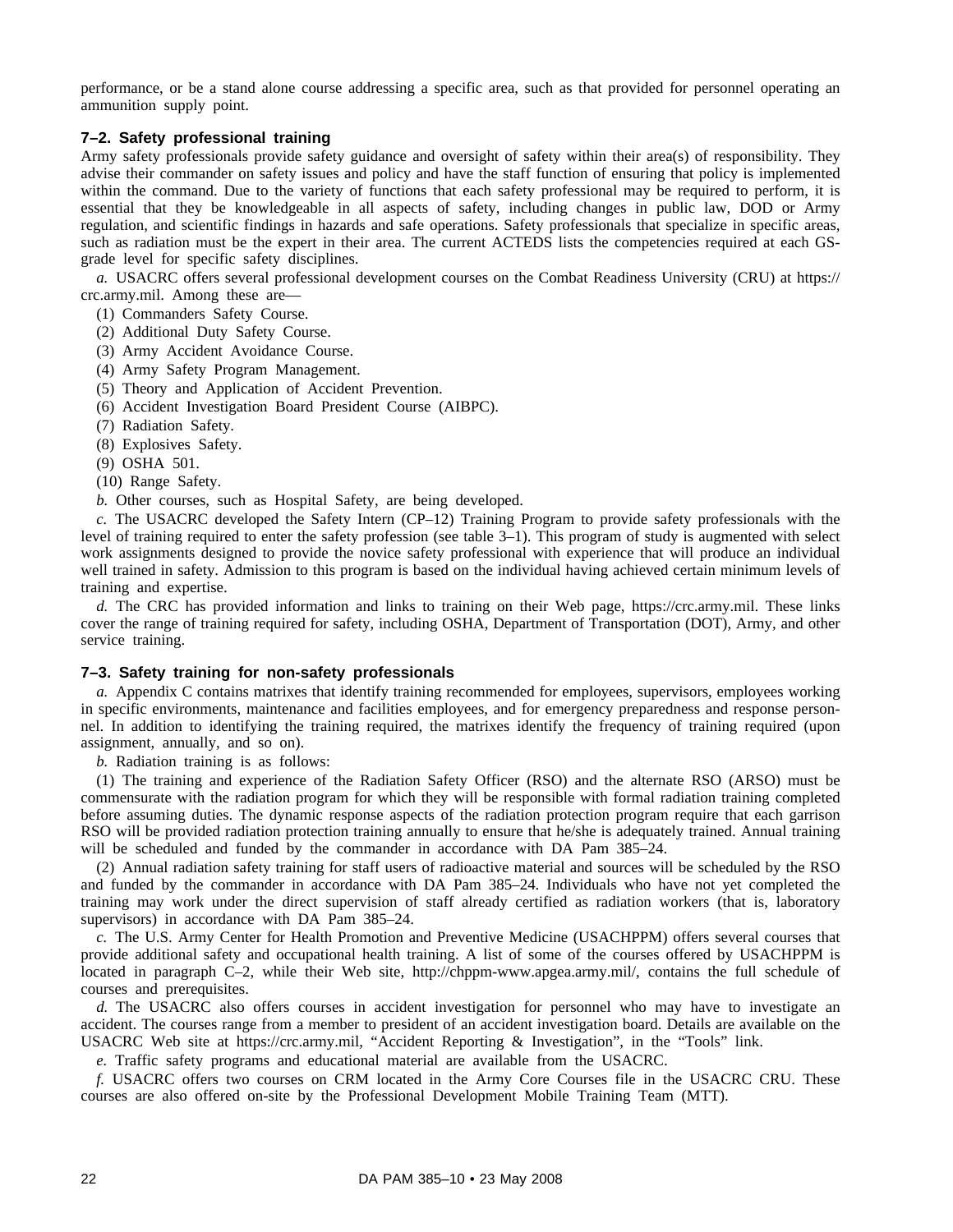performance, or be a stand alone course addressing a specific area, such as that provided for personnel operating an ammunition supply point.

### 7–2. Safety professional training

Army safety professionals provide safety guidance and oversight of safety within their area(s) of responsibility. They advise their commander on safety issues and policy and have the staff function of ensuring that policy is implemented within the command. Due to the variety of functions that each safety professional may be required to perform, it is essential that they be knowledgeable in all aspects of safety, including changes in public law, DOD or Army regulation, and scientific findings in hazards and safe operations. Safety professionals that specialize in specific areas, such as radiation must be the expert in their area. The current ACTEDS lists the competencies required at each GS-grade level for specific safety disciplines.

*a.* USACRC offers several professional development courses on the Combat Readiness University (CRU) at https://crc.army.mil. Among these are—

(1) Commanders Safety Course.
(2) Additional Duty Safety Course.
(3) Army Accident Avoidance Course.
(4) Army Safety Program Management.
(5) Theory and Application of Accident Prevention.
(6) Accident Investigation Board President Course (AIBPC).
(7) Radiation Safety.
(8) Explosives Safety.
(9) OSHA 501.
(10) Range Safety.

*b.* Other courses, such as Hospital Safety, are being developed.

*c.* The USACRC developed the Safety Intern (CP–12) Training Program to provide safety professionals with the level of training required to enter the safety profession (see table 3–1). This program of study is augmented with select work assignments designed to provide the novice safety professional with experience that will produce an individual well trained in safety. Admission to this program is based on the individual having achieved certain minimum levels of training and expertise.

*d.* The CRC has provided information and links to training on their Web page, https://crc.army.mil. These links cover the range of training required for safety, including OSHA, Department of Transportation (DOT), Army, and other service training.

### 7–3. Safety training for non-safety professionals

*a.* Appendix C contains matrixes that identify training recommended for employees, supervisors, employees working in specific environments, maintenance and facilities employees, and for emergency preparedness and response personnel. In addition to identifying the training required, the matrixes identify the frequency of training required (upon assignment, annually, and so on).

*b.* Radiation training is as follows:

(1) The training and experience of the Radiation Safety Officer (RSO) and the alternate RSO (ARSO) must be commensurate with the radiation program for which they will be responsible with formal radiation training completed before assuming duties. The dynamic response aspects of the radiation protection program require that each garrison RSO will be provided radiation protection training annually to ensure that he/she is adequately trained. Annual training will be scheduled and funded by the commander in accordance with DA Pam 385–24.

(2) Annual radiation safety training for staff users of radioactive material and sources will be scheduled by the RSO and funded by the commander in accordance with DA Pam 385–24. Individuals who have not yet completed the training may work under the direct supervision of staff already certified as radiation workers (that is, laboratory supervisors) in accordance with DA Pam 385–24.

*c.* The U.S. Army Center for Health Promotion and Preventive Medicine (USACHPPM) offers several courses that provide additional safety and occupational health training. A list of some of the courses offered by USACHPPM is located in paragraph C–2, while their Web site, http://chppm-www.apgea.army.mil/, contains the full schedule of courses and prerequisites.

*d.* The USACRC also offers courses in accident investigation for personnel who may have to investigate an accident. The courses range from a member to president of an accident investigation board. Details are available on the USACRC Web site at https://crc.army.mil, "Accident Reporting & Investigation", in the "Tools" link.

*e.* Traffic safety programs and educational material are available from the USACRC.

*f.* USACRC offers two courses on CRM located in the Army Core Courses file in the USACRC CRU. These courses are also offered on-site by the Professional Development Mobile Training Team (MTT).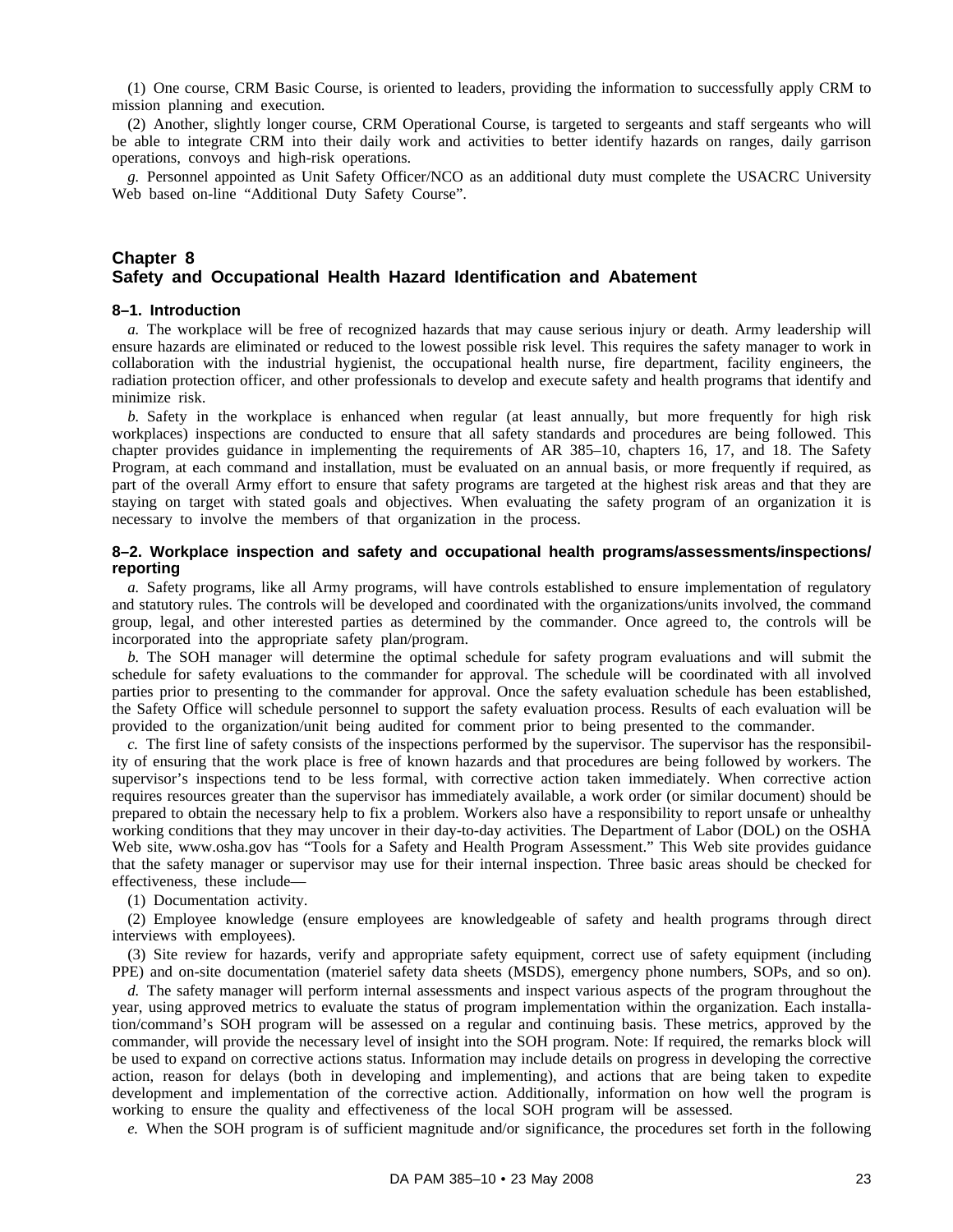(1) One course, CRM Basic Course, is oriented to leaders, providing the information to successfully apply CRM to mission planning and execution.

(2) Another, slightly longer course, CRM Operational Course, is targeted to sergeants and staff sergeants who will be able to integrate CRM into their daily work and activities to better identify hazards on ranges, daily garrison operations, convoys and high-risk operations.

*g.* Personnel appointed as Unit Safety Officer/NCO as an additional duty must complete the USACRC University Web based on-line "Additional Duty Safety Course".

## Chapter 8
## Safety and Occupational Health Hazard Identification and Abatement

### 8–1. Introduction

*a.* The workplace will be free of recognized hazards that may cause serious injury or death. Army leadership will ensure hazards are eliminated or reduced to the lowest possible risk level. This requires the safety manager to work in collaboration with the industrial hygienist, the occupational health nurse, fire department, facility engineers, the radiation protection officer, and other professionals to develop and execute safety and health programs that identify and minimize risk.

*b.* Safety in the workplace is enhanced when regular (at least annually, but more frequently for high risk workplaces) inspections are conducted to ensure that all safety standards and procedures are being followed. This chapter provides guidance in implementing the requirements of AR 385–10, chapters 16, 17, and 18. The Safety Program, at each command and installation, must be evaluated on an annual basis, or more frequently if required, as part of the overall Army effort to ensure that safety programs are targeted at the highest risk areas and that they are staying on target with stated goals and objectives. When evaluating the safety program of an organization it is necessary to involve the members of that organization in the process.

### 8–2. Workplace inspection and safety and occupational health programs/assessments/inspections/reporting

*a.* Safety programs, like all Army programs, will have controls established to ensure implementation of regulatory and statutory rules. The controls will be developed and coordinated with the organizations/units involved, the command group, legal, and other interested parties as determined by the commander. Once agreed to, the controls will be incorporated into the appropriate safety plan/program.

*b.* The SOH manager will determine the optimal schedule for safety program evaluations and will submit the schedule for safety evaluations to the commander for approval. The schedule will be coordinated with all involved parties prior to presenting to the commander for approval. Once the safety evaluation schedule has been established, the Safety Office will schedule personnel to support the safety evaluation process. Results of each evaluation will be provided to the organization/unit being audited for comment prior to being presented to the commander.

*c.* The first line of safety consists of the inspections performed by the supervisor. The supervisor has the responsibility of ensuring that the work place is free of known hazards and that procedures are being followed by workers. The supervisor's inspections tend to be less formal, with corrective action taken immediately. When corrective action requires resources greater than the supervisor has immediately available, a work order (or similar document) should be prepared to obtain the necessary help to fix a problem. Workers also have a responsibility to report unsafe or unhealthy working conditions that they may uncover in their day-to-day activities. The Department of Labor (DOL) on the OSHA Web site, www.osha.gov has "Tools for a Safety and Health Program Assessment." This Web site provides guidance that the safety manager or supervisor may use for their internal inspection. Three basic areas should be checked for effectiveness, these include—

(1) Documentation activity.

(2) Employee knowledge (ensure employees are knowledgeable of safety and health programs through direct interviews with employees).

(3) Site review for hazards, verify and appropriate safety equipment, correct use of safety equipment (including PPE) and on-site documentation (materiel safety data sheets (MSDS), emergency phone numbers, SOPs, and so on).

*d.* The safety manager will perform internal assessments and inspect various aspects of the program throughout the year, using approved metrics to evaluate the status of program implementation within the organization. Each installation/command's SOH program will be assessed on a regular and continuing basis. These metrics, approved by the commander, will provide the necessary level of insight into the SOH program. Note: If required, the remarks block will be used to expand on corrective actions status. Information may include details on progress in developing the corrective action, reason for delays (both in developing and implementing), and actions that are being taken to expedite development and implementation of the corrective action. Additionally, information on how well the program is working to ensure the quality and effectiveness of the local SOH program will be assessed.

*e.* When the SOH program is of sufficient magnitude and/or significance, the procedures set forth in the following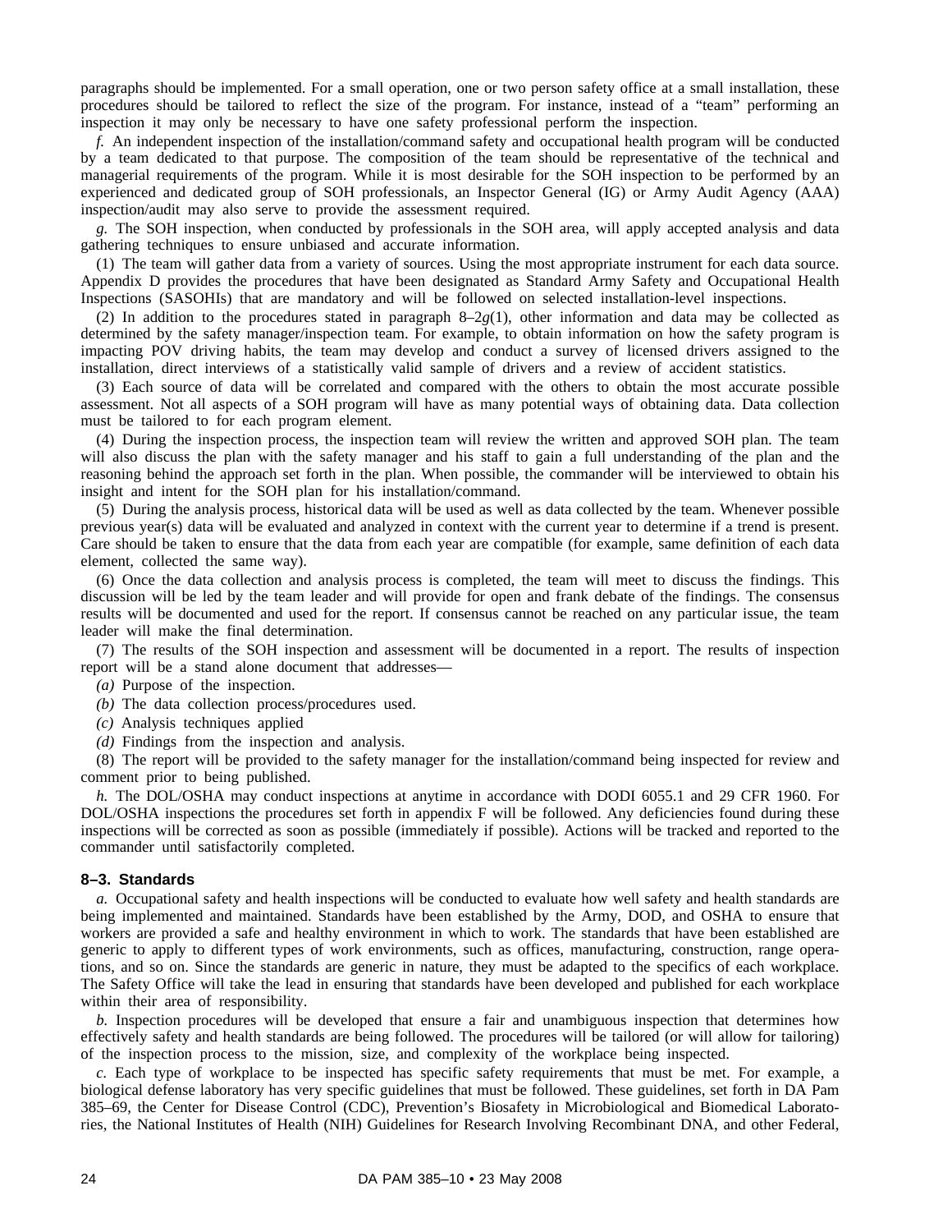paragraphs should be implemented. For a small operation, one or two person safety office at a small installation, these procedures should be tailored to reflect the size of the program. For instance, instead of a "team" performing an inspection it may only be necessary to have one safety professional perform the inspection.

*f.* An independent inspection of the installation/command safety and occupational health program will be conducted by a team dedicated to that purpose. The composition of the team should be representative of the technical and managerial requirements of the program. While it is most desirable for the SOH inspection to be performed by an experienced and dedicated group of SOH professionals, an Inspector General (IG) or Army Audit Agency (AAA) inspection/audit may also serve to provide the assessment required.

*g.* The SOH inspection, when conducted by professionals in the SOH area, will apply accepted analysis and data gathering techniques to ensure unbiased and accurate information.

(1) The team will gather data from a variety of sources. Using the most appropriate instrument for each data source. Appendix D provides the procedures that have been designated as Standard Army Safety and Occupational Health Inspections (SASOHIs) that are mandatory and will be followed on selected installation-level inspections.

(2) In addition to the procedures stated in paragraph 8–2*g*(1), other information and data may be collected as determined by the safety manager/inspection team. For example, to obtain information on how the safety program is impacting POV driving habits, the team may develop and conduct a survey of licensed drivers assigned to the installation, direct interviews of a statistically valid sample of drivers and a review of accident statistics.

(3) Each source of data will be correlated and compared with the others to obtain the most accurate possible assessment. Not all aspects of a SOH program will have as many potential ways of obtaining data. Data collection must be tailored to for each program element.

(4) During the inspection process, the inspection team will review the written and approved SOH plan. The team will also discuss the plan with the safety manager and his staff to gain a full understanding of the plan and the reasoning behind the approach set forth in the plan. When possible, the commander will be interviewed to obtain his insight and intent for the SOH plan for his installation/command.

(5) During the analysis process, historical data will be used as well as data collected by the team. Whenever possible previous year(s) data will be evaluated and analyzed in context with the current year to determine if a trend is present. Care should be taken to ensure that the data from each year are compatible (for example, same definition of each data element, collected the same way).

(6) Once the data collection and analysis process is completed, the team will meet to discuss the findings. This discussion will be led by the team leader and will provide for open and frank debate of the findings. The consensus results will be documented and used for the report. If consensus cannot be reached on any particular issue, the team leader will make the final determination.

(7) The results of the SOH inspection and assessment will be documented in a report. The results of inspection report will be a stand alone document that addresses—

*(a)* Purpose of the inspection.

*(b)* The data collection process/procedures used.

*(c)* Analysis techniques applied

*(d)* Findings from the inspection and analysis.

(8) The report will be provided to the safety manager for the installation/command being inspected for review and comment prior to being published.

*h.* The DOL/OSHA may conduct inspections at anytime in accordance with DODI 6055.1 and 29 CFR 1960. For DOL/OSHA inspections the procedures set forth in appendix F will be followed. Any deficiencies found during these inspections will be corrected as soon as possible (immediately if possible). Actions will be tracked and reported to the commander until satisfactorily completed.

### 8–3. Standards

*a.* Occupational safety and health inspections will be conducted to evaluate how well safety and health standards are being implemented and maintained. Standards have been established by the Army, DOD, and OSHA to ensure that workers are provided a safe and healthy environment in which to work. The standards that have been established are generic to apply to different types of work environments, such as offices, manufacturing, construction, range operations, and so on. Since the standards are generic in nature, they must be adapted to the specifics of each workplace. The Safety Office will take the lead in ensuring that standards have been developed and published for each workplace within their area of responsibility.

*b.* Inspection procedures will be developed that ensure a fair and unambiguous inspection that determines how effectively safety and health standards are being followed. The procedures will be tailored (or will allow for tailoring) of the inspection process to the mission, size, and complexity of the workplace being inspected.

*c.* Each type of workplace to be inspected has specific safety requirements that must be met. For example, a biological defense laboratory has very specific guidelines that must be followed. These guidelines, set forth in DA Pam 385–69, the Center for Disease Control (CDC), Prevention's Biosafety in Microbiological and Biomedical Laboratories, the National Institutes of Health (NIH) Guidelines for Research Involving Recombinant DNA, and other Federal,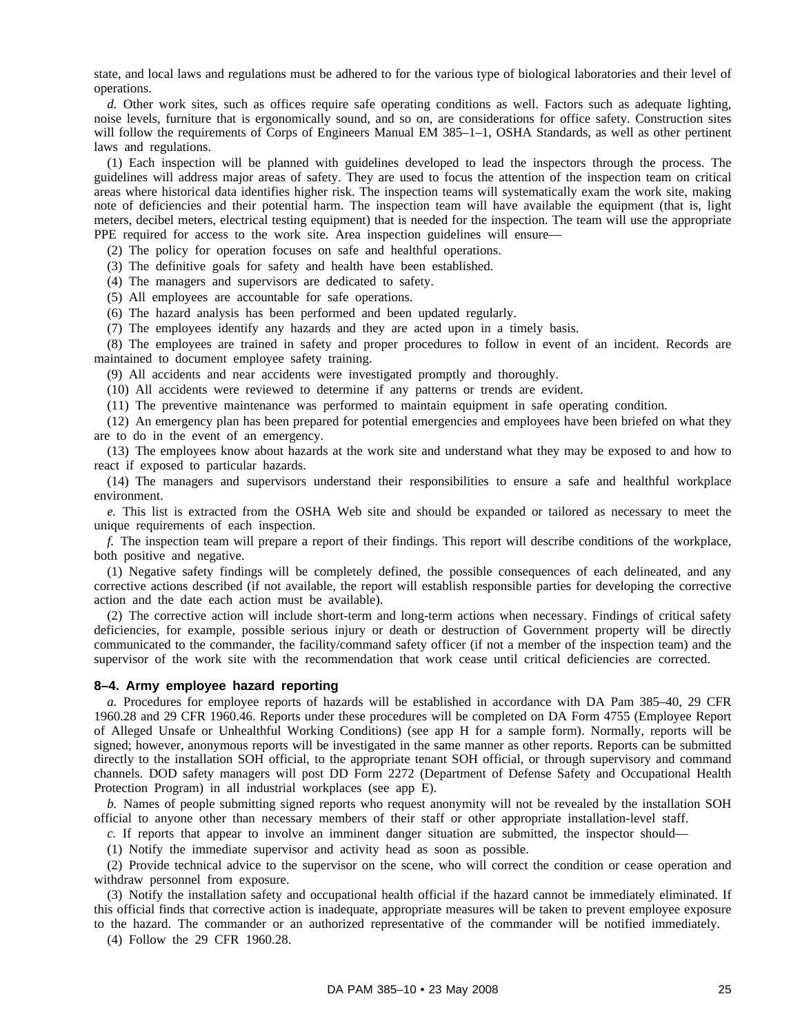state, and local laws and regulations must be adhered to for the various type of biological laboratories and their level of operations.

*d.* Other work sites, such as offices require safe operating conditions as well. Factors such as adequate lighting, noise levels, furniture that is ergonomically sound, and so on, are considerations for office safety. Construction sites will follow the requirements of Corps of Engineers Manual EM 385–1–1, OSHA Standards, as well as other pertinent laws and regulations.

(1) Each inspection will be planned with guidelines developed to lead the inspectors through the process. The guidelines will address major areas of safety. They are used to focus the attention of the inspection team on critical areas where historical data identifies higher risk. The inspection teams will systematically exam the work site, making note of deficiencies and their potential harm. The inspection team will have available the equipment (that is, light meters, decibel meters, electrical testing equipment) that is needed for the inspection. The team will use the appropriate PPE required for access to the work site. Area inspection guidelines will ensure—

(2) The policy for operation focuses on safe and healthful operations.

(3) The definitive goals for safety and health have been established.

(4) The managers and supervisors are dedicated to safety.

(5) All employees are accountable for safe operations.

(6) The hazard analysis has been performed and been updated regularly.

(7) The employees identify any hazards and they are acted upon in a timely basis.

(8) The employees are trained in safety and proper procedures to follow in event of an incident. Records are maintained to document employee safety training.

(9) All accidents and near accidents were investigated promptly and thoroughly.

(10) All accidents were reviewed to determine if any patterns or trends are evident.

(11) The preventive maintenance was performed to maintain equipment in safe operating condition.

(12) An emergency plan has been prepared for potential emergencies and employees have been briefed on what they are to do in the event of an emergency.

(13) The employees know about hazards at the work site and understand what they may be exposed to and how to react if exposed to particular hazards.

(14) The managers and supervisors understand their responsibilities to ensure a safe and healthful workplace environment.

*e.* This list is extracted from the OSHA Web site and should be expanded or tailored as necessary to meet the unique requirements of each inspection.

*f.* The inspection team will prepare a report of their findings. This report will describe conditions of the workplace, both positive and negative.

(1) Negative safety findings will be completely defined, the possible consequences of each delineated, and any corrective actions described (if not available, the report will establish responsible parties for developing the corrective action and the date each action must be available).

(2) The corrective action will include short-term and long-term actions when necessary. Findings of critical safety deficiencies, for example, possible serious injury or death or destruction of Government property will be directly communicated to the commander, the facility/command safety officer (if not a member of the inspection team) and the supervisor of the work site with the recommendation that work cease until critical deficiencies are corrected.

### 8–4. Army employee hazard reporting

*a.* Procedures for employee reports of hazards will be established in accordance with DA Pam 385–40, 29 CFR 1960.28 and 29 CFR 1960.46. Reports under these procedures will be completed on DA Form 4755 (Employee Report of Alleged Unsafe or Unhealthful Working Conditions) (see app H for a sample form). Normally, reports will be signed; however, anonymous reports will be investigated in the same manner as other reports. Reports can be submitted directly to the installation SOH official, to the appropriate tenant SOH official, or through supervisory and command channels. DOD safety managers will post DD Form 2272 (Department of Defense Safety and Occupational Health Protection Program) in all industrial workplaces (see app E).

*b.* Names of people submitting signed reports who request anonymity will not be revealed by the installation SOH official to anyone other than necessary members of their staff or other appropriate installation-level staff.

*c.* If reports that appear to involve an imminent danger situation are submitted, the inspector should—

(1) Notify the immediate supervisor and activity head as soon as possible.

(2) Provide technical advice to the supervisor on the scene, who will correct the condition or cease operation and withdraw personnel from exposure.

(3) Notify the installation safety and occupational health official if the hazard cannot be immediately eliminated. If this official finds that corrective action is inadequate, appropriate measures will be taken to prevent employee exposure to the hazard. The commander or an authorized representative of the commander will be notified immediately.

(4) Follow the 29 CFR 1960.28.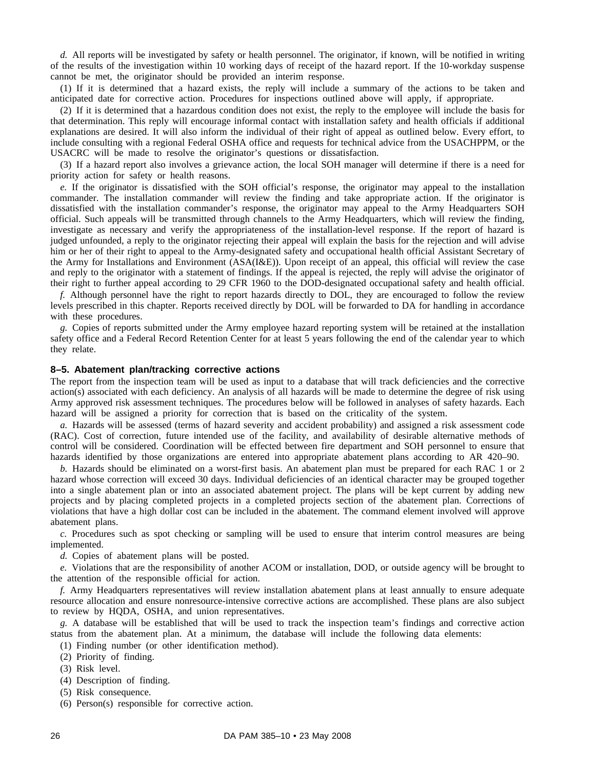*d.* All reports will be investigated by safety or health personnel. The originator, if known, will be notified in writing of the results of the investigation within 10 working days of receipt of the hazard report. If the 10-workday suspense cannot be met, the originator should be provided an interim response.

(1) If it is determined that a hazard exists, the reply will include a summary of the actions to be taken and anticipated date for corrective action. Procedures for inspections outlined above will apply, if appropriate.

(2) If it is determined that a hazardous condition does not exist, the reply to the employee will include the basis for that determination. This reply will encourage informal contact with installation safety and health officials if additional explanations are desired. It will also inform the individual of their right of appeal as outlined below. Every effort, to include consulting with a regional Federal OSHA office and requests for technical advice from the USACHPPM, or the USACRC will be made to resolve the originator's questions or dissatisfaction.

(3) If a hazard report also involves a grievance action, the local SOH manager will determine if there is a need for priority action for safety or health reasons.

*e.* If the originator is dissatisfied with the SOH official's response, the originator may appeal to the installation commander. The installation commander will review the finding and take appropriate action. If the originator is dissatisfied with the installation commander's response, the originator may appeal to the Army Headquarters SOH official. Such appeals will be transmitted through channels to the Army Headquarters, which will review the finding, investigate as necessary and verify the appropriateness of the installation-level response. If the report of hazard is judged unfounded, a reply to the originator rejecting their appeal will explain the basis for the rejection and will advise him or her of their right to appeal to the Army-designated safety and occupational health official Assistant Secretary of the Army for Installations and Environment (ASA(I&E)). Upon receipt of an appeal, this official will review the case and reply to the originator with a statement of findings. If the appeal is rejected, the reply will advise the originator of their right to further appeal according to 29 CFR 1960 to the DOD-designated occupational safety and health official.

*f.* Although personnel have the right to report hazards directly to DOL, they are encouraged to follow the review levels prescribed in this chapter. Reports received directly by DOL will be forwarded to DA for handling in accordance with these procedures.

*g.* Copies of reports submitted under the Army employee hazard reporting system will be retained at the installation safety office and a Federal Record Retention Center for at least 5 years following the end of the calendar year to which they relate.

### 8–5. Abatement plan/tracking corrective actions

The report from the inspection team will be used as input to a database that will track deficiencies and the corrective action(s) associated with each deficiency. An analysis of all hazards will be made to determine the degree of risk using Army approved risk assessment techniques. The procedures below will be followed in analyses of safety hazards. Each hazard will be assigned a priority for correction that is based on the criticality of the system.

*a.* Hazards will be assessed (terms of hazard severity and accident probability) and assigned a risk assessment code (RAC). Cost of correction, future intended use of the facility, and availability of desirable alternative methods of control will be considered. Coordination will be effected between fire department and SOH personnel to ensure that hazards identified by those organizations are entered into appropriate abatement plans according to AR 420–90.

*b.* Hazards should be eliminated on a worst-first basis. An abatement plan must be prepared for each RAC 1 or 2 hazard whose correction will exceed 30 days. Individual deficiencies of an identical character may be grouped together into a single abatement plan or into an associated abatement project. The plans will be kept current by adding new projects and by placing completed projects in a completed projects section of the abatement plan. Corrections of violations that have a high dollar cost can be included in the abatement. The command element involved will approve abatement plans.

*c.* Procedures such as spot checking or sampling will be used to ensure that interim control measures are being implemented.

*d.* Copies of abatement plans will be posted.

*e.* Violations that are the responsibility of another ACOM or installation, DOD, or outside agency will be brought to the attention of the responsible official for action.

*f.* Army Headquarters representatives will review installation abatement plans at least annually to ensure adequate resource allocation and ensure nonresource-intensive corrective actions are accomplished. These plans are also subject to review by HQDA, OSHA, and union representatives.

*g.* A database will be established that will be used to track the inspection team's findings and corrective action status from the abatement plan. At a minimum, the database will include the following data elements:

(1) Finding number (or other identification method).

(2) Priority of finding.

(3) Risk level.

(4) Description of finding.

(5) Risk consequence.

(6) Person(s) responsible for corrective action.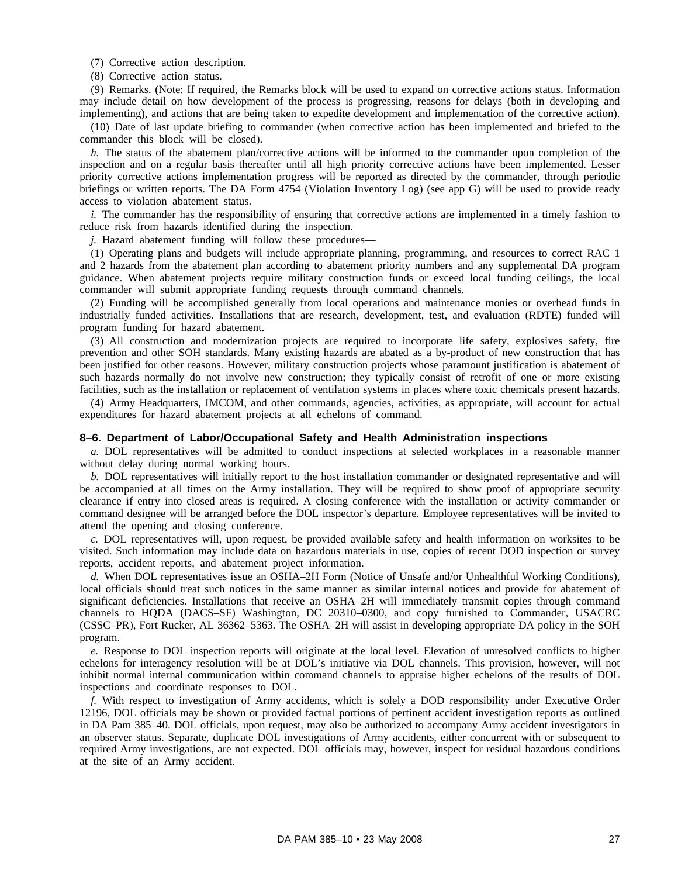(7) Corrective action description.

(8) Corrective action status.

(9) Remarks. (Note: If required, the Remarks block will be used to expand on corrective actions status. Information may include detail on how development of the process is progressing, reasons for delays (both in developing and implementing), and actions that are being taken to expedite development and implementation of the corrective action).

(10) Date of last update briefing to commander (when corrective action has been implemented and briefed to the commander this block will be closed).

*h.* The status of the abatement plan/corrective actions will be informed to the commander upon completion of the inspection and on a regular basis thereafter until all high priority corrective actions have been implemented. Lesser priority corrective actions implementation progress will be reported as directed by the commander, through periodic briefings or written reports. The DA Form 4754 (Violation Inventory Log) (see app G) will be used to provide ready access to violation abatement status.

*i.* The commander has the responsibility of ensuring that corrective actions are implemented in a timely fashion to reduce risk from hazards identified during the inspection.

*j.* Hazard abatement funding will follow these procedures—

(1) Operating plans and budgets will include appropriate planning, programming, and resources to correct RAC 1 and 2 hazards from the abatement plan according to abatement priority numbers and any supplemental DA program guidance. When abatement projects require military construction funds or exceed local funding ceilings, the local commander will submit appropriate funding requests through command channels.

(2) Funding will be accomplished generally from local operations and maintenance monies or overhead funds in industrially funded activities. Installations that are research, development, test, and evaluation (RDTE) funded will program funding for hazard abatement.

(3) All construction and modernization projects are required to incorporate life safety, explosives safety, fire prevention and other SOH standards. Many existing hazards are abated as a by-product of new construction that has been justified for other reasons. However, military construction projects whose paramount justification is abatement of such hazards normally do not involve new construction; they typically consist of retrofit of one or more existing facilities, such as the installation or replacement of ventilation systems in places where toxic chemicals present hazards.

(4) Army Headquarters, IMCOM, and other commands, agencies, activities, as appropriate, will account for actual expenditures for hazard abatement projects at all echelons of command.

### 8–6. Department of Labor/Occupational Safety and Health Administration inspections

*a.* DOL representatives will be admitted to conduct inspections at selected workplaces in a reasonable manner without delay during normal working hours.

*b.* DOL representatives will initially report to the host installation commander or designated representative and will be accompanied at all times on the Army installation. They will be required to show proof of appropriate security clearance if entry into closed areas is required. A closing conference with the installation or activity commander or command designee will be arranged before the DOL inspector's departure. Employee representatives will be invited to attend the opening and closing conference.

*c.* DOL representatives will, upon request, be provided available safety and health information on worksites to be visited. Such information may include data on hazardous materials in use, copies of recent DOD inspection or survey reports, accident reports, and abatement project information.

*d.* When DOL representatives issue an OSHA–2H Form (Notice of Unsafe and/or Unhealthful Working Conditions), local officials should treat such notices in the same manner as similar internal notices and provide for abatement of significant deficiencies. Installations that receive an OSHA–2H will immediately transmit copies through command channels to HQDA (DACS–SF) Washington, DC 20310–0300, and copy furnished to Commander, USACRC (CSSC–PR), Fort Rucker, AL 36362–5363. The OSHA–2H will assist in developing appropriate DA policy in the SOH program.

*e.* Response to DOL inspection reports will originate at the local level. Elevation of unresolved conflicts to higher echelons for interagency resolution will be at DOL's initiative via DOL channels. This provision, however, will not inhibit normal internal communication within command channels to appraise higher echelons of the results of DOL inspections and coordinate responses to DOL.

*f.* With respect to investigation of Army accidents, which is solely a DOD responsibility under Executive Order 12196, DOL officials may be shown or provided factual portions of pertinent accident investigation reports as outlined in DA Pam 385–40. DOL officials, upon request, may also be authorized to accompany Army accident investigators in an observer status. Separate, duplicate DOL investigations of Army accidents, either concurrent with or subsequent to required Army investigations, are not expected. DOL officials may, however, inspect for residual hazardous conditions at the site of an Army accident.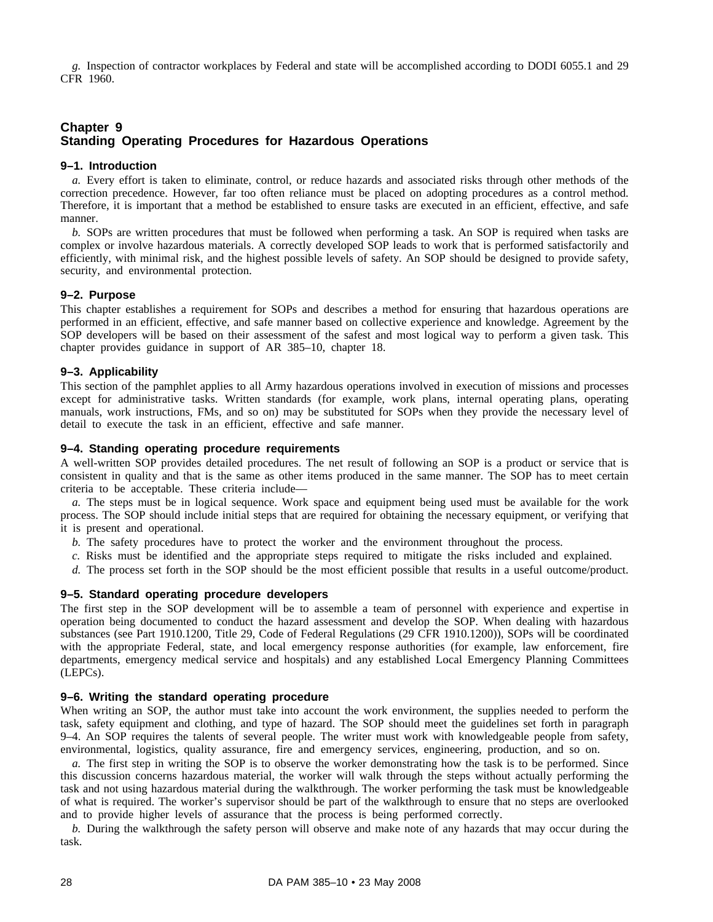*g.* Inspection of contractor workplaces by Federal and state will be accomplished according to DODI 6055.1 and 29 CFR 1960.

# Chapter 9
# Standing Operating Procedures for Hazardous Operations

## 9–1. Introduction

*a.* Every effort is taken to eliminate, control, or reduce hazards and associated risks through other methods of the correction precedence. However, far too often reliance must be placed on adopting procedures as a control method. Therefore, it is important that a method be established to ensure tasks are executed in an efficient, effective, and safe manner.

*b.* SOPs are written procedures that must be followed when performing a task. An SOP is required when tasks are complex or involve hazardous materials. A correctly developed SOP leads to work that is performed satisfactorily and efficiently, with minimal risk, and the highest possible levels of safety. An SOP should be designed to provide safety, security, and environmental protection.

## 9–2. Purpose

This chapter establishes a requirement for SOPs and describes a method for ensuring that hazardous operations are performed in an efficient, effective, and safe manner based on collective experience and knowledge. Agreement by the SOP developers will be based on their assessment of the safest and most logical way to perform a given task. This chapter provides guidance in support of AR 385–10, chapter 18.

## 9–3. Applicability

This section of the pamphlet applies to all Army hazardous operations involved in execution of missions and processes except for administrative tasks. Written standards (for example, work plans, internal operating plans, operating manuals, work instructions, FMs, and so on) may be substituted for SOPs when they provide the necessary level of detail to execute the task in an efficient, effective and safe manner.

## 9–4. Standing operating procedure requirements

A well-written SOP provides detailed procedures. The net result of following an SOP is a product or service that is consistent in quality and that is the same as other items produced in the same manner. The SOP has to meet certain criteria to be acceptable. These criteria include—

*a.* The steps must be in logical sequence. Work space and equipment being used must be available for the work process. The SOP should include initial steps that are required for obtaining the necessary equipment, or verifying that it is present and operational.

*b.* The safety procedures have to protect the worker and the environment throughout the process.

*c.* Risks must be identified and the appropriate steps required to mitigate the risks included and explained.

*d.* The process set forth in the SOP should be the most efficient possible that results in a useful outcome/product.

## 9–5. Standard operating procedure developers

The first step in the SOP development will be to assemble a team of personnel with experience and expertise in operation being documented to conduct the hazard assessment and develop the SOP. When dealing with hazardous substances (see Part 1910.1200, Title 29, Code of Federal Regulations (29 CFR 1910.1200)), SOPs will be coordinated with the appropriate Federal, state, and local emergency response authorities (for example, law enforcement, fire departments, emergency medical service and hospitals) and any established Local Emergency Planning Committees (LEPCs).

## 9–6. Writing the standard operating procedure

When writing an SOP, the author must take into account the work environment, the supplies needed to perform the task, safety equipment and clothing, and type of hazard. The SOP should meet the guidelines set forth in paragraph 9–4. An SOP requires the talents of several people. The writer must work with knowledgeable people from safety, environmental, logistics, quality assurance, fire and emergency services, engineering, production, and so on.

*a.* The first step in writing the SOP is to observe the worker demonstrating how the task is to be performed. Since this discussion concerns hazardous material, the worker will walk through the steps without actually performing the task and not using hazardous material during the walkthrough. The worker performing the task must be knowledgeable of what is required. The worker's supervisor should be part of the walkthrough to ensure that no steps are overlooked and to provide higher levels of assurance that the process is being performed correctly.

*b.* During the walkthrough the safety person will observe and make note of any hazards that may occur during the task.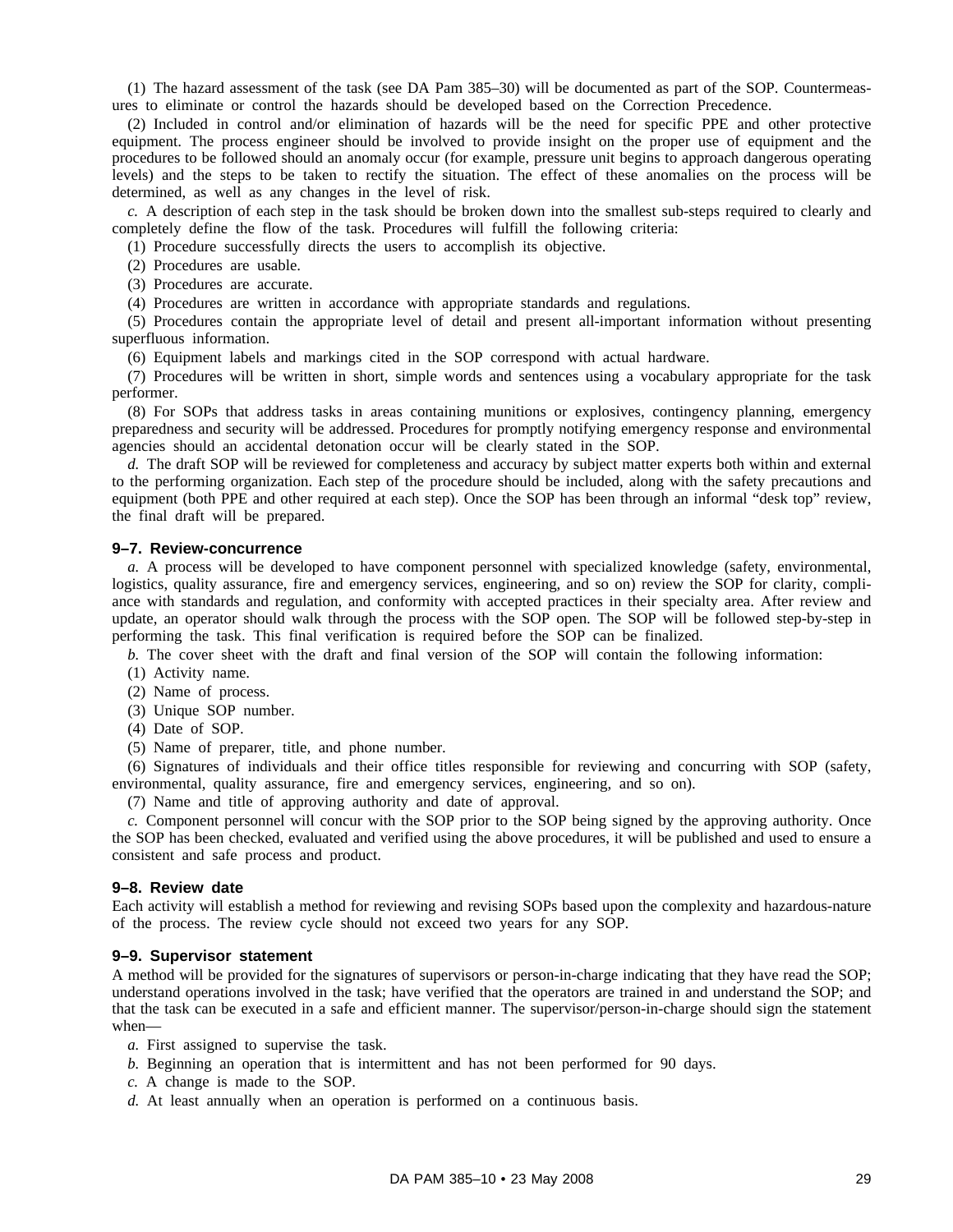(1) The hazard assessment of the task (see DA Pam 385–30) will be documented as part of the SOP. Countermeasures to eliminate or control the hazards should be developed based on the Correction Precedence.

(2) Included in control and/or elimination of hazards will be the need for specific PPE and other protective equipment. The process engineer should be involved to provide insight on the proper use of equipment and the procedures to be followed should an anomaly occur (for example, pressure unit begins to approach dangerous operating levels) and the steps to be taken to rectify the situation. The effect of these anomalies on the process will be determined, as well as any changes in the level of risk.

*c.* A description of each step in the task should be broken down into the smallest sub-steps required to clearly and completely define the flow of the task. Procedures will fulfill the following criteria:

(1) Procedure successfully directs the users to accomplish its objective.

(2) Procedures are usable.

(3) Procedures are accurate.

(4) Procedures are written in accordance with appropriate standards and regulations.

(5) Procedures contain the appropriate level of detail and present all-important information without presenting superfluous information.

(6) Equipment labels and markings cited in the SOP correspond with actual hardware.

(7) Procedures will be written in short, simple words and sentences using a vocabulary appropriate for the task performer.

(8) For SOPs that address tasks in areas containing munitions or explosives, contingency planning, emergency preparedness and security will be addressed. Procedures for promptly notifying emergency response and environmental agencies should an accidental detonation occur will be clearly stated in the SOP.

*d.* The draft SOP will be reviewed for completeness and accuracy by subject matter experts both within and external to the performing organization. Each step of the procedure should be included, along with the safety precautions and equipment (both PPE and other required at each step). Once the SOP has been through an informal “desk top” review, the final draft will be prepared.

### 9–7. Review-concurrence

*a.* A process will be developed to have component personnel with specialized knowledge (safety, environmental, logistics, quality assurance, fire and emergency services, engineering, and so on) review the SOP for clarity, compliance with standards and regulation, and conformity with accepted practices in their specialty area. After review and update, an operator should walk through the process with the SOP open. The SOP will be followed step-by-step in performing the task. This final verification is required before the SOP can be finalized.

*b.* The cover sheet with the draft and final version of the SOP will contain the following information:

(1) Activity name.

(2) Name of process.

(3) Unique SOP number.

(4) Date of SOP.

(5) Name of preparer, title, and phone number.

(6) Signatures of individuals and their office titles responsible for reviewing and concurring with SOP (safety, environmental, quality assurance, fire and emergency services, engineering, and so on).

(7) Name and title of approving authority and date of approval.

*c.* Component personnel will concur with the SOP prior to the SOP being signed by the approving authority. Once the SOP has been checked, evaluated and verified using the above procedures, it will be published and used to ensure a consistent and safe process and product.

### 9–8. Review date

Each activity will establish a method for reviewing and revising SOPs based upon the complexity and hazardous-nature of the process. The review cycle should not exceed two years for any SOP.

### 9–9. Supervisor statement

A method will be provided for the signatures of supervisors or person-in-charge indicating that they have read the SOP; understand operations involved in the task; have verified that the operators are trained in and understand the SOP; and that the task can be executed in a safe and efficient manner. The supervisor/person-in-charge should sign the statement when—

*a.* First assigned to supervise the task.

*b.* Beginning an operation that is intermittent and has not been performed for 90 days.

*c.* A change is made to the SOP.

*d.* At least annually when an operation is performed on a continuous basis.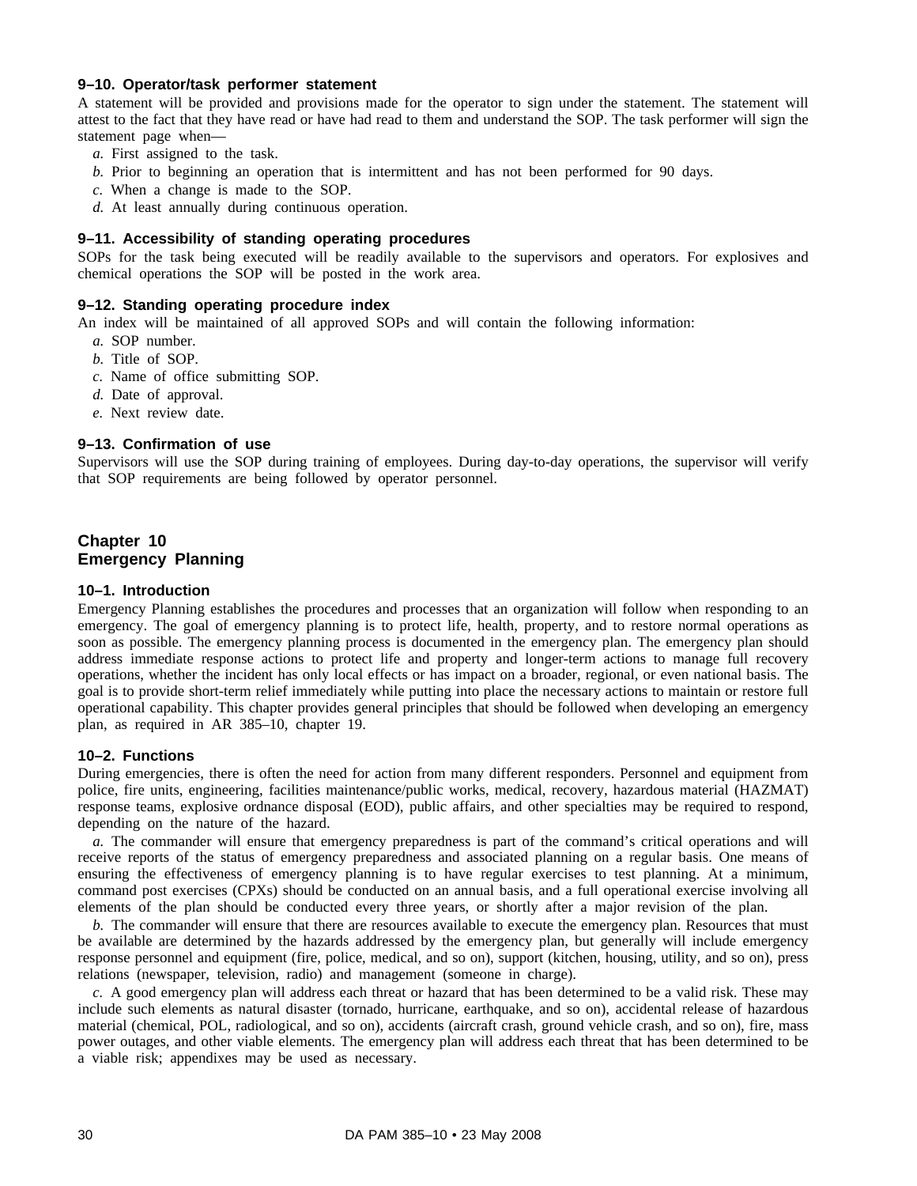### 9–10. Operator/task performer statement

A statement will be provided and provisions made for the operator to sign under the statement. The statement will attest to the fact that they have read or have had read to them and understand the SOP. The task performer will sign the statement page when—

*a.* First assigned to the task.

*b.* Prior to beginning an operation that is intermittent and has not been performed for 90 days.

*c.* When a change is made to the SOP.

*d.* At least annually during continuous operation.

### 9–11. Accessibility of standing operating procedures

SOPs for the task being executed will be readily available to the supervisors and operators. For explosives and chemical operations the SOP will be posted in the work area.

### 9–12. Standing operating procedure index

An index will be maintained of all approved SOPs and will contain the following information:

*a.* SOP number.

*b.* Title of SOP.

*c.* Name of office submitting SOP.

*d.* Date of approval.

*e.* Next review date.

### 9–13. Confirmation of use

Supervisors will use the SOP during training of employees. During day-to-day operations, the supervisor will verify that SOP requirements are being followed by operator personnel.

## Chapter 10
## Emergency Planning

### 10–1. Introduction

Emergency Planning establishes the procedures and processes that an organization will follow when responding to an emergency. The goal of emergency planning is to protect life, health, property, and to restore normal operations as soon as possible. The emergency planning process is documented in the emergency plan. The emergency plan should address immediate response actions to protect life and property and longer-term actions to manage full recovery operations, whether the incident has only local effects or has impact on a broader, regional, or even national basis. The goal is to provide short-term relief immediately while putting into place the necessary actions to maintain or restore full operational capability. This chapter provides general principles that should be followed when developing an emergency plan, as required in AR 385–10, chapter 19.

### 10–2. Functions

During emergencies, there is often the need for action from many different responders. Personnel and equipment from police, fire units, engineering, facilities maintenance/public works, medical, recovery, hazardous material (HAZMAT) response teams, explosive ordnance disposal (EOD), public affairs, and other specialties may be required to respond, depending on the nature of the hazard.

*a.* The commander will ensure that emergency preparedness is part of the command's critical operations and will receive reports of the status of emergency preparedness and associated planning on a regular basis. One means of ensuring the effectiveness of emergency planning is to have regular exercises to test planning. At a minimum, command post exercises (CPXs) should be conducted on an annual basis, and a full operational exercise involving all elements of the plan should be conducted every three years, or shortly after a major revision of the plan.

*b.* The commander will ensure that there are resources available to execute the emergency plan. Resources that must be available are determined by the hazards addressed by the emergency plan, but generally will include emergency response personnel and equipment (fire, police, medical, and so on), support (kitchen, housing, utility, and so on), press relations (newspaper, television, radio) and management (someone in charge).

*c.* A good emergency plan will address each threat or hazard that has been determined to be a valid risk. These may include such elements as natural disaster (tornado, hurricane, earthquake, and so on), accidental release of hazardous material (chemical, POL, radiological, and so on), accidents (aircraft crash, ground vehicle crash, and so on), fire, mass power outages, and other viable elements. The emergency plan will address each threat that has been determined to be a viable risk; appendixes may be used as necessary.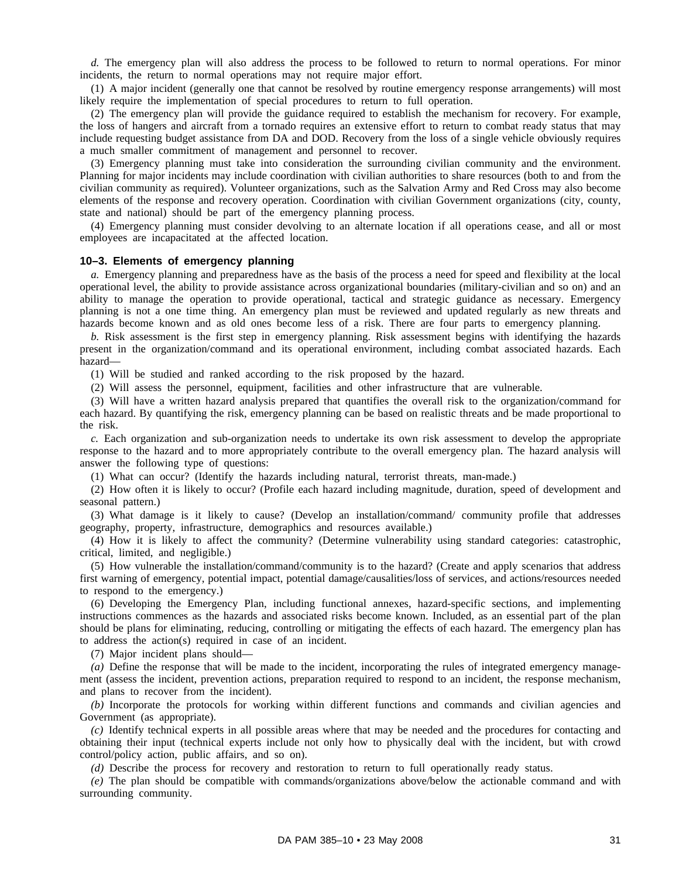*d.* The emergency plan will also address the process to be followed to return to normal operations. For minor incidents, the return to normal operations may not require major effort.

(1) A major incident (generally one that cannot be resolved by routine emergency response arrangements) will most likely require the implementation of special procedures to return to full operation.

(2) The emergency plan will provide the guidance required to establish the mechanism for recovery. For example, the loss of hangers and aircraft from a tornado requires an extensive effort to return to combat ready status that may include requesting budget assistance from DA and DOD. Recovery from the loss of a single vehicle obviously requires a much smaller commitment of management and personnel to recover.

(3) Emergency planning must take into consideration the surrounding civilian community and the environment. Planning for major incidents may include coordination with civilian authorities to share resources (both to and from the civilian community as required). Volunteer organizations, such as the Salvation Army and Red Cross may also become elements of the response and recovery operation. Coordination with civilian Government organizations (city, county, state and national) should be part of the emergency planning process.

(4) Emergency planning must consider devolving to an alternate location if all operations cease, and all or most employees are incapacitated at the affected location.

### 10–3. Elements of emergency planning

*a.* Emergency planning and preparedness have as the basis of the process a need for speed and flexibility at the local operational level, the ability to provide assistance across organizational boundaries (military-civilian and so on) and an ability to manage the operation to provide operational, tactical and strategic guidance as necessary. Emergency planning is not a one time thing. An emergency plan must be reviewed and updated regularly as new threats and hazards become known and as old ones become less of a risk. There are four parts to emergency planning.

*b.* Risk assessment is the first step in emergency planning. Risk assessment begins with identifying the hazards present in the organization/command and its operational environment, including combat associated hazards. Each hazard—

(1) Will be studied and ranked according to the risk proposed by the hazard.

(2) Will assess the personnel, equipment, facilities and other infrastructure that are vulnerable.

(3) Will have a written hazard analysis prepared that quantifies the overall risk to the organization/command for each hazard. By quantifying the risk, emergency planning can be based on realistic threats and be made proportional to the risk.

*c.* Each organization and sub-organization needs to undertake its own risk assessment to develop the appropriate response to the hazard and to more appropriately contribute to the overall emergency plan. The hazard analysis will answer the following type of questions:

(1) What can occur? (Identify the hazards including natural, terrorist threats, man-made.)

(2) How often it is likely to occur? (Profile each hazard including magnitude, duration, speed of development and seasonal pattern.)

(3) What damage is it likely to cause? (Develop an installation/command/ community profile that addresses geography, property, infrastructure, demographics and resources available.)

(4) How it is likely to affect the community? (Determine vulnerability using standard categories: catastrophic, critical, limited, and negligible.)

(5) How vulnerable the installation/command/community is to the hazard? (Create and apply scenarios that address first warning of emergency, potential impact, potential damage/causalities/loss of services, and actions/resources needed to respond to the emergency.)

(6) Developing the Emergency Plan, including functional annexes, hazard-specific sections, and implementing instructions commences as the hazards and associated risks become known. Included, as an essential part of the plan should be plans for eliminating, reducing, controlling or mitigating the effects of each hazard. The emergency plan has to address the action(s) required in case of an incident.

(7) Major incident plans should—

*(a)* Define the response that will be made to the incident, incorporating the rules of integrated emergency management (assess the incident, prevention actions, preparation required to respond to an incident, the response mechanism, and plans to recover from the incident).

*(b)* Incorporate the protocols for working within different functions and commands and civilian agencies and Government (as appropriate).

*(c)* Identify technical experts in all possible areas where that may be needed and the procedures for contacting and obtaining their input (technical experts include not only how to physically deal with the incident, but with crowd control/policy action, public affairs, and so on).

*(d)* Describe the process for recovery and restoration to return to full operationally ready status.

*(e)* The plan should be compatible with commands/organizations above/below the actionable command and with surrounding community.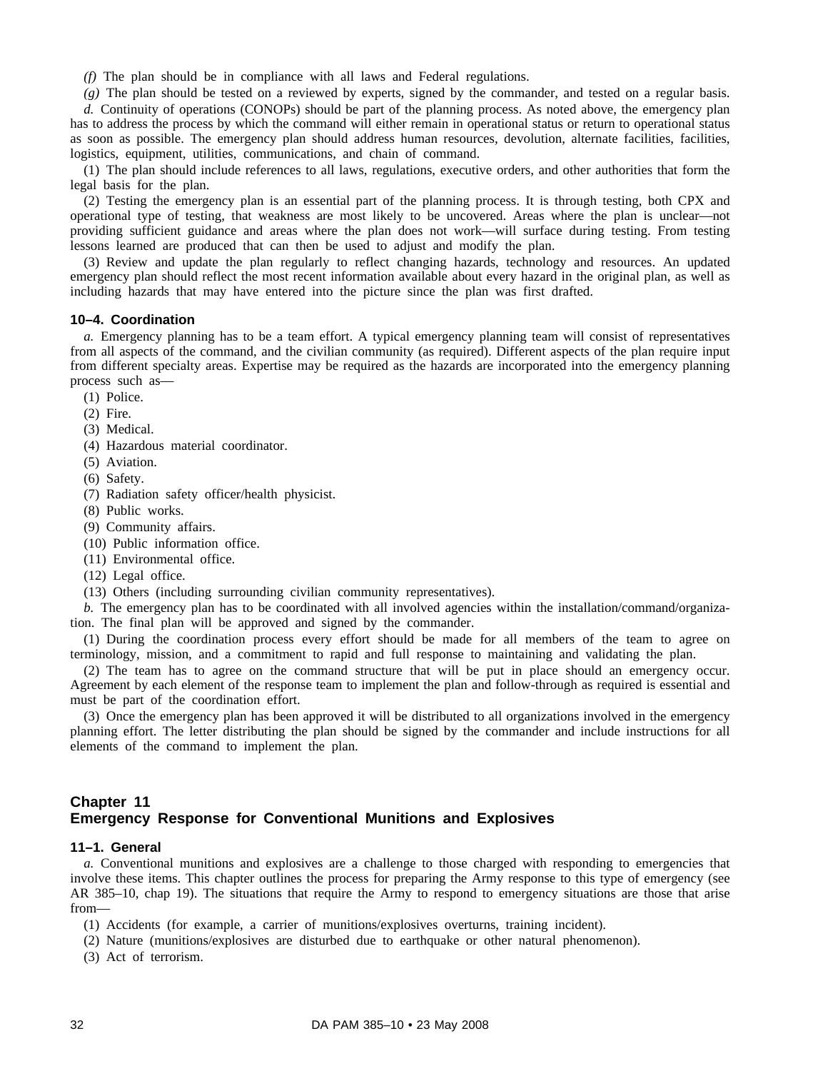*(f)* The plan should be in compliance with all laws and Federal regulations.

*(g)* The plan should be tested on a reviewed by experts, signed by the commander, and tested on a regular basis.

*d.* Continuity of operations (CONOPs) should be part of the planning process. As noted above, the emergency plan has to address the process by which the command will either remain in operational status or return to operational status as soon as possible. The emergency plan should address human resources, devolution, alternate facilities, facilities, logistics, equipment, utilities, communications, and chain of command.

(1) The plan should include references to all laws, regulations, executive orders, and other authorities that form the legal basis for the plan.

(2) Testing the emergency plan is an essential part of the planning process. It is through testing, both CPX and operational type of testing, that weakness are most likely to be uncovered. Areas where the plan is unclear—not providing sufficient guidance and areas where the plan does not work—will surface during testing. From testing lessons learned are produced that can then be used to adjust and modify the plan.

(3) Review and update the plan regularly to reflect changing hazards, technology and resources. An updated emergency plan should reflect the most recent information available about every hazard in the original plan, as well as including hazards that may have entered into the picture since the plan was first drafted.

### 10–4. Coordination

*a.* Emergency planning has to be a team effort. A typical emergency planning team will consist of representatives from all aspects of the command, and the civilian community (as required). Different aspects of the plan require input from different specialty areas. Expertise may be required as the hazards are incorporated into the emergency planning process such as—

(1) Police.

(2) Fire.

(3) Medical.

(4) Hazardous material coordinator.

(5) Aviation.

(6) Safety.

(7) Radiation safety officer/health physicist.

(8) Public works.

(9) Community affairs.

(10) Public information office.

(11) Environmental office.

(12) Legal office.

(13) Others (including surrounding civilian community representatives).

*b.* The emergency plan has to be coordinated with all involved agencies within the installation/command/organization. The final plan will be approved and signed by the commander.

(1) During the coordination process every effort should be made for all members of the team to agree on terminology, mission, and a commitment to rapid and full response to maintaining and validating the plan.

(2) The team has to agree on the command structure that will be put in place should an emergency occur. Agreement by each element of the response team to implement the plan and follow-through as required is essential and must be part of the coordination effort.

(3) Once the emergency plan has been approved it will be distributed to all organizations involved in the emergency planning effort. The letter distributing the plan should be signed by the commander and include instructions for all elements of the command to implement the plan.

## Chapter 11
## Emergency Response for Conventional Munitions and Explosives

### 11–1. General

*a.* Conventional munitions and explosives are a challenge to those charged with responding to emergencies that involve these items. This chapter outlines the process for preparing the Army response to this type of emergency (see AR 385–10, chap 19). The situations that require the Army to respond to emergency situations are those that arise from—

(1) Accidents (for example, a carrier of munitions/explosives overturns, training incident).

(2) Nature (munitions/explosives are disturbed due to earthquake or other natural phenomenon).

(3) Act of terrorism.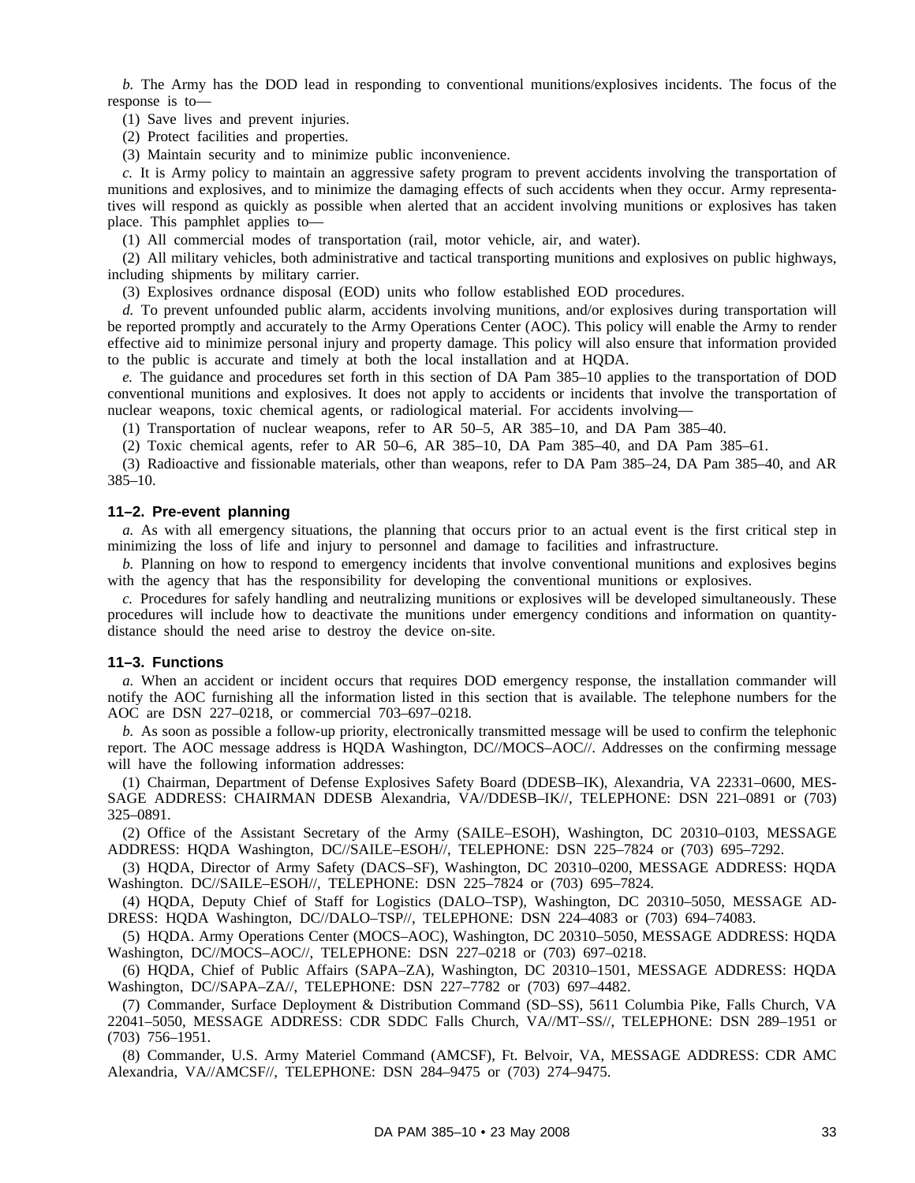*b.* The Army has the DOD lead in responding to conventional munitions/explosives incidents. The focus of the response is to—

(1) Save lives and prevent injuries.

(2) Protect facilities and properties.

(3) Maintain security and to minimize public inconvenience.

*c.* It is Army policy to maintain an aggressive safety program to prevent accidents involving the transportation of munitions and explosives, and to minimize the damaging effects of such accidents when they occur. Army representatives will respond as quickly as possible when alerted that an accident involving munitions or explosives has taken place. This pamphlet applies to—

(1) All commercial modes of transportation (rail, motor vehicle, air, and water).

(2) All military vehicles, both administrative and tactical transporting munitions and explosives on public highways, including shipments by military carrier.

(3) Explosives ordnance disposal (EOD) units who follow established EOD procedures.

*d.* To prevent unfounded public alarm, accidents involving munitions, and/or explosives during transportation will be reported promptly and accurately to the Army Operations Center (AOC). This policy will enable the Army to render effective aid to minimize personal injury and property damage. This policy will also ensure that information provided to the public is accurate and timely at both the local installation and at HQDA.

*e.* The guidance and procedures set forth in this section of DA Pam 385–10 applies to the transportation of DOD conventional munitions and explosives. It does not apply to accidents or incidents that involve the transportation of nuclear weapons, toxic chemical agents, or radiological material. For accidents involving—

(1) Transportation of nuclear weapons, refer to AR 50–5, AR 385–10, and DA Pam 385–40.

(2) Toxic chemical agents, refer to AR 50–6, AR 385–10, DA Pam 385–40, and DA Pam 385–61.

(3) Radioactive and fissionable materials, other than weapons, refer to DA Pam 385–24, DA Pam 385–40, and AR 385–10.

### 11–2. Pre-event planning

*a.* As with all emergency situations, the planning that occurs prior to an actual event is the first critical step in minimizing the loss of life and injury to personnel and damage to facilities and infrastructure.

*b.* Planning on how to respond to emergency incidents that involve conventional munitions and explosives begins with the agency that has the responsibility for developing the conventional munitions or explosives.

*c.* Procedures for safely handling and neutralizing munitions or explosives will be developed simultaneously. These procedures will include how to deactivate the munitions under emergency conditions and information on quantity-distance should the need arise to destroy the device on-site.

### 11–3. Functions

*a.* When an accident or incident occurs that requires DOD emergency response, the installation commander will notify the AOC furnishing all the information listed in this section that is available. The telephone numbers for the AOC are DSN 227–0218, or commercial 703–697–0218.

*b.* As soon as possible a follow-up priority, electronically transmitted message will be used to confirm the telephonic report. The AOC message address is HQDA Washington, DC//MOCS–AOC//. Addresses on the confirming message will have the following information addresses:

(1) Chairman, Department of Defense Explosives Safety Board (DDESB–IK), Alexandria, VA 22331–0600, MESSAGE ADDRESS: CHAIRMAN DDESB Alexandria, VA//DDESB–IK//, TELEPHONE: DSN 221–0891 or (703) 325–0891.

(2) Office of the Assistant Secretary of the Army (SAILE–ESOH), Washington, DC 20310–0103, MESSAGE ADDRESS: HQDA Washington, DC//SAILE–ESOH//, TELEPHONE: DSN 225–7824 or (703) 695–7292.

(3) HQDA, Director of Army Safety (DACS–SF), Washington, DC 20310–0200, MESSAGE ADDRESS: HQDA Washington. DC//SAILE–ESOH//, TELEPHONE: DSN 225–7824 or (703) 695–7824.

(4) HQDA, Deputy Chief of Staff for Logistics (DALO–TSP), Washington, DC 20310–5050, MESSAGE ADDRESS: HQDA Washington, DC//DALO–TSP//, TELEPHONE: DSN 224–4083 or (703) 694–74083.

(5) HQDA. Army Operations Center (MOCS–AOC), Washington, DC 20310–5050, MESSAGE ADDRESS: HQDA Washington, DC//MOCS–AOC//, TELEPHONE: DSN 227–0218 or (703) 697–0218.

(6) HQDA, Chief of Public Affairs (SAPA–ZA), Washington, DC 20310–1501, MESSAGE ADDRESS: HQDA Washington, DC//SAPA–ZA//, TELEPHONE: DSN 227–7782 or (703) 697–4482.

(7) Commander, Surface Deployment & Distribution Command (SD–SS), 5611 Columbia Pike, Falls Church, VA 22041–5050, MESSAGE ADDRESS: CDR SDDC Falls Church, VA//MT–SS//, TELEPHONE: DSN 289–1951 or (703) 756–1951.

(8) Commander, U.S. Army Materiel Command (AMCSF), Ft. Belvoir, VA, MESSAGE ADDRESS: CDR AMC Alexandria, VA//AMCSF//, TELEPHONE: DSN 284–9475 or (703) 274–9475.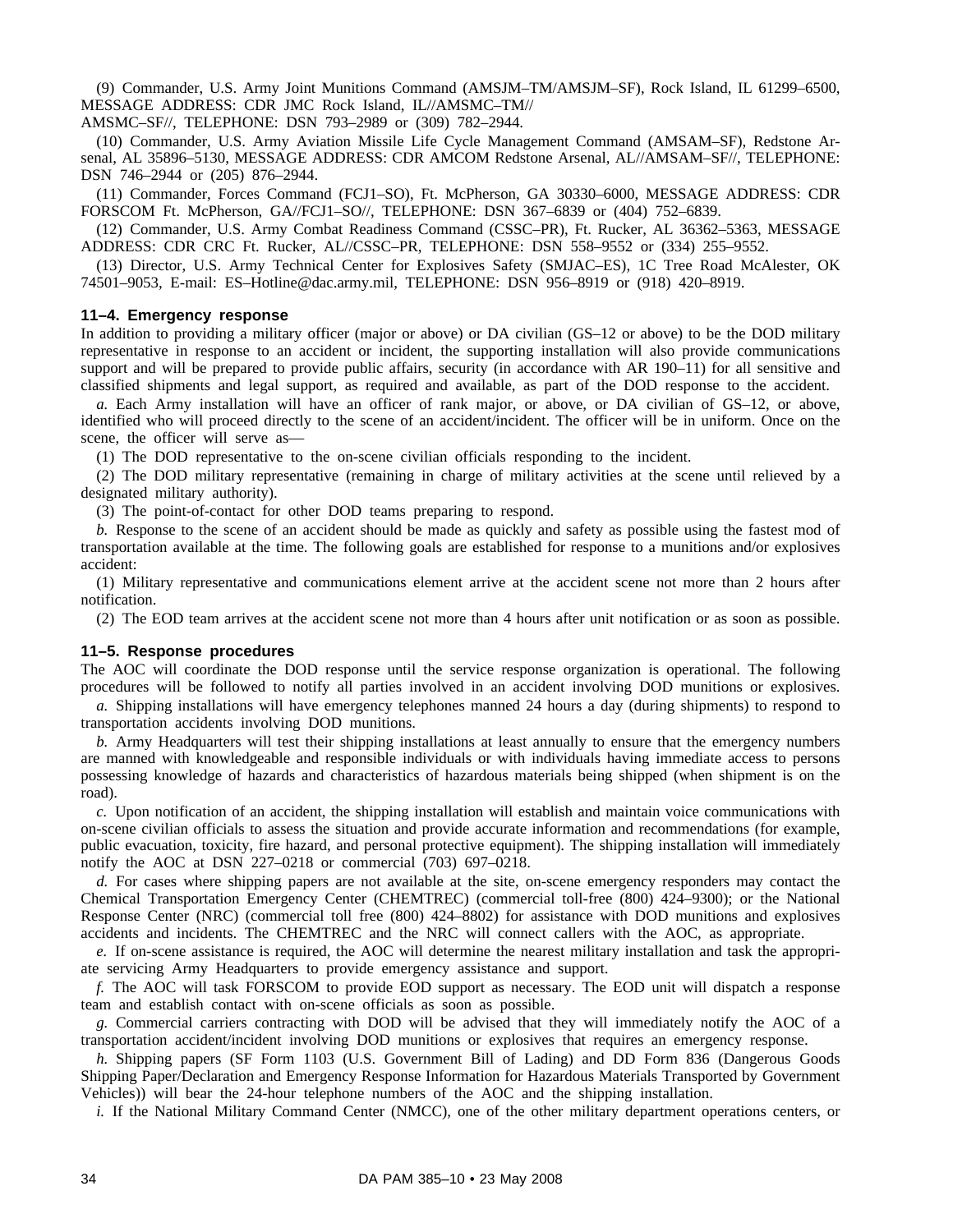(9) Commander, U.S. Army Joint Munitions Command (AMSJM–TM/AMSJM–SF), Rock Island, IL 61299–6500, MESSAGE ADDRESS: CDR JMC Rock Island, IL//AMSMC–TM// AMSMC–SF//, TELEPHONE: DSN 793–2989 or (309) 782–2944.

(10) Commander, U.S. Army Aviation Missile Life Cycle Management Command (AMSAM–SF), Redstone Arsenal, AL 35896–5130, MESSAGE ADDRESS: CDR AMCOM Redstone Arsenal, AL//AMSAM–SF//, TELEPHONE: DSN 746–2944 or (205) 876–2944.

(11) Commander, Forces Command (FCJ1–SO), Ft. McPherson, GA 30330–6000, MESSAGE ADDRESS: CDR FORSCOM Ft. McPherson, GA//FCJ1–SO//, TELEPHONE: DSN 367–6839 or (404) 752–6839.

(12) Commander, U.S. Army Combat Readiness Command (CSSC–PR), Ft. Rucker, AL 36362–5363, MESSAGE ADDRESS: CDR CRC Ft. Rucker, AL//CSSC–PR, TELEPHONE: DSN 558–9552 or (334) 255–9552.

(13) Director, U.S. Army Technical Center for Explosives Safety (SMJAC–ES), 1C Tree Road McAlester, OK 74501–9053, E-mail: ES–Hotline@dac.army.mil, TELEPHONE: DSN 956–8919 or (918) 420–8919.

### 11–4. Emergency response

In addition to providing a military officer (major or above) or DA civilian (GS–12 or above) to be the DOD military representative in response to an accident or incident, the supporting installation will also provide communications support and will be prepared to provide public affairs, security (in accordance with AR 190–11) for all sensitive and classified shipments and legal support, as required and available, as part of the DOD response to the accident.

*a.* Each Army installation will have an officer of rank major, or above, or DA civilian of GS–12, or above, identified who will proceed directly to the scene of an accident/incident. The officer will be in uniform. Once on the scene, the officer will serve as—

(1) The DOD representative to the on-scene civilian officials responding to the incident.

(2) The DOD military representative (remaining in charge of military activities at the scene until relieved by a designated military authority).

(3) The point-of-contact for other DOD teams preparing to respond.

*b.* Response to the scene of an accident should be made as quickly and safety as possible using the fastest mod of transportation available at the time. The following goals are established for response to a munitions and/or explosives accident:

(1) Military representative and communications element arrive at the accident scene not more than 2 hours after notification.

(2) The EOD team arrives at the accident scene not more than 4 hours after unit notification or as soon as possible.

### 11–5. Response procedures

The AOC will coordinate the DOD response until the service response organization is operational. The following procedures will be followed to notify all parties involved in an accident involving DOD munitions or explosives.

*a.* Shipping installations will have emergency telephones manned 24 hours a day (during shipments) to respond to transportation accidents involving DOD munitions.

*b.* Army Headquarters will test their shipping installations at least annually to ensure that the emergency numbers are manned with knowledgeable and responsible individuals or with individuals having immediate access to persons possessing knowledge of hazards and characteristics of hazardous materials being shipped (when shipment is on the road).

*c.* Upon notification of an accident, the shipping installation will establish and maintain voice communications with on-scene civilian officials to assess the situation and provide accurate information and recommendations (for example, public evacuation, toxicity, fire hazard, and personal protective equipment). The shipping installation will immediately notify the AOC at DSN 227–0218 or commercial (703) 697–0218.

*d.* For cases where shipping papers are not available at the site, on-scene emergency responders may contact the Chemical Transportation Emergency Center (CHEMTREC) (commercial toll-free (800) 424–9300); or the National Response Center (NRC) (commercial toll free (800) 424–8802) for assistance with DOD munitions and explosives accidents and incidents. The CHEMTREC and the NRC will connect callers with the AOC, as appropriate.

*e.* If on-scene assistance is required, the AOC will determine the nearest military installation and task the appropriate servicing Army Headquarters to provide emergency assistance and support.

*f.* The AOC will task FORSCOM to provide EOD support as necessary. The EOD unit will dispatch a response team and establish contact with on-scene officials as soon as possible.

*g.* Commercial carriers contracting with DOD will be advised that they will immediately notify the AOC of a transportation accident/incident involving DOD munitions or explosives that requires an emergency response.

*h.* Shipping papers (SF Form 1103 (U.S. Government Bill of Lading) and DD Form 836 (Dangerous Goods Shipping Paper/Declaration and Emergency Response Information for Hazardous Materials Transported by Government Vehicles)) will bear the 24-hour telephone numbers of the AOC and the shipping installation.

*i.* If the National Military Command Center (NMCC), one of the other military department operations centers, or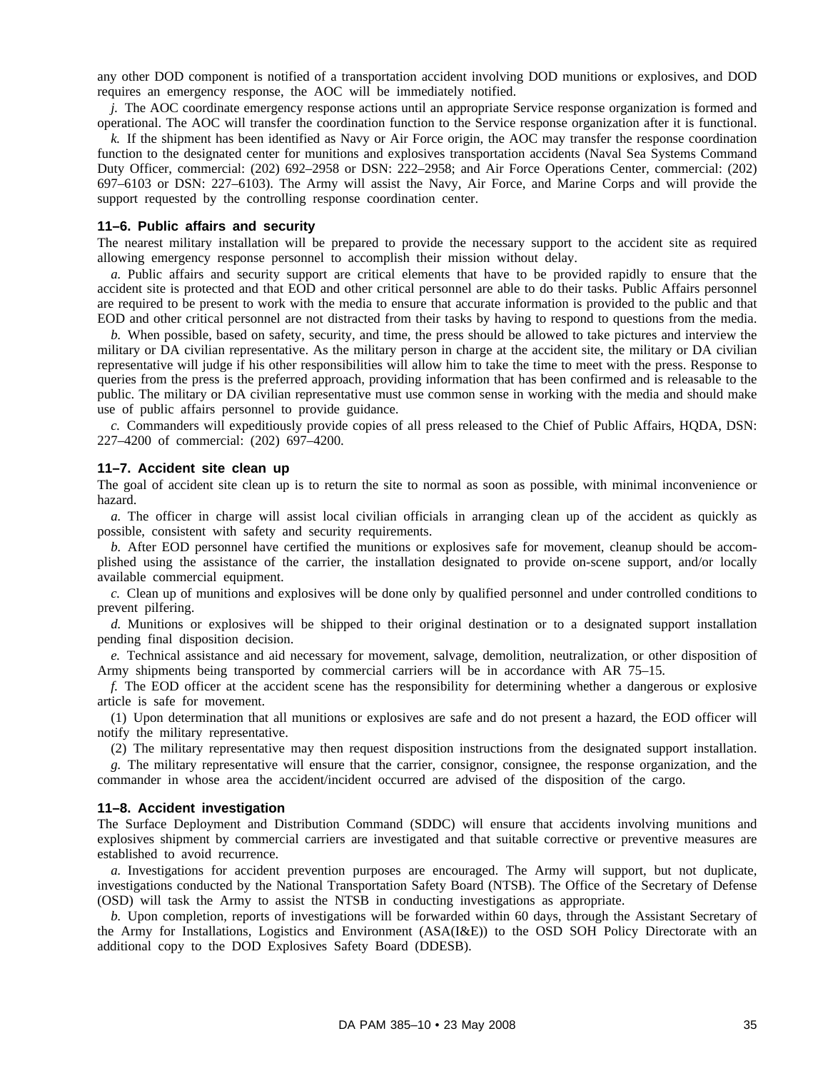any other DOD component is notified of a transportation accident involving DOD munitions or explosives, and DOD requires an emergency response, the AOC will be immediately notified.

*j.* The AOC coordinate emergency response actions until an appropriate Service response organization is formed and operational. The AOC will transfer the coordination function to the Service response organization after it is functional.

*k.* If the shipment has been identified as Navy or Air Force origin, the AOC may transfer the response coordination function to the designated center for munitions and explosives transportation accidents (Naval Sea Systems Command Duty Officer, commercial: (202) 692–2958 or DSN: 222–2958; and Air Force Operations Center, commercial: (202) 697–6103 or DSN: 227–6103). The Army will assist the Navy, Air Force, and Marine Corps and will provide the support requested by the controlling response coordination center.

### 11–6. Public affairs and security

The nearest military installation will be prepared to provide the necessary support to the accident site as required allowing emergency response personnel to accomplish their mission without delay.

*a.* Public affairs and security support are critical elements that have to be provided rapidly to ensure that the accident site is protected and that EOD and other critical personnel are able to do their tasks. Public Affairs personnel are required to be present to work with the media to ensure that accurate information is provided to the public and that EOD and other critical personnel are not distracted from their tasks by having to respond to questions from the media.

*b.* When possible, based on safety, security, and time, the press should be allowed to take pictures and interview the military or DA civilian representative. As the military person in charge at the accident site, the military or DA civilian representative will judge if his other responsibilities will allow him to take the time to meet with the press. Response to queries from the press is the preferred approach, providing information that has been confirmed and is releasable to the public. The military or DA civilian representative must use common sense in working with the media and should make use of public affairs personnel to provide guidance.

*c.* Commanders will expeditiously provide copies of all press released to the Chief of Public Affairs, HQDA, DSN: 227–4200 of commercial: (202) 697–4200.

### 11–7. Accident site clean up

The goal of accident site clean up is to return the site to normal as soon as possible, with minimal inconvenience or hazard.

*a.* The officer in charge will assist local civilian officials in arranging clean up of the accident as quickly as possible, consistent with safety and security requirements.

*b.* After EOD personnel have certified the munitions or explosives safe for movement, cleanup should be accomplished using the assistance of the carrier, the installation designated to provide on-scene support, and/or locally available commercial equipment.

*c.* Clean up of munitions and explosives will be done only by qualified personnel and under controlled conditions to prevent pilfering.

*d.* Munitions or explosives will be shipped to their original destination or to a designated support installation pending final disposition decision.

*e.* Technical assistance and aid necessary for movement, salvage, demolition, neutralization, or other disposition of Army shipments being transported by commercial carriers will be in accordance with AR 75–15.

*f.* The EOD officer at the accident scene has the responsibility for determining whether a dangerous or explosive article is safe for movement.

(1) Upon determination that all munitions or explosives are safe and do not present a hazard, the EOD officer will notify the military representative.

(2) The military representative may then request disposition instructions from the designated support installation.

*g.* The military representative will ensure that the carrier, consignor, consignee, the response organization, and the commander in whose area the accident/incident occurred are advised of the disposition of the cargo.

### 11–8. Accident investigation

The Surface Deployment and Distribution Command (SDDC) will ensure that accidents involving munitions and explosives shipment by commercial carriers are investigated and that suitable corrective or preventive measures are established to avoid recurrence.

*a.* Investigations for accident prevention purposes are encouraged. The Army will support, but not duplicate, investigations conducted by the National Transportation Safety Board (NTSB). The Office of the Secretary of Defense (OSD) will task the Army to assist the NTSB in conducting investigations as appropriate.

*b.* Upon completion, reports of investigations will be forwarded within 60 days, through the Assistant Secretary of the Army for Installations, Logistics and Environment (ASA(I&E)) to the OSD SOH Policy Directorate with an additional copy to the DOD Explosives Safety Board (DDESB).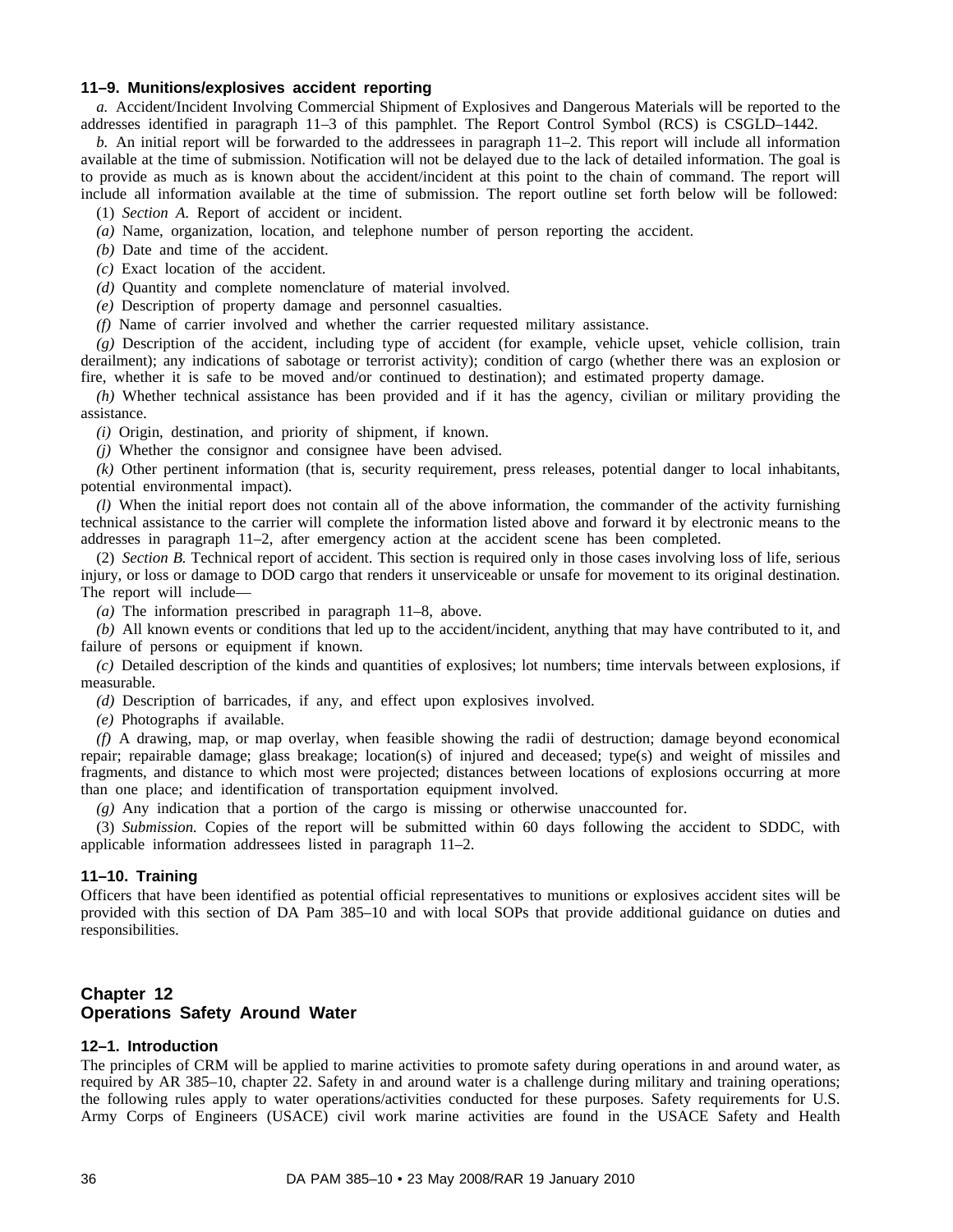### 11–9. Munitions/explosives accident reporting

*a.* Accident/Incident Involving Commercial Shipment of Explosives and Dangerous Materials will be reported to the addresses identified in paragraph 11–3 of this pamphlet. The Report Control Symbol (RCS) is CSGLD–1442.

*b.* An initial report will be forwarded to the addressees in paragraph 11–2. This report will include all information available at the time of submission. Notification will not be delayed due to the lack of detailed information. The goal is to provide as much as is known about the accident/incident at this point to the chain of command. The report will include all information available at the time of submission. The report outline set forth below will be followed:

(1) *Section A.* Report of accident or incident.

*(a)* Name, organization, location, and telephone number of person reporting the accident.

*(b)* Date and time of the accident.

*(c)* Exact location of the accident.

*(d)* Quantity and complete nomenclature of material involved.

*(e)* Description of property damage and personnel casualties.

*(f)* Name of carrier involved and whether the carrier requested military assistance.

*(g)* Description of the accident, including type of accident (for example, vehicle upset, vehicle collision, train derailment); any indications of sabotage or terrorist activity); condition of cargo (whether there was an explosion or fire, whether it is safe to be moved and/or continued to destination); and estimated property damage.

*(h)* Whether technical assistance has been provided and if it has the agency, civilian or military providing the assistance.

*(i)* Origin, destination, and priority of shipment, if known.

*(j)* Whether the consignor and consignee have been advised.

*(k)* Other pertinent information (that is, security requirement, press releases, potential danger to local inhabitants, potential environmental impact).

*(l)* When the initial report does not contain all of the above information, the commander of the activity furnishing technical assistance to the carrier will complete the information listed above and forward it by electronic means to the addresses in paragraph 11–2, after emergency action at the accident scene has been completed.

(2) *Section B.* Technical report of accident. This section is required only in those cases involving loss of life, serious injury, or loss or damage to DOD cargo that renders it unserviceable or unsafe for movement to its original destination. The report will include—

*(a)* The information prescribed in paragraph 11–8, above.

*(b)* All known events or conditions that led up to the accident/incident, anything that may have contributed to it, and failure of persons or equipment if known.

*(c)* Detailed description of the kinds and quantities of explosives; lot numbers; time intervals between explosions, if measurable.

*(d)* Description of barricades, if any, and effect upon explosives involved.

*(e)* Photographs if available.

*(f)* A drawing, map, or map overlay, when feasible showing the radii of destruction; damage beyond economical repair; repairable damage; glass breakage; location(s) of injured and deceased; type(s) and weight of missiles and fragments, and distance to which most were projected; distances between locations of explosions occurring at more than one place; and identification of transportation equipment involved.

*(g)* Any indication that a portion of the cargo is missing or otherwise unaccounted for.

(3) *Submission.* Copies of the report will be submitted within 60 days following the accident to SDDC, with applicable information addressees listed in paragraph 11–2.

### 11–10. Training

Officers that have been identified as potential official representatives to munitions or explosives accident sites will be provided with this section of DA Pam 385–10 and with local SOPs that provide additional guidance on duties and responsibilities.

## Chapter 12
## Operations Safety Around Water

### 12–1. Introduction

The principles of CRM will be applied to marine activities to promote safety during operations in and around water, as required by AR 385–10, chapter 22. Safety in and around water is a challenge during military and training operations; the following rules apply to water operations/activities conducted for these purposes. Safety requirements for U.S. Army Corps of Engineers (USACE) civil work marine activities are found in the USACE Safety and Health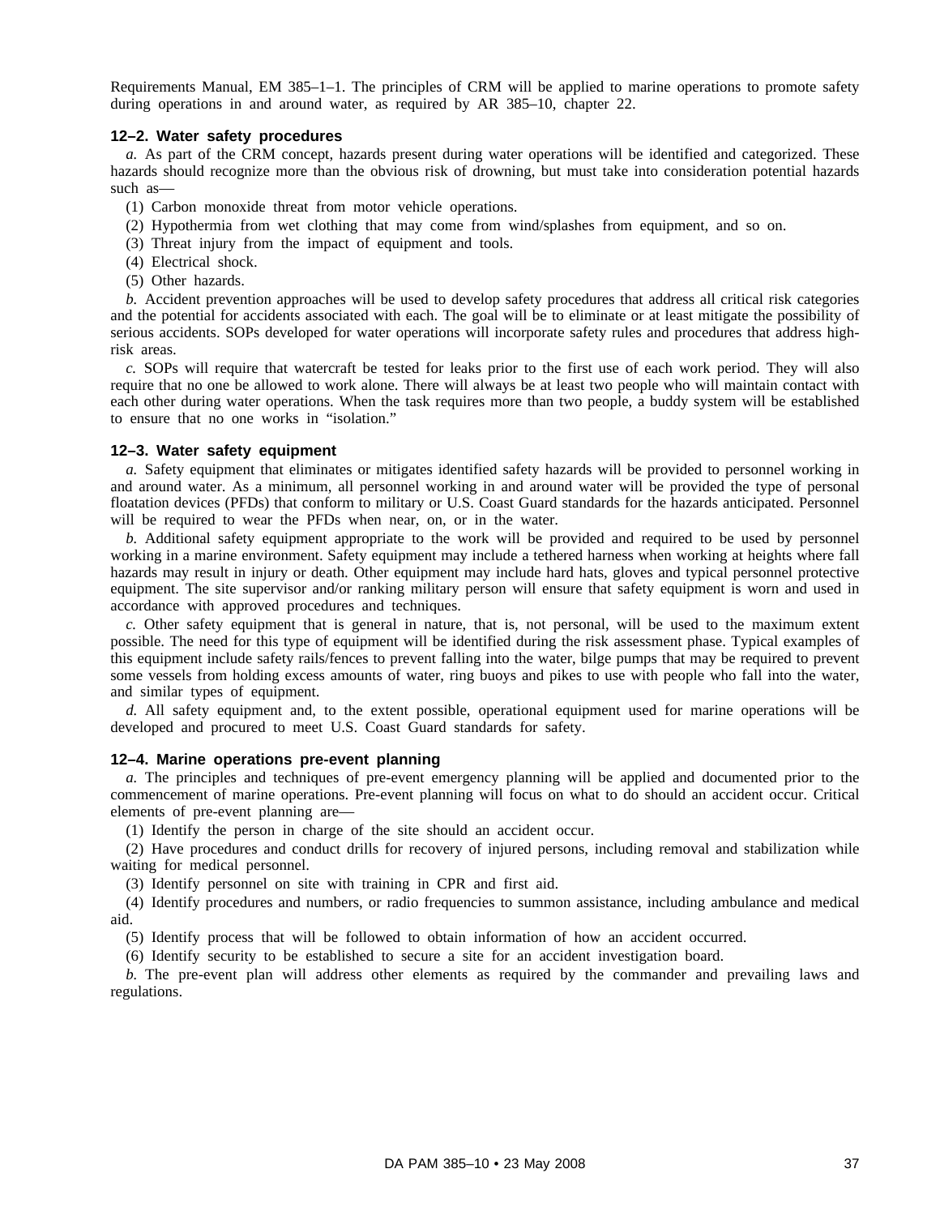Requirements Manual, EM 385–1–1. The principles of CRM will be applied to marine operations to promote safety during operations in and around water, as required by AR 385–10, chapter 22.

### 12–2. Water safety procedures

*a.* As part of the CRM concept, hazards present during water operations will be identified and categorized. These hazards should recognize more than the obvious risk of drowning, but must take into consideration potential hazards such as—

(1) Carbon monoxide threat from motor vehicle operations.

(2) Hypothermia from wet clothing that may come from wind/splashes from equipment, and so on.

(3) Threat injury from the impact of equipment and tools.

(4) Electrical shock.

(5) Other hazards.

*b.* Accident prevention approaches will be used to develop safety procedures that address all critical risk categories and the potential for accidents associated with each. The goal will be to eliminate or at least mitigate the possibility of serious accidents. SOPs developed for water operations will incorporate safety rules and procedures that address high-risk areas.

*c.* SOPs will require that watercraft be tested for leaks prior to the first use of each work period. They will also require that no one be allowed to work alone. There will always be at least two people who will maintain contact with each other during water operations. When the task requires more than two people, a buddy system will be established to ensure that no one works in "isolation."

### 12–3. Water safety equipment

*a.* Safety equipment that eliminates or mitigates identified safety hazards will be provided to personnel working in and around water. As a minimum, all personnel working in and around water will be provided the type of personal floatation devices (PFDs) that conform to military or U.S. Coast Guard standards for the hazards anticipated. Personnel will be required to wear the PFDs when near, on, or in the water.

*b.* Additional safety equipment appropriate to the work will be provided and required to be used by personnel working in a marine environment. Safety equipment may include a tethered harness when working at heights where fall hazards may result in injury or death. Other equipment may include hard hats, gloves and typical personnel protective equipment. The site supervisor and/or ranking military person will ensure that safety equipment is worn and used in accordance with approved procedures and techniques.

*c.* Other safety equipment that is general in nature, that is, not personal, will be used to the maximum extent possible. The need for this type of equipment will be identified during the risk assessment phase. Typical examples of this equipment include safety rails/fences to prevent falling into the water, bilge pumps that may be required to prevent some vessels from holding excess amounts of water, ring buoys and pikes to use with people who fall into the water, and similar types of equipment.

*d.* All safety equipment and, to the extent possible, operational equipment used for marine operations will be developed and procured to meet U.S. Coast Guard standards for safety.

### 12–4. Marine operations pre-event planning

*a.* The principles and techniques of pre-event emergency planning will be applied and documented prior to the commencement of marine operations. Pre-event planning will focus on what to do should an accident occur. Critical elements of pre-event planning are—

(1) Identify the person in charge of the site should an accident occur.

(2) Have procedures and conduct drills for recovery of injured persons, including removal and stabilization while waiting for medical personnel.

(3) Identify personnel on site with training in CPR and first aid.

(4) Identify procedures and numbers, or radio frequencies to summon assistance, including ambulance and medical aid.

(5) Identify process that will be followed to obtain information of how an accident occurred.

(6) Identify security to be established to secure a site for an accident investigation board.

*b.* The pre-event plan will address other elements as required by the commander and prevailing laws and regulations.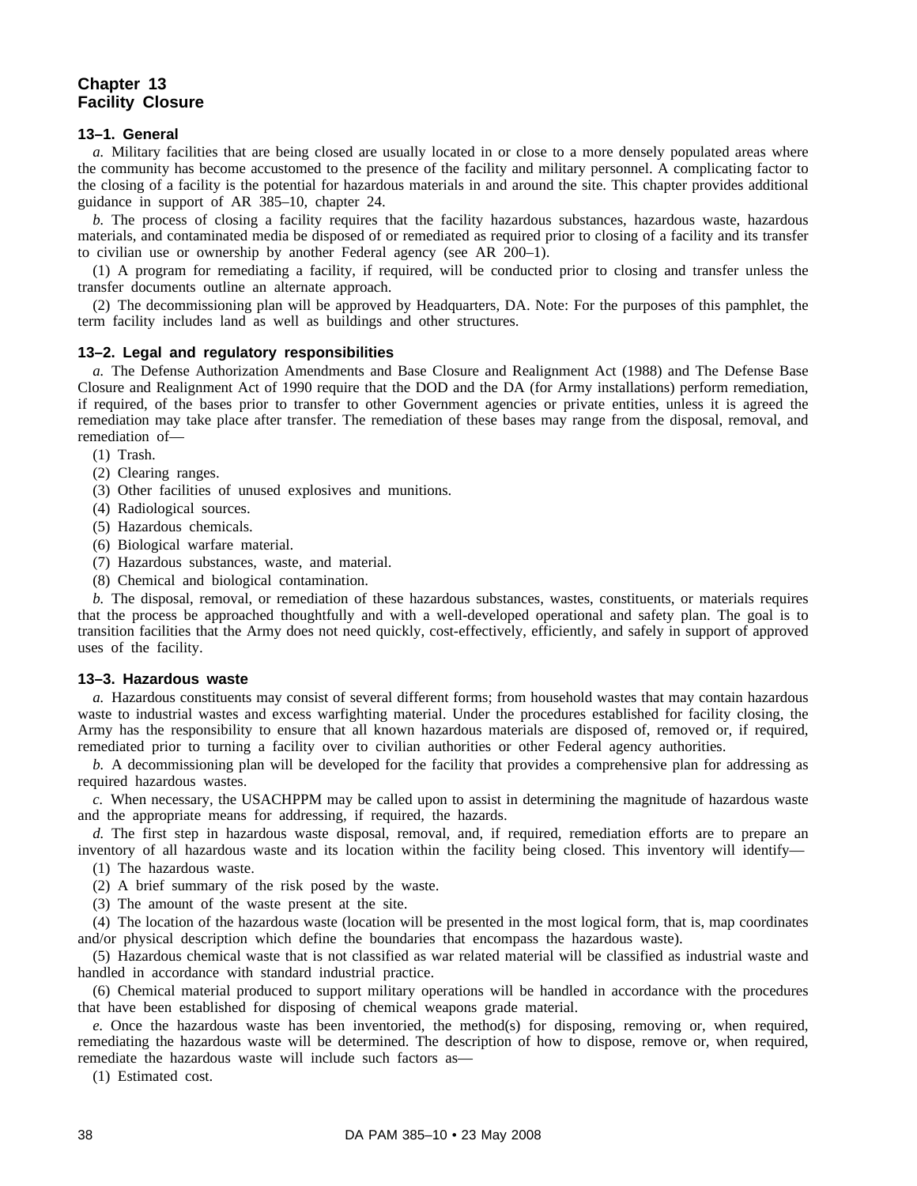# Chapter 13
# Facility Closure

### 13–1. General

*a.* Military facilities that are being closed are usually located in or close to a more densely populated areas where the community has become accustomed to the presence of the facility and military personnel. A complicating factor to the closing of a facility is the potential for hazardous materials in and around the site. This chapter provides additional guidance in support of AR 385–10, chapter 24.

*b.* The process of closing a facility requires that the facility hazardous substances, hazardous waste, hazardous materials, and contaminated media be disposed of or remediated as required prior to closing of a facility and its transfer to civilian use or ownership by another Federal agency (see AR 200–1).

(1) A program for remediating a facility, if required, will be conducted prior to closing and transfer unless the transfer documents outline an alternate approach.

(2) The decommissioning plan will be approved by Headquarters, DA. Note: For the purposes of this pamphlet, the term facility includes land as well as buildings and other structures.

### 13–2. Legal and regulatory responsibilities

*a.* The Defense Authorization Amendments and Base Closure and Realignment Act (1988) and The Defense Base Closure and Realignment Act of 1990 require that the DOD and the DA (for Army installations) perform remediation, if required, of the bases prior to transfer to other Government agencies or private entities, unless it is agreed the remediation may take place after transfer. The remediation of these bases may range from the disposal, removal, and remediation of—

(1) Trash.

(2) Clearing ranges.

(3) Other facilities of unused explosives and munitions.

(4) Radiological sources.

(5) Hazardous chemicals.

(6) Biological warfare material.

(7) Hazardous substances, waste, and material.

(8) Chemical and biological contamination.

*b.* The disposal, removal, or remediation of these hazardous substances, wastes, constituents, or materials requires that the process be approached thoughtfully and with a well-developed operational and safety plan. The goal is to transition facilities that the Army does not need quickly, cost-effectively, efficiently, and safely in support of approved uses of the facility.

### 13–3. Hazardous waste

*a.* Hazardous constituents may consist of several different forms; from household wastes that may contain hazardous waste to industrial wastes and excess warfighting material. Under the procedures established for facility closing, the Army has the responsibility to ensure that all known hazardous materials are disposed of, removed or, if required, remediated prior to turning a facility over to civilian authorities or other Federal agency authorities.

*b.* A decommissioning plan will be developed for the facility that provides a comprehensive plan for addressing as required hazardous wastes.

*c.* When necessary, the USACHPPM may be called upon to assist in determining the magnitude of hazardous waste and the appropriate means for addressing, if required, the hazards.

*d.* The first step in hazardous waste disposal, removal, and, if required, remediation efforts are to prepare an inventory of all hazardous waste and its location within the facility being closed. This inventory will identify—

(1) The hazardous waste.

(2) A brief summary of the risk posed by the waste.

(3) The amount of the waste present at the site.

(4) The location of the hazardous waste (location will be presented in the most logical form, that is, map coordinates and/or physical description which define the boundaries that encompass the hazardous waste).

(5) Hazardous chemical waste that is not classified as war related material will be classified as industrial waste and handled in accordance with standard industrial practice.

(6) Chemical material produced to support military operations will be handled in accordance with the procedures that have been established for disposing of chemical weapons grade material.

*e.* Once the hazardous waste has been inventoried, the method(s) for disposing, removing or, when required, remediating the hazardous waste will be determined. The description of how to dispose, remove or, when required, remediate the hazardous waste will include such factors as—

(1) Estimated cost.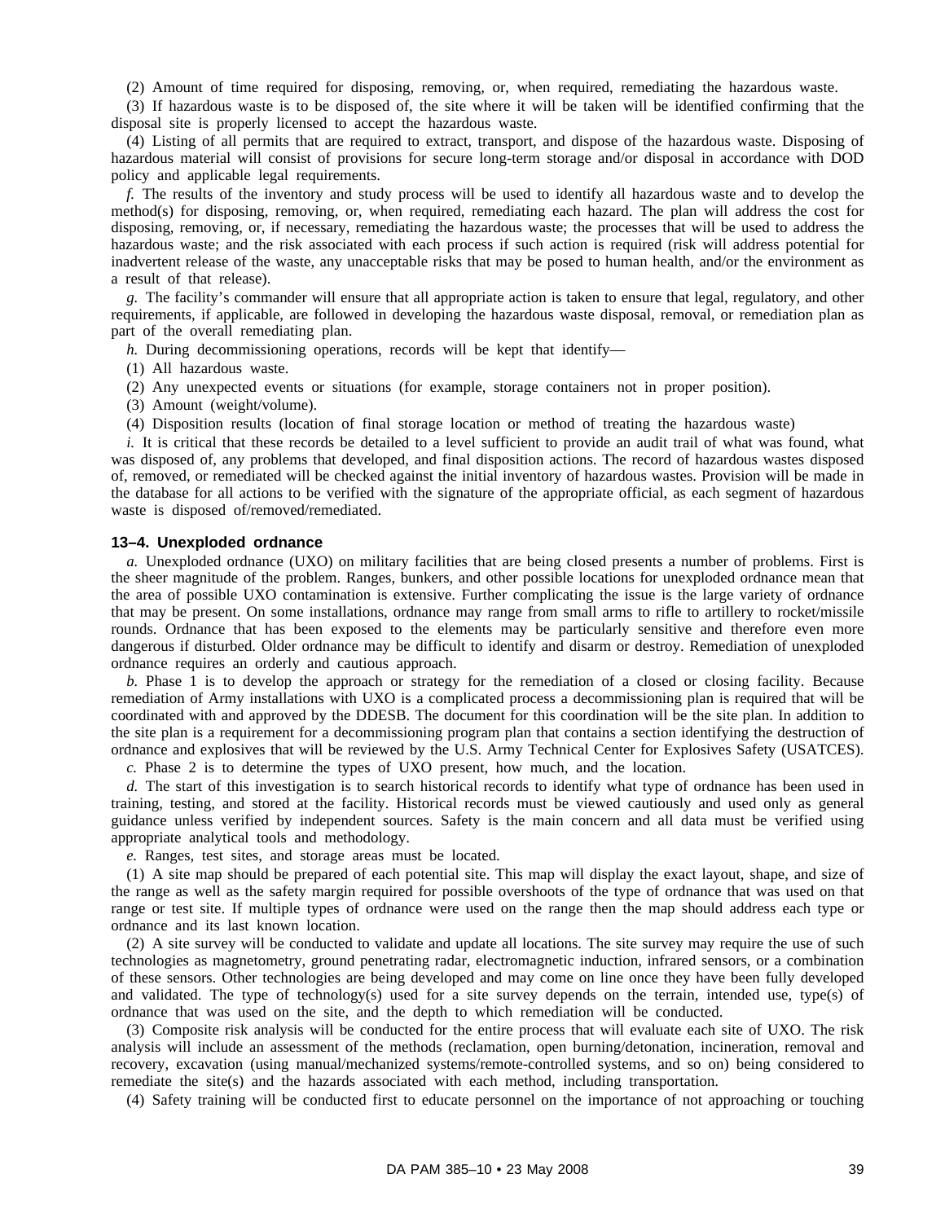(2) Amount of time required for disposing, removing, or, when required, remediating the hazardous waste.

(3) If hazardous waste is to be disposed of, the site where it will be taken will be identified confirming that the disposal site is properly licensed to accept the hazardous waste.

(4) Listing of all permits that are required to extract, transport, and dispose of the hazardous waste. Disposing of hazardous material will consist of provisions for secure long-term storage and/or disposal in accordance with DOD policy and applicable legal requirements.

*f.* The results of the inventory and study process will be used to identify all hazardous waste and to develop the method(s) for disposing, removing, or, when required, remediating each hazard. The plan will address the cost for disposing, removing, or, if necessary, remediating the hazardous waste; the processes that will be used to address the hazardous waste; and the risk associated with each process if such action is required (risk will address potential for inadvertent release of the waste, any unacceptable risks that may be posed to human health, and/or the environment as a result of that release).

*g.* The facility's commander will ensure that all appropriate action is taken to ensure that legal, regulatory, and other requirements, if applicable, are followed in developing the hazardous waste disposal, removal, or remediation plan as part of the overall remediating plan.

*h.* During decommissioning operations, records will be kept that identify—

(1) All hazardous waste.

(2) Any unexpected events or situations (for example, storage containers not in proper position).

(3) Amount (weight/volume).

(4) Disposition results (location of final storage location or method of treating the hazardous waste)

*i.* It is critical that these records be detailed to a level sufficient to provide an audit trail of what was found, what was disposed of, any problems that developed, and final disposition actions. The record of hazardous wastes disposed of, removed, or remediated will be checked against the initial inventory of hazardous wastes. Provision will be made in the database for all actions to be verified with the signature of the appropriate official, as each segment of hazardous waste is disposed of/removed/remediated.

### 13–4. Unexploded ordnance

*a.* Unexploded ordnance (UXO) on military facilities that are being closed presents a number of problems. First is the sheer magnitude of the problem. Ranges, bunkers, and other possible locations for unexploded ordnance mean that the area of possible UXO contamination is extensive. Further complicating the issue is the large variety of ordnance that may be present. On some installations, ordnance may range from small arms to rifle to artillery to rocket/missile rounds. Ordnance that has been exposed to the elements may be particularly sensitive and therefore even more dangerous if disturbed. Older ordnance may be difficult to identify and disarm or destroy. Remediation of unexploded ordnance requires an orderly and cautious approach.

*b.* Phase 1 is to develop the approach or strategy for the remediation of a closed or closing facility. Because remediation of Army installations with UXO is a complicated process a decommissioning plan is required that will be coordinated with and approved by the DDESB. The document for this coordination will be the site plan. In addition to the site plan is a requirement for a decommissioning program plan that contains a section identifying the destruction of ordnance and explosives that will be reviewed by the U.S. Army Technical Center for Explosives Safety (USATCES).

*c.* Phase 2 is to determine the types of UXO present, how much, and the location.

*d.* The start of this investigation is to search historical records to identify what type of ordnance has been used in training, testing, and stored at the facility. Historical records must be viewed cautiously and used only as general guidance unless verified by independent sources. Safety is the main concern and all data must be verified using appropriate analytical tools and methodology.

*e.* Ranges, test sites, and storage areas must be located.

(1) A site map should be prepared of each potential site. This map will display the exact layout, shape, and size of the range as well as the safety margin required for possible overshoots of the type of ordnance that was used on that range or test site. If multiple types of ordnance were used on the range then the map should address each type or ordnance and its last known location.

(2) A site survey will be conducted to validate and update all locations. The site survey may require the use of such technologies as magnetometry, ground penetrating radar, electromagnetic induction, infrared sensors, or a combination of these sensors. Other technologies are being developed and may come on line once they have been fully developed and validated. The type of technology(s) used for a site survey depends on the terrain, intended use, type(s) of ordnance that was used on the site, and the depth to which remediation will be conducted.

(3) Composite risk analysis will be conducted for the entire process that will evaluate each site of UXO. The risk analysis will include an assessment of the methods (reclamation, open burning/detonation, incineration, removal and recovery, excavation (using manual/mechanized systems/remote-controlled systems, and so on) being considered to remediate the site(s) and the hazards associated with each method, including transportation.

(4) Safety training will be conducted first to educate personnel on the importance of not approaching or touching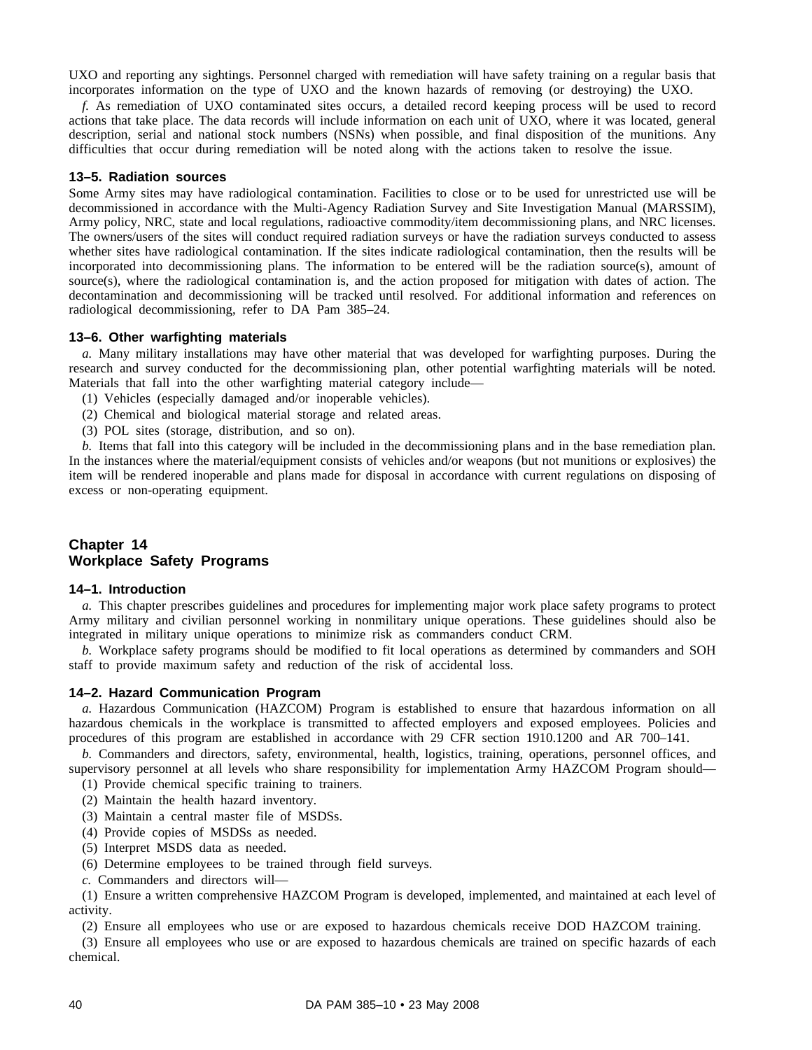UXO and reporting any sightings. Personnel charged with remediation will have safety training on a regular basis that incorporates information on the type of UXO and the known hazards of removing (or destroying) the UXO.

*f.* As remediation of UXO contaminated sites occurs, a detailed record keeping process will be used to record actions that take place. The data records will include information on each unit of UXO, where it was located, general description, serial and national stock numbers (NSNs) when possible, and final disposition of the munitions. Any difficulties that occur during remediation will be noted along with the actions taken to resolve the issue.

### 13–5. Radiation sources

Some Army sites may have radiological contamination. Facilities to close or to be used for unrestricted use will be decommissioned in accordance with the Multi-Agency Radiation Survey and Site Investigation Manual (MARSSIM), Army policy, NRC, state and local regulations, radioactive commodity/item decommissioning plans, and NRC licenses. The owners/users of the sites will conduct required radiation surveys or have the radiation surveys conducted to assess whether sites have radiological contamination. If the sites indicate radiological contamination, then the results will be incorporated into decommissioning plans. The information to be entered will be the radiation source(s), amount of source(s), where the radiological contamination is, and the action proposed for mitigation with dates of action. The decontamination and decommissioning will be tracked until resolved. For additional information and references on radiological decommissioning, refer to DA Pam 385–24.

### 13–6. Other warfighting materials

*a.* Many military installations may have other material that was developed for warfighting purposes. During the research and survey conducted for the decommissioning plan, other potential warfighting materials will be noted. Materials that fall into the other warfighting material category include—

(1) Vehicles (especially damaged and/or inoperable vehicles).

(2) Chemical and biological material storage and related areas.

(3) POL sites (storage, distribution, and so on).

*b.* Items that fall into this category will be included in the decommissioning plans and in the base remediation plan. In the instances where the material/equipment consists of vehicles and/or weapons (but not munitions or explosives) the item will be rendered inoperable and plans made for disposal in accordance with current regulations on disposing of excess or non-operating equipment.

## Chapter 14
## Workplace Safety Programs

### 14–1. Introduction

*a.* This chapter prescribes guidelines and procedures for implementing major work place safety programs to protect Army military and civilian personnel working in nonmilitary unique operations. These guidelines should also be integrated in military unique operations to minimize risk as commanders conduct CRM.

*b.* Workplace safety programs should be modified to fit local operations as determined by commanders and SOH staff to provide maximum safety and reduction of the risk of accidental loss.

### 14–2. Hazard Communication Program

*a.* Hazardous Communication (HAZCOM) Program is established to ensure that hazardous information on all hazardous chemicals in the workplace is transmitted to affected employers and exposed employees. Policies and procedures of this program are established in accordance with 29 CFR section 1910.1200 and AR 700–141.

*b.* Commanders and directors, safety, environmental, health, logistics, training, operations, personnel offices, and supervisory personnel at all levels who share responsibility for implementation Army HAZCOM Program should—

(1) Provide chemical specific training to trainers.

(2) Maintain the health hazard inventory.

(3) Maintain a central master file of MSDSs.

(4) Provide copies of MSDSs as needed.

(5) Interpret MSDS data as needed.

(6) Determine employees to be trained through field surveys.

*c.* Commanders and directors will—

(1) Ensure a written comprehensive HAZCOM Program is developed, implemented, and maintained at each level of activity.

(2) Ensure all employees who use or are exposed to hazardous chemicals receive DOD HAZCOM training.

(3) Ensure all employees who use or are exposed to hazardous chemicals are trained on specific hazards of each chemical.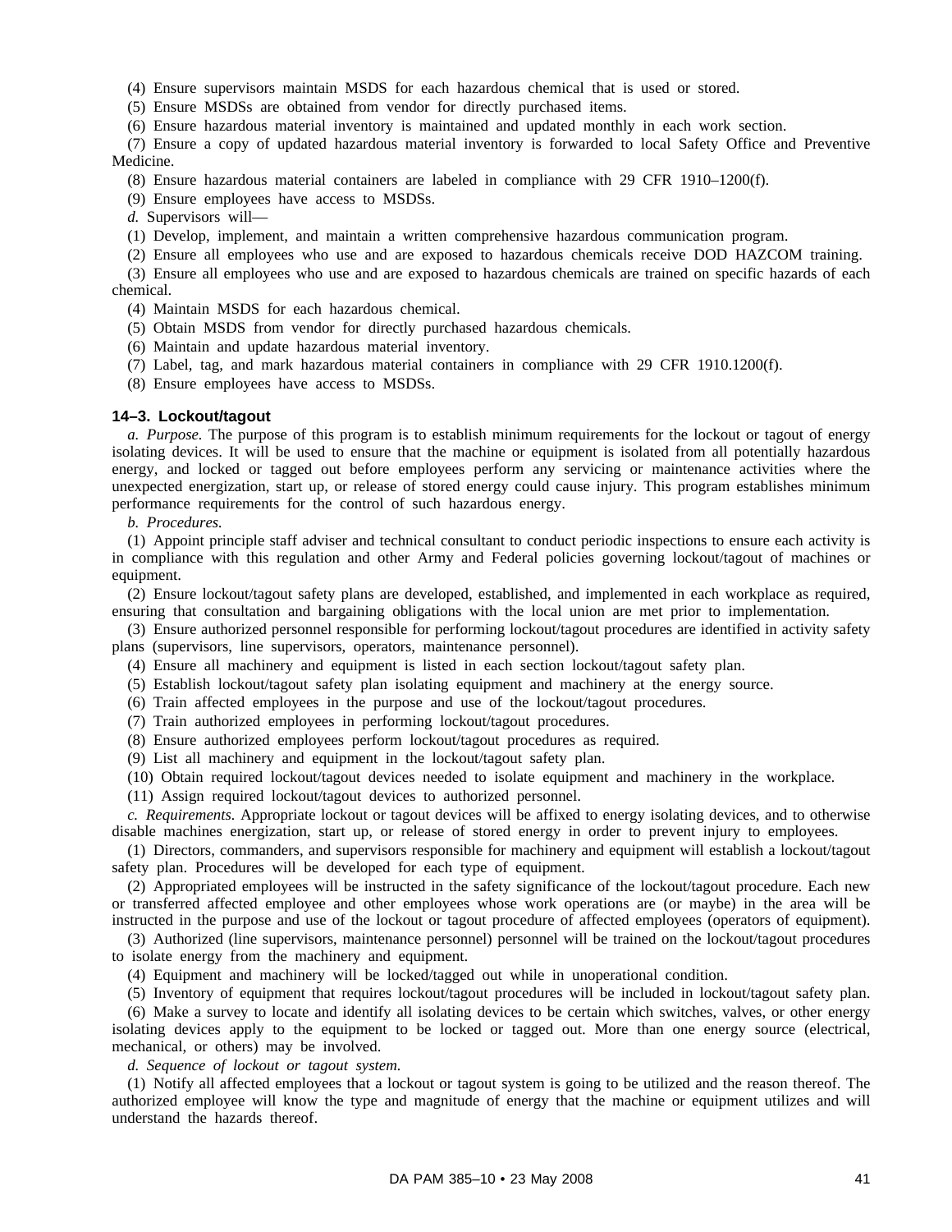(4) Ensure supervisors maintain MSDS for each hazardous chemical that is used or stored.

(5) Ensure MSDSs are obtained from vendor for directly purchased items.

(6) Ensure hazardous material inventory is maintained and updated monthly in each work section.

(7) Ensure a copy of updated hazardous material inventory is forwarded to local Safety Office and Preventive Medicine.

(8) Ensure hazardous material containers are labeled in compliance with 29 CFR 1910–1200(f).

(9) Ensure employees have access to MSDSs.

*d.* Supervisors will—

(1) Develop, implement, and maintain a written comprehensive hazardous communication program.

(2) Ensure all employees who use and are exposed to hazardous chemicals receive DOD HAZCOM training.

(3) Ensure all employees who use and are exposed to hazardous chemicals are trained on specific hazards of each chemical.

(4) Maintain MSDS for each hazardous chemical.

(5) Obtain MSDS from vendor for directly purchased hazardous chemicals.

(6) Maintain and update hazardous material inventory.

(7) Label, tag, and mark hazardous material containers in compliance with 29 CFR 1910.1200(f).

(8) Ensure employees have access to MSDSs.

### 14–3. Lockout/tagout

*a. Purpose.* The purpose of this program is to establish minimum requirements for the lockout or tagout of energy isolating devices. It will be used to ensure that the machine or equipment is isolated from all potentially hazardous energy, and locked or tagged out before employees perform any servicing or maintenance activities where the unexpected energization, start up, or release of stored energy could cause injury. This program establishes minimum performance requirements for the control of such hazardous energy.

*b. Procedures.*

(1) Appoint principle staff adviser and technical consultant to conduct periodic inspections to ensure each activity is in compliance with this regulation and other Army and Federal policies governing lockout/tagout of machines or equipment.

(2) Ensure lockout/tagout safety plans are developed, established, and implemented in each workplace as required, ensuring that consultation and bargaining obligations with the local union are met prior to implementation.

(3) Ensure authorized personnel responsible for performing lockout/tagout procedures are identified in activity safety plans (supervisors, line supervisors, operators, maintenance personnel).

(4) Ensure all machinery and equipment is listed in each section lockout/tagout safety plan.

(5) Establish lockout/tagout safety plan isolating equipment and machinery at the energy source.

(6) Train affected employees in the purpose and use of the lockout/tagout procedures.

(7) Train authorized employees in performing lockout/tagout procedures.

(8) Ensure authorized employees perform lockout/tagout procedures as required.

(9) List all machinery and equipment in the lockout/tagout safety plan.

(10) Obtain required lockout/tagout devices needed to isolate equipment and machinery in the workplace.

(11) Assign required lockout/tagout devices to authorized personnel.

*c. Requirements.* Appropriate lockout or tagout devices will be affixed to energy isolating devices, and to otherwise disable machines energization, start up, or release of stored energy in order to prevent injury to employees.

(1) Directors, commanders, and supervisors responsible for machinery and equipment will establish a lockout/tagout safety plan. Procedures will be developed for each type of equipment.

(2) Appropriated employees will be instructed in the safety significance of the lockout/tagout procedure. Each new or transferred affected employee and other employees whose work operations are (or maybe) in the area will be instructed in the purpose and use of the lockout or tagout procedure of affected employees (operators of equipment).

(3) Authorized (line supervisors, maintenance personnel) personnel will be trained on the lockout/tagout procedures to isolate energy from the machinery and equipment.

(4) Equipment and machinery will be locked/tagged out while in unoperational condition.

(5) Inventory of equipment that requires lockout/tagout procedures will be included in lockout/tagout safety plan.

(6) Make a survey to locate and identify all isolating devices to be certain which switches, valves, or other energy isolating devices apply to the equipment to be locked or tagged out. More than one energy source (electrical, mechanical, or others) may be involved.

*d. Sequence of lockout or tagout system.*

(1) Notify all affected employees that a lockout or tagout system is going to be utilized and the reason thereof. The authorized employee will know the type and magnitude of energy that the machine or equipment utilizes and will understand the hazards thereof.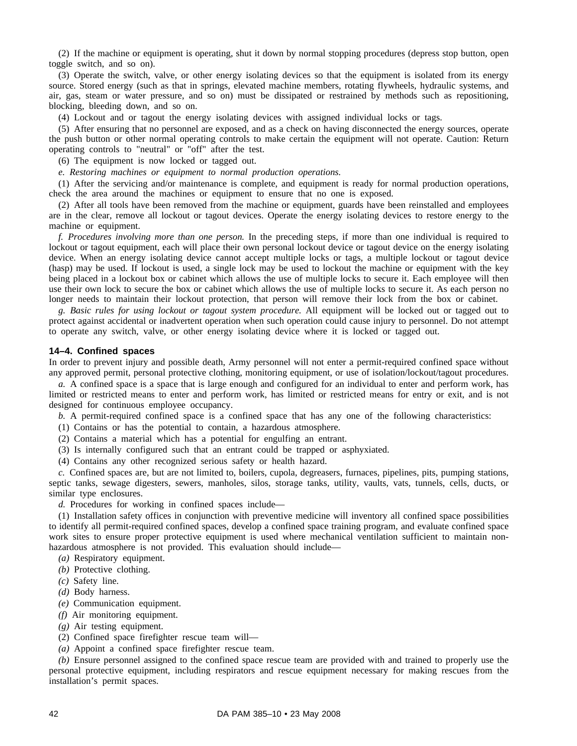(2) If the machine or equipment is operating, shut it down by normal stopping procedures (depress stop button, open toggle switch, and so on).

(3) Operate the switch, valve, or other energy isolating devices so that the equipment is isolated from its energy source. Stored energy (such as that in springs, elevated machine members, rotating flywheels, hydraulic systems, and air, gas, steam or water pressure, and so on) must be dissipated or restrained by methods such as repositioning, blocking, bleeding down, and so on.

(4) Lockout and or tagout the energy isolating devices with assigned individual locks or tags.

(5) After ensuring that no personnel are exposed, and as a check on having disconnected the energy sources, operate the push button or other normal operating controls to make certain the equipment will not operate. Caution: Return operating controls to "neutral" or "off" after the test.

(6) The equipment is now locked or tagged out.

*e. Restoring machines or equipment to normal production operations.*

(1) After the servicing and/or maintenance is complete, and equipment is ready for normal production operations, check the area around the machines or equipment to ensure that no one is exposed.

(2) After all tools have been removed from the machine or equipment, guards have been reinstalled and employees are in the clear, remove all lockout or tagout devices. Operate the energy isolating devices to restore energy to the machine or equipment.

*f. Procedures involving more than one person.* In the preceding steps, if more than one individual is required to lockout or tagout equipment, each will place their own personal lockout device or tagout device on the energy isolating device. When an energy isolating device cannot accept multiple locks or tags, a multiple lockout or tagout device (hasp) may be used. If lockout is used, a single lock may be used to lockout the machine or equipment with the key being placed in a lockout box or cabinet which allows the use of multiple locks to secure it. Each employee will then use their own lock to secure the box or cabinet which allows the use of multiple locks to secure it. As each person no longer needs to maintain their lockout protection, that person will remove their lock from the box or cabinet.

*g. Basic rules for using lockout or tagout system procedure.* All equipment will be locked out or tagged out to protect against accidental or inadvertent operation when such operation could cause injury to personnel. Do not attempt to operate any switch, valve, or other energy isolating device where it is locked or tagged out.

### 14–4. Confined spaces

In order to prevent injury and possible death, Army personnel will not enter a permit-required confined space without any approved permit, personal protective clothing, monitoring equipment, or use of isolation/lockout/tagout procedures.

*a.* A confined space is a space that is large enough and configured for an individual to enter and perform work, has limited or restricted means to enter and perform work, has limited or restricted means for entry or exit, and is not designed for continuous employee occupancy.

*b.* A permit-required confined space is a confined space that has any one of the following characteristics:

(1) Contains or has the potential to contain, a hazardous atmosphere.

(2) Contains a material which has a potential for engulfing an entrant.

(3) Is internally configured such that an entrant could be trapped or asphyxiated.

(4) Contains any other recognized serious safety or health hazard.

*c.* Confined spaces are, but are not limited to, boilers, cupola, degreasers, furnaces, pipelines, pits, pumping stations, septic tanks, sewage digesters, sewers, manholes, silos, storage tanks, utility, vaults, vats, tunnels, cells, ducts, or similar type enclosures.

*d.* Procedures for working in confined spaces include—

(1) Installation safety offices in conjunction with preventive medicine will inventory all confined space possibilities to identify all permit-required confined spaces, develop a confined space training program, and evaluate confined space work sites to ensure proper protective equipment is used where mechanical ventilation sufficient to maintain non-hazardous atmosphere is not provided. This evaluation should include—

*(a)* Respiratory equipment.

*(b)* Protective clothing.

*(c)* Safety line.

*(d)* Body harness.

*(e)* Communication equipment.

*(f)* Air monitoring equipment.

*(g)* Air testing equipment.

(2) Confined space firefighter rescue team will—

*(a)* Appoint a confined space firefighter rescue team.

*(b)* Ensure personnel assigned to the confined space rescue team are provided with and trained to properly use the personal protective equipment, including respirators and rescue equipment necessary for making rescues from the installation's permit spaces.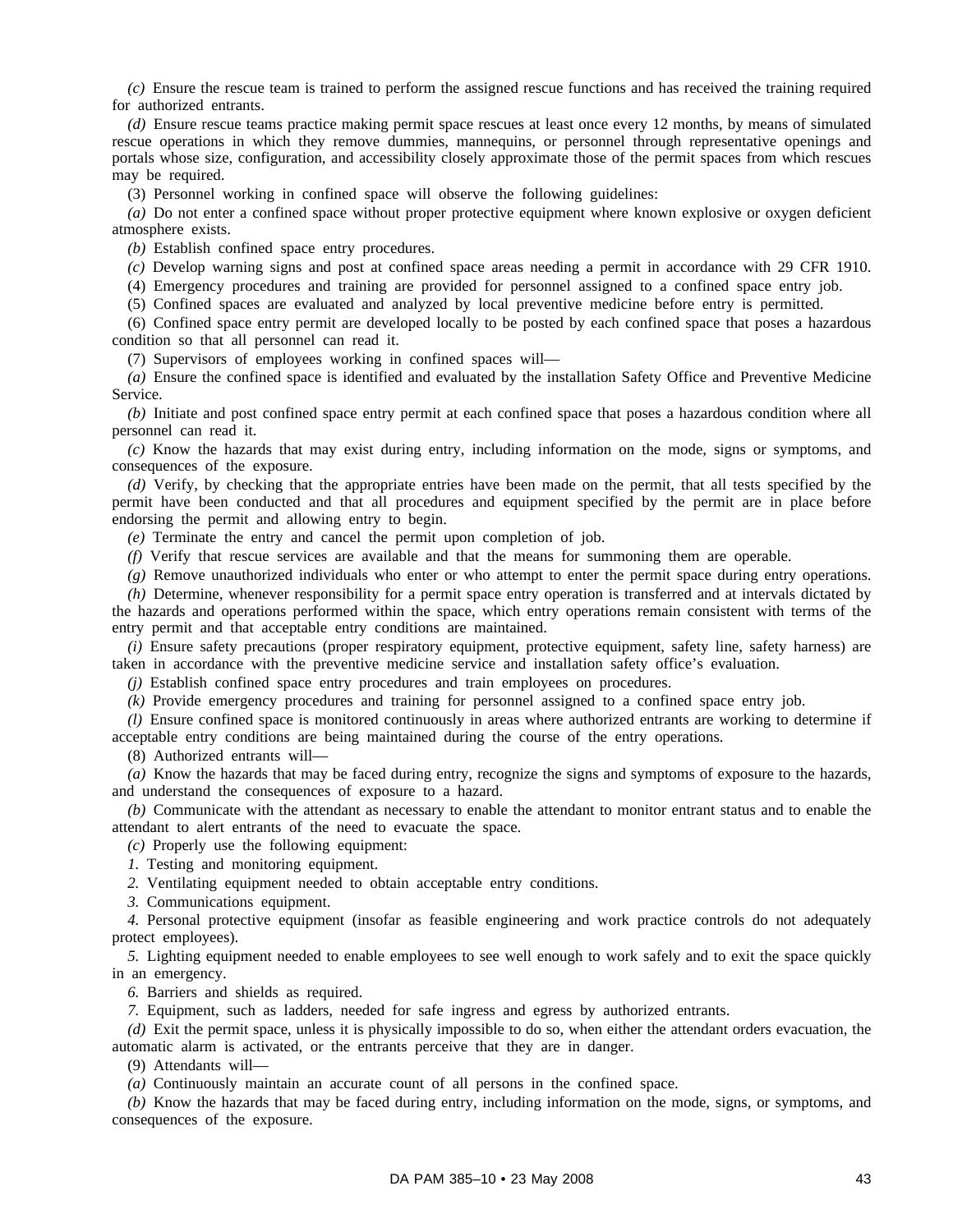*(c)* Ensure the rescue team is trained to perform the assigned rescue functions and has received the training required for authorized entrants.

*(d)* Ensure rescue teams practice making permit space rescues at least once every 12 months, by means of simulated rescue operations in which they remove dummies, mannequins, or personnel through representative openings and portals whose size, configuration, and accessibility closely approximate those of the permit spaces from which rescues may be required.

(3) Personnel working in confined space will observe the following guidelines:

*(a)* Do not enter a confined space without proper protective equipment where known explosive or oxygen deficient atmosphere exists.

*(b)* Establish confined space entry procedures.

*(c)* Develop warning signs and post at confined space areas needing a permit in accordance with 29 CFR 1910.

(4) Emergency procedures and training are provided for personnel assigned to a confined space entry job.

(5) Confined spaces are evaluated and analyzed by local preventive medicine before entry is permitted.

(6) Confined space entry permit are developed locally to be posted by each confined space that poses a hazardous condition so that all personnel can read it.

(7) Supervisors of employees working in confined spaces will—

*(a)* Ensure the confined space is identified and evaluated by the installation Safety Office and Preventive Medicine Service.

*(b)* Initiate and post confined space entry permit at each confined space that poses a hazardous condition where all personnel can read it.

*(c)* Know the hazards that may exist during entry, including information on the mode, signs or symptoms, and consequences of the exposure.

*(d)* Verify, by checking that the appropriate entries have been made on the permit, that all tests specified by the permit have been conducted and that all procedures and equipment specified by the permit are in place before endorsing the permit and allowing entry to begin.

*(e)* Terminate the entry and cancel the permit upon completion of job.

*(f)* Verify that rescue services are available and that the means for summoning them are operable.

*(g)* Remove unauthorized individuals who enter or who attempt to enter the permit space during entry operations.

*(h)* Determine, whenever responsibility for a permit space entry operation is transferred and at intervals dictated by the hazards and operations performed within the space, which entry operations remain consistent with terms of the entry permit and that acceptable entry conditions are maintained.

*(i)* Ensure safety precautions (proper respiratory equipment, protective equipment, safety line, safety harness) are taken in accordance with the preventive medicine service and installation safety office's evaluation.

*(j)* Establish confined space entry procedures and train employees on procedures.

*(k)* Provide emergency procedures and training for personnel assigned to a confined space entry job.

*(l)* Ensure confined space is monitored continuously in areas where authorized entrants are working to determine if acceptable entry conditions are being maintained during the course of the entry operations.

(8) Authorized entrants will—

*(a)* Know the hazards that may be faced during entry, recognize the signs and symptoms of exposure to the hazards, and understand the consequences of exposure to a hazard.

*(b)* Communicate with the attendant as necessary to enable the attendant to monitor entrant status and to enable the attendant to alert entrants of the need to evacuate the space.

*(c)* Properly use the following equipment:

*1.* Testing and monitoring equipment.

*2.* Ventilating equipment needed to obtain acceptable entry conditions.

*3.* Communications equipment.

*4.* Personal protective equipment (insofar as feasible engineering and work practice controls do not adequately protect employees).

*5.* Lighting equipment needed to enable employees to see well enough to work safely and to exit the space quickly in an emergency.

*6.* Barriers and shields as required.

*7.* Equipment, such as ladders, needed for safe ingress and egress by authorized entrants.

*(d)* Exit the permit space, unless it is physically impossible to do so, when either the attendant orders evacuation, the automatic alarm is activated, or the entrants perceive that they are in danger.

(9) Attendants will—

*(a)* Continuously maintain an accurate count of all persons in the confined space.

*(b)* Know the hazards that may be faced during entry, including information on the mode, signs, or symptoms, and consequences of the exposure.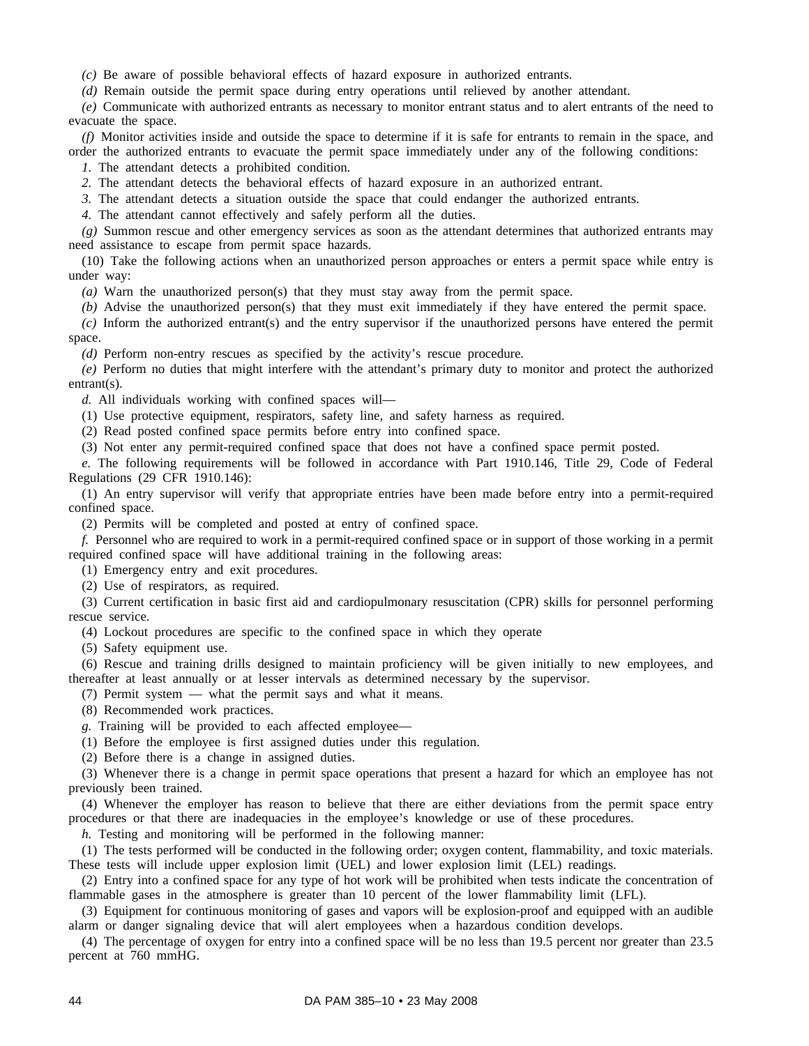*(c)* Be aware of possible behavioral effects of hazard exposure in authorized entrants.

*(d)* Remain outside the permit space during entry operations until relieved by another attendant.

*(e)* Communicate with authorized entrants as necessary to monitor entrant status and to alert entrants of the need to evacuate the space.

*(f)* Monitor activities inside and outside the space to determine if it is safe for entrants to remain in the space, and order the authorized entrants to evacuate the permit space immediately under any of the following conditions:

*1.* The attendant detects a prohibited condition.

*2.* The attendant detects the behavioral effects of hazard exposure in an authorized entrant.

*3.* The attendant detects a situation outside the space that could endanger the authorized entrants.

*4.* The attendant cannot effectively and safely perform all the duties.

*(g)* Summon rescue and other emergency services as soon as the attendant determines that authorized entrants may need assistance to escape from permit space hazards.

(10) Take the following actions when an unauthorized person approaches or enters a permit space while entry is under way:

*(a)* Warn the unauthorized person(s) that they must stay away from the permit space.

*(b)* Advise the unauthorized person(s) that they must exit immediately if they have entered the permit space.

*(c)* Inform the authorized entrant(s) and the entry supervisor if the unauthorized persons have entered the permit space.

*(d)* Perform non-entry rescues as specified by the activity's rescue procedure.

*(e)* Perform no duties that might interfere with the attendant's primary duty to monitor and protect the authorized entrant(s).

*d.* All individuals working with confined spaces will—

(1) Use protective equipment, respirators, safety line, and safety harness as required.

(2) Read posted confined space permits before entry into confined space.

(3) Not enter any permit-required confined space that does not have a confined space permit posted.

*e.* The following requirements will be followed in accordance with Part 1910.146, Title 29, Code of Federal Regulations (29 CFR 1910.146):

(1) An entry supervisor will verify that appropriate entries have been made before entry into a permit-required confined space.

(2) Permits will be completed and posted at entry of confined space.

*f.* Personnel who are required to work in a permit-required confined space or in support of those working in a permit required confined space will have additional training in the following areas:

(1) Emergency entry and exit procedures.

(2) Use of respirators, as required.

(3) Current certification in basic first aid and cardiopulmonary resuscitation (CPR) skills for personnel performing rescue service.

(4) Lockout procedures are specific to the confined space in which they operate

(5) Safety equipment use.

(6) Rescue and training drills designed to maintain proficiency will be given initially to new employees, and thereafter at least annually or at lesser intervals as determined necessary by the supervisor.

(7) Permit system — what the permit says and what it means.

(8) Recommended work practices.

*g.* Training will be provided to each affected employee—

(1) Before the employee is first assigned duties under this regulation.

(2) Before there is a change in assigned duties.

(3) Whenever there is a change in permit space operations that present a hazard for which an employee has not previously been trained.

(4) Whenever the employer has reason to believe that there are either deviations from the permit space entry procedures or that there are inadequacies in the employee's knowledge or use of these procedures.

*h.* Testing and monitoring will be performed in the following manner:

(1) The tests performed will be conducted in the following order; oxygen content, flammability, and toxic materials. These tests will include upper explosion limit (UEL) and lower explosion limit (LEL) readings.

(2) Entry into a confined space for any type of hot work will be prohibited when tests indicate the concentration of flammable gases in the atmosphere is greater than 10 percent of the lower flammability limit (LFL).

(3) Equipment for continuous monitoring of gases and vapors will be explosion-proof and equipped with an audible alarm or danger signaling device that will alert employees when a hazardous condition develops.

(4) The percentage of oxygen for entry into a confined space will be no less than 19.5 percent nor greater than 23.5 percent at 760 mmHG.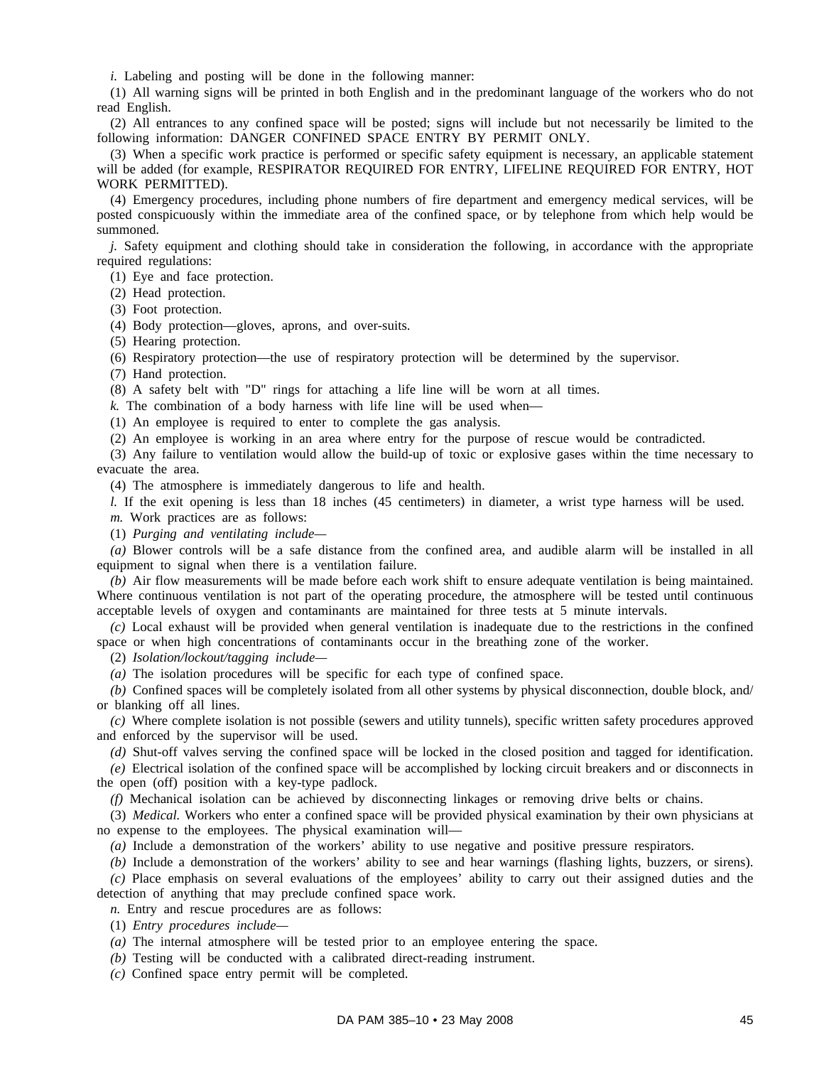*i.* Labeling and posting will be done in the following manner:

(1) All warning signs will be printed in both English and in the predominant language of the workers who do not read English.

(2) All entrances to any confined space will be posted; signs will include but not necessarily be limited to the following information: DANGER CONFINED SPACE ENTRY BY PERMIT ONLY.

(3) When a specific work practice is performed or specific safety equipment is necessary, an applicable statement will be added (for example, RESPIRATOR REQUIRED FOR ENTRY, LIFELINE REQUIRED FOR ENTRY, HOT WORK PERMITTED).

(4) Emergency procedures, including phone numbers of fire department and emergency medical services, will be posted conspicuously within the immediate area of the confined space, or by telephone from which help would be summoned.

*j.* Safety equipment and clothing should take in consideration the following, in accordance with the appropriate required regulations:

(1) Eye and face protection.

(2) Head protection.

(3) Foot protection.

(4) Body protection—gloves, aprons, and over-suits.

(5) Hearing protection.

(6) Respiratory protection—the use of respiratory protection will be determined by the supervisor.

(7) Hand protection.

(8) A safety belt with "D" rings for attaching a life line will be worn at all times.

*k.* The combination of a body harness with life line will be used when—

(1) An employee is required to enter to complete the gas analysis.

(2) An employee is working in an area where entry for the purpose of rescue would be contradicted.

(3) Any failure to ventilation would allow the build-up of toxic or explosive gases within the time necessary to evacuate the area.

(4) The atmosphere is immediately dangerous to life and health.

*l.* If the exit opening is less than 18 inches (45 centimeters) in diameter, a wrist type harness will be used.

*m.* Work practices are as follows:

(1) *Purging and ventilating include—*

*(a)* Blower controls will be a safe distance from the confined area, and audible alarm will be installed in all equipment to signal when there is a ventilation failure.

*(b)* Air flow measurements will be made before each work shift to ensure adequate ventilation is being maintained. Where continuous ventilation is not part of the operating procedure, the atmosphere will be tested until continuous acceptable levels of oxygen and contaminants are maintained for three tests at 5 minute intervals.

*(c)* Local exhaust will be provided when general ventilation is inadequate due to the restrictions in the confined space or when high concentrations of contaminants occur in the breathing zone of the worker.

(2) *Isolation/lockout/tagging include—*

*(a)* The isolation procedures will be specific for each type of confined space.

*(b)* Confined spaces will be completely isolated from all other systems by physical disconnection, double block, and/or blanking off all lines.

*(c)* Where complete isolation is not possible (sewers and utility tunnels), specific written safety procedures approved and enforced by the supervisor will be used.

*(d)* Shut-off valves serving the confined space will be locked in the closed position and tagged for identification.

*(e)* Electrical isolation of the confined space will be accomplished by locking circuit breakers and or disconnects in the open (off) position with a key-type padlock.

*(f)* Mechanical isolation can be achieved by disconnecting linkages or removing drive belts or chains.

(3) *Medical.* Workers who enter a confined space will be provided physical examination by their own physicians at no expense to the employees. The physical examination will—

*(a)* Include a demonstration of the workers' ability to use negative and positive pressure respirators.

*(b)* Include a demonstration of the workers' ability to see and hear warnings (flashing lights, buzzers, or sirens).

*(c)* Place emphasis on several evaluations of the employees' ability to carry out their assigned duties and the detection of anything that may preclude confined space work.

*n.* Entry and rescue procedures are as follows:

(1) *Entry procedures include—*

*(a)* The internal atmosphere will be tested prior to an employee entering the space.

*(b)* Testing will be conducted with a calibrated direct-reading instrument.

*(c)* Confined space entry permit will be completed.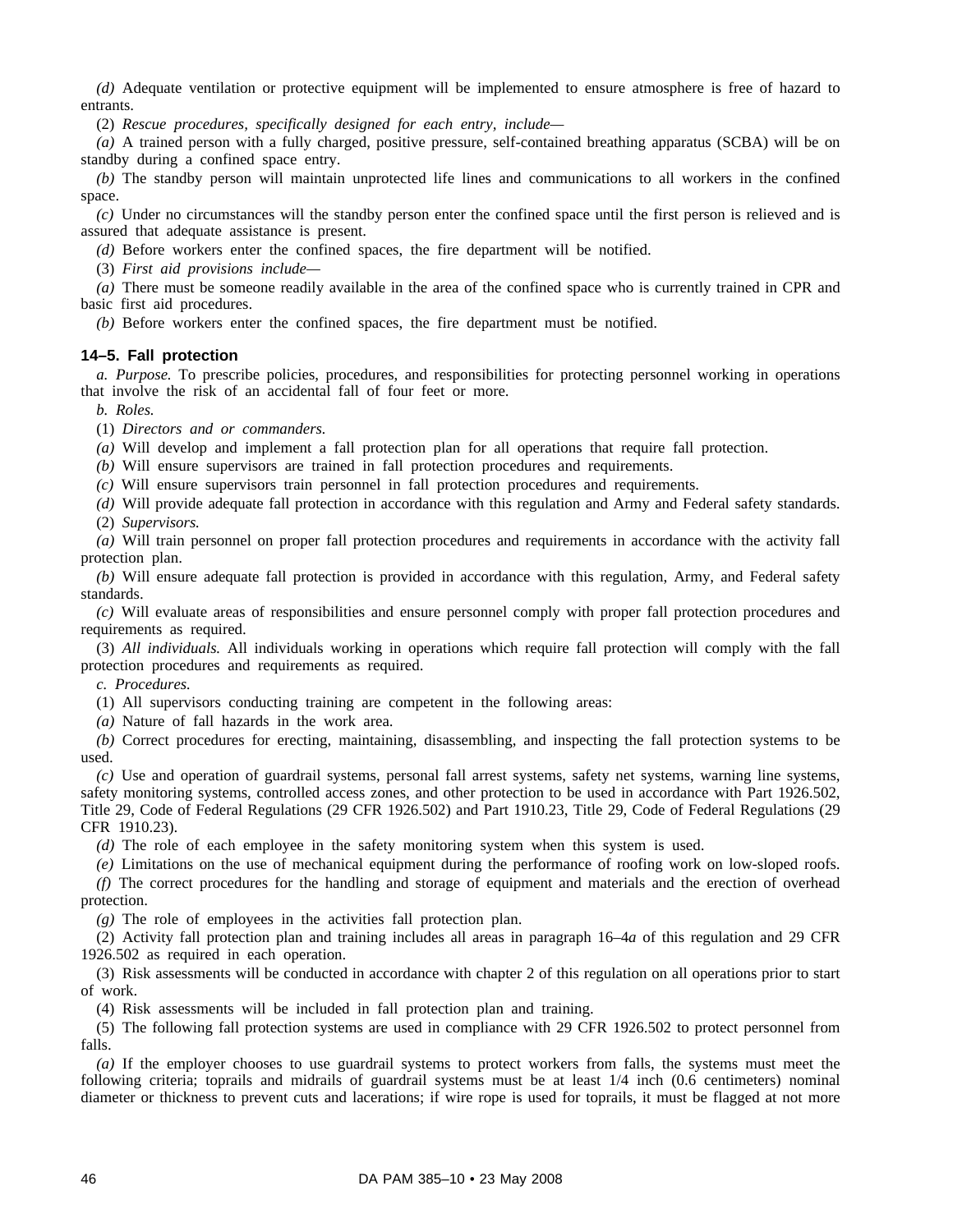*(d)* Adequate ventilation or protective equipment will be implemented to ensure atmosphere is free of hazard to entrants.

(2) *Rescue procedures, specifically designed for each entry, include—*

*(a)* A trained person with a fully charged, positive pressure, self-contained breathing apparatus (SCBA) will be on standby during a confined space entry.

*(b)* The standby person will maintain unprotected life lines and communications to all workers in the confined space.

*(c)* Under no circumstances will the standby person enter the confined space until the first person is relieved and is assured that adequate assistance is present.

*(d)* Before workers enter the confined spaces, the fire department will be notified.

(3) *First aid provisions include—*

*(a)* There must be someone readily available in the area of the confined space who is currently trained in CPR and basic first aid procedures.

*(b)* Before workers enter the confined spaces, the fire department must be notified.

### 14–5. Fall protection

*a. Purpose.* To prescribe policies, procedures, and responsibilities for protecting personnel working in operations that involve the risk of an accidental fall of four feet or more.

*b. Roles.*

(1) *Directors and or commanders.*

*(a)* Will develop and implement a fall protection plan for all operations that require fall protection.

*(b)* Will ensure supervisors are trained in fall protection procedures and requirements.

*(c)* Will ensure supervisors train personnel in fall protection procedures and requirements.

*(d)* Will provide adequate fall protection in accordance with this regulation and Army and Federal safety standards.

(2) *Supervisors.*

*(a)* Will train personnel on proper fall protection procedures and requirements in accordance with the activity fall protection plan.

*(b)* Will ensure adequate fall protection is provided in accordance with this regulation, Army, and Federal safety standards.

*(c)* Will evaluate areas of responsibilities and ensure personnel comply with proper fall protection procedures and requirements as required.

(3) *All individuals.* All individuals working in operations which require fall protection will comply with the fall protection procedures and requirements as required.

*c. Procedures.*

(1) All supervisors conducting training are competent in the following areas:

*(a)* Nature of fall hazards in the work area.

*(b)* Correct procedures for erecting, maintaining, disassembling, and inspecting the fall protection systems to be used.

*(c)* Use and operation of guardrail systems, personal fall arrest systems, safety net systems, warning line systems, safety monitoring systems, controlled access zones, and other protection to be used in accordance with Part 1926.502, Title 29, Code of Federal Regulations (29 CFR 1926.502) and Part 1910.23, Title 29, Code of Federal Regulations (29 CFR 1910.23).

*(d)* The role of each employee in the safety monitoring system when this system is used.

*(e)* Limitations on the use of mechanical equipment during the performance of roofing work on low-sloped roofs.

*(f)* The correct procedures for the handling and storage of equipment and materials and the erection of overhead protection.

*(g)* The role of employees in the activities fall protection plan.

(2) Activity fall protection plan and training includes all areas in paragraph 16–4*a* of this regulation and 29 CFR 1926.502 as required in each operation.

(3) Risk assessments will be conducted in accordance with chapter 2 of this regulation on all operations prior to start of work.

(4) Risk assessments will be included in fall protection plan and training.

(5) The following fall protection systems are used in compliance with 29 CFR 1926.502 to protect personnel from falls.

*(a)* If the employer chooses to use guardrail systems to protect workers from falls, the systems must meet the following criteria; toprails and midrails of guardrail systems must be at least 1/4 inch (0.6 centimeters) nominal diameter or thickness to prevent cuts and lacerations; if wire rope is used for toprails, it must be flagged at not more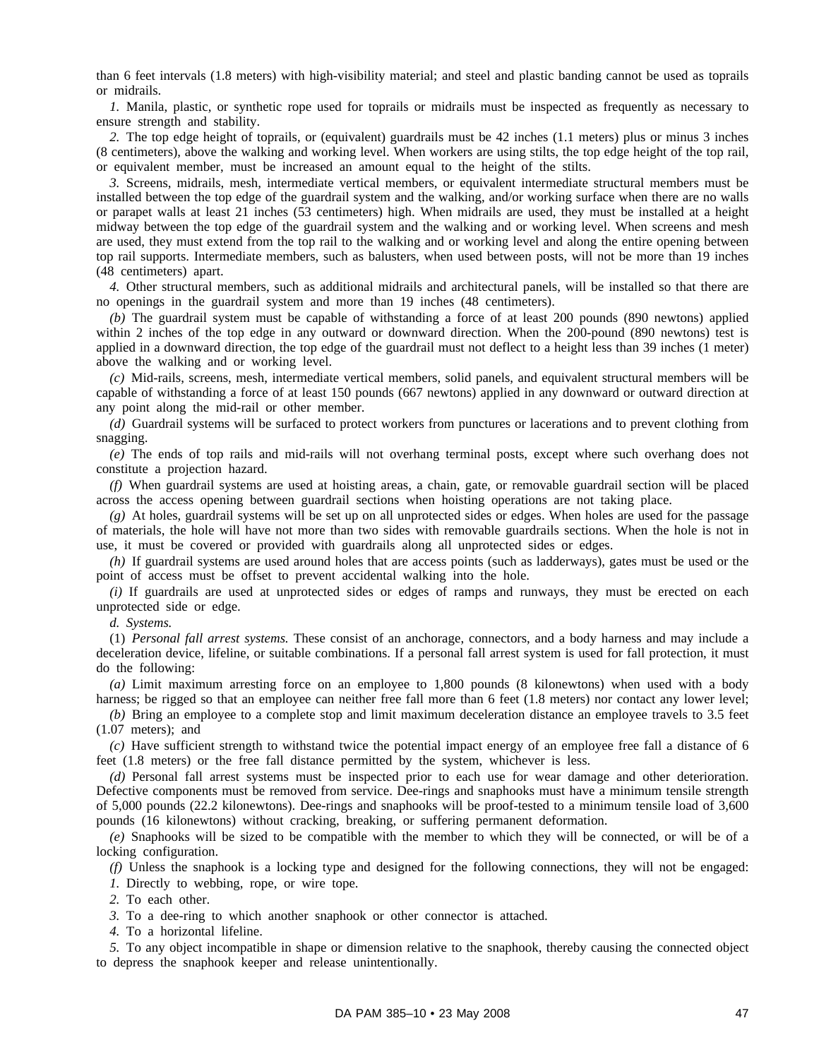than 6 feet intervals (1.8 meters) with high-visibility material; and steel and plastic banding cannot be used as toprails or midrails.

*1.* Manila, plastic, or synthetic rope used for toprails or midrails must be inspected as frequently as necessary to ensure strength and stability.

*2.* The top edge height of toprails, or (equivalent) guardrails must be 42 inches (1.1 meters) plus or minus 3 inches (8 centimeters), above the walking and working level. When workers are using stilts, the top edge height of the top rail, or equivalent member, must be increased an amount equal to the height of the stilts.

*3.* Screens, midrails, mesh, intermediate vertical members, or equivalent intermediate structural members must be installed between the top edge of the guardrail system and the walking, and/or working surface when there are no walls or parapet walls at least 21 inches (53 centimeters) high. When midrails are used, they must be installed at a height midway between the top edge of the guardrail system and the walking and or working level. When screens and mesh are used, they must extend from the top rail to the walking and or working level and along the entire opening between top rail supports. Intermediate members, such as balusters, when used between posts, will not be more than 19 inches (48 centimeters) apart.

*4.* Other structural members, such as additional midrails and architectural panels, will be installed so that there are no openings in the guardrail system and more than 19 inches (48 centimeters).

*(b)* The guardrail system must be capable of withstanding a force of at least 200 pounds (890 newtons) applied within 2 inches of the top edge in any outward or downward direction. When the 200-pound (890 newtons) test is applied in a downward direction, the top edge of the guardrail must not deflect to a height less than 39 inches (1 meter) above the walking and working level.

*(c)* Mid-rails, screens, mesh, intermediate vertical members, solid panels, and equivalent structural members will be capable of withstanding a force of at least 150 pounds (667 newtons) applied in any downward or outward direction at any point along the mid-rail or other member.

*(d)* Guardrail systems will be surfaced to protect workers from punctures or lacerations and to prevent clothing from snagging.

*(e)* The ends of top rails and mid-rails will not overhang terminal posts, except where such overhang does not constitute a projection hazard.

*(f)* When guardrail systems are used at hoisting areas, a chain, gate, or removable guardrail section will be placed across the access opening between guardrail sections when hoisting operations are not taking place.

*(g)* At holes, guardrail systems will be set up on all unprotected sides or edges. When holes are used for the passage of materials, the hole will have not more than two sides with removable guardrails sections. When the hole is not in use, it must be covered or provided with guardrails along all unprotected sides or edges.

*(h)* If guardrail systems are used around holes that are access points (such as ladderways), gates must be used or the point of access must be offset to prevent accidental walking into the hole.

*(i)* If guardrails are used at unprotected sides or edges of ramps and runways, they must be erected on each unprotected side or edge.

*d. Systems.*

(1) *Personal fall arrest systems.* These consist of an anchorage, connectors, and a body harness and may include a deceleration device, lifeline, or suitable combinations. If a personal fall arrest system is used for fall protection, it must do the following:

*(a)* Limit maximum arresting force on an employee to 1,800 pounds (8 kilonewtons) when used with a body harness; be rigged so that an employee can neither free fall more than 6 feet (1.8 meters) nor contact any lower level;

*(b)* Bring an employee to a complete stop and limit maximum deceleration distance an employee travels to 3.5 feet (1.07 meters); and

*(c)* Have sufficient strength to withstand twice the potential impact energy of an employee free fall a distance of 6 feet (1.8 meters) or the free fall distance permitted by the system, whichever is less.

*(d)* Personal fall arrest systems must be inspected prior to each use for wear damage and other deterioration. Defective components must be removed from service. Dee-rings and snaphooks must have a minimum tensile strength of 5,000 pounds (22.2 kilonewtons). Dee-rings and snaphooks will be proof-tested to a minimum tensile load of 3,600 pounds (16 kilonewtons) without cracking, breaking, or suffering permanent deformation.

*(e)* Snaphooks will be sized to be compatible with the member to which they will be connected, or will be of a locking configuration.

*(f)* Unless the snaphook is a locking type and designed for the following connections, they will not be engaged:

*1.* Directly to webbing, rope, or wire tope.

*2.* To each other.

*3.* To a dee-ring to which another snaphook or other connector is attached.

*4.* To a horizontal lifeline.

*5.* To any object incompatible in shape or dimension relative to the snaphook, thereby causing the connected object to depress the snaphook keeper and release unintentionally.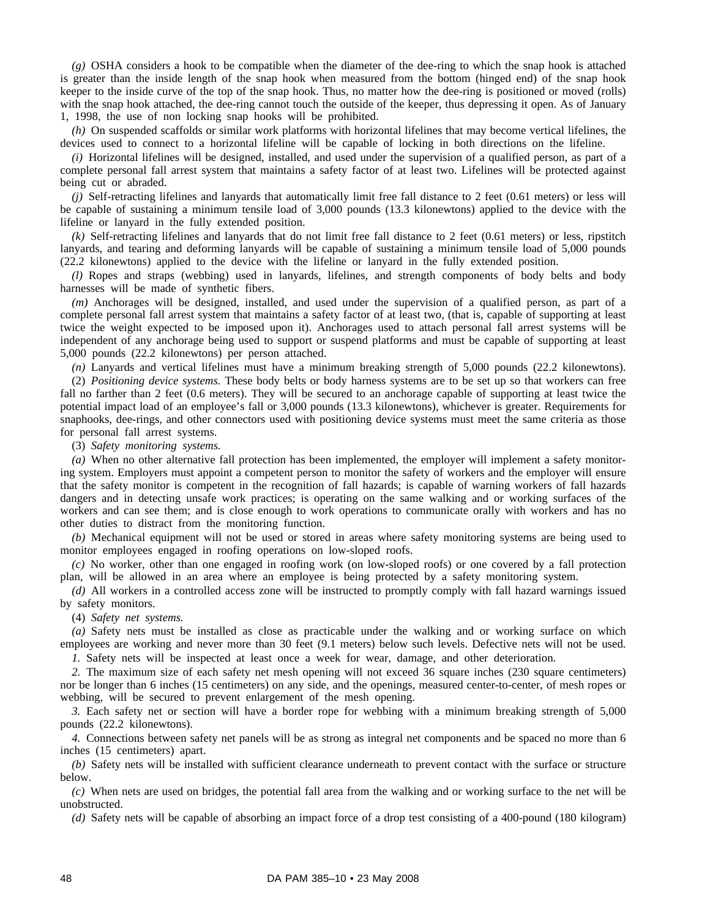*(g)* OSHA considers a hook to be compatible when the diameter of the dee-ring to which the snap hook is attached is greater than the inside length of the snap hook when measured from the bottom (hinged end) of the snap hook keeper to the inside curve of the top of the snap hook. Thus, no matter how the dee-ring is positioned or moved (rolls) with the snap hook attached, the dee-ring cannot touch the outside of the keeper, thus depressing it open. As of January 1, 1998, the use of non locking snap hooks will be prohibited.

*(h)* On suspended scaffolds or similar work platforms with horizontal lifelines that may become vertical lifelines, the devices used to connect to a horizontal lifeline will be capable of locking in both directions on the lifeline.

*(i)* Horizontal lifelines will be designed, installed, and used under the supervision of a qualified person, as part of a complete personal fall arrest system that maintains a safety factor of at least two. Lifelines will be protected against being cut or abraded.

*(j)* Self-retracting lifelines and lanyards that automatically limit free fall distance to 2 feet (0.61 meters) or less will be capable of sustaining a minimum tensile load of 3,000 pounds (13.3 kilonewtons) applied to the device with the lifeline or lanyard in the fully extended position.

*(k)* Self-retracting lifelines and lanyards that do not limit free fall distance to 2 feet (0.61 meters) or less, ripstitch lanyards, and tearing and deforming lanyards will be capable of sustaining a minimum tensile load of 5,000 pounds (22.2 kilonewtons) applied to the device with the lifeline or lanyard in the fully extended position.

*(l)* Ropes and straps (webbing) used in lanyards, lifelines, and strength components of body belts and body harnesses will be made of synthetic fibers.

*(m)* Anchorages will be designed, installed, and used under the supervision of a qualified person, as part of a complete personal fall arrest system that maintains a safety factor of at least two, (that is, capable of supporting at least twice the weight expected to be imposed upon it). Anchorages used to attach personal fall arrest systems will be independent of any anchorage being used to support or suspend platforms and must be capable of supporting at least 5,000 pounds (22.2 kilonewtons) per person attached.

*(n)* Lanyards and vertical lifelines must have a minimum breaking strength of 5,000 pounds (22.2 kilonewtons).

(2) *Positioning device systems.* These body belts or body harness systems are to be set up so that workers can free fall no farther than 2 feet (0.6 meters). They will be secured to an anchorage capable of supporting at least twice the potential impact load of an employee's fall or 3,000 pounds (13.3 kilonewtons), whichever is greater. Requirements for snaphooks, dee-rings, and other connectors used with positioning device systems must meet the same criteria as those for personal fall arrest systems.

(3) *Safety monitoring systems.*

*(a)* When no other alternative fall protection has been implemented, the employer will implement a safety monitoring system. Employers must appoint a competent person to monitor the safety of workers and the employer will ensure that the safety monitor is competent in the recognition of fall hazards; is capable of warning workers of fall hazards dangers and in detecting unsafe work practices; is operating on the same walking and or working surfaces of the workers and can see them; and is close enough to work operations to communicate orally with workers and has no other duties to distract from the monitoring function.

*(b)* Mechanical equipment will not be used or stored in areas where safety monitoring systems are being used to monitor employees engaged in roofing operations on low-sloped roofs.

*(c)* No worker, other than one engaged in roofing work (on low-sloped roofs) or one covered by a fall protection plan, will be allowed in an area where an employee is being protected by a safety monitoring system.

*(d)* All workers in a controlled access zone will be instructed to promptly comply with fall hazard warnings issued by safety monitors.

(4) *Safety net systems.*

*(a)* Safety nets must be installed as close as practicable under the walking and or working surface on which employees are working and never more than 30 feet (9.1 meters) below such levels. Defective nets will not be used.

*1.* Safety nets will be inspected at least once a week for wear, damage, and other deterioration.

*2.* The maximum size of each safety net mesh opening will not exceed 36 square inches (230 square centimeters) nor be longer than 6 inches (15 centimeters) on any side, and the openings, measured center-to-center, of mesh ropes or webbing, will be secured to prevent enlargement of the mesh opening.

*3.* Each safety net or section will have a border rope for webbing with a minimum breaking strength of 5,000 pounds (22.2 kilonewtons).

*4.* Connections between safety net panels will be as strong as integral net components and be spaced no more than 6 inches (15 centimeters) apart.

*(b)* Safety nets will be installed with sufficient clearance underneath to prevent contact with the surface or structure below.

*(c)* When nets are used on bridges, the potential fall area from the walking and or working surface to the net will be unobstructed.

*(d)* Safety nets will be capable of absorbing an impact force of a drop test consisting of a 400-pound (180 kilogram)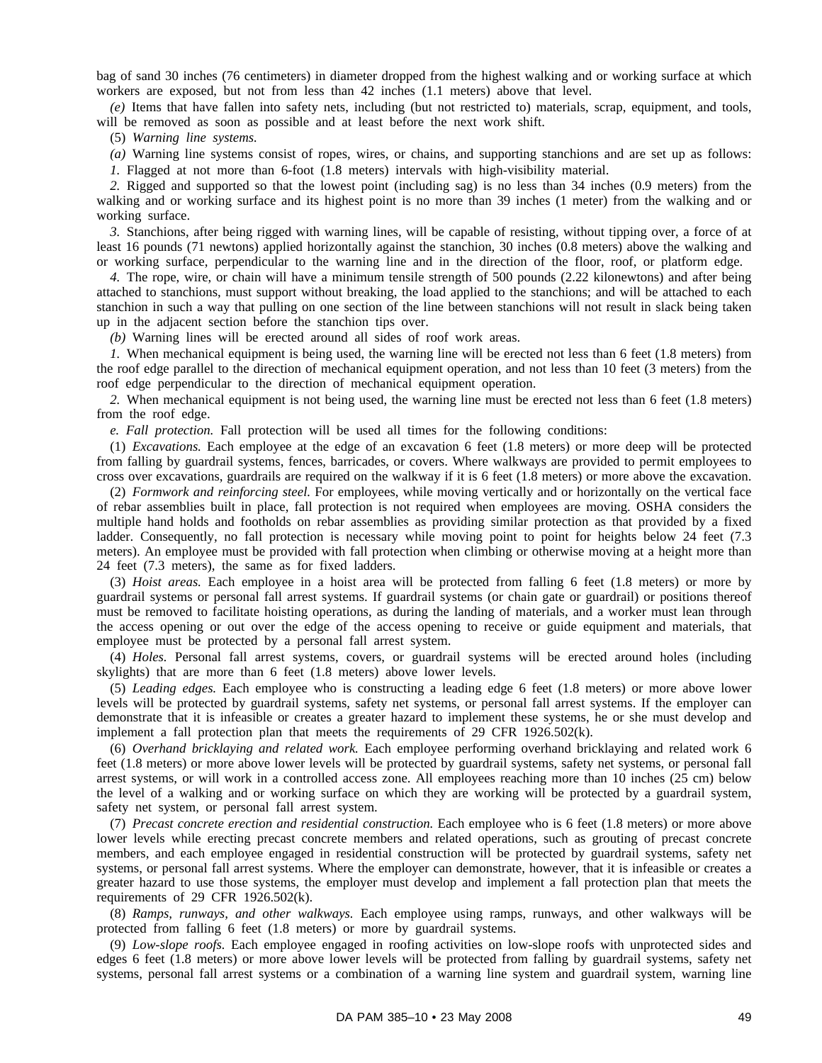bag of sand 30 inches (76 centimeters) in diameter dropped from the highest walking and or working surface at which workers are exposed, but not from less than 42 inches (1.1 meters) above that level.

*(e)* Items that have fallen into safety nets, including (but not restricted to) materials, scrap, equipment, and tools, will be removed as soon as possible and at least before the next work shift.

(5) *Warning line systems.*

*(a)* Warning line systems consist of ropes, wires, or chains, and supporting stanchions and are set up as follows:

*1.* Flagged at not more than 6-foot (1.8 meters) intervals with high-visibility material.

*2.* Rigged and supported so that the lowest point (including sag) is no less than 34 inches (0.9 meters) from the walking and or working surface and its highest point is no more than 39 inches (1 meter) from the walking and or working surface.

*3.* Stanchions, after being rigged with warning lines, will be capable of resisting, without tipping over, a force of at least 16 pounds (71 newtons) applied horizontally against the stanchion, 30 inches (0.8 meters) above the walking and or working surface, perpendicular to the warning line and in the direction of the floor, roof, or platform edge.

*4.* The rope, wire, or chain will have a minimum tensile strength of 500 pounds (2.22 kilonewtons) and after being attached to stanchions, must support without breaking, the load applied to the stanchions; and will be attached to each stanchion in such a way that pulling on one section of the line between stanchions will not result in slack being taken up in the adjacent section before the stanchion tips over.

*(b)* Warning lines will be erected around all sides of roof work areas.

*1.* When mechanical equipment is being used, the warning line will be erected not less than 6 feet (1.8 meters) from the roof edge parallel to the direction of mechanical equipment operation, and not less than 10 feet (3 meters) from the roof edge perpendicular to the direction of mechanical equipment operation.

*2.* When mechanical equipment is not being used, the warning line must be erected not less than 6 feet (1.8 meters) from the roof edge.

*e. Fall protection.* Fall protection will be used all times for the following conditions:

(1) *Excavations.* Each employee at the edge of an excavation 6 feet (1.8 meters) or more deep will be protected from falling by guardrail systems, fences, barricades, or covers. Where walkways are provided to permit employees to cross over excavations, guardrails are required on the walkway if it is 6 feet (1.8 meters) or more above the excavation.

(2) *Formwork and reinforcing steel.* For employees, while moving vertically and or horizontally on the vertical face of rebar assemblies built in place, fall protection is not required when employees are moving. OSHA considers the multiple hand holds and footholds on rebar assemblies as providing similar protection as that provided by a fixed ladder. Consequently, no fall protection is necessary while moving point to point for heights below 24 feet (7.3 meters). An employee must be provided with fall protection when climbing or otherwise moving at a height more than 24 feet (7.3 meters), the same as for fixed ladders.

(3) *Hoist areas.* Each employee in a hoist area will be protected from falling 6 feet (1.8 meters) or more by guardrail systems or personal fall arrest systems. If guardrail systems (or chain gate or guardrail) or positions thereof must be removed to facilitate hoisting operations, as during the landing of materials, and a worker must lean through the access opening or out over the edge of the access opening to receive or guide equipment and materials, that employee must be protected by a personal fall arrest system.

(4) *Holes.* Personal fall arrest systems, covers, or guardrail systems will be erected around holes (including skylights) that are more than 6 feet (1.8 meters) above lower levels.

(5) *Leading edges.* Each employee who is constructing a leading edge 6 feet (1.8 meters) or more above lower levels will be protected by guardrail systems, safety net systems, or personal fall arrest systems. If the employer can demonstrate that it is infeasible or creates a greater hazard to implement these systems, he or she must develop and implement a fall protection plan that meets the requirements of 29 CFR 1926.502(k).

(6) *Overhand bricklaying and related work.* Each employee performing overhand bricklaying and related work 6 feet (1.8 meters) or more above lower levels will be protected by guardrail systems, safety net systems, or personal fall arrest systems, or will work in a controlled access zone. All employees reaching more than 10 inches (25 cm) below the level of a walking and or working surface on which they are working will be protected by a guardrail system, safety net system, or personal fall arrest system.

(7) *Precast concrete erection and residential construction.* Each employee who is 6 feet (1.8 meters) or more above lower levels while erecting precast concrete members and related operations, such as grouting of precast concrete members, and each employee engaged in residential construction will be protected by guardrail systems, safety net systems, or personal fall arrest systems. Where the employer can demonstrate, however, that it is infeasible or creates a greater hazard to use those systems, the employer must develop and implement a fall protection plan that meets the requirements of 29 CFR 1926.502(k).

(8) *Ramps, runways, and other walkways.* Each employee using ramps, runways, and other walkways will be protected from falling 6 feet (1.8 meters) or more by guardrail systems.

(9) *Low-slope roofs.* Each employee engaged in roofing activities on low-slope roofs with unprotected sides and edges 6 feet (1.8 meters) or more above lower levels will be protected from falling by guardrail systems, safety net systems, personal fall arrest systems or a combination of a warning line system and guardrail system, warning line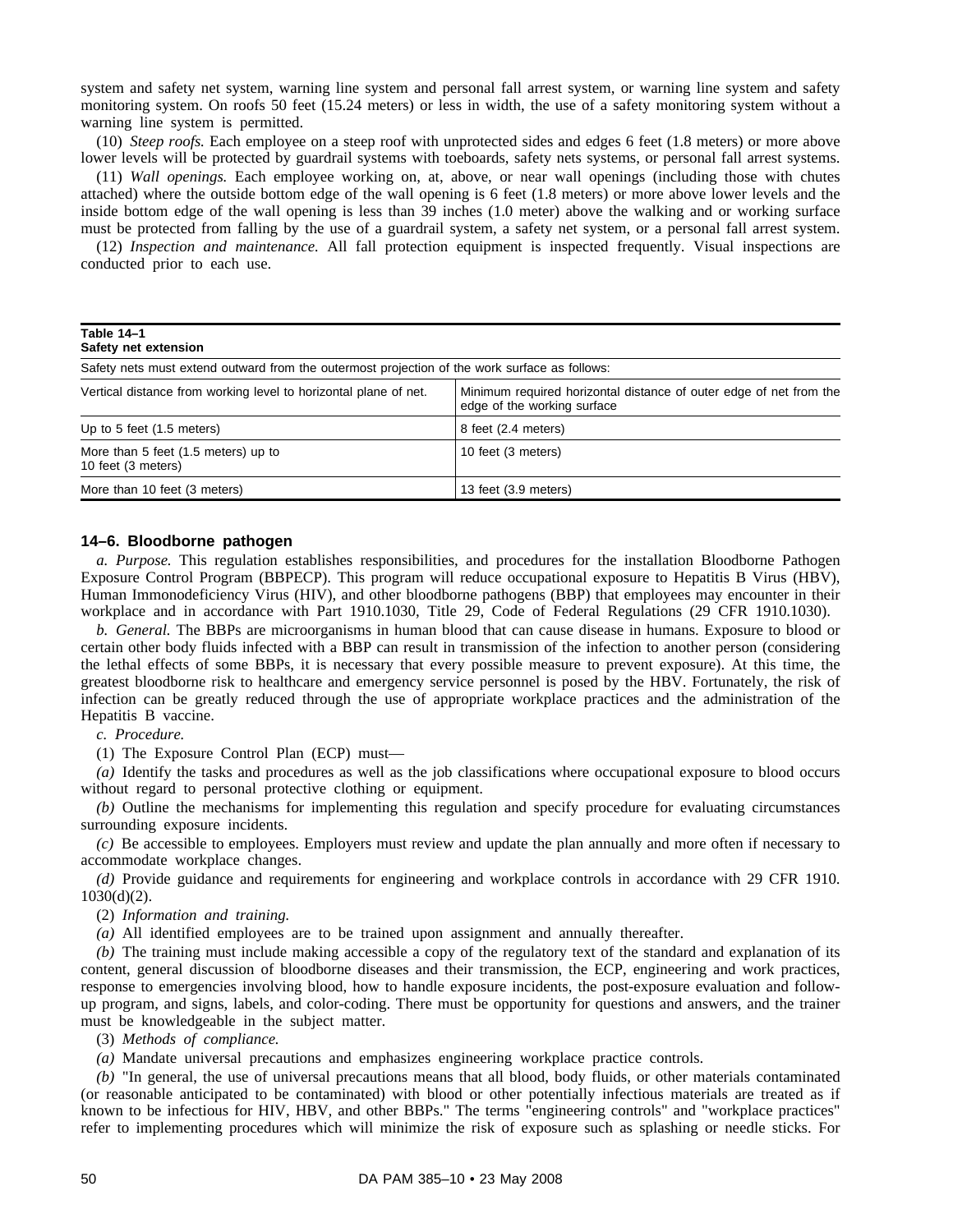system and safety net system, warning line system and personal fall arrest system, or warning line system and safety monitoring system. On roofs 50 feet (15.24 meters) or less in width, the use of a safety monitoring system without a warning line system is permitted.

(10) *Steep roofs.* Each employee on a steep roof with unprotected sides and edges 6 feet (1.8 meters) or more above lower levels will be protected by guardrail systems with toeboards, safety nets systems, or personal fall arrest systems.

(11) *Wall openings.* Each employee working on, at, above, or near wall openings (including those with chutes attached) where the outside bottom edge of the wall opening is 6 feet (1.8 meters) or more above lower levels and the inside bottom edge of the wall opening is less than 39 inches (1.0 meter) above the walking and or working surface must be protected from falling by the use of a guardrail system, a safety net system, or a personal fall arrest system.

(12) *Inspection and maintenance.* All fall protection equipment is inspected frequently. Visual inspections are conducted prior to each use.

**Table 14–1**
**Safety net extension**

| Safety nets must extend outward from the outermost projection of the work surface as follows: | |
|---|---|
| Vertical distance from working level to horizontal plane of net. | Minimum required horizontal distance of outer edge of net from the edge of the working surface |
| Up to 5 feet (1.5 meters) | 8 feet (2.4 meters) |
| More than 5 feet (1.5 meters) up to 10 feet (3 meters) | 10 feet (3 meters) |
| More than 10 feet (3 meters) | 13 feet (3.9 meters) |

### 14–6. Bloodborne pathogen

*a. Purpose.* This regulation establishes responsibilities, and procedures for the installation Bloodborne Pathogen Exposure Control Program (BBPECP). This program will reduce occupational exposure to Hepatitis B Virus (HBV), Human Immonodeficiency Virus (HIV), and other bloodborne pathogens (BBP) that employees may encounter in their workplace and in accordance with Part 1910.1030, Title 29, Code of Federal Regulations (29 CFR 1910.1030).

*b. General.* The BBPs are microorganisms in human blood that can cause disease in humans. Exposure to blood or certain other body fluids infected with a BBP can result in transmission of the infection to another person (considering the lethal effects of some BBPs, it is necessary that every possible measure to prevent exposure). At this time, the greatest bloodborne risk to healthcare and emergency service personnel is posed by the HBV. Fortunately, the risk of infection can be greatly reduced through the use of appropriate workplace practices and the administration of the Hepatitis B vaccine.

*c. Procedure.*

(1) The Exposure Control Plan (ECP) must—

*(a)* Identify the tasks and procedures as well as the job classifications where occupational exposure to blood occurs without regard to personal protective clothing or equipment.

*(b)* Outline the mechanisms for implementing this regulation and specify procedure for evaluating circumstances surrounding exposure incidents.

*(c)* Be accessible to employees. Employers must review and update the plan annually and more often if necessary to accommodate workplace changes.

*(d)* Provide guidance and requirements for engineering and workplace controls in accordance with 29 CFR 1910. 1030(d)(2).

(2) *Information and training.*

*(a)* All identified employees are to be trained upon assignment and annually thereafter.

*(b)* The training must include making accessible a copy of the regulatory text of the standard and explanation of its content, general discussion of bloodborne diseases and their transmission, the ECP, engineering and work practices, response to emergencies involving blood, how to handle exposure incidents, the post-exposure evaluation and follow-up program, and signs, labels, and color-coding. There must be opportunity for questions and answers, and the trainer must be knowledgeable in the subject matter.

(3) *Methods of compliance.*

*(a)* Mandate universal precautions and emphasizes engineering workplace practice controls.

*(b)* "In general, the use of universal precautions means that all blood, body fluids, or other materials contaminated (or reasonable anticipated to be contaminated) with blood or other potentially infectious materials are treated as if known to be infectious for HIV, HBV, and other BBPs." The terms "engineering controls" and "workplace practices" refer to implementing procedures which will minimize the risk of exposure such as splashing or needle sticks. For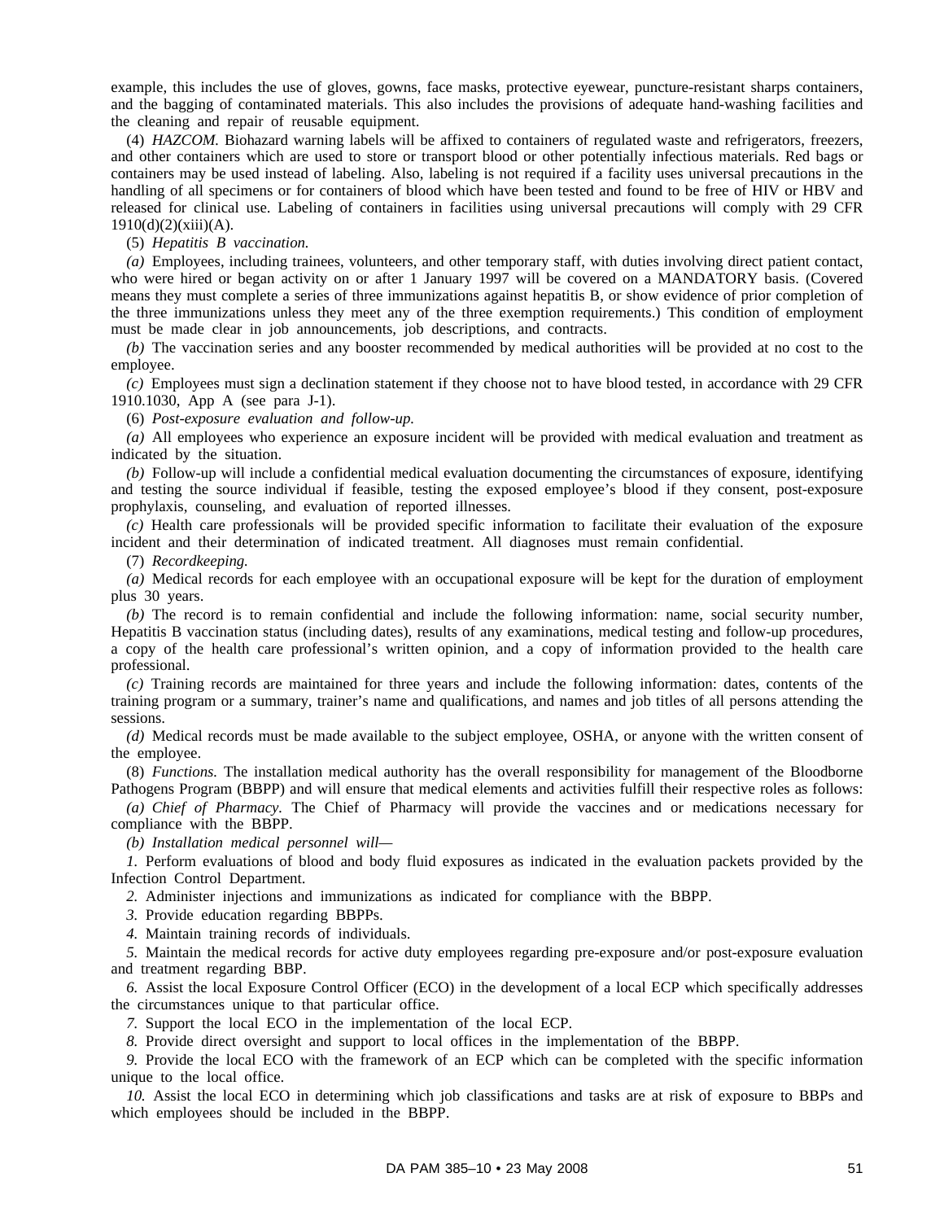example, this includes the use of gloves, gowns, face masks, protective eyewear, puncture-resistant sharps containers, and the bagging of contaminated materials. This also includes the provisions of adequate hand-washing facilities and the cleaning and repair of reusable equipment.

(4) *HAZCOM.* Biohazard warning labels will be affixed to containers of regulated waste and refrigerators, freezers, and other containers which are used to store or transport blood or other potentially infectious materials. Red bags or containers may be used instead of labeling. Also, labeling is not required if a facility uses universal precautions in the handling of all specimens or for containers of blood which have been tested and found to be free of HIV or HBV and released for clinical use. Labeling of containers in facilities using universal precautions will comply with 29 CFR 1910(d)(2)(xiii)(A).

(5) *Hepatitis B vaccination.*

*(a)* Employees, including trainees, volunteers, and other temporary staff, with duties involving direct patient contact, who were hired or began activity on or after 1 January 1997 will be covered on a MANDATORY basis. (Covered means they must complete a series of three immunizations against hepatitis B, or show evidence of prior completion of the three immunizations unless they meet any of the three exemption requirements.) This condition of employment must be made clear in job announcements, job descriptions, and contracts.

*(b)* The vaccination series and any booster recommended by medical authorities will be provided at no cost to the employee.

*(c)* Employees must sign a declination statement if they choose not to have blood tested, in accordance with 29 CFR 1910.1030, App A (see para J-1).

(6) *Post-exposure evaluation and follow-up.*

*(a)* All employees who experience an exposure incident will be provided with medical evaluation and treatment as indicated by the situation.

*(b)* Follow-up will include a confidential medical evaluation documenting the circumstances of exposure, identifying and testing the source individual if feasible, testing the exposed employee's blood if they consent, post-exposure prophylaxis, counseling, and evaluation of reported illnesses.

*(c)* Health care professionals will be provided specific information to facilitate their evaluation of the exposure incident and their determination of indicated treatment. All diagnoses must remain confidential.

(7) *Recordkeeping.*

*(a)* Medical records for each employee with an occupational exposure will be kept for the duration of employment plus 30 years.

*(b)* The record is to remain confidential and include the following information: name, social security number, Hepatitis B vaccination status (including dates), results of any examinations, medical testing and follow-up procedures, a copy of the health care professional's written opinion, and a copy of information provided to the health care professional.

*(c)* Training records are maintained for three years and include the following information: dates, contents of the training program or a summary, trainer's name and qualifications, and names and job titles of all persons attending the sessions.

*(d)* Medical records must be made available to the subject employee, OSHA, or anyone with the written consent of the employee.

(8) *Functions.* The installation medical authority has the overall responsibility for management of the Bloodborne Pathogens Program (BBPP) and will ensure that medical elements and activities fulfill their respective roles as follows:

*(a) Chief of Pharmacy.* The Chief of Pharmacy will provide the vaccines and or medications necessary for compliance with the BBPP.

*(b) Installation medical personnel will—*

*1.* Perform evaluations of blood and body fluid exposures as indicated in the evaluation packets provided by the Infection Control Department.

*2.* Administer injections and immunizations as indicated for compliance with the BBPP.

*3.* Provide education regarding BBPPs.

*4.* Maintain training records of individuals.

*5.* Maintain the medical records for active duty employees regarding pre-exposure and/or post-exposure evaluation and treatment regarding BBP.

*6.* Assist the local Exposure Control Officer (ECO) in the development of a local ECP which specifically addresses the circumstances unique to that particular office.

*7.* Support the local ECO in the implementation of the local ECP.

*8.* Provide direct oversight and support to local offices in the implementation of the BBPP.

*9.* Provide the local ECO with the framework of an ECP which can be completed with the specific information unique to the local office.

*10.* Assist the local ECO in determining which job classifications and tasks are at risk of exposure to BBPs and which employees should be included in the BBPP.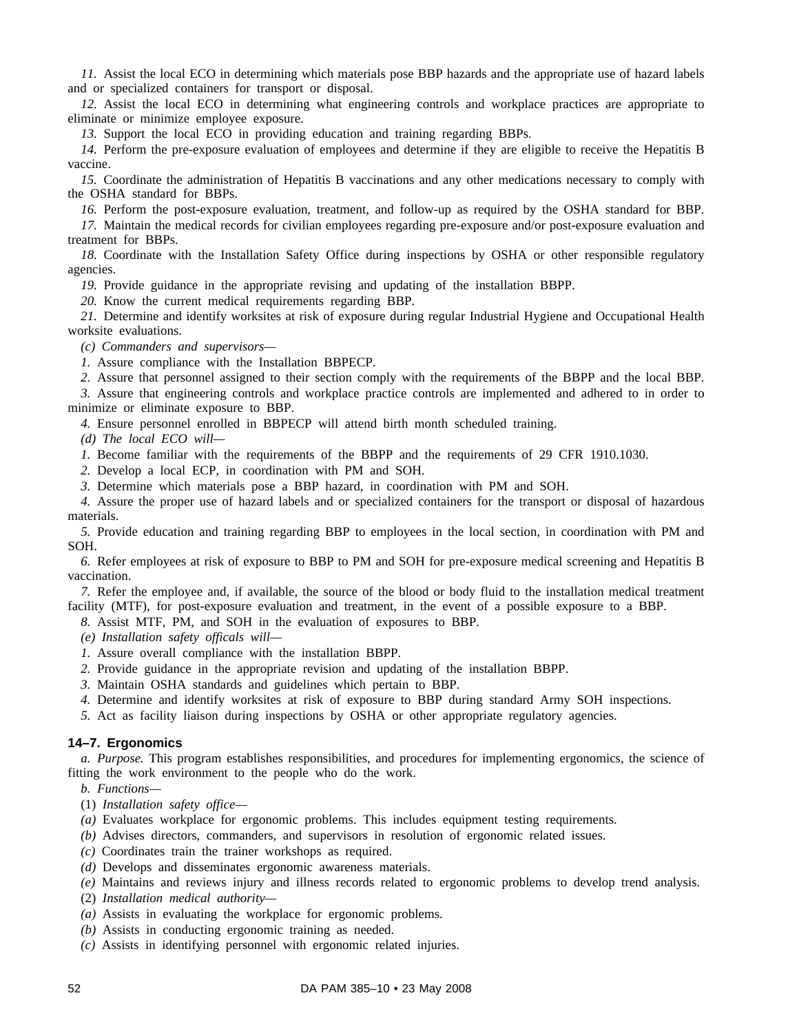*11.* Assist the local ECO in determining which materials pose BBP hazards and the appropriate use of hazard labels and or specialized containers for transport or disposal.

*12.* Assist the local ECO in determining what engineering controls and workplace practices are appropriate to eliminate or minimize employee exposure.

*13.* Support the local ECO in providing education and training regarding BBPs.

*14.* Perform the pre-exposure evaluation of employees and determine if they are eligible to receive the Hepatitis B vaccine.

*15.* Coordinate the administration of Hepatitis B vaccinations and any other medications necessary to comply with the OSHA standard for BBPs.

*16.* Perform the post-exposure evaluation, treatment, and follow-up as required by the OSHA standard for BBP.

*17.* Maintain the medical records for civilian employees regarding pre-exposure and/or post-exposure evaluation and treatment for BBPs.

*18.* Coordinate with the Installation Safety Office during inspections by OSHA or other responsible regulatory agencies.

*19.* Provide guidance in the appropriate revising and updating of the installation BBPP.

*20.* Know the current medical requirements regarding BBP.

*21.* Determine and identify worksites at risk of exposure during regular Industrial Hygiene and Occupational Health worksite evaluations.

*(c) Commanders and supervisors—*

*1.* Assure compliance with the Installation BBPECP.

*2.* Assure that personnel assigned to their section comply with the requirements of the BBPP and the local BBP.

*3.* Assure that engineering controls and workplace practice controls are implemented and adhered to in order to minimize or eliminate exposure to BBP.

*4.* Ensure personnel enrolled in BBPECP will attend birth month scheduled training.

*(d) The local ECO will—*

*1.* Become familiar with the requirements of the BBPP and the requirements of 29 CFR 1910.1030.

*2.* Develop a local ECP, in coordination with PM and SOH.

*3.* Determine which materials pose a BBP hazard, in coordination with PM and SOH.

*4.* Assure the proper use of hazard labels and or specialized containers for the transport or disposal of hazardous materials.

*5.* Provide education and training regarding BBP to employees in the local section, in coordination with PM and SOH.

*6.* Refer employees at risk of exposure to BBP to PM and SOH for pre-exposure medical screening and Hepatitis B vaccination.

*7.* Refer the employee and, if available, the source of the blood or body fluid to the installation medical treatment facility (MTF), for post-exposure evaluation and treatment, in the event of a possible exposure to a BBP.

*8.* Assist MTF, PM, and SOH in the evaluation of exposures to BBP.

*(e) Installation safety officals will—*

*1.* Assure overall compliance with the installation BBPP.

*2.* Provide guidance in the appropriate revision and updating of the installation BBPP.

*3.* Maintain OSHA standards and guidelines which pertain to BBP.

*4.* Determine and identify worksites at risk of exposure to BBP during standard Army SOH inspections.

*5.* Act as facility liaison during inspections by OSHA or other appropriate regulatory agencies.

### 14–7. Ergonomics

*a. Purpose.* This program establishes responsibilities, and procedures for implementing ergonomics, the science of fitting the work environment to the people who do the work.

*b. Functions—*

(1) *Installation safety office—*

*(a)* Evaluates workplace for ergonomic problems. This includes equipment testing requirements.

*(b)* Advises directors, commanders, and supervisors in resolution of ergonomic related issues.

*(c)* Coordinates train the trainer workshops as required.

*(d)* Develops and disseminates ergonomic awareness materials.

*(e)* Maintains and reviews injury and illness records related to ergonomic problems to develop trend analysis.

(2) *Installation medical authority—*

*(a)* Assists in evaluating the workplace for ergonomic problems.

*(b)* Assists in conducting ergonomic training as needed.

*(c)* Assists in identifying personnel with ergonomic related injuries.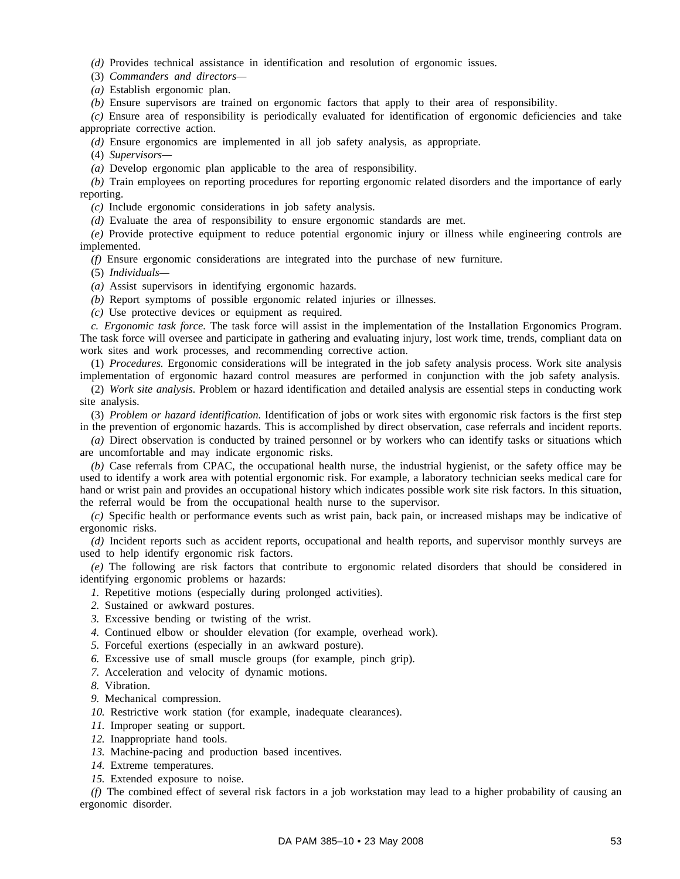*(d)* Provides technical assistance in identification and resolution of ergonomic issues.

(3) *Commanders and directors—*

*(a)* Establish ergonomic plan.

*(b)* Ensure supervisors are trained on ergonomic factors that apply to their area of responsibility.

*(c)* Ensure area of responsibility is periodically evaluated for identification of ergonomic deficiencies and take appropriate corrective action.

*(d)* Ensure ergonomics are implemented in all job safety analysis, as appropriate.

(4) *Supervisors—*

*(a)* Develop ergonomic plan applicable to the area of responsibility.

*(b)* Train employees on reporting procedures for reporting ergonomic related disorders and the importance of early reporting.

*(c)* Include ergonomic considerations in job safety analysis.

*(d)* Evaluate the area of responsibility to ensure ergonomic standards are met.

*(e)* Provide protective equipment to reduce potential ergonomic injury or illness while engineering controls are implemented.

*(f)* Ensure ergonomic considerations are integrated into the purchase of new furniture.

(5) *Individuals—*

*(a)* Assist supervisors in identifying ergonomic hazards.

*(b)* Report symptoms of possible ergonomic related injuries or illnesses.

*(c)* Use protective devices or equipment as required.

*c. Ergonomic task force.* The task force will assist in the implementation of the Installation Ergonomics Program. The task force will oversee and participate in gathering and evaluating injury, lost work time, trends, compliant data on work sites and work processes, and recommending corrective action.

(1) *Procedures.* Ergonomic considerations will be integrated in the job safety analysis process. Work site analysis implementation of ergonomic hazard control measures are performed in conjunction with the job safety analysis.

(2) *Work site analysis.* Problem or hazard identification and detailed analysis are essential steps in conducting work site analysis.

(3) *Problem or hazard identification.* Identification of jobs or work sites with ergonomic risk factors is the first step in the prevention of ergonomic hazards. This is accomplished by direct observation, case referrals and incident reports.

*(a)* Direct observation is conducted by trained personnel or by workers who can identify tasks or situations which are uncomfortable and may indicate ergonomic risks.

*(b)* Case referrals from CPAC, the occupational health nurse, the industrial hygienist, or the safety office may be used to identify a work area with potential ergonomic risk. For example, a laboratory technician seeks medical care for hand or wrist pain and provides an occupational history which indicates possible work site risk factors. In this situation, the referral would be from the occupational health nurse to the supervisor.

*(c)* Specific health or performance events such as wrist pain, back pain, or increased mishaps may be indicative of ergonomic risks.

*(d)* Incident reports such as accident reports, occupational and health reports, and supervisor monthly surveys are used to help identify ergonomic risk factors.

*(e)* The following are risk factors that contribute to ergonomic related disorders that should be considered in identifying ergonomic problems or hazards:

*1.* Repetitive motions (especially during prolonged activities).

*2.* Sustained or awkward postures.

*3.* Excessive bending or twisting of the wrist.

*4.* Continued elbow or shoulder elevation (for example, overhead work).

*5.* Forceful exertions (especially in an awkward posture).

*6.* Excessive use of small muscle groups (for example, pinch grip).

*7.* Acceleration and velocity of dynamic motions.

*8.* Vibration.

*9.* Mechanical compression.

*10.* Restrictive work station (for example, inadequate clearances).

*11.* Improper seating or support.

*12.* Inappropriate hand tools.

*13.* Machine-pacing and production based incentives.

*14.* Extreme temperatures.

*15.* Extended exposure to noise.

*(f)* The combined effect of several risk factors in a job workstation may lead to a higher probability of causing an ergonomic disorder.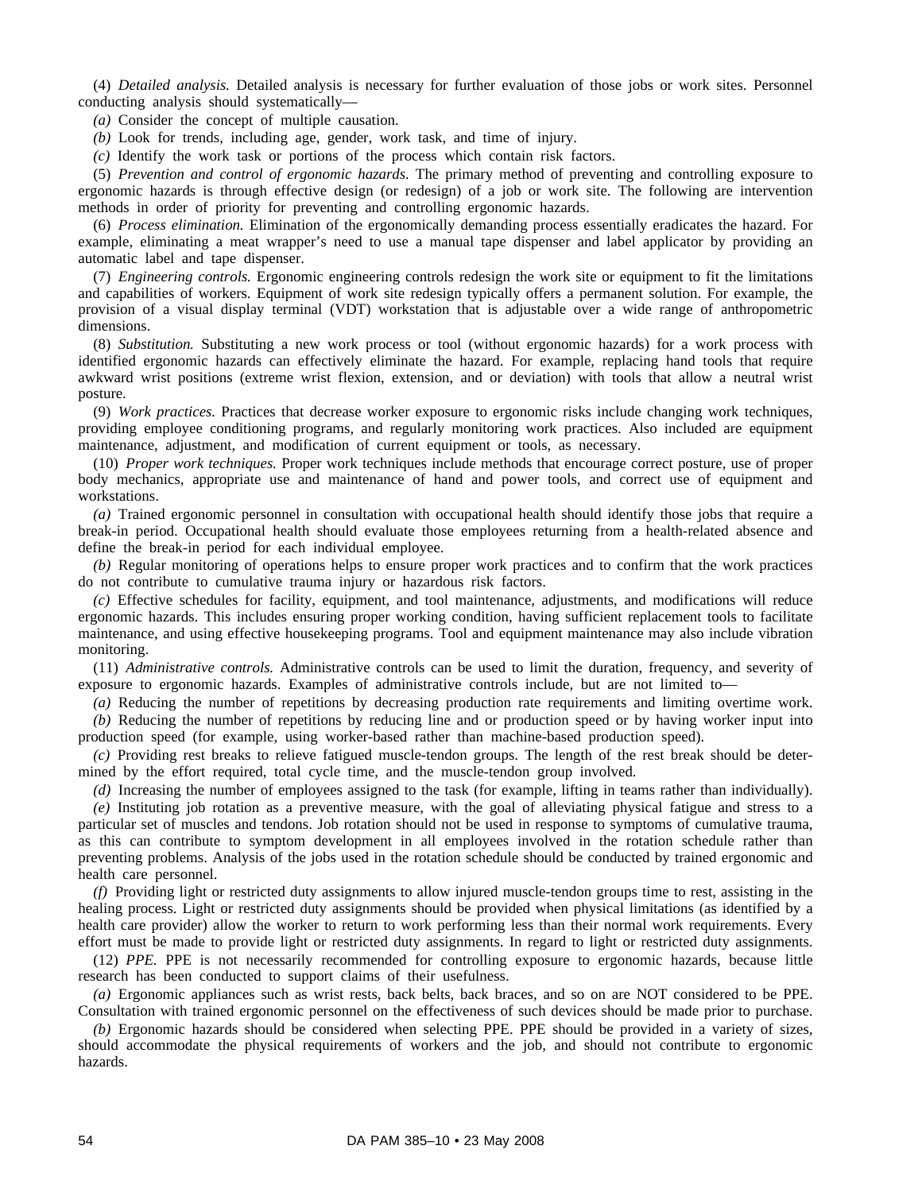(4) *Detailed analysis.* Detailed analysis is necessary for further evaluation of those jobs or work sites. Personnel conducting analysis should systematically—

*(a)* Consider the concept of multiple causation.

*(b)* Look for trends, including age, gender, work task, and time of injury.

*(c)* Identify the work task or portions of the process which contain risk factors.

(5) *Prevention and control of ergonomic hazards.* The primary method of preventing and controlling exposure to ergonomic hazards is through effective design (or redesign) of a job or work site. The following are intervention methods in order of priority for preventing and controlling ergonomic hazards.

(6) *Process elimination.* Elimination of the ergonomically demanding process essentially eradicates the hazard. For example, eliminating a meat wrapper's need to use a manual tape dispenser and label applicator by providing an automatic label and tape dispenser.

(7) *Engineering controls.* Ergonomic engineering controls redesign the work site or equipment to fit the limitations and capabilities of workers. Equipment of work site redesign typically offers a permanent solution. For example, the provision of a visual display terminal (VDT) workstation that is adjustable over a wide range of anthropometric dimensions.

(8) *Substitution.* Substituting a new work process or tool (without ergonomic hazards) for a work process with identified ergonomic hazards can effectively eliminate the hazard. For example, replacing hand tools that require awkward wrist positions (extreme wrist flexion, extension, and or deviation) with tools that allow a neutral wrist posture.

(9) *Work practices.* Practices that decrease worker exposure to ergonomic risks include changing work techniques, providing employee conditioning programs, and regularly monitoring work practices. Also included are equipment maintenance, adjustment, and modification of current equipment or tools, as necessary.

(10) *Proper work techniques.* Proper work techniques include methods that encourage correct posture, use of proper body mechanics, appropriate use and maintenance of hand and power tools, and correct use of equipment and workstations.

*(a)* Trained ergonomic personnel in consultation with occupational health should identify those jobs that require a break-in period. Occupational health should evaluate those employees returning from a health-related absence and define the break-in period for each individual employee.

*(b)* Regular monitoring of operations helps to ensure proper work practices and to confirm that the work practices do not contribute to cumulative trauma injury or hazardous risk factors.

*(c)* Effective schedules for facility, equipment, and tool maintenance, adjustments, and modifications will reduce ergonomic hazards. This includes ensuring proper working condition, having sufficient replacement tools to facilitate maintenance, and using effective housekeeping programs. Tool and equipment maintenance may also include vibration monitoring.

(11) *Administrative controls.* Administrative controls can be used to limit the duration, frequency, and severity of exposure to ergonomic hazards. Examples of administrative controls include, but are not limited to—

*(a)* Reducing the number of repetitions by decreasing production rate requirements and limiting overtime work.

*(b)* Reducing the number of repetitions by reducing line and or production speed or by having worker input into production speed (for example, using worker-based rather than machine-based production speed).

*(c)* Providing rest breaks to relieve fatigued muscle-tendon groups. The length of the rest break should be determined by the effort required, total cycle time, and the muscle-tendon group involved.

*(d)* Increasing the number of employees assigned to the task (for example, lifting in teams rather than individually).

*(e)* Instituting job rotation as a preventive measure, with the goal of alleviating physical fatigue and stress to a particular set of muscles and tendons. Job rotation should not be used in response to symptoms of cumulative trauma, as this can contribute to symptom development in all employees involved in the rotation schedule rather than preventing problems. Analysis of the jobs used in the rotation schedule should be conducted by trained ergonomic and health care personnel.

*(f)* Providing light or restricted duty assignments to allow injured muscle-tendon groups time to rest, assisting in the healing process. Light or restricted duty assignments should be provided when physical limitations (as identified by a health care provider) allow the worker to return to work performing less than their normal work requirements. Every effort must be made to provide light or restricted duty assignments. In regard to light or restricted duty assignments.

(12) *PPE.* PPE is not necessarily recommended for controlling exposure to ergonomic hazards, because little research has been conducted to support claims of their usefulness.

*(a)* Ergonomic appliances such as wrist rests, back belts, back braces, and so on are NOT considered to be PPE. Consultation with trained ergonomic personnel on the effectiveness of such devices should be made prior to purchase.

*(b)* Ergonomic hazards should be considered when selecting PPE. PPE should be provided in a variety of sizes, should accommodate the physical requirements of workers and the job, and should not contribute to ergonomic hazards.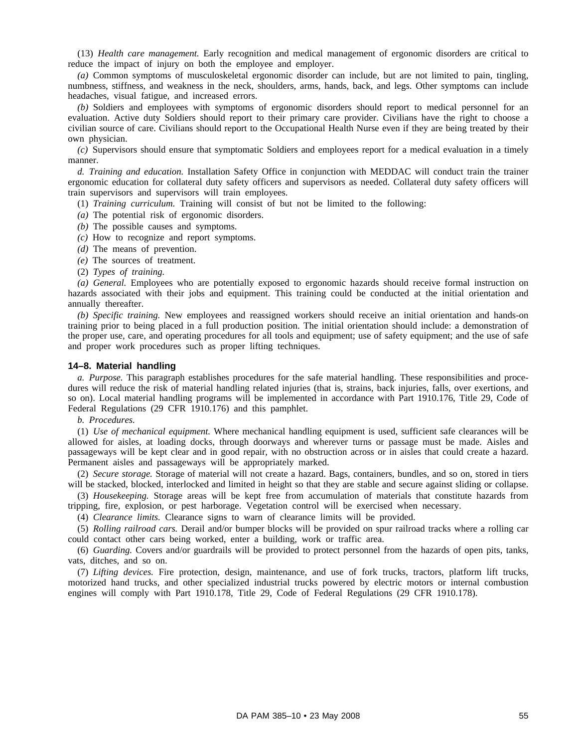(13) *Health care management.* Early recognition and medical management of ergonomic disorders are critical to reduce the impact of injury on both the employee and employer.

*(a)* Common symptoms of musculoskeletal ergonomic disorder can include, but are not limited to pain, tingling, numbness, stiffness, and weakness in the neck, shoulders, arms, hands, back, and legs. Other symptoms can include headaches, visual fatigue, and increased errors.

*(b)* Soldiers and employees with symptoms of ergonomic disorders should report to medical personnel for an evaluation. Active duty Soldiers should report to their primary care provider. Civilians have the right to choose a civilian source of care. Civilians should report to the Occupational Health Nurse even if they are being treated by their own physician.

*(c)* Supervisors should ensure that symptomatic Soldiers and employees report for a medical evaluation in a timely manner.

*d. Training and education.* Installation Safety Office in conjunction with MEDDAC will conduct train the trainer ergonomic education for collateral duty safety officers and supervisors as needed. Collateral duty safety officers will train supervisors and supervisors will train employees.

(1) *Training curriculum.* Training will consist of but not be limited to the following:

*(a)* The potential risk of ergonomic disorders.

*(b)* The possible causes and symptoms.

*(c)* How to recognize and report symptoms.

*(d)* The means of prevention.

*(e)* The sources of treatment.

(2) *Types of training.*

*(a) General.* Employees who are potentially exposed to ergonomic hazards should receive formal instruction on hazards associated with their jobs and equipment. This training could be conducted at the initial orientation and annually thereafter.

*(b) Specific training.* New employees and reassigned workers should receive an initial orientation and hands-on training prior to being placed in a full production position. The initial orientation should include: a demonstration of the proper use, care, and operating procedures for all tools and equipment; use of safety equipment; and the use of safe and proper work procedures such as proper lifting techniques.

### 14–8. Material handling

*a. Purpose.* This paragraph establishes procedures for the safe material handling. These responsibilities and procedures will reduce the risk of material handling related injuries (that is, strains, back injuries, falls, over exertions, and so on). Local material handling programs will be implemented in accordance with Part 1910.176, Title 29, Code of Federal Regulations (29 CFR 1910.176) and this pamphlet.

*b. Procedures.*

(1) *Use of mechanical equipment.* Where mechanical handling equipment is used, sufficient safe clearances will be allowed for aisles, at loading docks, through doorways and wherever turns or passage must be made. Aisles and passageways will be kept clear and in good repair, with no obstruction across or in aisles that could create a hazard. Permanent aisles and passageways will be appropriately marked.

(2) *Secure storage.* Storage of material will not create a hazard. Bags, containers, bundles, and so on, stored in tiers will be stacked, blocked, interlocked and limited in height so that they are stable and secure against sliding or collapse.

(3) *Housekeeping.* Storage areas will be kept free from accumulation of materials that constitute hazards from tripping, fire, explosion, or pest harborage. Vegetation control will be exercised when necessary.

(4) *Clearance limits.* Clearance signs to warn of clearance limits will be provided.

(5) *Rolling railroad cars.* Derail and/or bumper blocks will be provided on spur railroad tracks where a rolling car could contact other cars being worked, enter a building, work or traffic area.

(6) *Guarding.* Covers and/or guardrails will be provided to protect personnel from the hazards of open pits, tanks, vats, ditches, and so on.

(7) *Lifting devices.* Fire protection, design, maintenance, and use of fork trucks, tractors, platform lift trucks, motorized hand trucks, and other specialized industrial trucks powered by electric motors or internal combustion engines will comply with Part 1910.178, Title 29, Code of Federal Regulations (29 CFR 1910.178).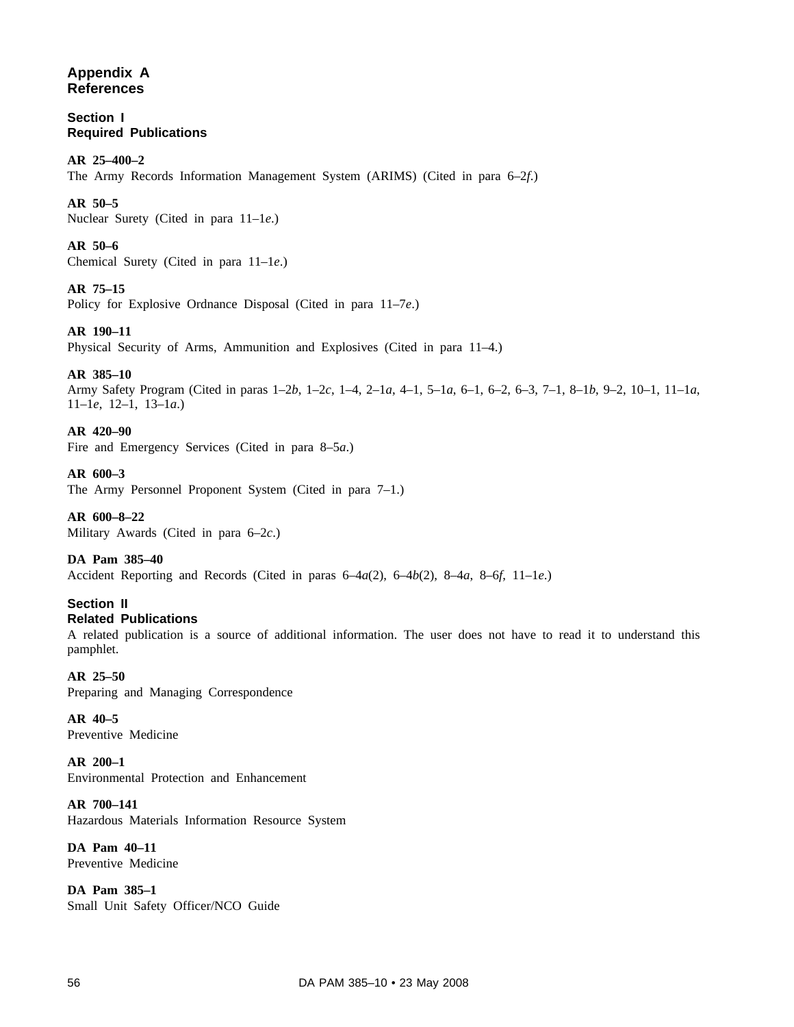# Appendix A
# References

## Section I
## Required Publications

**AR 25–400–2**
The Army Records Information Management System (ARIMS) (Cited in para 6–2*f*.)

**AR 50–5**
Nuclear Surety (Cited in para 11–1*e*.)

**AR 50–6**
Chemical Surety (Cited in para 11–1*e*.)

**AR 75–15**
Policy for Explosive Ordnance Disposal (Cited in para 11–7*e*.)

**AR 190–11**
Physical Security of Arms, Ammunition and Explosives (Cited in para 11–4.)

**AR 385–10**
Army Safety Program (Cited in paras 1–2*b*, 1–2*c*, 1–4, 2–1*a*, 4–1, 5–1*a*, 6–1, 6–2, 6–3, 7–1, 8–1*b*, 9–2, 10–1, 11–1*a*, 11–1*e*, 12–1, 13–1*a*.)

**AR 420–90**
Fire and Emergency Services (Cited in para 8–5*a*.)

**AR 600–3**
The Army Personnel Proponent System (Cited in para 7–1.)

**AR 600–8–22**
Military Awards (Cited in para 6–2*c*.)

**DA Pam 385–40**
Accident Reporting and Records (Cited in paras 6–4*a*(2), 6–4*b*(2), 8–4*a*, 8–6*f*, 11–1*e*.)

## Section II
## Related Publications

A related publication is a source of additional information. The user does not have to read it to understand this pamphlet.

**AR 25–50**
Preparing and Managing Correspondence

**AR 40–5**
Preventive Medicine

**AR 200–1**
Environmental Protection and Enhancement

**AR 700–141**
Hazardous Materials Information Resource System

**DA Pam 40–11**
Preventive Medicine

**DA Pam 385–1**
Small Unit Safety Officer/NCO Guide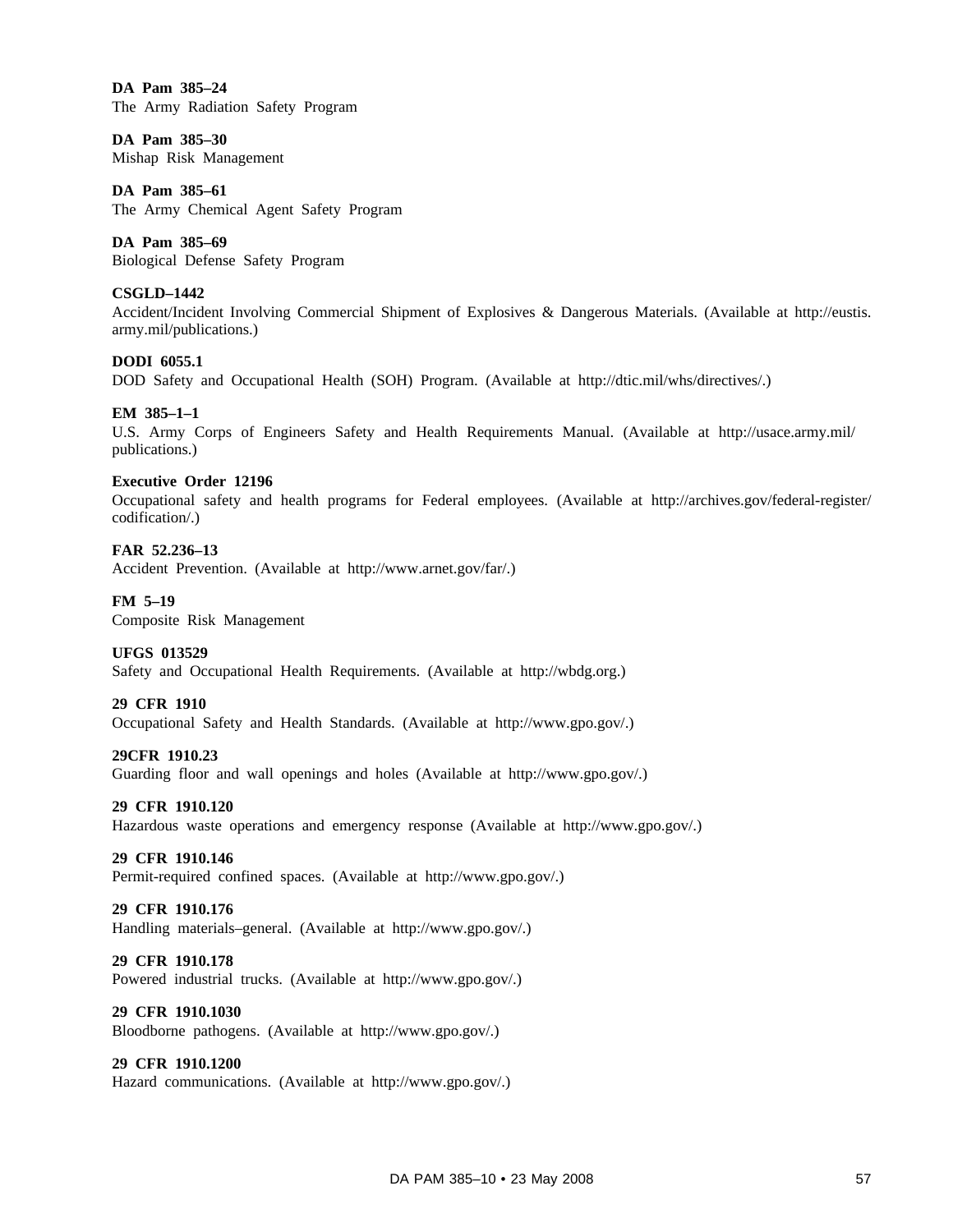**DA Pam 385–24**
The Army Radiation Safety Program

**DA Pam 385–30**
Mishap Risk Management

**DA Pam 385–61**
The Army Chemical Agent Safety Program

**DA Pam 385–69**
Biological Defense Safety Program

**CSGLD–1442**
Accident/Incident Involving Commercial Shipment of Explosives & Dangerous Materials. (Available at http://eustis.army.mil/publications.)

**DODI 6055.1**
DOD Safety and Occupational Health (SOH) Program. (Available at http://dtic.mil/whs/directives/.)

**EM 385–1–1**
U.S. Army Corps of Engineers Safety and Health Requirements Manual. (Available at http://usace.army.mil/publications.)

**Executive Order 12196**
Occupational safety and health programs for Federal employees. (Available at http://archives.gov/federal-register/codification/.)

**FAR 52.236–13**
Accident Prevention. (Available at http://www.arnet.gov/far/.)

**FM 5–19**
Composite Risk Management

**UFGS 013529**
Safety and Occupational Health Requirements. (Available at http://wbdg.org.)

**29 CFR 1910**
Occupational Safety and Health Standards. (Available at http://www.gpo.gov/.)

**29CFR 1910.23**
Guarding floor and wall openings and holes (Available at http://www.gpo.gov/.)

**29 CFR 1910.120**
Hazardous waste operations and emergency response (Available at http://www.gpo.gov/.)

**29 CFR 1910.146**
Permit-required confined spaces. (Available at http://www.gpo.gov/.)

**29 CFR 1910.176**
Handling materials–general. (Available at http://www.gpo.gov/.)

**29 CFR 1910.178**
Powered industrial trucks. (Available at http://www.gpo.gov/.)

**29 CFR 1910.1030**
Bloodborne pathogens. (Available at http://www.gpo.gov/.)

**29 CFR 1910.1200**
Hazard communications. (Available at http://www.gpo.gov/.)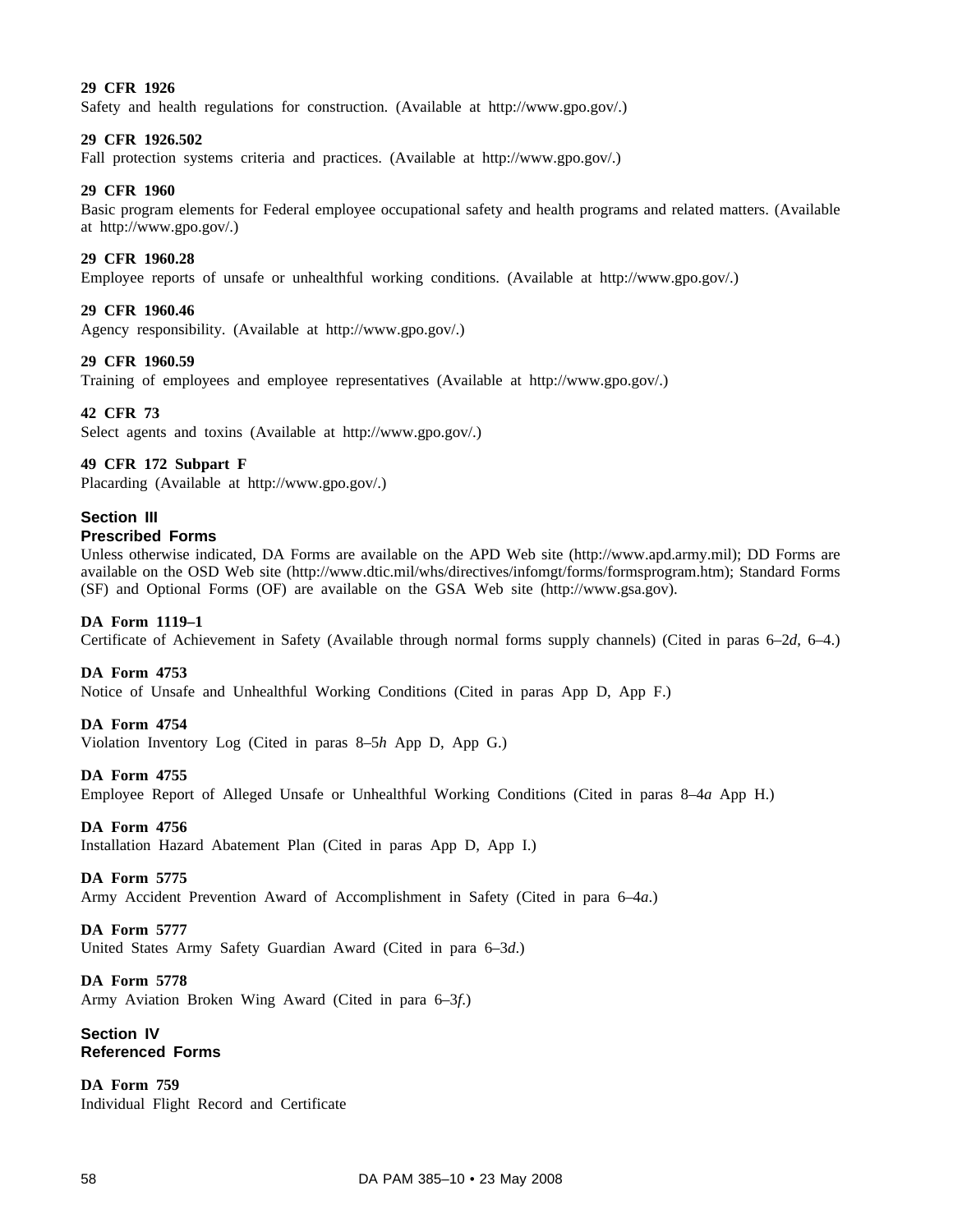**29 CFR 1926**
Safety and health regulations for construction. (Available at http://www.gpo.gov/.)

**29 CFR 1926.502**
Fall protection systems criteria and practices. (Available at http://www.gpo.gov/.)

**29 CFR 1960**
Basic program elements for Federal employee occupational safety and health programs and related matters. (Available at http://www.gpo.gov/.)

**29 CFR 1960.28**
Employee reports of unsafe or unhealthful working conditions. (Available at http://www.gpo.gov/.)

**29 CFR 1960.46**
Agency responsibility. (Available at http://www.gpo.gov/.)

**29 CFR 1960.59**
Training of employees and employee representatives (Available at http://www.gpo.gov/.)

**42 CFR 73**
Select agents and toxins (Available at http://www.gpo.gov/.)

**49 CFR 172 Subpart F**
Placarding (Available at http://www.gpo.gov/.)

## Section III
## Prescribed Forms

Unless otherwise indicated, DA Forms are available on the APD Web site (http://www.apd.army.mil); DD Forms are available on the OSD Web site (http://www.dtic.mil/whs/directives/infomgt/forms/formsprogram.htm); Standard Forms (SF) and Optional Forms (OF) are available on the GSA Web site (http://www.gsa.gov).

**DA Form 1119–1**
Certificate of Achievement in Safety (Available through normal forms supply channels) (Cited in paras 6–2*d*, 6–4.)

**DA Form 4753**
Notice of Unsafe and Unhealthful Working Conditions (Cited in paras App D, App F.)

**DA Form 4754**
Violation Inventory Log (Cited in paras 8–5*h* App D, App G.)

**DA Form 4755**
Employee Report of Alleged Unsafe or Unhealthful Working Conditions (Cited in paras 8–4*a* App H.)

**DA Form 4756**
Installation Hazard Abatement Plan (Cited in paras App D, App I.)

**DA Form 5775**
Army Accident Prevention Award of Accomplishment in Safety (Cited in para 6–4*a*.)

**DA Form 5777**
United States Army Safety Guardian Award (Cited in para 6–3*d*.)

**DA Form 5778**
Army Aviation Broken Wing Award (Cited in para 6–3*f*.)

## Section IV
## Referenced Forms

**DA Form 759**
Individual Flight Record and Certificate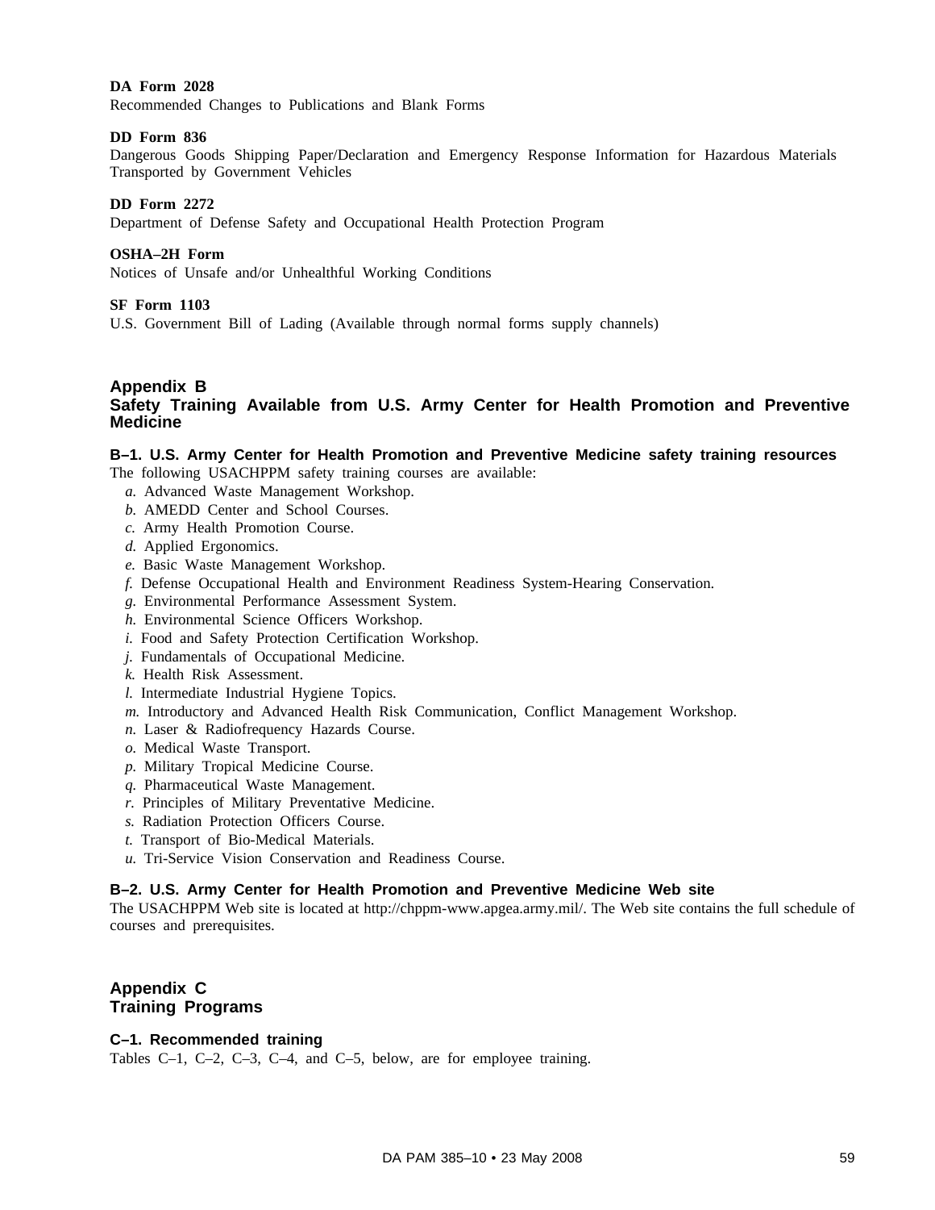**DA Form 2028**
Recommended Changes to Publications and Blank Forms

**DD Form 836**
Dangerous Goods Shipping Paper/Declaration and Emergency Response Information for Hazardous Materials Transported by Government Vehicles

**DD Form 2272**
Department of Defense Safety and Occupational Health Protection Program

**OSHA–2H Form**
Notices of Unsafe and/or Unhealthful Working Conditions

**SF Form 1103**
U.S. Government Bill of Lading (Available through normal forms supply channels)

## Appendix B
## Safety Training Available from U.S. Army Center for Health Promotion and Preventive Medicine

### B–1. U.S. Army Center for Health Promotion and Preventive Medicine safety training resources

The following USACHPPM safety training courses are available:

*a.* Advanced Waste Management Workshop.
*b.* AMEDD Center and School Courses.
*c.* Army Health Promotion Course.
*d.* Applied Ergonomics.
*e.* Basic Waste Management Workshop.
*f.* Defense Occupational Health and Environment Readiness System-Hearing Conservation.
*g.* Environmental Performance Assessment System.
*h.* Environmental Science Officers Workshop.
*i.* Food and Safety Protection Certification Workshop.
*j.* Fundamentals of Occupational Medicine.
*k.* Health Risk Assessment.
*l.* Intermediate Industrial Hygiene Topics.
*m.* Introductory and Advanced Health Risk Communication, Conflict Management Workshop.
*n.* Laser & Radiofrequency Hazards Course.
*o.* Medical Waste Transport.
*p.* Military Tropical Medicine Course.
*q.* Pharmaceutical Waste Management.
*r.* Principles of Military Preventative Medicine.
*s.* Radiation Protection Officers Course.
*t.* Transport of Bio-Medical Materials.
*u.* Tri-Service Vision Conservation and Readiness Course.

### B–2. U.S. Army Center for Health Promotion and Preventive Medicine Web site

The USACHPPM Web site is located at http://chppm-www.apgea.army.mil/. The Web site contains the full schedule of courses and prerequisites.

## Appendix C
## Training Programs

### C–1. Recommended training

Tables C–1, C–2, C–3, C–4, and C–5, below, are for employee training.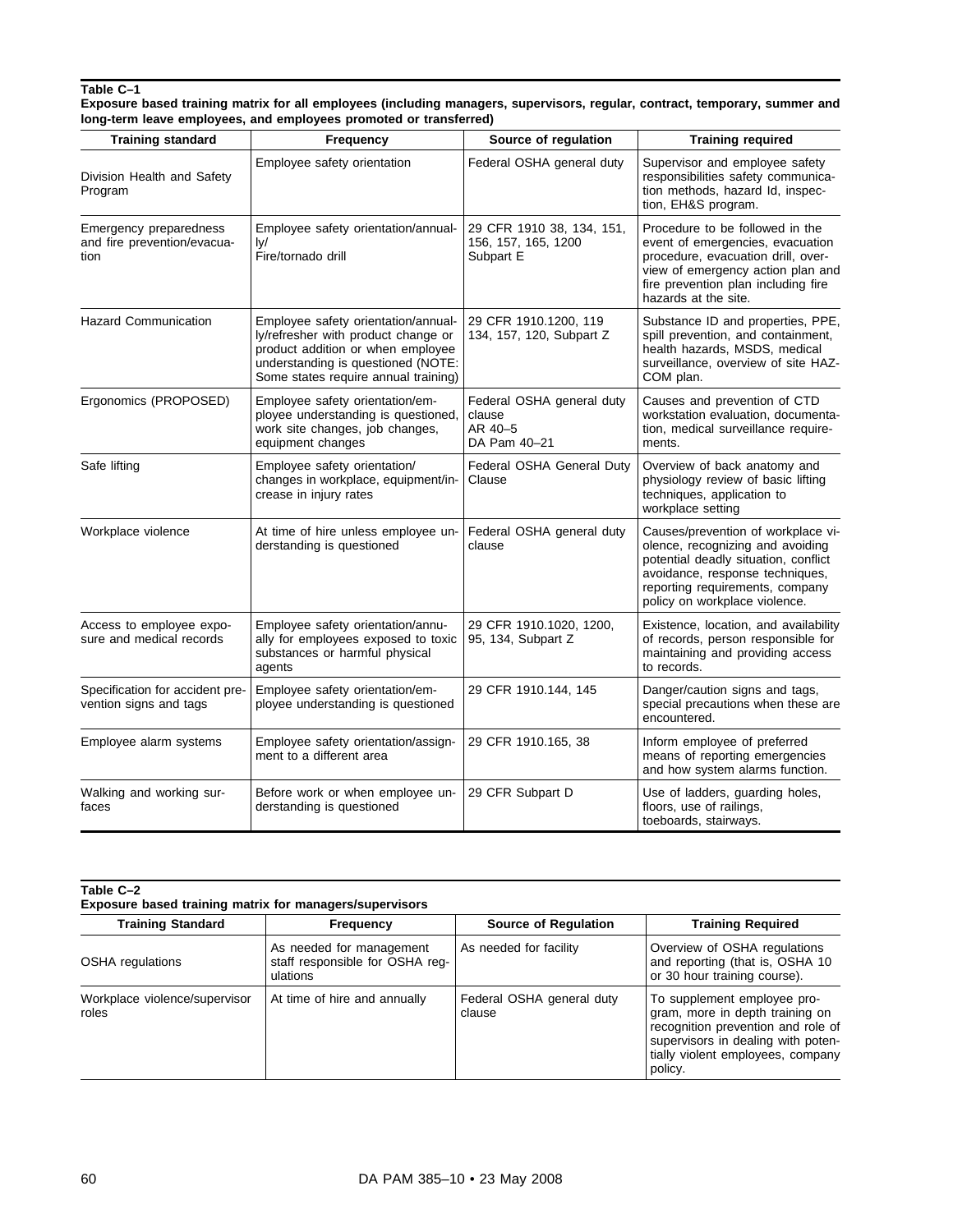**Table C–1**
**Exposure based training matrix for all employees (including managers, supervisors, regular, contract, temporary, summer and long-term leave employees, and employees promoted or transferred)**

| Training standard | Frequency | Source of regulation | Training required |
|---|---|---|---|
| Division Health and Safety Program | Employee safety orientation | Federal OSHA general duty | Supervisor and employee safety responsibilities safety communication methods, hazard Id, inspection, EH&S program. |
| Emergency preparedness and fire prevention/evacuation | Employee safety orientation/annually/ Fire/tornado drill | 29 CFR 1910 38, 134, 151, 156, 157, 165, 1200 Subpart E | Procedure to be followed in the event of emergencies, evacuation procedure, evacuation drill, overview of emergency action plan and fire prevention plan including fire hazards at the site. |
| Hazard Communication | Employee safety orientation/annually/refresher with product change or product addition or when employee understanding is questioned (NOTE: Some states require annual training) | 29 CFR 1910.1200, 119 134, 157, 120, Subpart Z | Substance ID and properties, PPE, spill prevention, and containment, health hazards, MSDS, medical surveillance, overview of site HAZ-COM plan. |
| Ergonomics (PROPOSED) | Employee safety orientation/employee understanding is questioned, work site changes, job changes, equipment changes | Federal OSHA general duty clause AR 40–5 DA Pam 40–21 | Causes and prevention of CTD workstation evaluation, documentation, medical surveillance requirements. |
| Safe lifting | Employee safety orientation/ changes in workplace, equipment/increase in injury rates | Federal OSHA General Duty Clause | Overview of back anatomy and physiology review of basic lifting techniques, application to workplace setting |
| Workplace violence | At time of hire unless employee understanding is questioned | Federal OSHA general duty clause | Causes/prevention of workplace violence, recognizing and avoiding potential deadly situation, conflict avoidance, response techniques, reporting requirements, company policy on workplace violence. |
| Access to employee exposure and medical records | Employee safety orientation/annually for employees exposed to toxic substances or harmful physical agents | 29 CFR 1910.1020, 1200, 95, 134, Subpart Z | Existence, location, and availability of records, person responsible for maintaining and providing access to records. |
| Specification for accident prevention signs and tags | Employee safety orientation/employee understanding is questioned | 29 CFR 1910.144, 145 | Danger/caution signs and tags, special precautions when these are encountered. |
| Employee alarm systems | Employee safety orientation/assignment to a different area | 29 CFR 1910.165, 38 | Inform employee of preferred means of reporting emergencies and how system alarms function. |
| Walking and working surfaces | Before work or when employee understanding is questioned | 29 CFR Subpart D | Use of ladders, guarding holes, floors, use of railings, toeboards, stairways. |

**Table C–2**
**Exposure based training matrix for managers/supervisors**

| Training Standard | Frequency | Source of Regulation | Training Required |
|---|---|---|---|
| OSHA regulations | As needed for management staff responsible for OSHA regulations | As needed for facility | Overview of OSHA regulations and reporting (that is, OSHA 10 or 30 hour training course). |
| Workplace violence/supervisor roles | At time of hire and annually | Federal OSHA general duty clause | To supplement employee program, more in depth training on recognition prevention and role of supervisors in dealing with potentially violent employees, company policy. |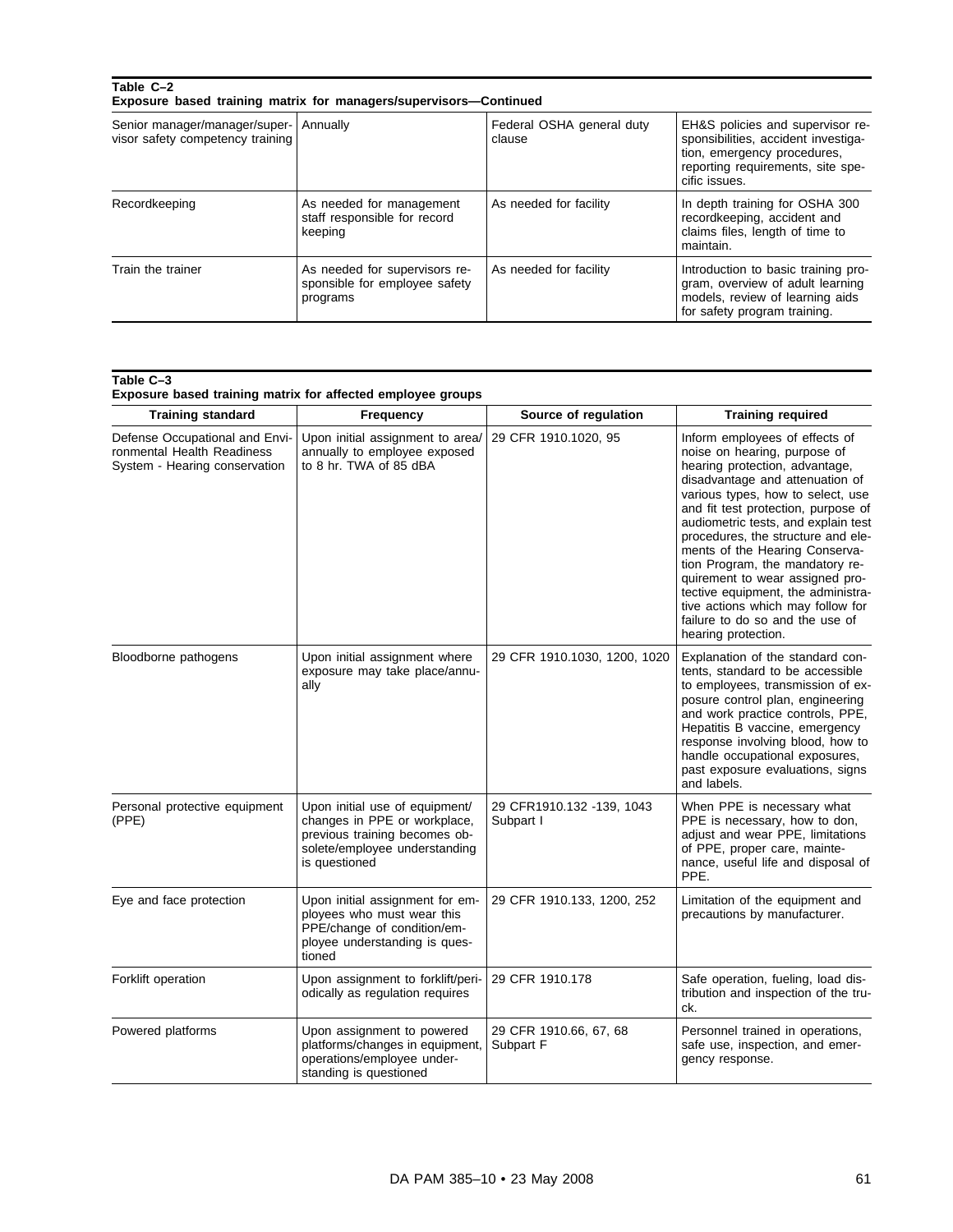**Table C–2**
**Exposure based training matrix for managers/supervisors—Continued**

| | | | |
|---|---|---|---|
| Senior manager/manager/supervisor safety competency training | Annually | Federal OSHA general duty clause | EH&S policies and supervisor responsibilities, accident investigation, emergency procedures, reporting requirements, site specific issues. |
| Recordkeeping | As needed for management staff responsible for record keeping | As needed for facility | In depth training for OSHA 300 recordkeeping, accident and claims files, length of time to maintain. |
| Train the trainer | As needed for supervisors responsible for employee safety programs | As needed for facility | Introduction to basic training program, overview of adult learning models, review of learning aids for safety program training. |

**Table C–3**
**Exposure based training matrix for affected employee groups**

| Training standard | Frequency | Source of regulation | Training required |
|---|---|---|---|
| Defense Occupational and Environmental Health Readiness System - Hearing conservation | Upon initial assignment to area/ annually to employee exposed to 8 hr. TWA of 85 dBA | 29 CFR 1910.1020, 95 | Inform employees of effects of noise on hearing, purpose of hearing protection, advantage, disadvantage and attenuation of various types, how to select, use and fit test protection, purpose of audiometric tests, and explain test procedures, the structure and elements of the Hearing Conservation Program, the mandatory requirement to wear assigned protective equipment, the administrative actions which may follow for failure to do so and the use of hearing protection. |
| Bloodborne pathogens | Upon initial assignment where exposure may take place/annually | 29 CFR 1910.1030, 1200, 1020 | Explanation of the standard contents, standard to be accessible to employees, transmission of exposure control plan, engineering and work practice controls, PPE, Hepatitis B vaccine, emergency response involving blood, how to handle occupational exposures, past exposure evaluations, signs and labels. |
| Personal protective equipment (PPE) | Upon initial use of equipment/ changes in PPE or workplace, previous training becomes obsolete/employee understanding is questioned | 29 CFR1910.132 -139, 1043 Subpart I | When PPE is necessary what PPE is necessary, how to don, adjust and wear PPE, limitations of PPE, proper care, maintenance, useful life and disposal of PPE. |
| Eye and face protection | Upon initial assignment for employees who must wear this PPE/change of condition/employee understanding is questioned | 29 CFR 1910.133, 1200, 252 | Limitation of the equipment and precautions by manufacturer. |
| Forklift operation | Upon assignment to forklift/periodically as regulation requires | 29 CFR 1910.178 | Safe operation, fueling, load distribution and inspection of the truck. |
| Powered platforms | Upon assignment to powered platforms/changes in equipment, operations/employee understanding is questioned | 29 CFR 1910.66, 67, 68 Subpart F | Personnel trained in operations, safe use, inspection, and emergency response. |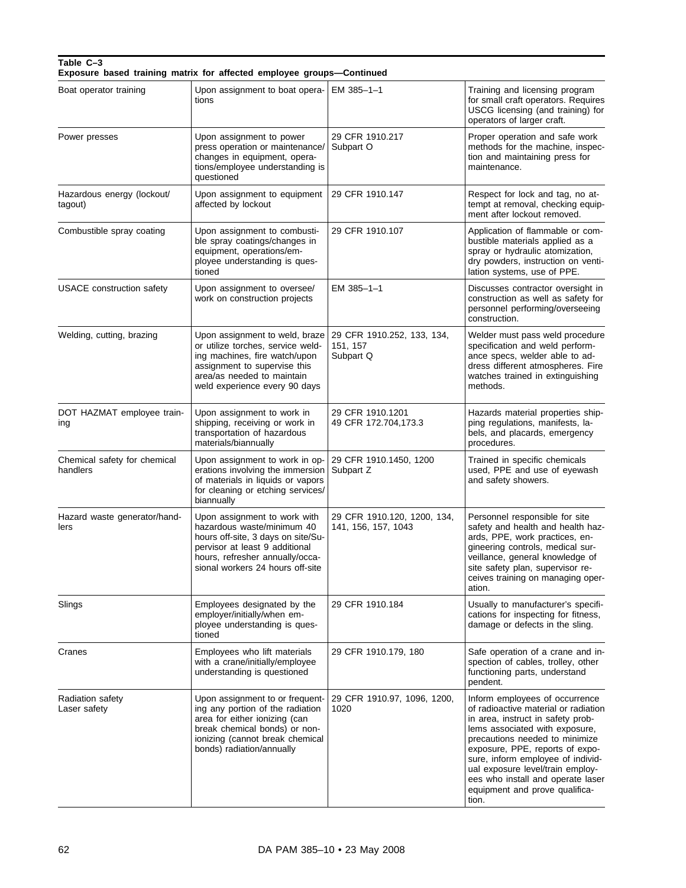**Table C–3**
**Exposure based training matrix for affected employee groups—Continued**

| | | | |
|---|---|---|---|
| Boat operator training | Upon assignment to boat operations | EM 385–1–1 | Training and licensing program for small craft operators. Requires USCG licensing (and training) for operators of larger craft. |
| Power presses | Upon assignment to power press operation or maintenance/ changes in equipment, operations/employee understanding is questioned | 29 CFR 1910.217 Subpart O | Proper operation and safe work methods for the machine, inspection and maintaining press for maintenance. |
| Hazardous energy (lockout/ tagout) | Upon assignment to equipment affected by lockout | 29 CFR 1910.147 | Respect for lock and tag, no attempt at removal, checking equipment after lockout removed. |
| Combustible spray coating | Upon assignment to combustible spray coatings/changes in equipment, operations/employee understanding is questioned | 29 CFR 1910.107 | Application of flammable or combustible materials applied as a spray or hydraulic atomization, dry powders, instruction on ventilation systems, use of PPE. |
| USACE construction safety | Upon assignment to oversee/ work on construction projects | EM 385–1–1 | Discusses contractor oversight in construction as well as safety for personnel performing/overseeing construction. |
| Welding, cutting, brazing | Upon assignment to weld, braze or utilize torches, service welding machines, fire watch/upon assignment to supervise this area/as needed to maintain weld experience every 90 days | 29 CFR 1910.252, 133, 134, 151, 157 Subpart Q | Welder must pass weld procedure specification and weld performance specs, welder able to address different atmospheres. Fire watches trained in extinguishing methods. |
| DOT HAZMAT employee training | Upon assignment to work in shipping, receiving or work in transportation of hazardous materials/biannually | 29 CFR 1910.1201 49 CFR 172.704,173.3 | Hazards material properties shipping regulations, manifests, labels, and placards, emergency procedures. |
| Chemical safety for chemical handlers | Upon assignment to work in operations involving the immersion of materials in liquids or vapors for cleaning or etching services/ biannually | 29 CFR 1910.1450, 1200 Subpart Z | Trained in specific chemicals used, PPE and use of eyewash and safety showers. |
| Hazard waste generator/handlers | Upon assignment to work with hazardous waste/minimum 40 hours off-site, 3 days on site/Supervisor at least 9 additional hours, refresher annually/occasional workers 24 hours off-site | 29 CFR 1910.120, 1200, 134, 141, 156, 157, 1043 | Personnel responsible for site safety and health and health hazards, PPE, work practices, engineering controls, medical surveillance, general knowledge of site safety plan, supervisor receives training on managing operation. |
| Slings | Employees designated by the employer/initially/when employee understanding is questioned | 29 CFR 1910.184 | Usually to manufacturer's specifications for inspecting for fitness, damage or defects in the sling. |
| Cranes | Employees who lift materials with a crane/initially/employee understanding is questioned | 29 CFR 1910.179, 180 | Safe operation of a crane and inspection of cables, trolley, other functioning parts, understand pendent. |
| Radiation safety Laser safety | Upon assignment to or frequenting any portion of the radiation area for either ionizing (can break chemical bonds) or nonionizing (cannot break chemical bonds) radiation/annually | 29 CFR 1910.97, 1096, 1200, 1020 | Inform employees of occurrence of radioactive material or radiation in area, instruct in safety problems associated with exposure, precautions needed to minimize exposure, PPE, reports of exposure, inform employee of individual exposure level/train employees who install and operate laser equipment and prove qualification. |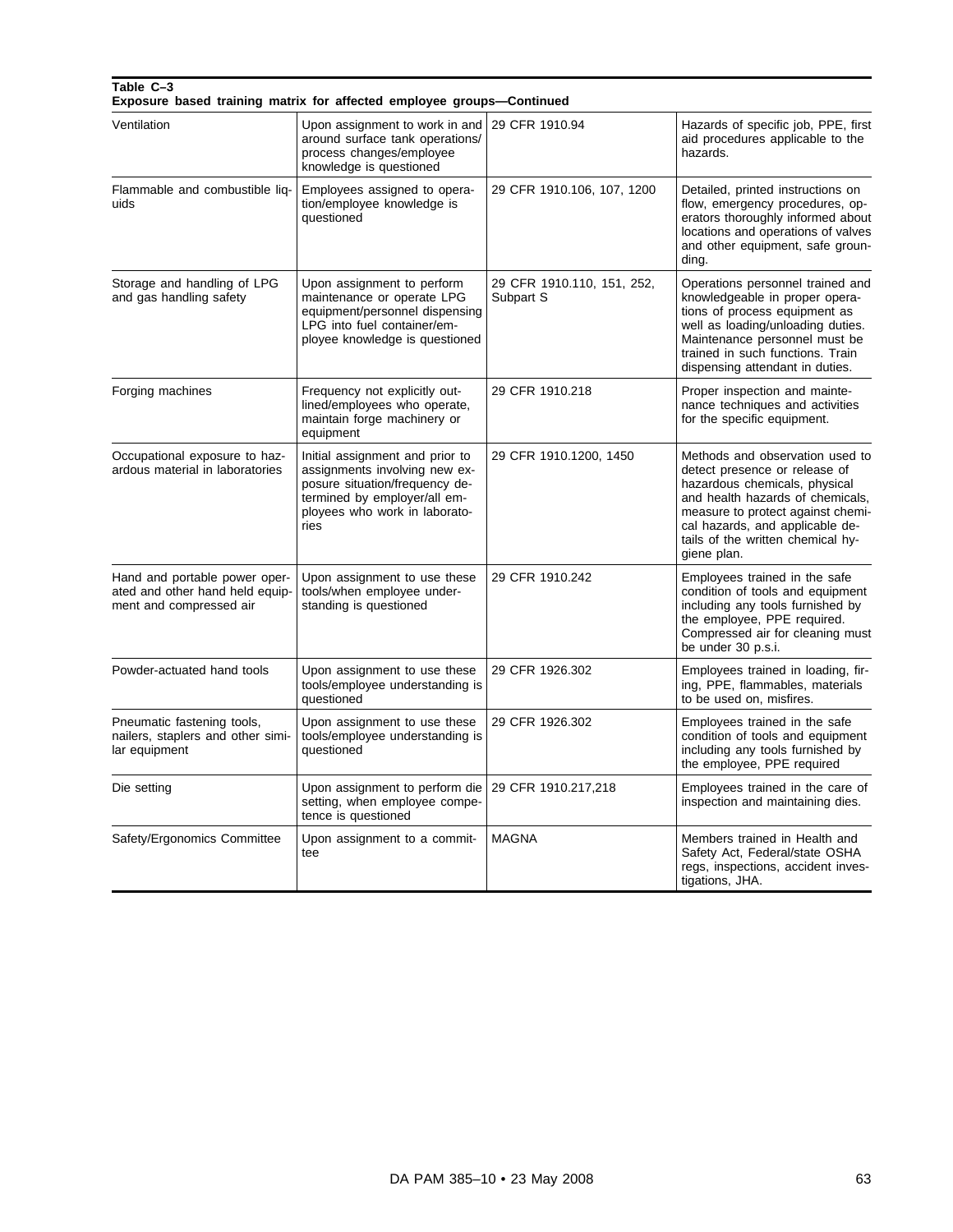**Table C–3**
**Exposure based training matrix for affected employee groups—Continued**

| | | | |
|---|---|---|---|
| Ventilation | Upon assignment to work in and around surface tank operations/ process changes/employee knowledge is questioned | 29 CFR 1910.94 | Hazards of specific job, PPE, first aid procedures applicable to the hazards. |
| Flammable and combustible liquids | Employees assigned to operation/employee knowledge is questioned | 29 CFR 1910.106, 107, 1200 | Detailed, printed instructions on flow, emergency procedures, operators thoroughly informed about locations and operations of valves and other equipment, safe grounding. |
| Storage and handling of LPG and gas handling safety | Upon assignment to perform maintenance or operate LPG equipment/personnel dispensing LPG into fuel container/employee knowledge is questioned | 29 CFR 1910.110, 151, 252, Subpart S | Operations personnel trained and knowledgeable in proper operations of process equipment as well as loading/unloading duties. Maintenance personnel must be trained in such functions. Train dispensing attendant in duties. |
| Forging machines | Frequency not explicitly outlined/employees who operate, maintain forge machinery or equipment | 29 CFR 1910.218 | Proper inspection and maintenance techniques and activities for the specific equipment. |
| Occupational exposure to hazardous material in laboratories | Initial assignment and prior to assignments involving new exposure situation/frequency determined by employer/all employees who work in laboratories | 29 CFR 1910.1200, 1450 | Methods and observation used to detect presence or release of hazardous chemicals, physical and health hazards of chemicals, measure to protect against chemical hazards, and applicable details of the written chemical hygiene plan. |
| Hand and portable power operated and other hand held equipment and compressed air | Upon assignment to use these tools/when employee understanding is questioned | 29 CFR 1910.242 | Employees trained in the safe condition of tools and equipment including any tools furnished by the employee, PPE required. Compressed air for cleaning must be under 30 p.s.i. |
| Powder-actuated hand tools | Upon assignment to use these tools/employee understanding is questioned | 29 CFR 1926.302 | Employees trained in loading, firing, PPE, flammables, materials to be used on, misfires. |
| Pneumatic fastening tools, nailers, staplers and other similar equipment | Upon assignment to use these tools/employee understanding is questioned | 29 CFR 1926.302 | Employees trained in the safe condition of tools and equipment including any tools furnished by the employee, PPE required |
| Die setting | Upon assignment to perform die setting, when employee competence is questioned | 29 CFR 1910.217,218 | Employees trained in the care of inspection and maintaining dies. |
| Safety/Ergonomics Committee | Upon assignment to a committee | MAGNA | Members trained in Health and Safety Act, Federal/state OSHA regs, inspections, accident investigations, JHA. |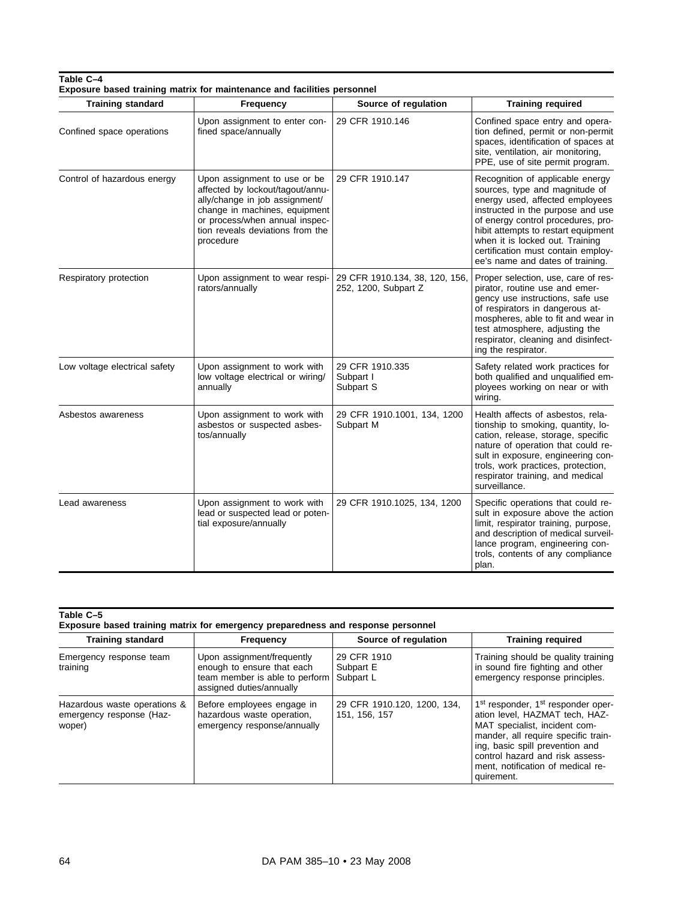**Table C–4**
**Exposure based training matrix for maintenance and facilities personnel**

| Training standard | Frequency | Source of regulation | Training required |
|---|---|---|---|
| Confined space operations | Upon assignment to enter confined space/annually | 29 CFR 1910.146 | Confined space entry and operation defined, permit or non-permit spaces, identification of spaces at site, ventilation, air monitoring, PPE, use of site permit program. |
| Control of hazardous energy | Upon assignment to use or be affected by lockout/tagout/annually/change in job assignment/ change in machines, equipment or process/when annual inspection reveals deviations from the procedure | 29 CFR 1910.147 | Recognition of applicable energy sources, type and magnitude of energy used, affected employees instructed in the purpose and use of energy control procedures, prohibit attempts to restart equipment when it is locked out. Training certification must contain employee's name and dates of training. |
| Respiratory protection | Upon assignment to wear respirators/annually | 29 CFR 1910.134, 38, 120, 156, 252, 1200, Subpart Z | Proper selection, use, care of respirator, routine use and emergency use instructions, safe use of respirators in dangerous atmospheres, able to fit and wear in test atmosphere, adjusting the respirator, cleaning and disinfecting the respirator. |
| Low voltage electrical safety | Upon assignment to work with low voltage electrical or wiring/ annually | 29 CFR 1910.335 Subpart I Subpart S | Safety related work practices for both qualified and unqualified employees working on near or with wiring. |
| Asbestos awareness | Upon assignment to work with asbestos or suspected asbestos/annually | 29 CFR 1910.1001, 134, 1200 Subpart M | Health affects of asbestos, relationship to smoking, quantity, location, release, storage, specific nature of operation that could result in exposure, engineering controls, work practices, protection, respirator training, and medical surveillance. |
| Lead awareness | Upon assignment to work with lead or suspected lead or potential exposure/annually | 29 CFR 1910.1025, 134, 1200 | Specific operations that could result in exposure above the action limit, respirator training, purpose, and description of medical surveillance program, engineering controls, contents of any compliance plan. |

**Table C–5**
**Exposure based training matrix for emergency preparedness and response personnel**

| Training standard | Frequency | Source of regulation | Training required |
|---|---|---|---|
| Emergency response team training | Upon assignment/frequently enough to ensure that each team member is able to perform assigned duties/annually | 29 CFR 1910 Subpart E Subpart L | Training should be quality training in sound fire fighting and other emergency response principles. |
| Hazardous waste operations & emergency response (Hazwoper) | Before employees engage in hazardous waste operation, emergency response/annually | 29 CFR 1910.120, 1200, 134, 151, 156, 157 | 1st responder, 1st responder operation level, HAZMAT tech, HAZMAT specialist, incident commander, all require specific training, basic spill prevention and control hazard and risk assessment, notification of medical requirement. |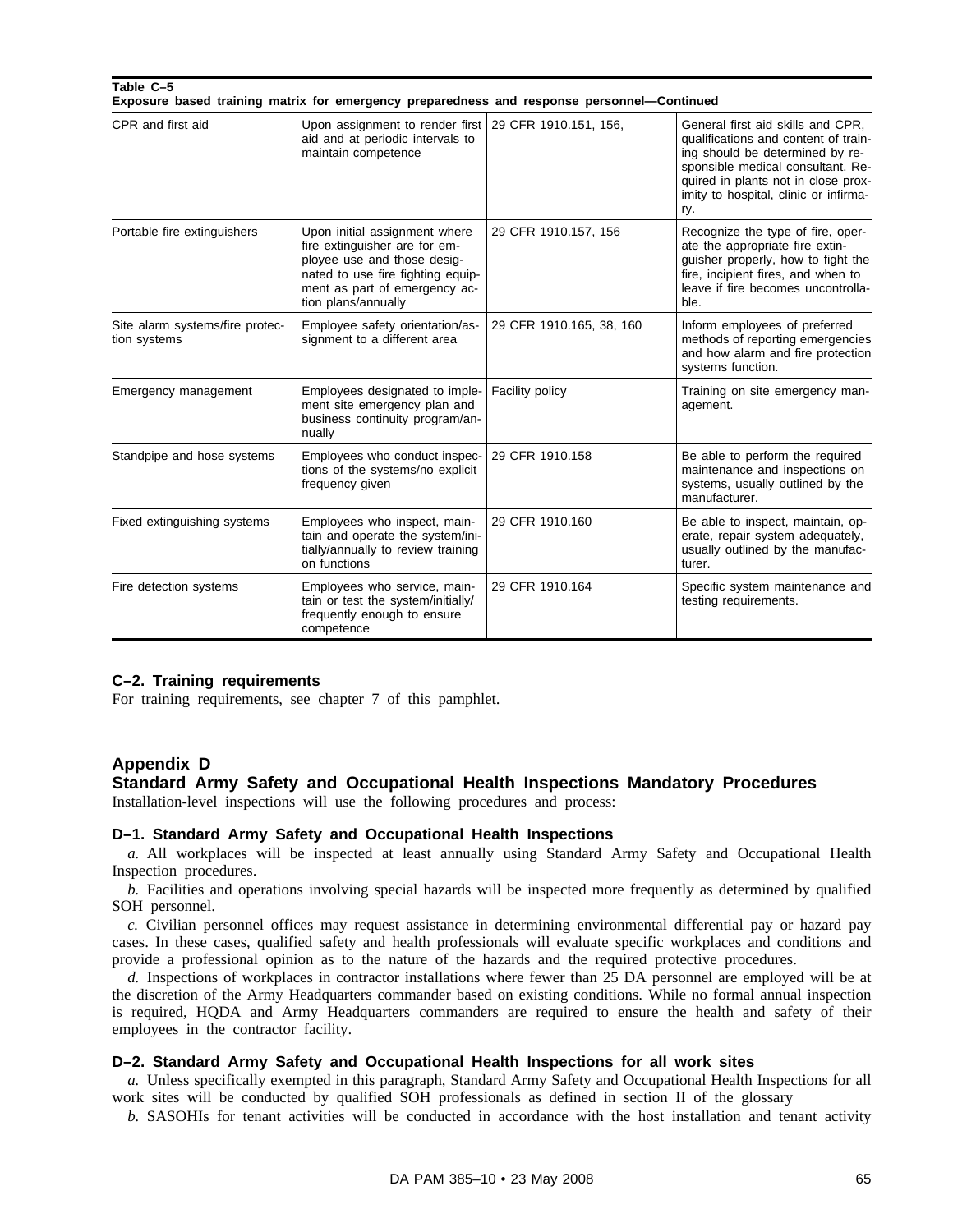**Table C–5**
**Exposure based training matrix for emergency preparedness and response personnel—Continued**

| | | | |
|---|---|---|---|
| CPR and first aid | Upon assignment to render first aid and at periodic intervals to maintain competence | 29 CFR 1910.151, 156, | General first aid skills and CPR, qualifications and content of training should be determined by responsible medical consultant. Required in plants not in close proximity to hospital, clinic or infirmary. |
| Portable fire extinguishers | Upon initial assignment where fire extinguisher are for employee use and those designated to use fire fighting equipment as part of emergency action plans/annually | 29 CFR 1910.157, 156 | Recognize the type of fire, operate the appropriate fire extinguisher properly, how to fight the fire, incipient fires, and when to leave if fire becomes uncontrollable. |
| Site alarm systems/fire protection systems | Employee safety orientation/assignment to a different area | 29 CFR 1910.165, 38, 160 | Inform employees of preferred methods of reporting emergencies and how alarm and fire protection systems function. |
| Emergency management | Employees designated to implement site emergency plan and business continuity program/annually | Facility policy | Training on site emergency management. |
| Standpipe and hose systems | Employees who conduct inspections of the systems/no explicit frequency given | 29 CFR 1910.158 | Be able to perform the required maintenance and inspections on systems, usually outlined by the manufacturer. |
| Fixed extinguishing systems | Employees who inspect, maintain and operate the system/initially/annually to review training on functions | 29 CFR 1910.160 | Be able to inspect, maintain, operate, repair system adequately, usually outlined by the manufacturer. |
| Fire detection systems | Employees who service, maintain or test the system/initially/frequently enough to ensure competence | 29 CFR 1910.164 | Specific system maintenance and testing requirements. |

### C–2. Training requirements

For training requirements, see chapter 7 of this pamphlet.

## Appendix D
## Standard Army Safety and Occupational Health Inspections Mandatory Procedures

Installation-level inspections will use the following procedures and process:

### D–1. Standard Army Safety and Occupational Health Inspections

*a.* All workplaces will be inspected at least annually using Standard Army Safety and Occupational Health Inspection procedures.

*b.* Facilities and operations involving special hazards will be inspected more frequently as determined by qualified SOH personnel.

*c.* Civilian personnel offices may request assistance in determining environmental differential pay or hazard pay cases. In these cases, qualified safety and health professionals will evaluate specific workplaces and conditions and provide a professional opinion as to the nature of the hazards and the required protective procedures.

*d.* Inspections of workplaces in contractor installations where fewer than 25 DA personnel are employed will be at the discretion of the Army Headquarters commander based on existing conditions. While no formal annual inspection is required, HQDA and Army Headquarters commanders are required to ensure the health and safety of their employees in the contractor facility.

### D–2. Standard Army Safety and Occupational Health Inspections for all work sites

*a.* Unless specifically exempted in this paragraph, Standard Army Safety and Occupational Health Inspections for all work sites will be conducted by qualified SOH professionals as defined in section II of the glossary

*b.* SASOHIs for tenant activities will be conducted in accordance with the host installation and tenant activity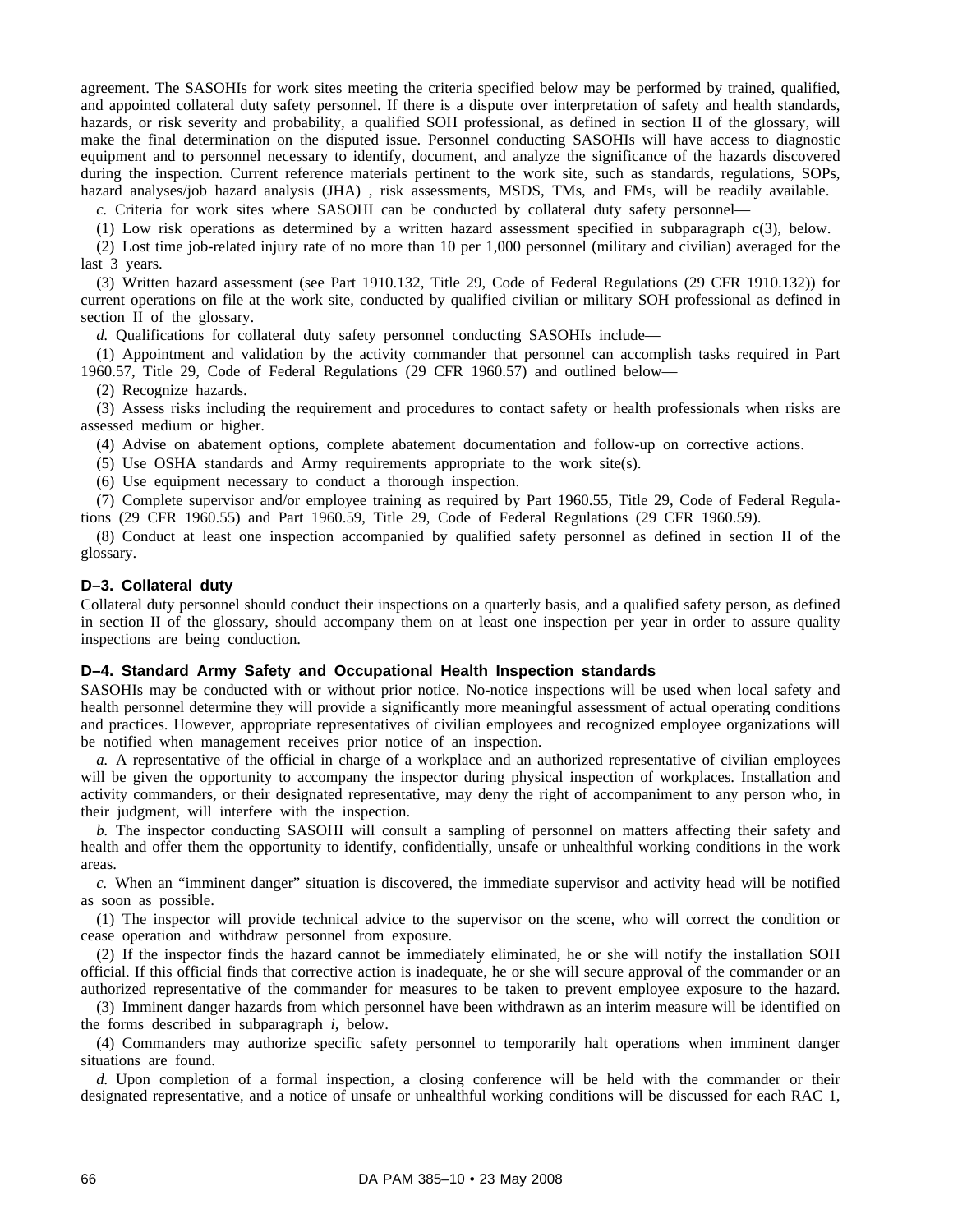agreement. The SASOHIs for work sites meeting the criteria specified below may be performed by trained, qualified, and appointed collateral duty safety personnel. If there is a dispute over interpretation of safety and health standards, hazards, or risk severity and probability, a qualified SOH professional, as defined in section II of the glossary, will make the final determination on the disputed issue. Personnel conducting SASOHIs will have access to diagnostic equipment and to personnel necessary to identify, document, and analyze the significance of the hazards discovered during the inspection. Current reference materials pertinent to the work site, such as standards, regulations, SOPs, hazard analyses/job hazard analysis (JHA) , risk assessments, MSDS, TMs, and FMs, will be readily available.

*c.* Criteria for work sites where SASOHI can be conducted by collateral duty safety personnel—

(1) Low risk operations as determined by a written hazard assessment specified in subparagraph c(3), below.

(2) Lost time job-related injury rate of no more than 10 per 1,000 personnel (military and civilian) averaged for the last 3 years.

(3) Written hazard assessment (see Part 1910.132, Title 29, Code of Federal Regulations (29 CFR 1910.132)) for current operations on file at the work site, conducted by qualified civilian or military SOH professional as defined in section II of the glossary.

*d.* Qualifications for collateral duty safety personnel conducting SASOHIs include—

(1) Appointment and validation by the activity commander that personnel can accomplish tasks required in Part 1960.57, Title 29, Code of Federal Regulations (29 CFR 1960.57) and outlined below—

(2) Recognize hazards.

(3) Assess risks including the requirement and procedures to contact safety or health professionals when risks are assessed medium or higher.

(4) Advise on abatement options, complete abatement documentation and follow-up on corrective actions.

(5) Use OSHA standards and Army requirements appropriate to the work site(s).

(6) Use equipment necessary to conduct a thorough inspection.

(7) Complete supervisor and/or employee training as required by Part 1960.55, Title 29, Code of Federal Regulations (29 CFR 1960.55) and Part 1960.59, Title 29, Code of Federal Regulations (29 CFR 1960.59).

(8) Conduct at least one inspection accompanied by qualified safety personnel as defined in section II of the glossary.

### D–3. Collateral duty

Collateral duty personnel should conduct their inspections on a quarterly basis, and a qualified safety person, as defined in section II of the glossary, should accompany them on at least one inspection per year in order to assure quality inspections are being conduction.

### D–4. Standard Army Safety and Occupational Health Inspection standards

SASOHIs may be conducted with or without prior notice. No-notice inspections will be used when local safety and health personnel determine they will provide a significantly more meaningful assessment of actual operating conditions and practices. However, appropriate representatives of civilian employees and recognized employee organizations will be notified when management receives prior notice of an inspection.

*a.* A representative of the official in charge of a workplace and an authorized representative of civilian employees will be given the opportunity to accompany the inspector during physical inspection of workplaces. Installation and activity commanders, or their designated representative, may deny the right of accompaniment to any person who, in their judgment, will interfere with the inspection.

*b.* The inspector conducting SASOHI will consult a sampling of personnel on matters affecting their safety and health and offer them the opportunity to identify, confidentially, unsafe or unhealthful working conditions in the work areas.

*c.* When an "imminent danger" situation is discovered, the immediate supervisor and activity head will be notified as soon as possible.

(1) The inspector will provide technical advice to the supervisor on the scene, who will correct the condition or cease operation and withdraw personnel from exposure.

(2) If the inspector finds the hazard cannot be immediately eliminated, he or she will notify the installation SOH official. If this official finds that corrective action is inadequate, he or she will secure approval of the commander or an authorized representative of the commander for measures to be taken to prevent employee exposure to the hazard.

(3) Imminent danger hazards from which personnel have been withdrawn as an interim measure will be identified on the forms described in subparagraph *i*, below.

(4) Commanders may authorize specific safety personnel to temporarily halt operations when imminent danger situations are found.

*d.* Upon completion of a formal inspection, a closing conference will be held with the commander or their designated representative, and a notice of unsafe or unhealthful working conditions will be discussed for each RAC 1,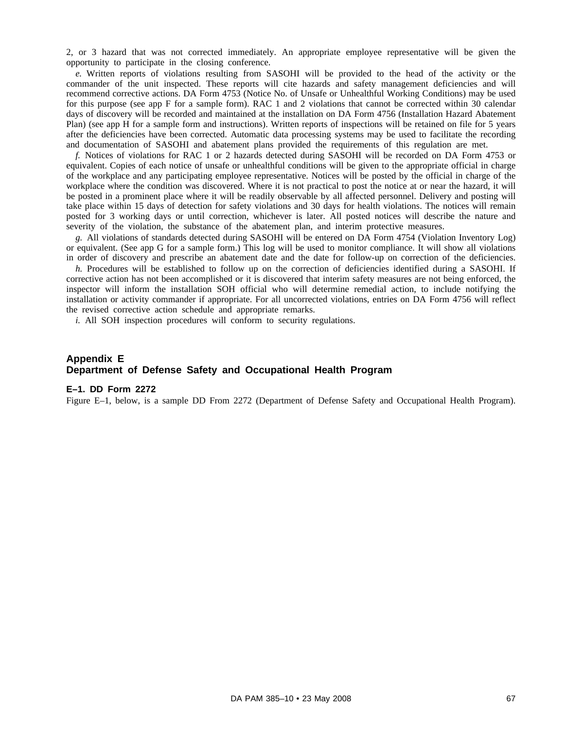2, or 3 hazard that was not corrected immediately. An appropriate employee representative will be given the opportunity to participate in the closing conference.

*e.* Written reports of violations resulting from SASOHI will be provided to the head of the activity or the commander of the unit inspected. These reports will cite hazards and safety management deficiencies and will recommend corrective actions. DA Form 4753 (Notice No. of Unsafe or Unhealthful Working Conditions) may be used for this purpose (see app F for a sample form). RAC 1 and 2 violations that cannot be corrected within 30 calendar days of discovery will be recorded and maintained at the installation on DA Form 4756 (Installation Hazard Abatement Plan) (see app H for a sample form and instructions). Written reports of inspections will be retained on file for 5 years after the deficiencies have been corrected. Automatic data processing systems may be used to facilitate the recording and documentation of SASOHI and abatement plans provided the requirements of this regulation are met.

*f.* Notices of violations for RAC 1 or 2 hazards detected during SASOHI will be recorded on DA Form 4753 or equivalent. Copies of each notice of unsafe or unhealthful conditions will be given to the appropriate official in charge of the workplace and any participating employee representative. Notices will be posted by the official in charge of the workplace where the condition was discovered. Where it is not practical to post the notice at or near the hazard, it will be posted in a prominent place where it will be readily observable by all affected personnel. Delivery and posting will take place within 15 days of detection for safety violations and 30 days for health violations. The notices will remain posted for 3 working days or until correction, whichever is later. All posted notices will describe the nature and severity of the violation, the substance of the abatement plan, and interim protective measures.

*g.* All violations of standards detected during SASOHI will be entered on DA Form 4754 (Violation Inventory Log) or equivalent. (See app G for a sample form.) This log will be used to monitor compliance. It will show all violations in order of discovery and prescribe an abatement date and the date for follow-up on correction of the deficiencies.

*h.* Procedures will be established to follow up on the correction of deficiencies identified during a SASOHI. If corrective action has not been accomplished or it is discovered that interim safety measures are not being enforced, the inspector will inform the installation SOH official who will determine remedial action, to include notifying the installation or activity commander if appropriate. For all uncorrected violations, entries on DA Form 4756 will reflect the revised corrective action schedule and appropriate remarks.

*i.* All SOH inspection procedures will conform to security regulations.

## Appendix E
## Department of Defense Safety and Occupational Health Program

### E–1. DD Form 2272

Figure E–1, below, is a sample DD From 2272 (Department of Defense Safety and Occupational Health Program).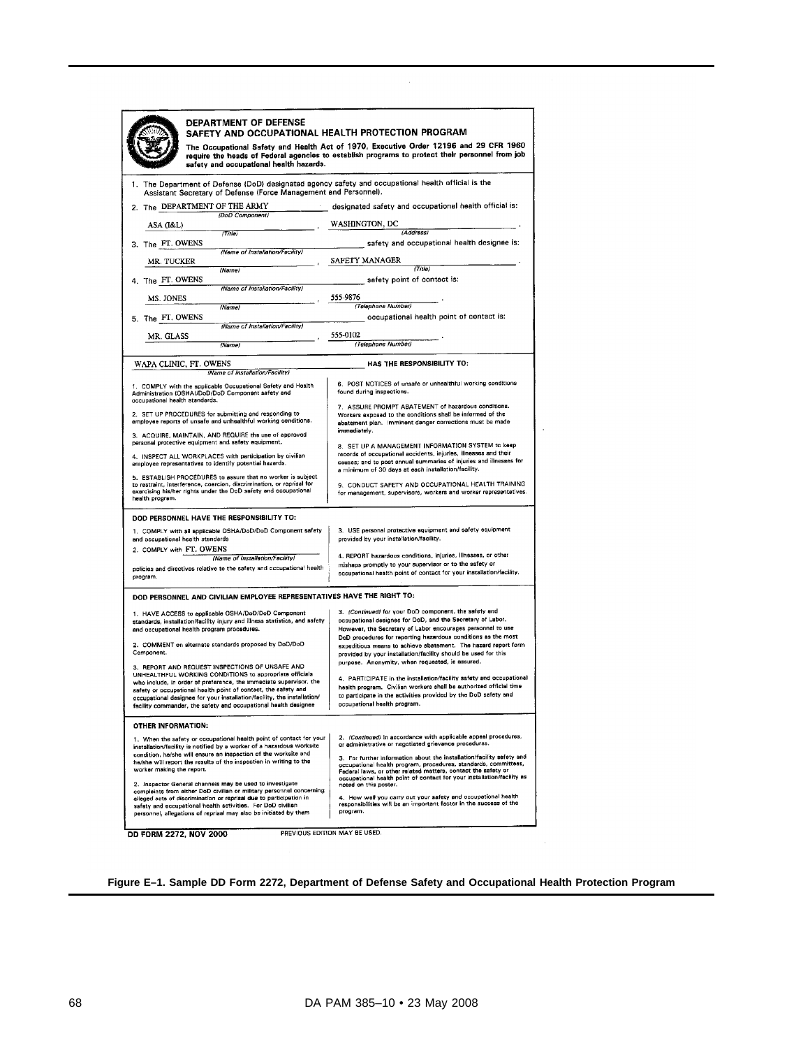# DEPARTMENT OF DEFENSE
## SAFETY AND OCCUPATIONAL HEALTH PROTECTION PROGRAM

**The Occupational Safety and Health Act of 1970, Executive Order 12196 and 29 CFR 1960 require the heads of Federal agencies to establish programs to protect their personnel from job safety and occupational health hazards.**

1. The Department of Defense (DoD) designated agency safety and occupational health official is the Assistant Secretary of Defense (Force Management and Personnel).

2. The DEPARTMENT OF THE ARMY *(DoD Component)* designated safety and occupational health official is: ASA (I&L) *(Title)*, WASHINGTON, DC *(Address)*.

3. The FT. OWENS *(Name of Installation/Facility)* safety and occupational health designee is: MR. TUCKER *(Name)*, SAFETY MANAGER *(Title)*.

4. The FT. OWENS *(Name of Installation/Facility)* safety point of contact is: MS. JONES *(Name)*, 555-9876 *(Telephone Number)*.

5. The FT. OWENS *(Name of Installation/Facility)* occupational health point of contact is: MR. GLASS *(Name)*, 555-0102 *(Telephone Number)*.

WAPA CLINIC, FT. OWENS *(Name of Installation/Facility)* **HAS THE RESPONSIBILITY TO:**

1. COMPLY with the applicable Occupational Safety and Health Administration (OSHA)/DoD/DoD Component safety and occupational health standards.

2. SET UP PROCEDURES for submitting and responding to employee reports of unsafe and unhealthful working conditions.

3. ACQUIRE, MAINTAIN, AND REQUIRE the use of approved personal protective equipment and safety equipment.

4. INSPECT ALL WORKPLACES with participation by civilian employee representatives to identify potential hazards.

5. ESTABLISH PROCEDURES to assure that no worker is subject to restraint, interference, coercion, discrimination, or reprisal for exercising his/her rights under the DoD safety and occupational health program.

6. POST NOTICES of unsafe or unhealthful working conditions found during inspections.

7. ASSURE PROMPT ABATEMENT of hazardous conditions. Workers exposed to the conditions shall be informed of the abatement plan. Imminent danger corrections must be made immediately.

8. SET UP A MANAGEMENT INFORMATION SYSTEM to keep records of occupational accidents, injuries, illnesses and their causes; and to post annual summaries of injuries and illnesses for a minimum of 30 days at each installation/facility.

9. CONDUCT SAFETY AND OCCUPATIONAL HEALTH TRAINING for management, supervisors, workers and worker representatives.

**DOD PERSONNEL HAVE THE RESPONSIBILITY TO:**

1. COMPLY with all applicable OSHA/DoD/DoD Component safety and occupational health standards

2. COMPLY with FT. OWENS *(Name of Installation/Facility)* policies and directives relative to the safety and occupational health program.

3. USE personal protective equipment and safety equipment provided by your installation/facility.

4. REPORT hazardous conditions, injuries, illnesses, or other mishaps promptly to your supervisor or to the safety or occupational health point of contact for your installation/facility.

**DOD PERSONNEL AND CIVILIAN EMPLOYEE REPRESENTATIVES HAVE THE RIGHT TO:**

1. HAVE ACCESS to applicable OSHA/DoD/DoD Component standards, installation/facility injury and illness statistics, and safety and occupational health program procedures.

2. COMMENT on alternate standards proposed by DoD/DoD Component.

3. REPORT AND REQUEST INSPECTIONS OF UNSAFE AND UNHEALTHFUL WORKING CONDITIONS to appropriate officials who include, in order of preference, the immediate supervisor, the safety or occupational health point of contact, the safety and occupational designee for your installation/facility, the installation/facility commander, the safety and occupational health designee for your DoD component, the safety and occupational designee for DoD, and the Secretary of Labor. However, the Secretary of Labor encourages personnel to use DoD procedures for reporting hazardous conditions as the most expeditious means to achieve abatement. The hazard report form provided by your installation/facility should be used for this purpose. Anonymity, when requested, is assured.

4. PARTICIPATE in the installation/facility safety and occupational health program. Civilian workers shall be authorized official time to participate in the activities provided by the DoD safety and occupational health program.

**OTHER INFORMATION:**

1. When the safety or occupational health point of contact for your installation/facility is notified by a worker of a hazardous worksite condition, he/she will ensure an inspection of the worksite and he/she will report the results of the inspection in writing to the worker making the report.

2. Inspector General channels may be used to investigate complaints from either DoD civilian or military personnel concerning alleged acts of discrimination or reprisal due to participation in safety and occupational health activities. For DoD civilian personnel, allegations of reprisal may also be initiated by them in accordance with applicable appeal procedures, or administrative or negotiated grievance procedures.

3. For further information about the installation/facility safety and occupational health program, procedures, standards, committees, Federal laws, or other related matters, contact the safety or occupational health point of contact for your installation/facility as noted on this poster.

4. How well you carry out your safety and occupational health responsibilities will be an important factor in the success of the program.

**DD FORM 2272, NOV 2000** PREVIOUS EDITION MAY BE USED.

**Figure E–1. Sample DD Form 2272, Department of Defense Safety and Occupational Health Protection Program**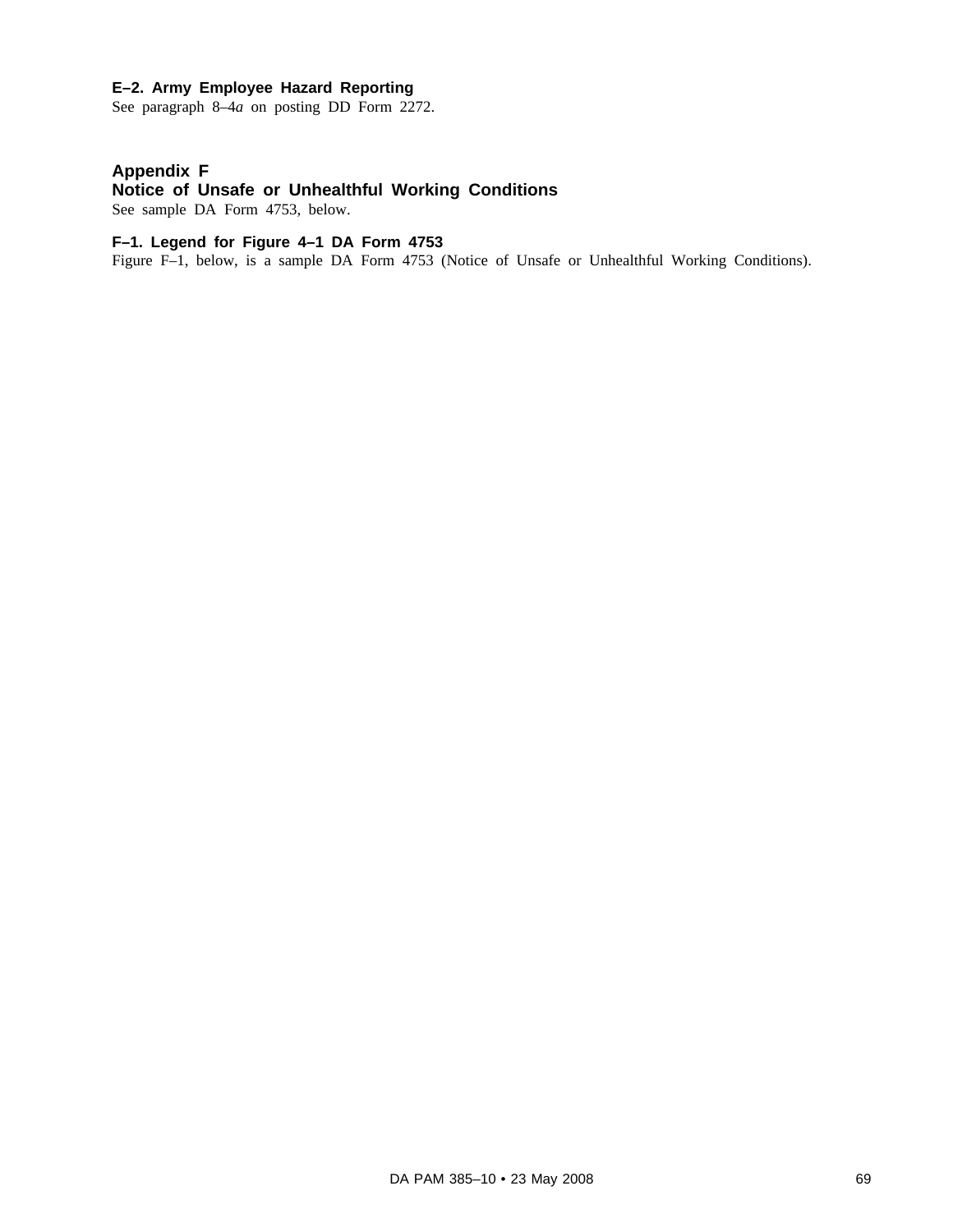### E–2. Army Employee Hazard Reporting

See paragraph 8–4*a* on posting DD Form 2272.

## Appendix F
## Notice of Unsafe or Unhealthful Working Conditions

See sample DA Form 4753, below.

### F–1. Legend for Figure 4–1 DA Form 4753

Figure F–1, below, is a sample DA Form 4753 (Notice of Unsafe or Unhealthful Working Conditions).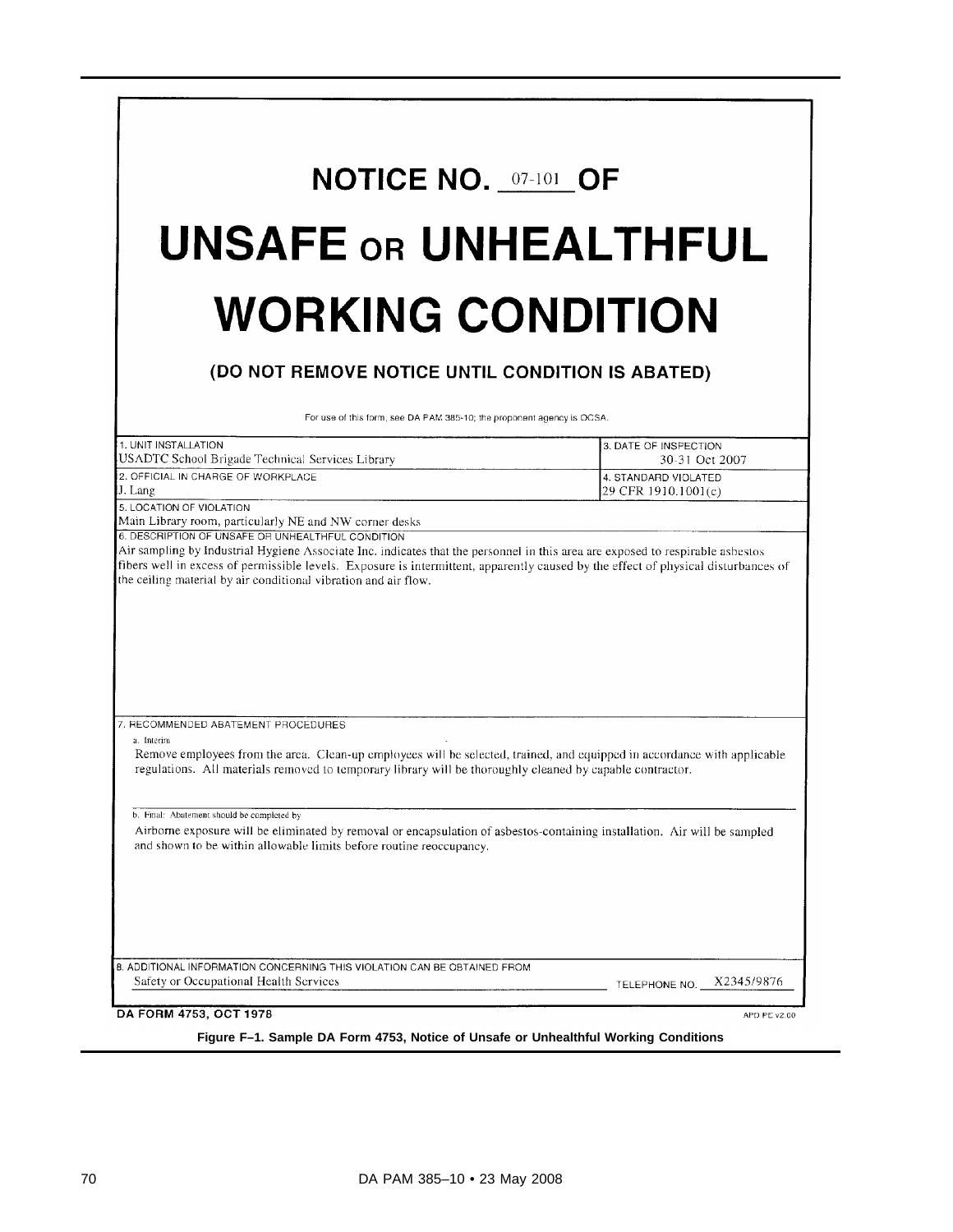# NOTICE NO. 07-101 OF

# UNSAFE OR UNHEALTHFUL WORKING CONDITION

## (DO NOT REMOVE NOTICE UNTIL CONDITION IS ABATED)

For use of this form, see DA PAM 385-10; the proponent agency is OCSA.

| 1. UNIT INSTALLATION | 3. DATE OF INSPECTION |
|---|---|
| USADTC School Brigade Technical Services Library | 30-31 Oct 2007 |
| **2. OFFICIAL IN CHARGE OF WORKPLACE** | **4. STANDARD VIOLATED** |
| J. Lang | 29 CFR 1910.1001(c) |

**5. LOCATION OF VIOLATION**

Main Library room, particularly NE and NW corner desks

**6. DESCRIPTION OF UNSAFE OR UNHEALTHFUL CONDITION**

Air sampling by Industrial Hygiene Associate Inc. indicates that the personnel in this area are exposed to respirable asbestos fibers well in excess of permissible levels. Exposure is intermittent, apparently caused by the effect of physical disturbances of the ceiling material by air conditional vibration and air flow.

**7. RECOMMENDED ABATEMENT PROCEDURES**

a. Interim

Remove employees from the area. Clean-up employees will be selected, trained, and equipped in accordance with applicable regulations. All materials removed to temporary library will be thoroughly cleaned by capable contractor.

b. Final: Abatement should be completed by

Airborne exposure will be eliminated by removal or encapsulation of asbestos-containing installation. Air will be sampled and shown to be within allowable limits before routine reoccupancy.

**8. ADDITIONAL INFORMATION CONCERNING THIS VIOLATION CAN BE OBTAINED FROM**

Safety or Occupational Health Services TELEPHONE NO. X2345/9876

**DA FORM 4753, OCT 1978** APD PE v2.00

**Figure F–1. Sample DA Form 4753, Notice of Unsafe or Unhealthful Working Conditions**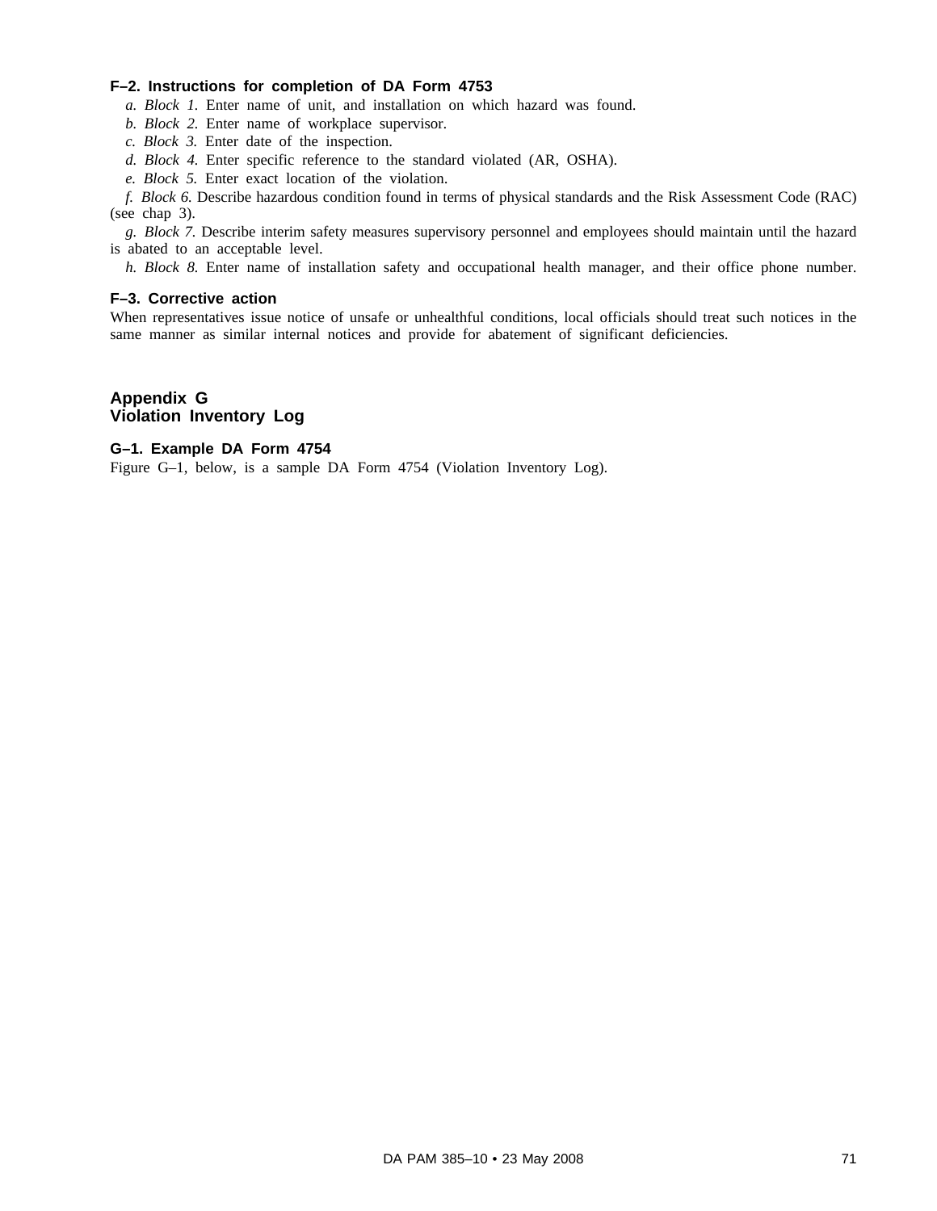### F–2. Instructions for completion of DA Form 4753

*a. Block 1.* Enter name of unit, and installation on which hazard was found.

*b. Block 2.* Enter name of workplace supervisor.

*c. Block 3.* Enter date of the inspection.

*d. Block 4.* Enter specific reference to the standard violated (AR, OSHA).

*e. Block 5.* Enter exact location of the violation.

*f. Block 6.* Describe hazardous condition found in terms of physical standards and the Risk Assessment Code (RAC) (see chap 3).

*g. Block 7.* Describe interim safety measures supervisory personnel and employees should maintain until the hazard is abated to an acceptable level.

*h. Block 8.* Enter name of installation safety and occupational health manager, and their office phone number.

### F–3. Corrective action

When representatives issue notice of unsafe or unhealthful conditions, local officials should treat such notices in the same manner as similar internal notices and provide for abatement of significant deficiencies.

## Appendix G
## Violation Inventory Log

### G–1. Example DA Form 4754

Figure G–1, below, is a sample DA Form 4754 (Violation Inventory Log).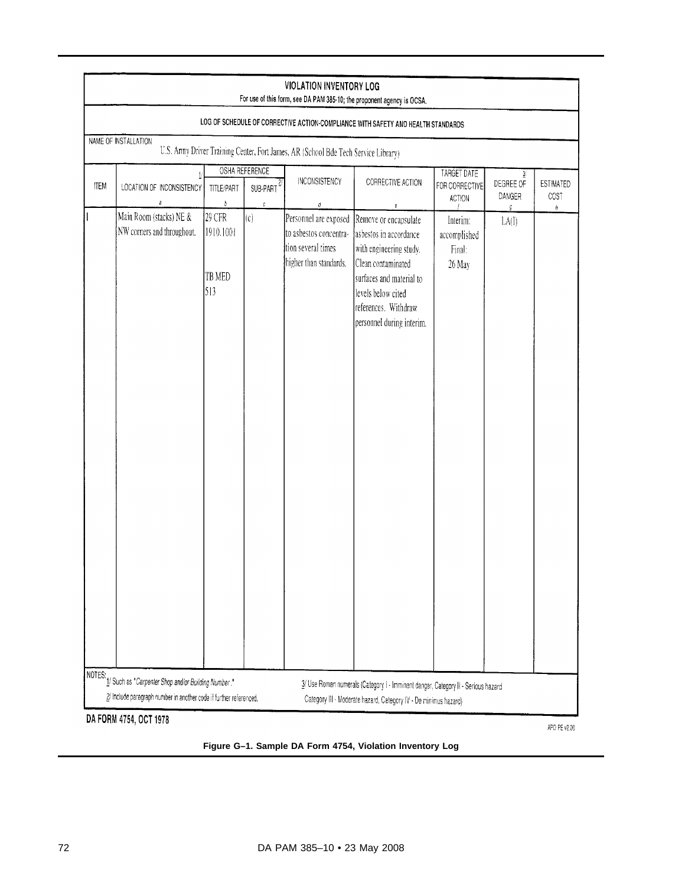**VIOLATION INVENTORY LOG**

For use of this form, see DA PAM 385-10; the proponent agency is OCSA.

**LOG OF SCHEDULE OF CORRECTIVE ACTION-COMPLIANCE WITH SAFETY AND HEALTH STANDARDS**

NAME OF INSTALLATION
U.S. Army Driver Training Center, Fort James, AR (School Bde Tech Service Library)

| ITEM | LOCATION OF INCONSISTENCY 1/ a | OSHA REFERENCE TITLE/PART b | OSHA REFERENCE SUB-PART 2/ c | INCONSISTENCY d | CORRECTIVE ACTION e | TARGET DATE FOR CORRECTIVE ACTION f | DEGREE OF DANGER 3/ g | ESTIMATED COST h |
|---|---|---|---|---|---|---|---|---|
| 1 | Main Room (stacks) NE & NW corners and throughout. | 29 CFR 1910.1001 TB MED 513 | (c) | Personnel are exposed to asbestos concentration several times higher than standards. | Remove or encapsulate asbestos in accordance with engineering study. Clean contaminated surfaces and material to levels below cited references. Withdraw personnel during interim. | Interim: accomplished Final: 26 May | LA(I) | |

NOTES:
1/ Such as "*Carpenter Shop and/or Building Number*."
2/ Include paragraph number in another code if further referenced.
3/ Use Roman numerals (Category I - Imminent danger, Category II - Serious hazard Category III - Moderate hazard, Category IV - De minimus hazard)

**DA FORM 4754, OCT 1978**

APD PE v2.00

**Figure G–1. Sample DA Form 4754, Violation Inventory Log**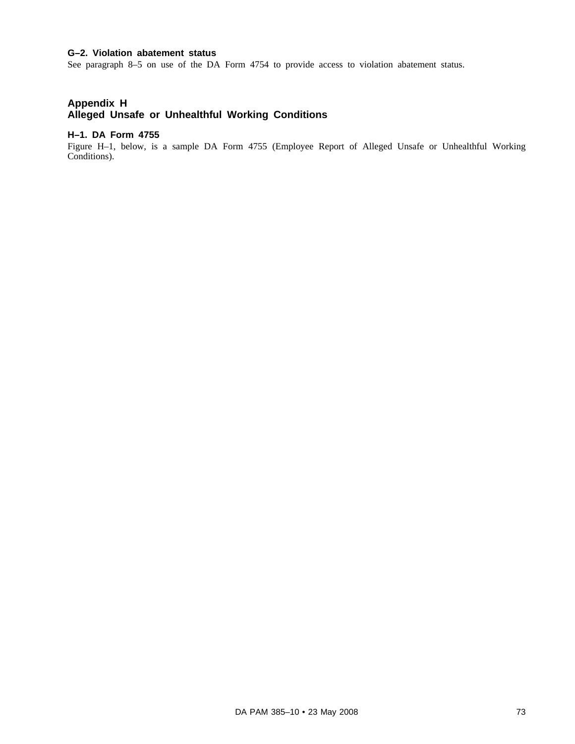### G–2. Violation abatement status

See paragraph 8–5 on use of the DA Form 4754 to provide access to violation abatement status.

## Appendix H
## Alleged Unsafe or Unhealthful Working Conditions

### H–1. DA Form 4755

Figure H–1, below, is a sample DA Form 4755 (Employee Report of Alleged Unsafe or Unhealthful Working Conditions).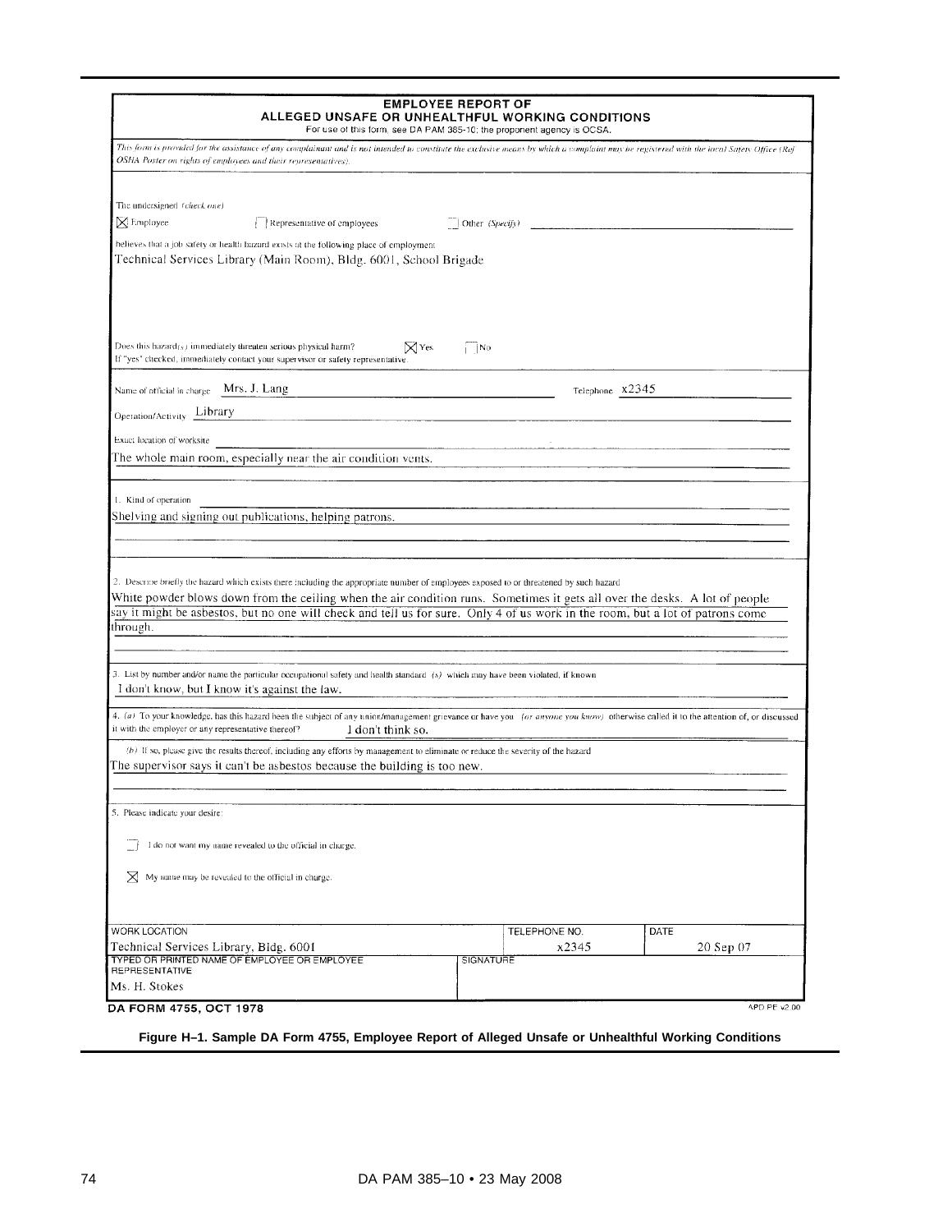**EMPLOYEE REPORT OF ALLEGED UNSAFE OR UNHEALTHFUL WORKING CONDITIONS**

For use of this form, see DA PAM 385-10; the proponent agency is OCSA.

*This form is provided for the assistance of any complainant and is not intended to constitute the exclusive means by which a complaint may be registered with the local Safety Office (Ref OSHA Poster on rights of employees and their representatives).*

The undersigned *(check one)*

☒ Employee ☐ Representative of employees ☐ Other *(Specify)*

believes that a job safety or health hazard exists at the following place of employment

Technical Services Library (Main Room), Bldg. 6001, School Brigade

Does this hazard(s) immediately threaten serious physical harm? ☒ Yes ☐ No

If "yes" checked, immediately contact your supervisor or safety representative.

Name of official in charge: Mrs. J. Lang Telephone: x2345

Operation/Activity: Library

Exact location of worksite

The whole main room, especially near the air condition vents.

1. Kind of operation

Shelving and signing out publications, helping patrons.

2. Describe briefly the hazard which exists there including the appropriate number of employees exposed to or threatened by such hazard

White powder blows down from the ceiling when the air condition runs. Sometimes it gets all over the desks. A lot of people say it might be asbestos, but no one will check and tell us for sure. Only 4 of us work in the room, but a lot of patrons come through.

3. List by number and/or name the particular occupational safety and health standard (s) which may have been violated, if known

I don't know, but I know it's against the law.

4. (a) To your knowledge, has this hazard been the subject of any union/management grievance or have you *(or anyone you know)* otherwise called it to the attention of, or discussed it with the employer or any representative thereof? I don't think so.

(b) If so, please give the results thereof, including any efforts by management to eliminate or reduce the severity of the hazard

The supervisor says it can't be asbestos because the building is too new.

5. Please indicate your desire:

☐ I do not want my name revealed to the official in charge.

☒ My name may be revealed to the official in charge.

| WORK LOCATION | TELEPHONE NO. | DATE |
|---|---|---|
| Technical Services Library, Bldg. 6001 | x2345 | 20 Sep 07 |

| TYPED OR PRINTED NAME OF EMPLOYEE OR EMPLOYEE REPRESENTATIVE | SIGNATURE |
|---|---|
| Ms. H. Stokes | |

DA FORM 4755, OCT 1978 APD PE v2.00

**Figure H–1. Sample DA Form 4755, Employee Report of Alleged Unsafe or Unhealthful Working Conditions**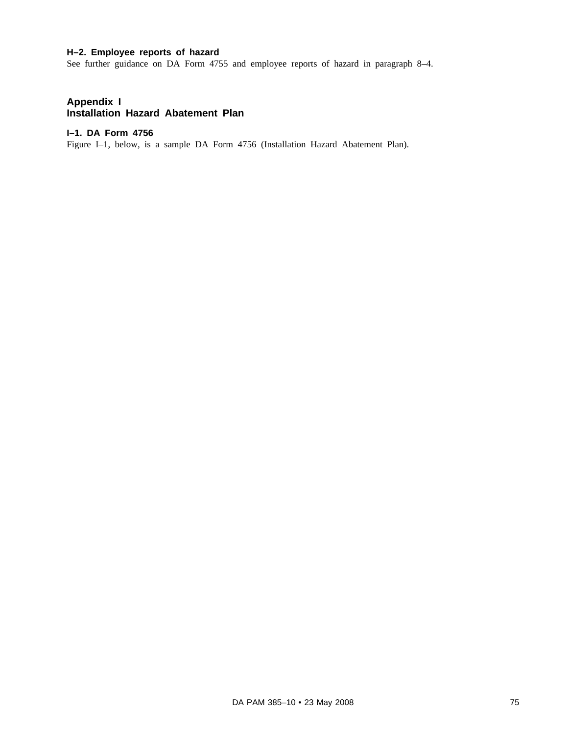### H–2. Employee reports of hazard

See further guidance on DA Form 4755 and employee reports of hazard in paragraph 8–4.

## Appendix I
## Installation Hazard Abatement Plan

### I–1. DA Form 4756

Figure I–1, below, is a sample DA Form 4756 (Installation Hazard Abatement Plan).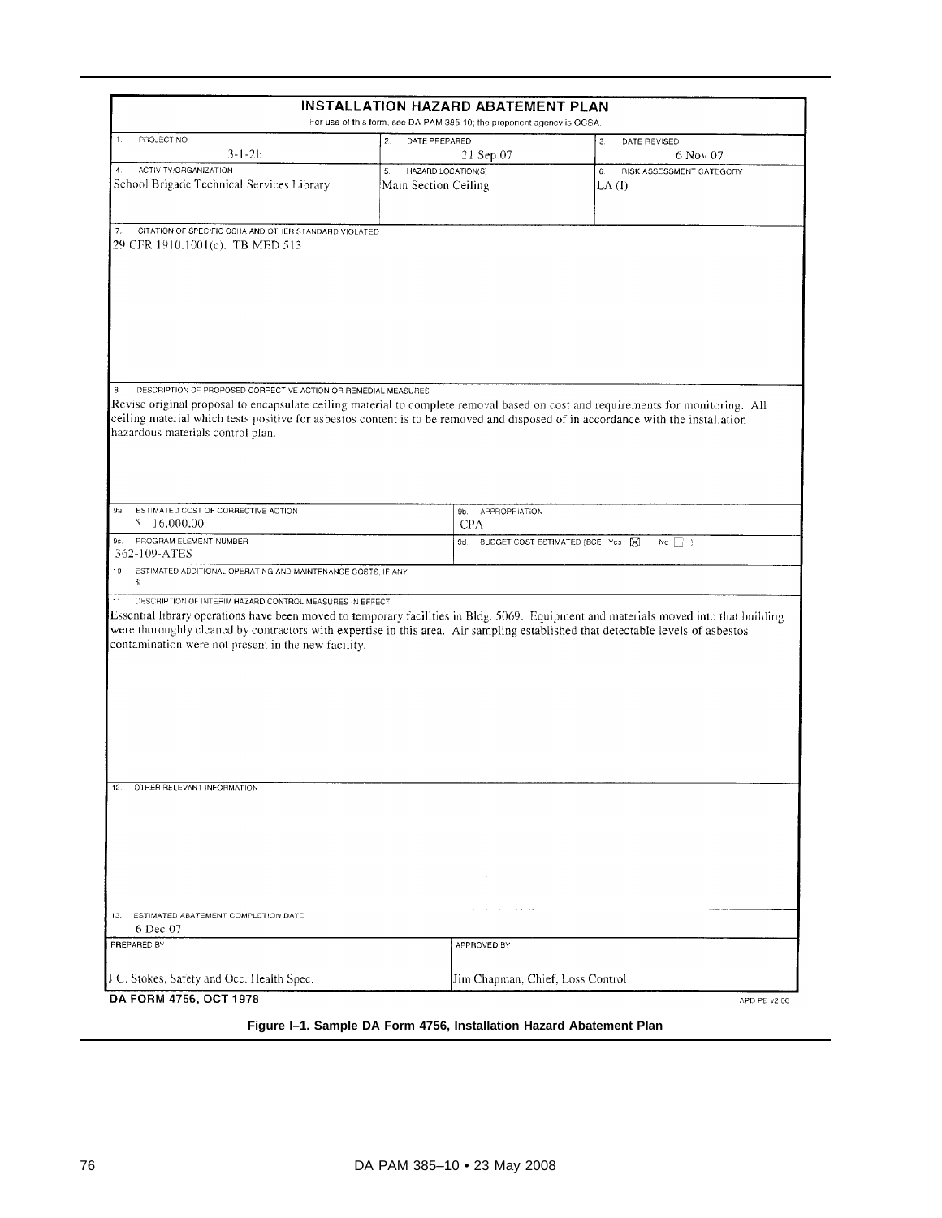# INSTALLATION HAZARD ABATEMENT PLAN

For use of this form, see DA PAM 385-10; the proponent agency is OCSA.

| 1. PROJECT NO | 2. DATE PREPARED | 3. DATE REVISED |
|---|---|---|
| 3-1-2b | 21 Sep 07 | 6 Nov 07 |
| **4. ACTIVITY/ORGANIZATION** | **5. HAZARD LOCATION(S)** | **6. RISK ASSESSMENT CATEGORY** |
| School Brigade Technical Services Library | Main Section Ceiling | LA (I) |

**7. CITATION OF SPECIFIC OSHA AND OTHER STANDARD VIOLATED**

29 CFR 1910.1001(c). TB MED 513

**8. DESCRIPTION OF PROPOSED CORRECTIVE ACTION OR REMEDIAL MEASURES**

Revise original proposal to encapsulate ceiling material to complete removal based on cost and requirements for monitoring. All ceiling material which tests positive for asbestos content is to be removed and disposed of in accordance with the installation hazardous materials control plan.

| 9a. ESTIMATED COST OF CORRECTIVE ACTION | 9b. APPROPRIATION |
|---|---|
| $ 16,000.00 | CPA |
| **9c. PROGRAM ELEMENT NUMBER** | **9d. BUDGET COST ESTIMATED (BCE: Yes ☒ No ☐ )** |
| 362-109-ATES | |

**10. ESTIMATED ADDITIONAL OPERATING AND MAINTENANCE COSTS, IF ANY**

$

**11. DESCRIPTION OF INTERIM HAZARD CONTROL MEASURES IN EFFECT**

Essential library operations have been moved to temporary facilities in Bldg. 5069. Equipment and materials moved into that building were thoroughly cleaned by contractors with expertise in this area. Air sampling established that detectable levels of asbestos contamination were not present in the new facility.

**12. OTHER RELEVANT INFORMATION**

**13. ESTIMATED ABATEMENT COMPLETION DATE**

6 Dec 07

| PREPARED BY | APPROVED BY |
|---|---|
| J.C. Stokes, Safety and Occ. Health Spec. | Jim Chapman, Chief, Loss Control |

**DA FORM 4756, OCT 1978** APD PE v2.00

**Figure I–1. Sample DA Form 4756, Installation Hazard Abatement Plan**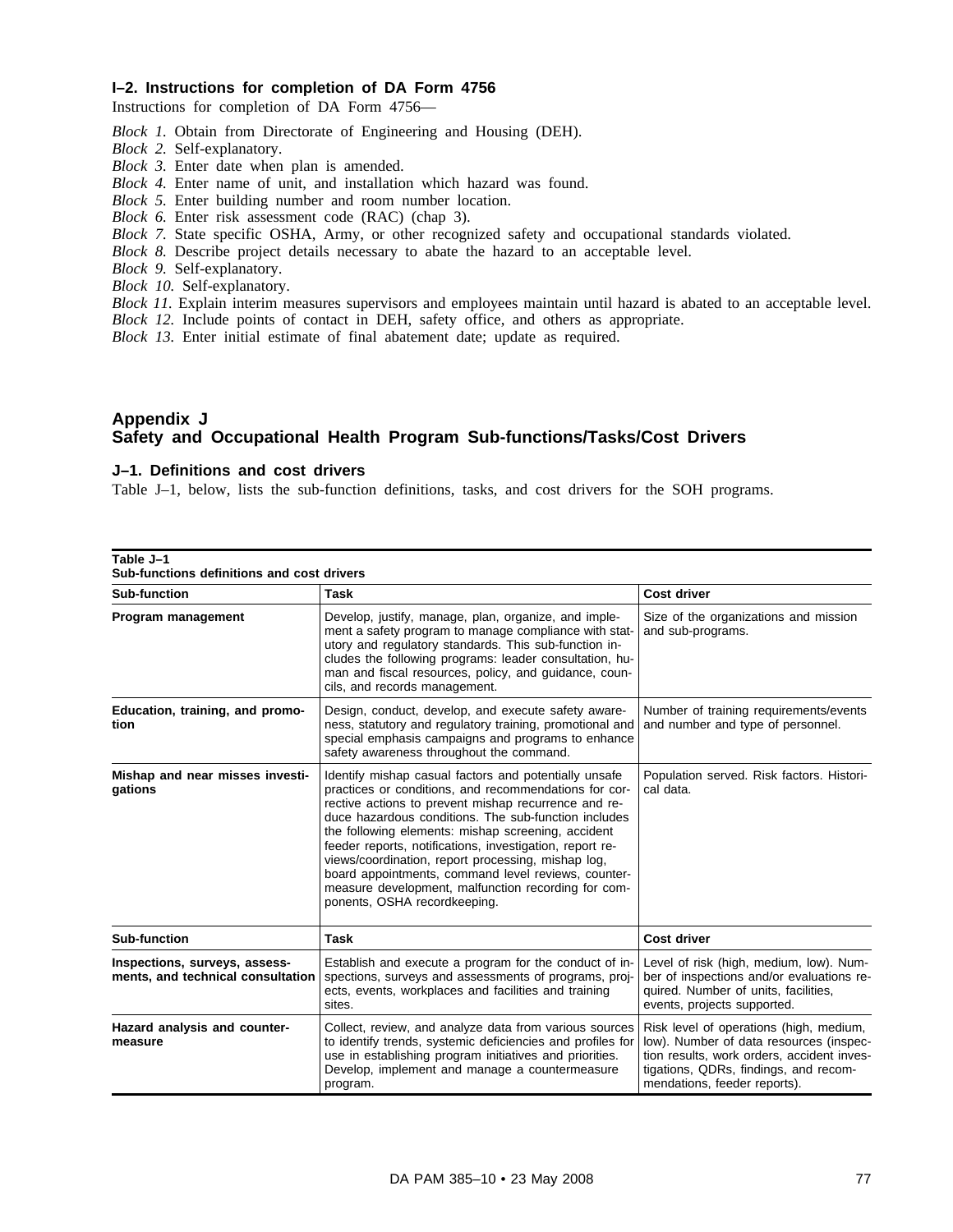### I–2. Instructions for completion of DA Form 4756

Instructions for completion of DA Form 4756—

*Block 1.* Obtain from Directorate of Engineering and Housing (DEH).
*Block 2.* Self-explanatory.
*Block 3.* Enter date when plan is amended.
*Block 4.* Enter name of unit, and installation which hazard was found.
*Block 5.* Enter building number and room number location.
*Block 6.* Enter risk assessment code (RAC) (chap 3).
*Block 7.* State specific OSHA, Army, or other recognized safety and occupational standards violated.
*Block 8.* Describe project details necessary to abate the hazard to an acceptable level.
*Block 9.* Self-explanatory.
*Block 10.* Self-explanatory.
*Block 11.* Explain interim measures supervisors and employees maintain until hazard is abated to an acceptable level.
*Block 12.* Include points of contact in DEH, safety office, and others as appropriate.
*Block 13.* Enter initial estimate of final abatement date; update as required.

## Appendix J
## Safety and Occupational Health Program Sub-functions/Tasks/Cost Drivers

### J–1. Definitions and cost drivers

Table J–1, below, lists the sub-function definitions, tasks, and cost drivers for the SOH programs.

**Table J–1**
**Sub-functions definitions and cost drivers**

| Sub-function | Task | Cost driver |
|---|---|---|
| **Program management** | Develop, justify, manage, plan, organize, and implement a safety program to manage compliance with statutory and regulatory standards. This sub-function includes the following programs: leader consultation, human and fiscal resources, policy, and guidance, councils, and records management. | Size of the organizations and mission and sub-programs. |
| **Education, training, and promotion** | Design, conduct, develop, and execute safety awareness, statutory and regulatory training, promotional and special emphasis campaigns and programs to enhance safety awareness throughout the command. | Number of training requirements/events and number and type of personnel. |
| **Mishap and near misses investigations** | Identify mishap casual factors and potentially unsafe practices or conditions, and recommendations for corrective actions to prevent mishap recurrence and reduce hazardous conditions. The sub-function includes the following elements: mishap screening, accident feeder reports, notifications, investigation, report reviews/coordination, report processing, mishap log, board appointments, command level reviews, countermeasure development, malfunction recording for components, OSHA recordkeeping. | Population served. Risk factors. Historical data. |
| **Inspections, surveys, assessments, and technical consultation** | Establish and execute a program for the conduct of inspections, surveys and assessments of programs, projects, events, workplaces and facilities and training sites. | Level of risk (high, medium, low). Number of inspections and/or evaluations required. Number of units, facilities, events, projects supported. |
| **Hazard analysis and countermeasure** | Collect, review, and analyze data from various sources to identify trends, systemic deficiencies and profiles for use in establishing program initiatives and priorities. Develop, implement and manage a countermeasure program. | Risk level of operations (high, medium, low). Number of data resources (inspection results, work orders, accident investigations, QDRs, findings, and recommendations, feeder reports). |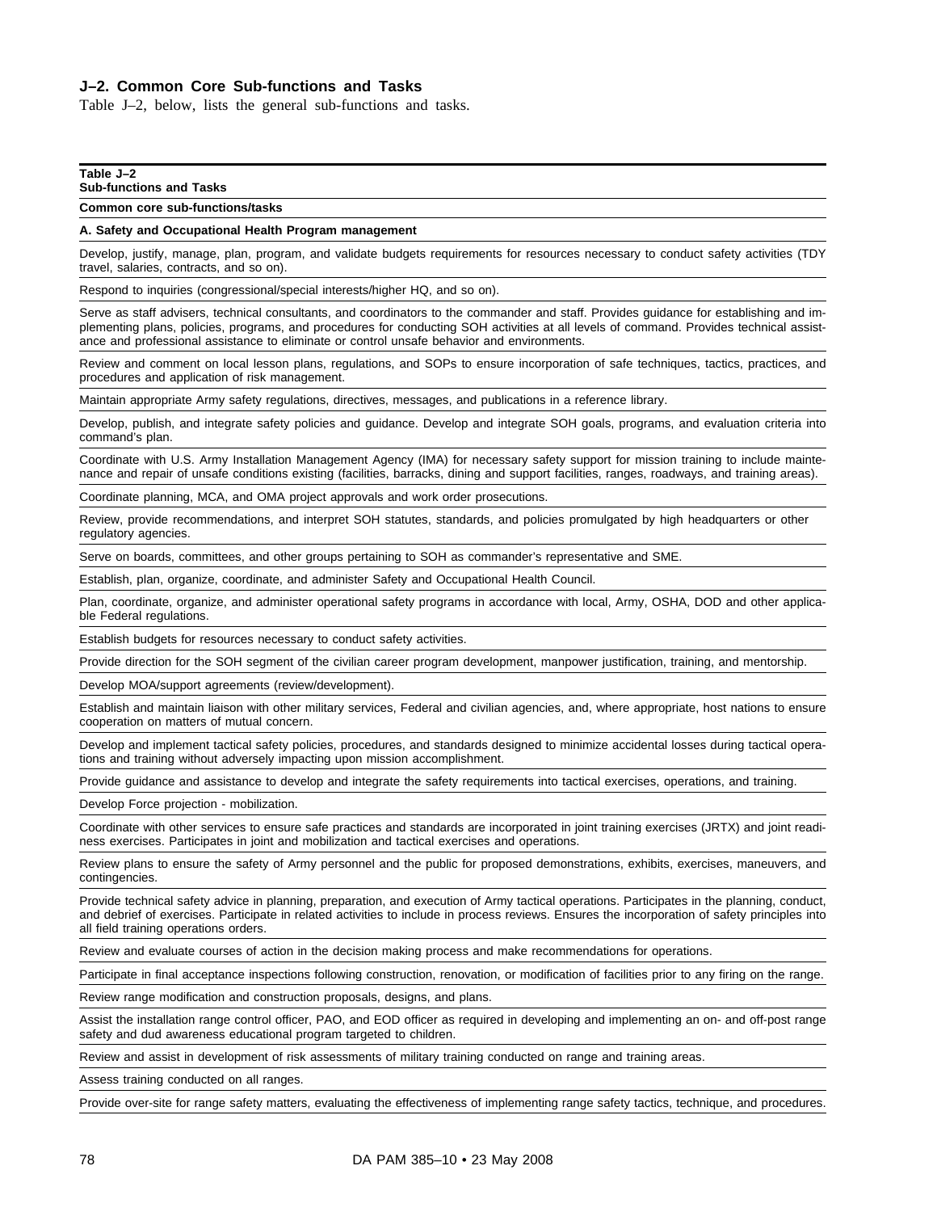## J–2. Common Core Sub-functions and Tasks

Table J–2, below, lists the general sub-functions and tasks.

**Table J–2**
**Sub-functions and Tasks**

| Common core sub-functions/tasks |
|---|
| **A. Safety and Occupational Health Program management** |
| Develop, justify, manage, plan, program, and validate budgets requirements for resources necessary to conduct safety activities (TDY travel, salaries, contracts, and so on). |
| Respond to inquiries (congressional/special interests/higher HQ, and so on). |
| Serve as staff advisers, technical consultants, and coordinators to the commander and staff. Provides guidance for establishing and implementing plans, policies, programs, and procedures for conducting SOH activities at all levels of command. Provides technical assistance and professional assistance to eliminate or control unsafe behavior and environments. |
| Review and comment on local lesson plans, regulations, and SOPs to ensure incorporation of safe techniques, tactics, practices, and procedures and application of risk management. |
| Maintain appropriate Army safety regulations, directives, messages, and publications in a reference library. |
| Develop, publish, and integrate safety policies and guidance. Develop and integrate SOH goals, programs, and evaluation criteria into command's plan. |
| Coordinate with U.S. Army Installation Management Agency (IMA) for necessary safety support for mission training to include maintenance and repair of unsafe conditions existing (facilities, barracks, dining and support facilities, ranges, roadways, and training areas). |
| Coordinate planning, MCA, and OMA project approvals and work order prosecutions. |
| Review, provide recommendations, and interpret SOH statutes, standards, and policies promulgated by high headquarters or other regulatory agencies. |
| Serve on boards, committees, and other groups pertaining to SOH as commander's representative and SME. |
| Establish, plan, organize, coordinate, and administer Safety and Occupational Health Council. |
| Plan, coordinate, organize, and administer operational safety programs in accordance with local, Army, OSHA, DOD and other applicable Federal regulations. |
| Establish budgets for resources necessary to conduct safety activities. |
| Provide direction for the SOH segment of the civilian career program development, manpower justification, training, and mentorship. |
| Develop MOA/support agreements (review/development). |
| Establish and maintain liaison with other military services, Federal and civilian agencies, and, where appropriate, host nations to ensure cooperation on matters of mutual concern. |
| Develop and implement tactical safety policies, procedures, and standards designed to minimize accidental losses during tactical operations and training without adversely impacting upon mission accomplishment. |
| Provide guidance and assistance to develop and integrate the safety requirements into tactical exercises, operations, and training. |
| Develop Force projection - mobilization. |
| Coordinate with other services to ensure safe practices and standards are incorporated in joint training exercises (JRTX) and joint readiness exercises. Participates in joint and mobilization and tactical exercises and operations. |
| Review plans to ensure the safety of Army personnel and the public for proposed demonstrations, exhibits, exercises, maneuvers, and contingencies. |
| Provide technical safety advice in planning, preparation, and execution of Army tactical operations. Participates in the planning, conduct, and debrief of exercises. Participate in related activities to include in process reviews. Ensures the incorporation of safety principles into all field training operations orders. |
| Review and evaluate courses of action in the decision making process and make recommendations for operations. |
| Participate in final acceptance inspections following construction, renovation, or modification of facilities prior to any firing on the range. |
| Review range modification and construction proposals, designs, and plans. |
| Assist the installation range control officer, PAO, and EOD officer as required in developing and implementing an on- and off-post range safety and dud awareness educational program targeted to children. |
| Review and assist in development of risk assessments of military training conducted on range and training areas. |
| Assess training conducted on all ranges. |
| Provide over-site for range safety matters, evaluating the effectiveness of implementing range safety tactics, technique, and procedures. |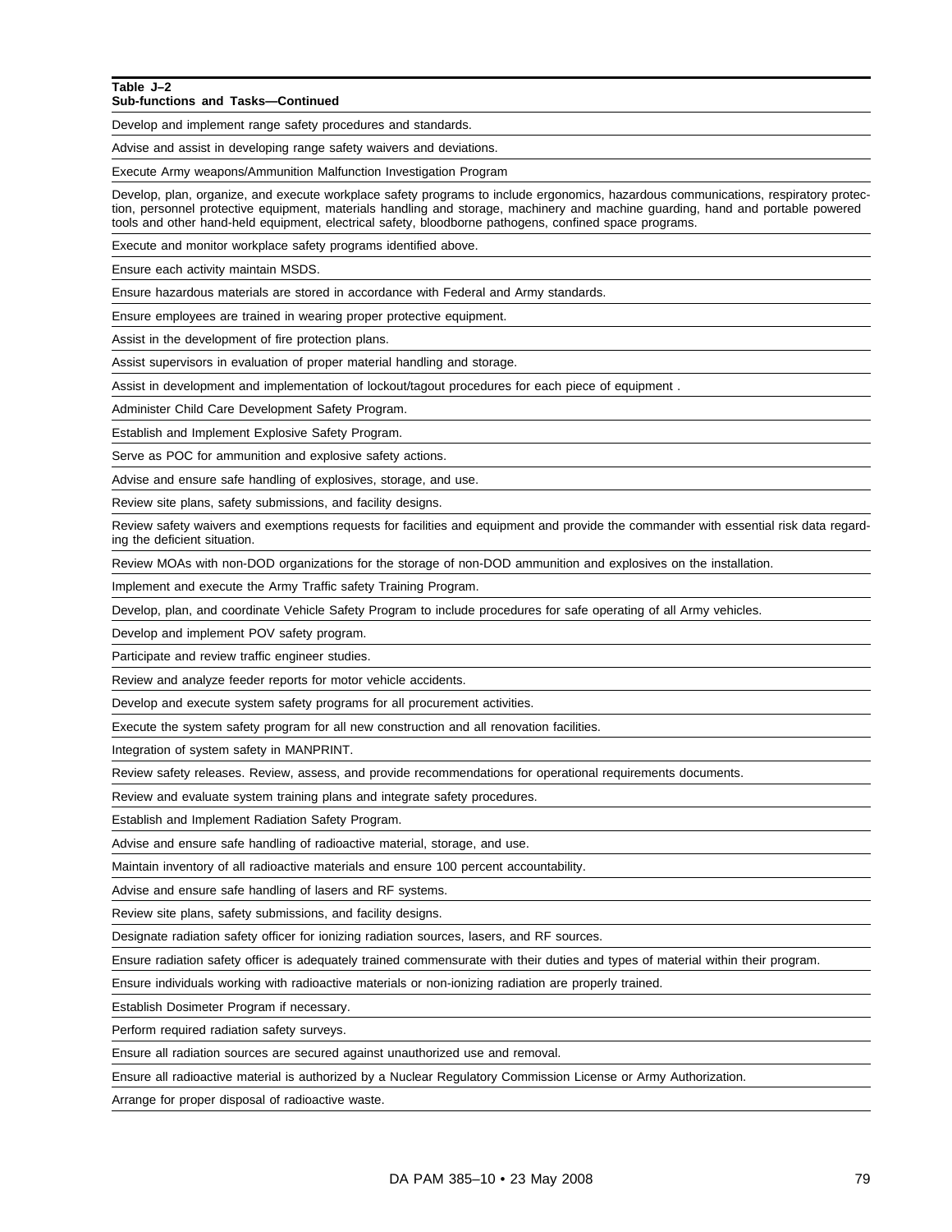**Table J–2**
**Sub-functions and Tasks—Continued**

| |
|---|
| Develop and implement range safety procedures and standards. |
| Advise and assist in developing range safety waivers and deviations. |
| Execute Army weapons/Ammunition Malfunction Investigation Program |
| Develop, plan, organize, and execute workplace safety programs to include ergonomics, hazardous communications, respiratory protection, personnel protective equipment, materials handling and storage, machinery and machine guarding, hand and portable powered tools and other hand-held equipment, electrical safety, bloodborne pathogens, confined space programs. |
| Execute and monitor workplace safety programs identified above. |
| Ensure each activity maintain MSDS. |
| Ensure hazardous materials are stored in accordance with Federal and Army standards. |
| Ensure employees are trained in wearing proper protective equipment. |
| Assist in the development of fire protection plans. |
| Assist supervisors in evaluation of proper material handling and storage. |
| Assist in development and implementation of lockout/tagout procedures for each piece of equipment . |
| Administer Child Care Development Safety Program. |
| Establish and Implement Explosive Safety Program. |
| Serve as POC for ammunition and explosive safety actions. |
| Advise and ensure safe handling of explosives, storage, and use. |
| Review site plans, safety submissions, and facility designs. |
| Review safety waivers and exemptions requests for facilities and equipment and provide the commander with essential risk data regarding the deficient situation. |
| Review MOAs with non-DOD organizations for the storage of non-DOD ammunition and explosives on the installation. |
| Implement and execute the Army Traffic safety Training Program. |
| Develop, plan, and coordinate Vehicle Safety Program to include procedures for safe operating of all Army vehicles. |
| Develop and implement POV safety program. |
| Participate and review traffic engineer studies. |
| Review and analyze feeder reports for motor vehicle accidents. |
| Develop and execute system safety programs for all procurement activities. |
| Execute the system safety program for all new construction and all renovation facilities. |
| Integration of system safety in MANPRINT. |
| Review safety releases. Review, assess, and provide recommendations for operational requirements documents. |
| Review and evaluate system training plans and integrate safety procedures. |
| Establish and Implement Radiation Safety Program. |
| Advise and ensure safe handling of radioactive material, storage, and use. |
| Maintain inventory of all radioactive materials and ensure 100 percent accountability. |
| Advise and ensure safe handling of lasers and RF systems. |
| Review site plans, safety submissions, and facility designs. |
| Designate radiation safety officer for ionizing radiation sources, lasers, and RF sources. |
| Ensure radiation safety officer is adequately trained commensurate with their duties and types of material within their program. |
| Ensure individuals working with radioactive materials or non-ionizing radiation are properly trained. |
| Establish Dosimeter Program if necessary. |
| Perform required radiation safety surveys. |
| Ensure all radiation sources are secured against unauthorized use and removal. |
| Ensure all radioactive material is authorized by a Nuclear Regulatory Commission License or Army Authorization. |
| Arrange for proper disposal of radioactive waste. |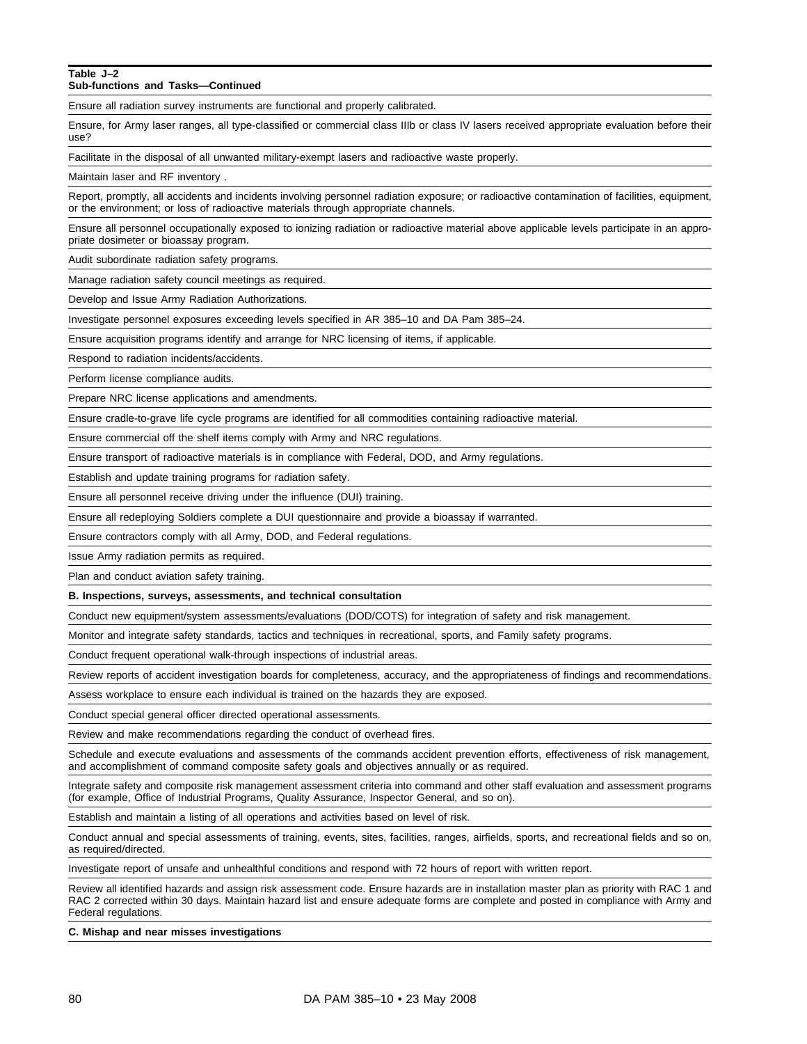**Table J–2**
**Sub-functions and Tasks—Continued**

| |
|---|
| Ensure all radiation survey instruments are functional and properly calibrated. |
| Ensure, for Army laser ranges, all type-classified or commercial class IIIb or class IV lasers received appropriate evaluation before their use? |
| Facilitate in the disposal of all unwanted military-exempt lasers and radioactive waste properly. |
| Maintain laser and RF inventory . |
| Report, promptly, all accidents and incidents involving personnel radiation exposure; or radioactive contamination of facilities, equipment, or the environment; or loss of radioactive materials through appropriate channels. |
| Ensure all personnel occupationally exposed to ionizing radiation or radioactive material above applicable levels participate in an appropriate dosimeter or bioassay program. |
| Audit subordinate radiation safety programs. |
| Manage radiation safety council meetings as required. |
| Develop and Issue Army Radiation Authorizations. |
| Investigate personnel exposures exceeding levels specified in AR 385–10 and DA Pam 385–24. |
| Ensure acquisition programs identify and arrange for NRC licensing of items, if applicable. |
| Respond to radiation incidents/accidents. |
| Perform license compliance audits. |
| Prepare NRC license applications and amendments. |
| Ensure cradle-to-grave life cycle programs are identified for all commodities containing radioactive material. |
| Ensure commercial off the shelf items comply with Army and NRC regulations. |
| Ensure transport of radioactive materials is in compliance with Federal, DOD, and Army regulations. |
| Establish and update training programs for radiation safety. |
| Ensure all personnel receive driving under the influence (DUI) training. |
| Ensure all redeploying Soldiers complete a DUI questionnaire and provide a bioassay if warranted. |
| Ensure contractors comply with all Army, DOD, and Federal regulations. |
| Issue Army radiation permits as required. |
| Plan and conduct aviation safety training. |
| **B. Inspections, surveys, assessments, and technical consultation** |
| Conduct new equipment/system assessments/evaluations (DOD/COTS) for integration of safety and risk management. |
| Monitor and integrate safety standards, tactics and techniques in recreational, sports, and Family safety programs. |
| Conduct frequent operational walk-through inspections of industrial areas. |
| Review reports of accident investigation boards for completeness, accuracy, and the appropriateness of findings and recommendations. |
| Assess workplace to ensure each individual is trained on the hazards they are exposed. |
| Conduct special general officer directed operational assessments. |
| Review and make recommendations regarding the conduct of overhead fires. |
| Schedule and execute evaluations and assessments of the commands accident prevention efforts, effectiveness of risk management, and accomplishment of command composite safety goals and objectives annually or as required. |
| Integrate safety and composite risk management assessment criteria into command and other staff evaluation and assessment programs (for example, Office of Industrial Programs, Quality Assurance, Inspector General, and so on). |
| Establish and maintain a listing of all operations and activities based on level of risk. |
| Conduct annual and special assessments of training, events, sites, facilities, ranges, airfields, sports, and recreational fields and so on, as required/directed. |
| Investigate report of unsafe and unhealthful conditions and respond with 72 hours of report with written report. |
| Review all identified hazards and assign risk assessment code. Ensure hazards are in installation master plan as priority with RAC 1 and RAC 2 corrected within 30 days. Maintain hazard list and ensure adequate forms are complete and posted in compliance with Army and Federal regulations. |
| **C. Mishap and near misses investigations** |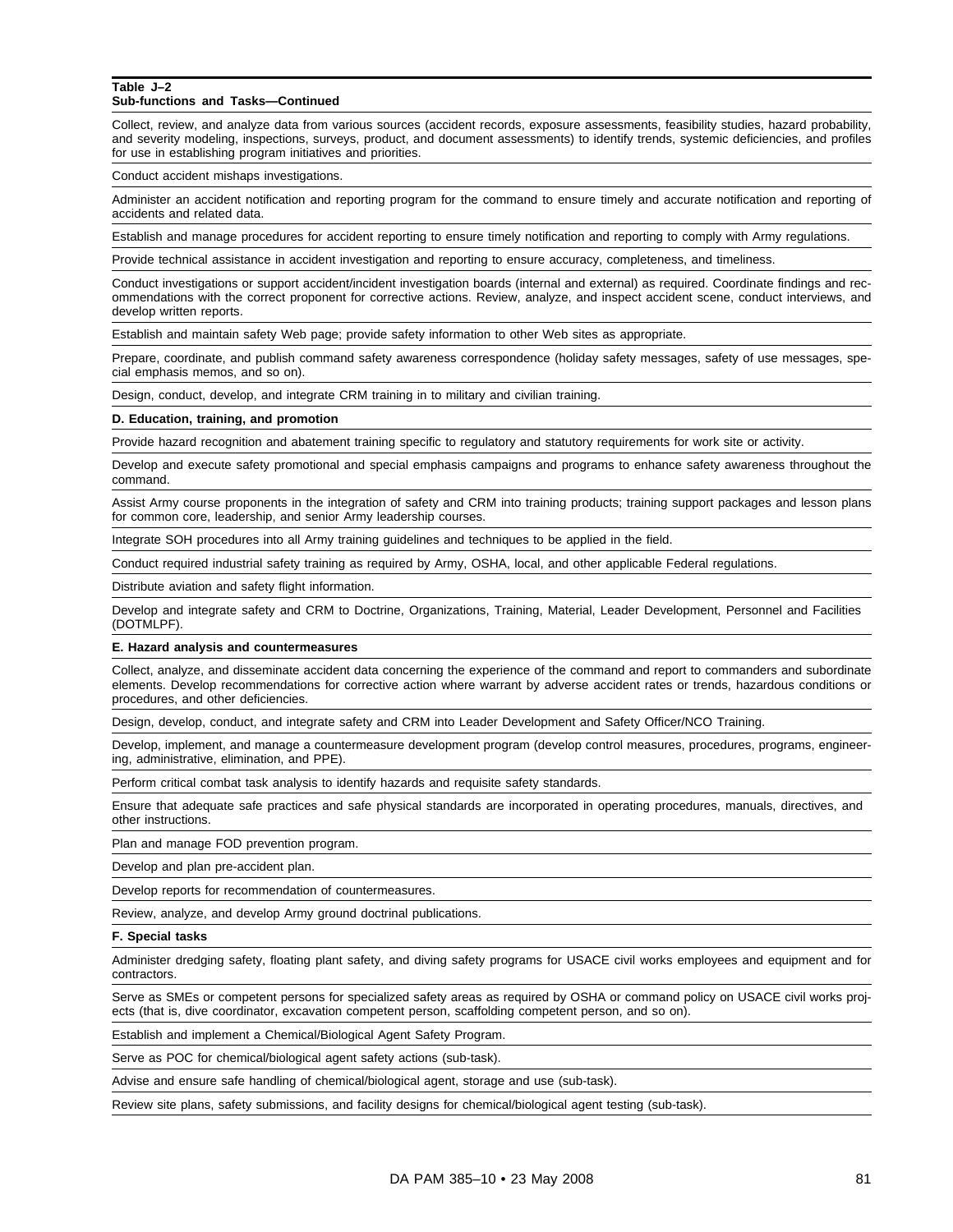**Table J–2**
**Sub-functions and Tasks—Continued**

| |
|---|
| Collect, review, and analyze data from various sources (accident records, exposure assessments, feasibility studies, hazard probability, and severity modeling, inspections, surveys, product, and document assessments) to identify trends, systemic deficiencies, and profiles for use in establishing program initiatives and priorities. |
| Conduct accident mishaps investigations. |
| Administer an accident notification and reporting program for the command to ensure timely and accurate notification and reporting of accidents and related data. |
| Establish and manage procedures for accident reporting to ensure timely notification and reporting to comply with Army regulations. |
| Provide technical assistance in accident investigation and reporting to ensure accuracy, completeness, and timeliness. |
| Conduct investigations or support accident/incident investigation boards (internal and external) as required. Coordinate findings and recommendations with the correct proponent for corrective actions. Review, analyze, and inspect accident scene, conduct interviews, and develop written reports. |
| Establish and maintain safety Web page; provide safety information to other Web sites as appropriate. |
| Prepare, coordinate, and publish command safety awareness correspondence (holiday safety messages, safety of use messages, special emphasis memos, and so on). |
| Design, conduct, develop, and integrate CRM training in to military and civilian training. |
| **D. Education, training, and promotion** |
| Provide hazard recognition and abatement training specific to regulatory and statutory requirements for work site or activity. |
| Develop and execute safety promotional and special emphasis campaigns and programs to enhance safety awareness throughout the command. |
| Assist Army course proponents in the integration of safety and CRM into training products; training support packages and lesson plans for common core, leadership, and senior Army leadership courses. |
| Integrate SOH procedures into all Army training guidelines and techniques to be applied in the field. |
| Conduct required industrial safety training as required by Army, OSHA, local, and other applicable Federal regulations. |
| Distribute aviation and safety flight information. |
| Develop and integrate safety and CRM to Doctrine, Organizations, Training, Material, Leader Development, Personnel and Facilities (DOTMLPF). |
| **E. Hazard analysis and countermeasures** |
| Collect, analyze, and disseminate accident data concerning the experience of the command and report to commanders and subordinate elements. Develop recommendations for corrective action where warrant by adverse accident rates or trends, hazardous conditions or procedures, and other deficiencies. |
| Design, develop, conduct, and integrate safety and CRM into Leader Development and Safety Officer/NCO Training. |
| Develop, implement, and manage a countermeasure development program (develop control measures, procedures, programs, engineering, administrative, elimination, and PPE). |
| Perform critical combat task analysis to identify hazards and requisite safety standards. |
| Ensure that adequate safe practices and safe physical standards are incorporated in operating procedures, manuals, directives, and other instructions. |
| Plan and manage FOD prevention program. |
| Develop and plan pre-accident plan. |
| Develop reports for recommendation of countermeasures. |
| Review, analyze, and develop Army ground doctrinal publications. |
| **F. Special tasks** |
| Administer dredging safety, floating plant safety, and diving safety programs for USACE civil works employees and equipment and for contractors. |
| Serve as SMEs or competent persons for specialized safety areas as required by OSHA or command policy on USACE civil works projects (that is, dive coordinator, excavation competent person, scaffolding competent person, and so on). |
| Establish and implement a Chemical/Biological Agent Safety Program. |
| Serve as POC for chemical/biological agent safety actions (sub-task). |
| Advise and ensure safe handling of chemical/biological agent, storage and use (sub-task). |
| Review site plans, safety submissions, and facility designs for chemical/biological agent testing (sub-task). |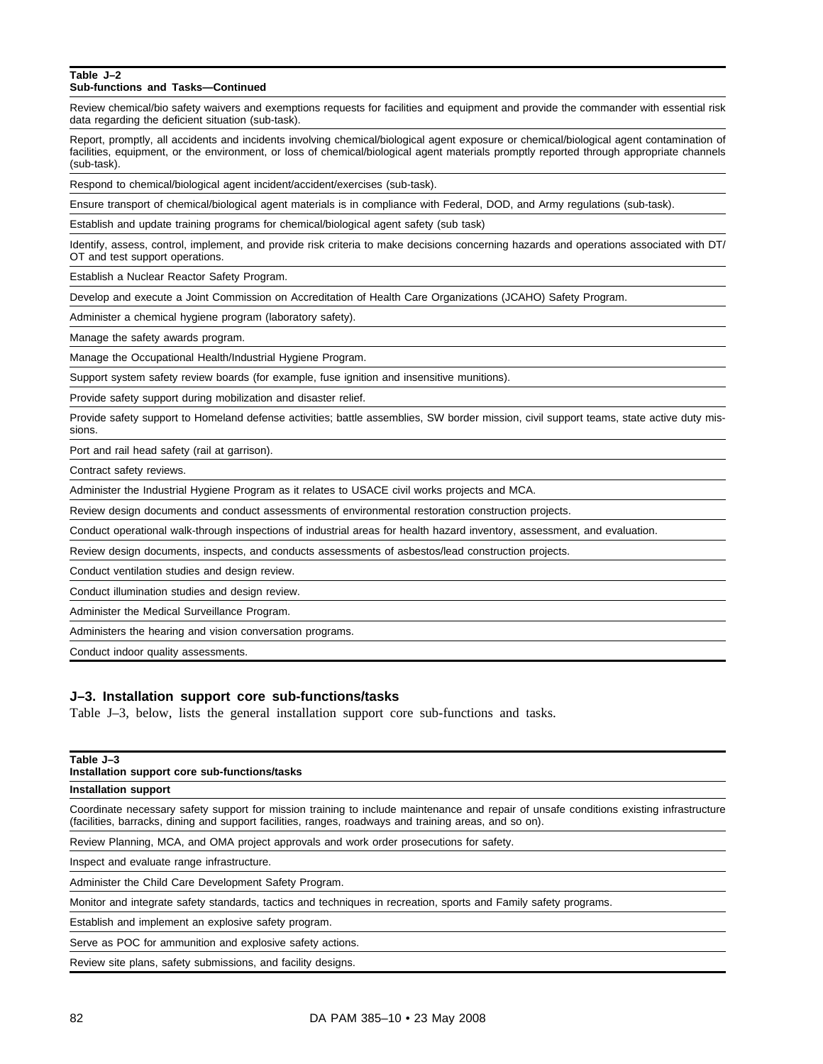| Table J–2 Sub-functions and Tasks—Continued |
|---|
| Review chemical/bio safety waivers and exemptions requests for facilities and equipment and provide the commander with essential risk data regarding the deficient situation (sub-task). |
| Report, promptly, all accidents and incidents involving chemical/biological agent exposure or chemical/biological agent contamination of facilities, equipment, or the environment, or loss of chemical/biological agent materials promptly reported through appropriate channels (sub-task). |
| Respond to chemical/biological agent incident/accident/exercises (sub-task). |
| Ensure transport of chemical/biological agent materials is in compliance with Federal, DOD, and Army regulations (sub-task). |
| Establish and update training programs for chemical/biological agent safety (sub task) |
| Identify, assess, control, implement, and provide risk criteria to make decisions concerning hazards and operations associated with DT/OT and test support operations. |
| Establish a Nuclear Reactor Safety Program. |
| Develop and execute a Joint Commission on Accreditation of Health Care Organizations (JCAHO) Safety Program. |
| Administer a chemical hygiene program (laboratory safety). |
| Manage the safety awards program. |
| Manage the Occupational Health/Industrial Hygiene Program. |
| Support system safety review boards (for example, fuse ignition and insensitive munitions). |
| Provide safety support during mobilization and disaster relief. |
| Provide safety support to Homeland defense activities; battle assemblies, SW border mission, civil support teams, state active duty missions. |
| Port and rail head safety (rail at garrison). |
| Contract safety reviews. |
| Administer the Industrial Hygiene Program as it relates to USACE civil works projects and MCA. |
| Review design documents and conduct assessments of environmental restoration construction projects. |
| Conduct operational walk-through inspections of industrial areas for health hazard inventory, assessment, and evaluation. |
| Review design documents, inspects, and conducts assessments of asbestos/lead construction projects. |
| Conduct ventilation studies and design review. |
| Conduct illumination studies and design review. |
| Administer the Medical Surveillance Program. |
| Administers the hearing and vision conversation programs. |
| Conduct indoor quality assessments. |

## J–3. Installation support core sub-functions/tasks

Table J–3, below, lists the general installation support core sub-functions and tasks.

| Table J–3 Installation support core sub-functions/tasks |
|---|
| **Installation support** |
| Coordinate necessary safety support for mission training to include maintenance and repair of unsafe conditions existing infrastructure (facilities, barracks, dining and support facilities, ranges, roadways and training areas, and so on). |
| Review Planning, MCA, and OMA project approvals and work order prosecutions for safety. |
| Inspect and evaluate range infrastructure. |
| Administer the Child Care Development Safety Program. |
| Monitor and integrate safety standards, tactics and techniques in recreation, sports and Family safety programs. |
| Establish and implement an explosive safety program. |
| Serve as POC for ammunition and explosive safety actions. |
| Review site plans, safety submissions, and facility designs. |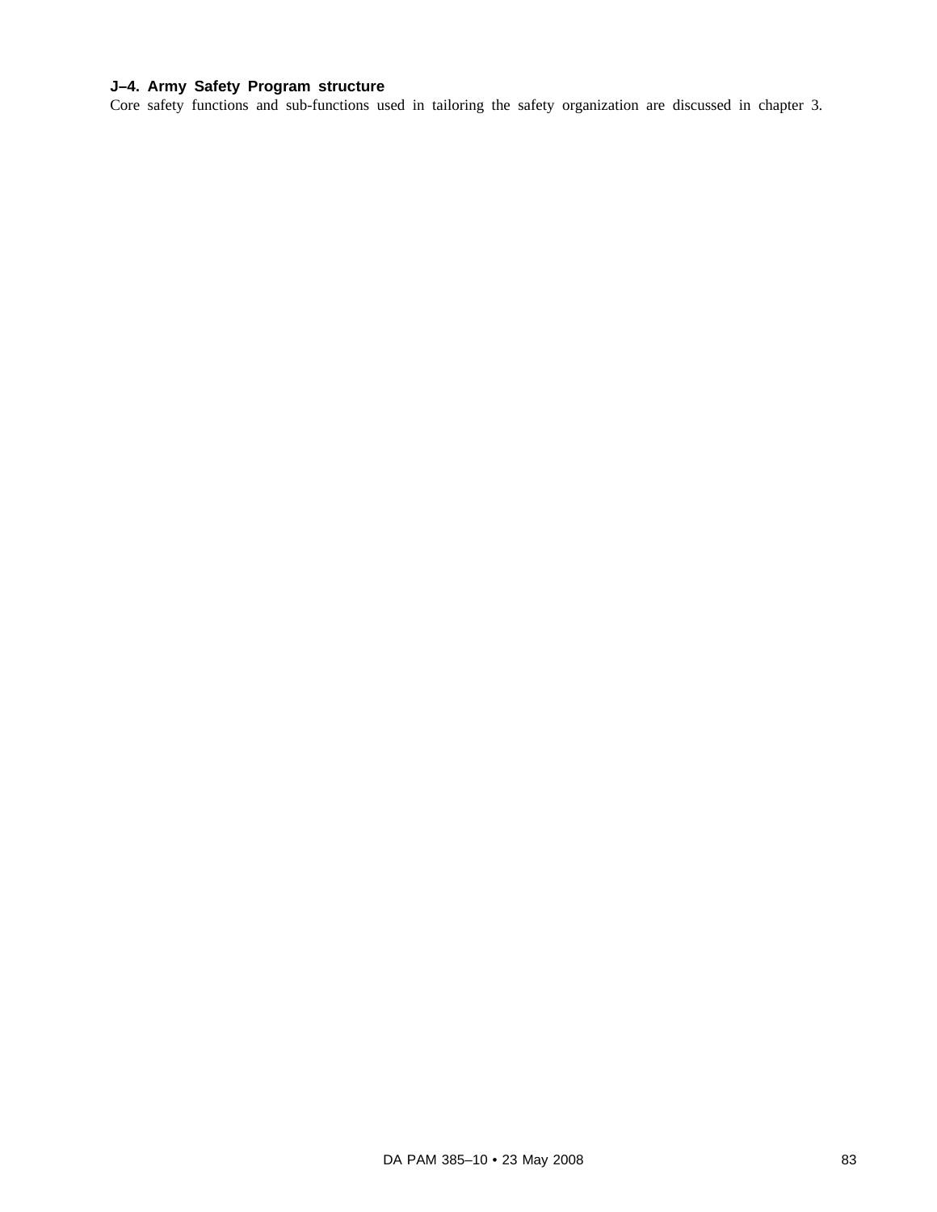### J–4. Army Safety Program structure

Core safety functions and sub-functions used in tailoring the safety organization are discussed in chapter 3.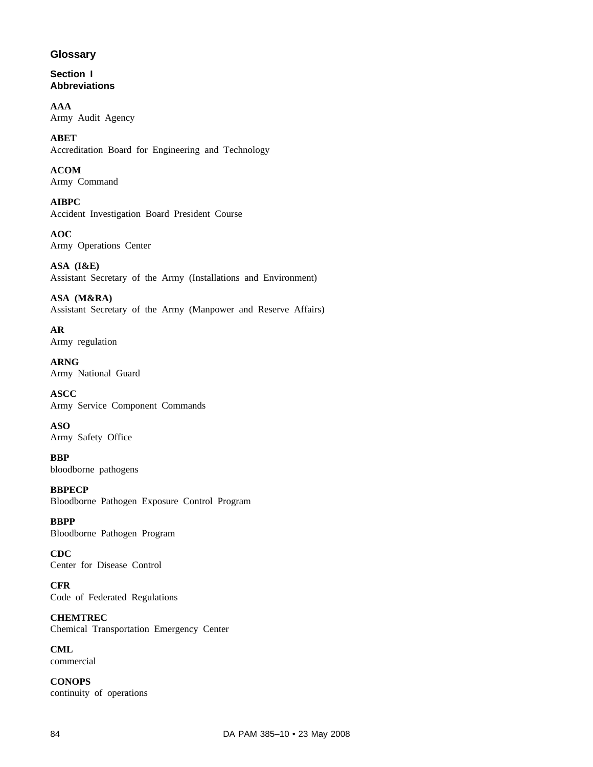# Glossary

## Section I
## Abbreviations

**AAA**
Army Audit Agency

**ABET**
Accreditation Board for Engineering and Technology

**ACOM**
Army Command

**AIBPC**
Accident Investigation Board President Course

**AOC**
Army Operations Center

**ASA (I&E)**
Assistant Secretary of the Army (Installations and Environment)

**ASA (M&RA)**
Assistant Secretary of the Army (Manpower and Reserve Affairs)

**AR**
Army regulation

**ARNG**
Army National Guard

**ASCC**
Army Service Component Commands

**ASO**
Army Safety Office

**BBP**
bloodborne pathogens

**BBPECP**
Bloodborne Pathogen Exposure Control Program

**BBPP**
Bloodborne Pathogen Program

**CDC**
Center for Disease Control

**CFR**
Code of Federated Regulations

**CHEMTREC**
Chemical Transportation Emergency Center

**CML**
commercial

**CONOPS**
continuity of operations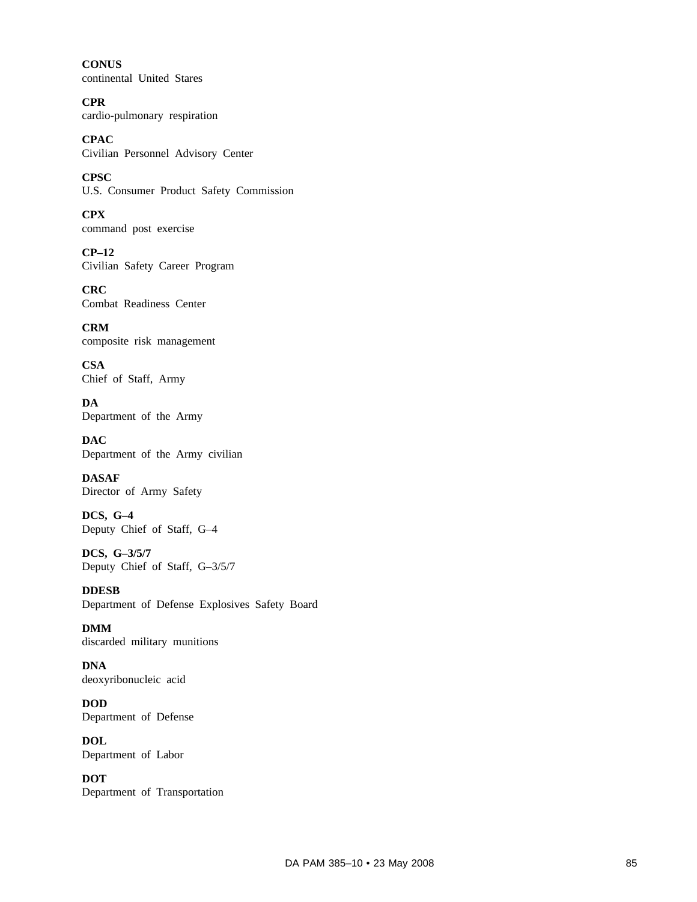**CONUS**
continental United Stares

**CPR**
cardio-pulmonary respiration

**CPAC**
Civilian Personnel Advisory Center

**CPSC**
U.S. Consumer Product Safety Commission

**CPX**
command post exercise

**CP–12**
Civilian Safety Career Program

**CRC**
Combat Readiness Center

**CRM**
composite risk management

**CSA**
Chief of Staff, Army

**DA**
Department of the Army

**DAC**
Department of the Army civilian

**DASAF**
Director of Army Safety

**DCS, G–4**
Deputy Chief of Staff, G–4

**DCS, G–3/5/7**
Deputy Chief of Staff, G–3/5/7

**DDESB**
Department of Defense Explosives Safety Board

**DMM**
discarded military munitions

**DNA**
deoxyribonucleic acid

**DOD**
Department of Defense

**DOL**
Department of Labor

**DOT**
Department of Transportation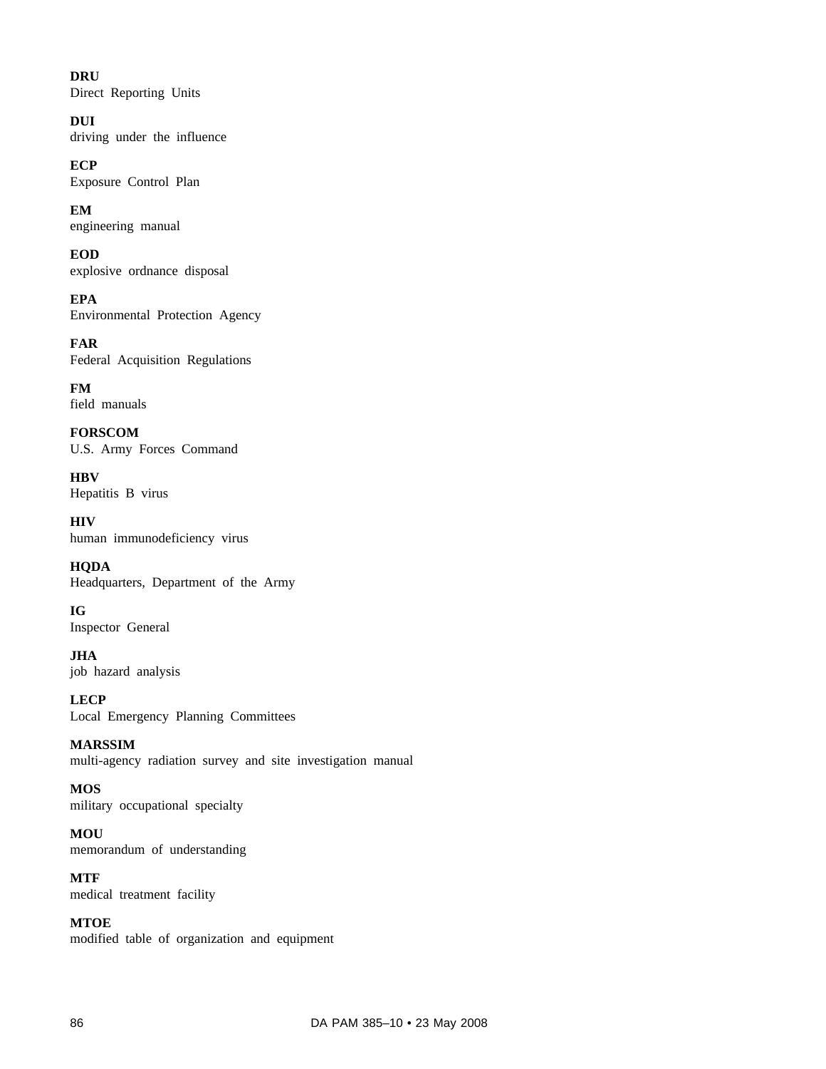**DRU**
Direct Reporting Units

**DUI**
driving under the influence

**ECP**
Exposure Control Plan

**EM**
engineering manual

**EOD**
explosive ordnance disposal

**EPA**
Environmental Protection Agency

**FAR**
Federal Acquisition Regulations

**FM**
field manuals

**FORSCOM**
U.S. Army Forces Command

**HBV**
Hepatitis B virus

**HIV**
human immunodeficiency virus

**HQDA**
Headquarters, Department of the Army

**IG**
Inspector General

**JHA**
job hazard analysis

**LECP**
Local Emergency Planning Committees

**MARSSIM**
multi-agency radiation survey and site investigation manual

**MOS**
military occupational specialty

**MOU**
memorandum of understanding

**MTF**
medical treatment facility

**MTOE**
modified table of organization and equipment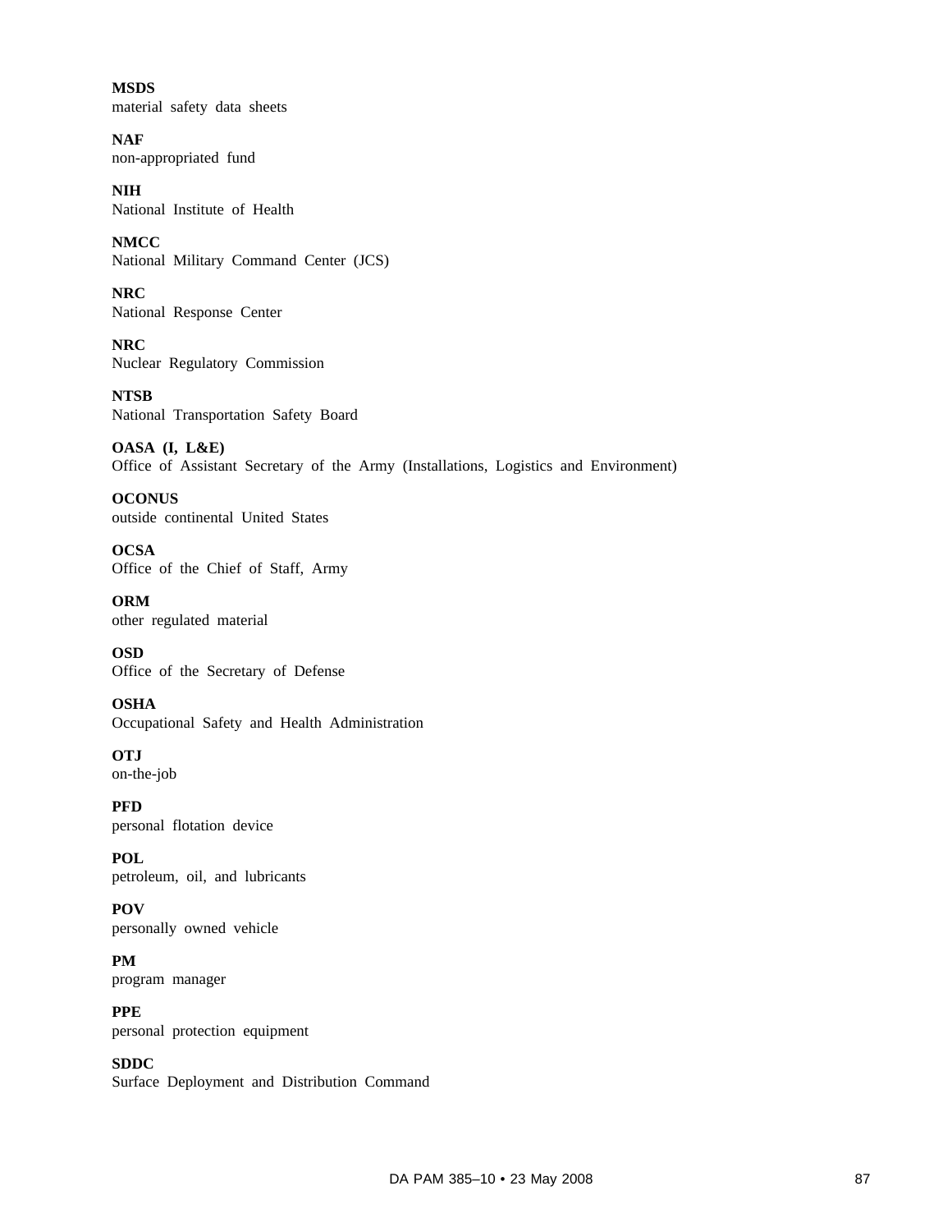**MSDS**
material safety data sheets

**NAF**
non-appropriated fund

**NIH**
National Institute of Health

**NMCC**
National Military Command Center (JCS)

**NRC**
National Response Center

**NRC**
Nuclear Regulatory Commission

**NTSB**
National Transportation Safety Board

**OASA (I, L&E)**
Office of Assistant Secretary of the Army (Installations, Logistics and Environment)

**OCONUS**
outside continental United States

**OCSA**
Office of the Chief of Staff, Army

**ORM**
other regulated material

**OSD**
Office of the Secretary of Defense

**OSHA**
Occupational Safety and Health Administration

**OTJ**
on-the-job

**PFD**
personal flotation device

**POL**
petroleum, oil, and lubricants

**POV**
personally owned vehicle

**PM**
program manager

**PPE**
personal protection equipment

**SDDC**
Surface Deployment and Distribution Command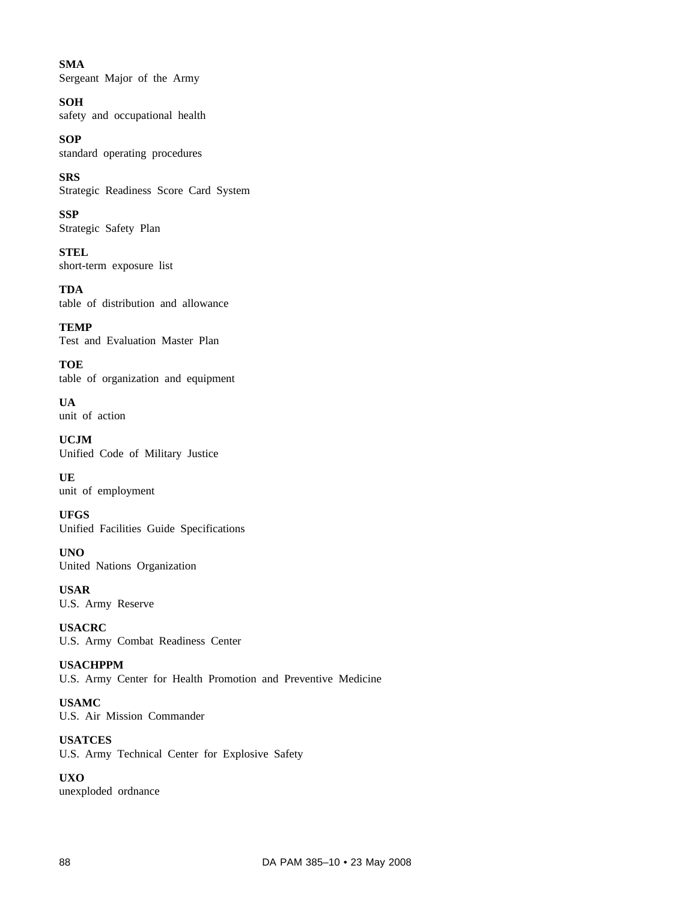**SMA**
Sergeant Major of the Army

**SOH**
safety and occupational health

**SOP**
standard operating procedures

**SRS**
Strategic Readiness Score Card System

**SSP**
Strategic Safety Plan

**STEL**
short-term exposure list

**TDA**
table of distribution and allowance

**TEMP**
Test and Evaluation Master Plan

**TOE**
table of organization and equipment

**UA**
unit of action

**UCJM**
Unified Code of Military Justice

**UE**
unit of employment

**UFGS**
Unified Facilities Guide Specifications

**UNO**
United Nations Organization

**USAR**
U.S. Army Reserve

**USACRC**
U.S. Army Combat Readiness Center

**USACHPPM**
U.S. Army Center for Health Promotion and Preventive Medicine

**USAMC**
U.S. Air Mission Commander

**USATCES**
U.S. Army Technical Center for Explosive Safety

**UXO**
unexploded ordnance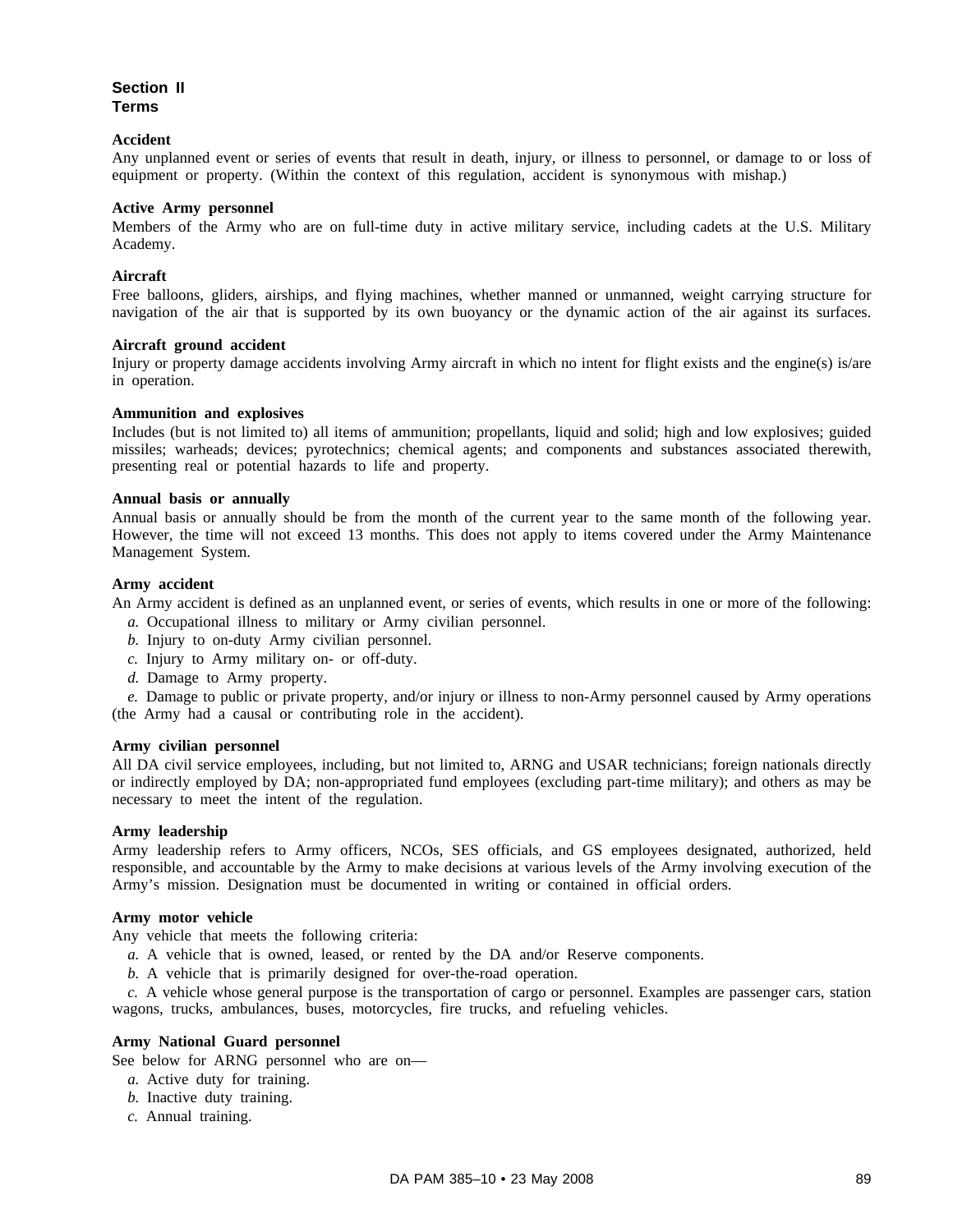## Section II
## Terms

**Accident**
Any unplanned event or series of events that result in death, injury, or illness to personnel, or damage to or loss of equipment or property. (Within the context of this regulation, accident is synonymous with mishap.)

**Active Army personnel**
Members of the Army who are on full-time duty in active military service, including cadets at the U.S. Military Academy.

**Aircraft**
Free balloons, gliders, airships, and flying machines, whether manned or unmanned, weight carrying structure for navigation of the air that is supported by its own buoyancy or the dynamic action of the air against its surfaces.

**Aircraft ground accident**
Injury or property damage accidents involving Army aircraft in which no intent for flight exists and the engine(s) is/are in operation.

**Ammunition and explosives**
Includes (but is not limited to) all items of ammunition; propellants, liquid and solid; high and low explosives; guided missiles; warheads; devices; pyrotechnics; chemical agents; and components and substances associated therewith, presenting real or potential hazards to life and property.

**Annual basis or annually**
Annual basis or annually should be from the month of the current year to the same month of the following year. However, the time will not exceed 13 months. This does not apply to items covered under the Army Maintenance Management System.

**Army accident**
An Army accident is defined as an unplanned event, or series of events, which results in one or more of the following:

*a.* Occupational illness to military or Army civilian personnel.

*b.* Injury to on-duty Army civilian personnel.

*c.* Injury to Army military on- or off-duty.

*d.* Damage to Army property.

*e.* Damage to public or private property, and/or injury or illness to non-Army personnel caused by Army operations (the Army had a causal or contributing role in the accident).

**Army civilian personnel**
All DA civil service employees, including, but not limited to, ARNG and USAR technicians; foreign nationals directly or indirectly employed by DA; non-appropriated fund employees (excluding part-time military); and others as may be necessary to meet the intent of the regulation.

**Army leadership**
Army leadership refers to Army officers, NCOs, SES officials, and GS employees designated, authorized, held responsible, and accountable by the Army to make decisions at various levels of the Army involving execution of the Army's mission. Designation must be documented in writing or contained in official orders.

**Army motor vehicle**
Any vehicle that meets the following criteria:

*a.* A vehicle that is owned, leased, or rented by the DA and/or Reserve components.

*b.* A vehicle that is primarily designed for over-the-road operation.

*c.* A vehicle whose general purpose is the transportation of cargo or personnel. Examples are passenger cars, station wagons, trucks, ambulances, buses, motorcycles, fire trucks, and refueling vehicles.

**Army National Guard personnel**
See below for ARNG personnel who are on—

*a.* Active duty for training.

*b.* Inactive duty training.

*c.* Annual training.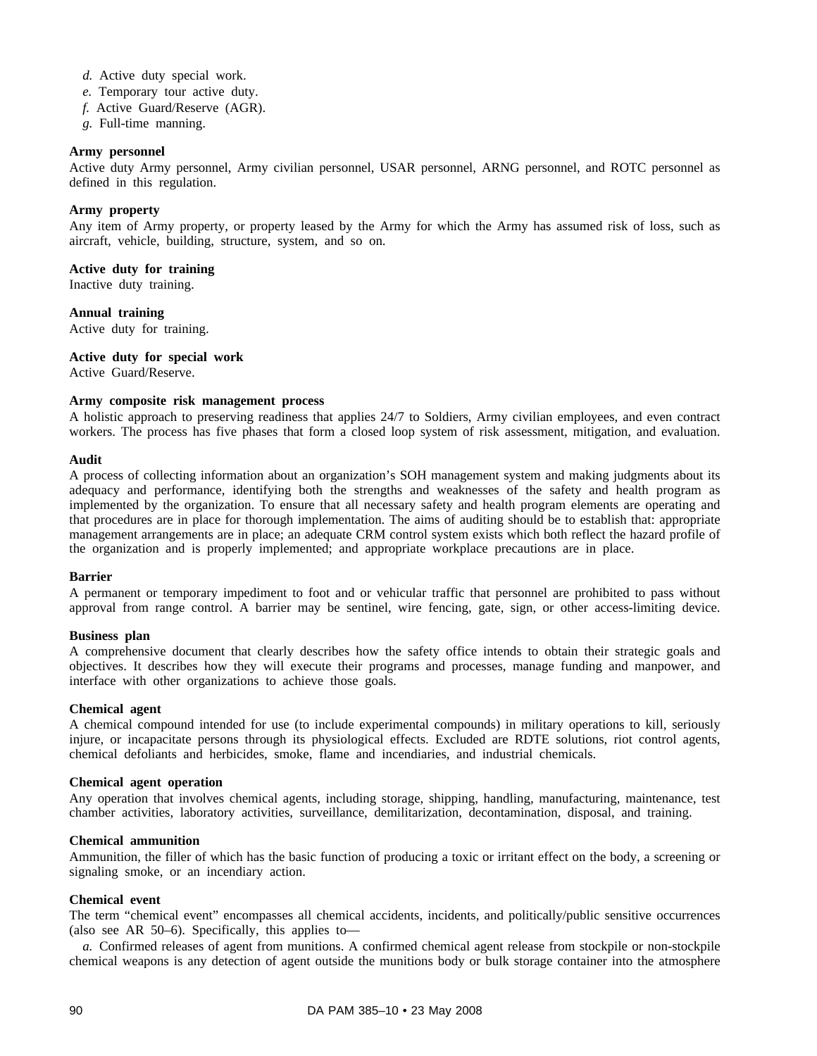*d.* Active duty special work.
*e.* Temporary tour active duty.
*f.* Active Guard/Reserve (AGR).
*g.* Full-time manning.

**Army personnel**
Active duty Army personnel, Army civilian personnel, USAR personnel, ARNG personnel, and ROTC personnel as defined in this regulation.

**Army property**
Any item of Army property, or property leased by the Army for which the Army has assumed risk of loss, such as aircraft, vehicle, building, structure, system, and so on.

**Active duty for training**
Inactive duty training.

**Annual training**
Active duty for training.

**Active duty for special work**
Active Guard/Reserve.

**Army composite risk management process**
A holistic approach to preserving readiness that applies 24/7 to Soldiers, Army civilian employees, and even contract workers. The process has five phases that form a closed loop system of risk assessment, mitigation, and evaluation.

**Audit**
A process of collecting information about an organization's SOH management system and making judgments about its adequacy and performance, identifying both the strengths and weaknesses of the safety and health program as implemented by the organization. To ensure that all necessary safety and health program elements are operating and that procedures are in place for thorough implementation. The aims of auditing should be to establish that: appropriate management arrangements are in place; an adequate CRM control system exists which both reflect the hazard profile of the organization and is properly implemented; and appropriate workplace precautions are in place.

**Barrier**
A permanent or temporary impediment to foot and or vehicular traffic that personnel are prohibited to pass without approval from range control. A barrier may be sentinel, wire fencing, gate, sign, or other access-limiting device.

**Business plan**
A comprehensive document that clearly describes how the safety office intends to obtain their strategic goals and objectives. It describes how they will execute their programs and processes, manage funding and manpower, and interface with other organizations to achieve those goals.

**Chemical agent**
A chemical compound intended for use (to include experimental compounds) in military operations to kill, seriously injure, or incapacitate persons through its physiological effects. Excluded are RDTE solutions, riot control agents, chemical defoliants and herbicides, smoke, flame and incendiaries, and industrial chemicals.

**Chemical agent operation**
Any operation that involves chemical agents, including storage, shipping, handling, manufacturing, maintenance, test chamber activities, laboratory activities, surveillance, demilitarization, decontamination, disposal, and training.

**Chemical ammunition**
Ammunition, the filler of which has the basic function of producing a toxic or irritant effect on the body, a screening or signaling smoke, or an incendiary action.

**Chemical event**
The term "chemical event" encompasses all chemical accidents, incidents, and politically/public sensitive occurrences (also see AR 50–6). Specifically, this applies to—

*a.* Confirmed releases of agent from munitions. A confirmed chemical agent release from stockpile or non-stockpile chemical weapons is any detection of agent outside the munitions body or bulk storage container into the atmosphere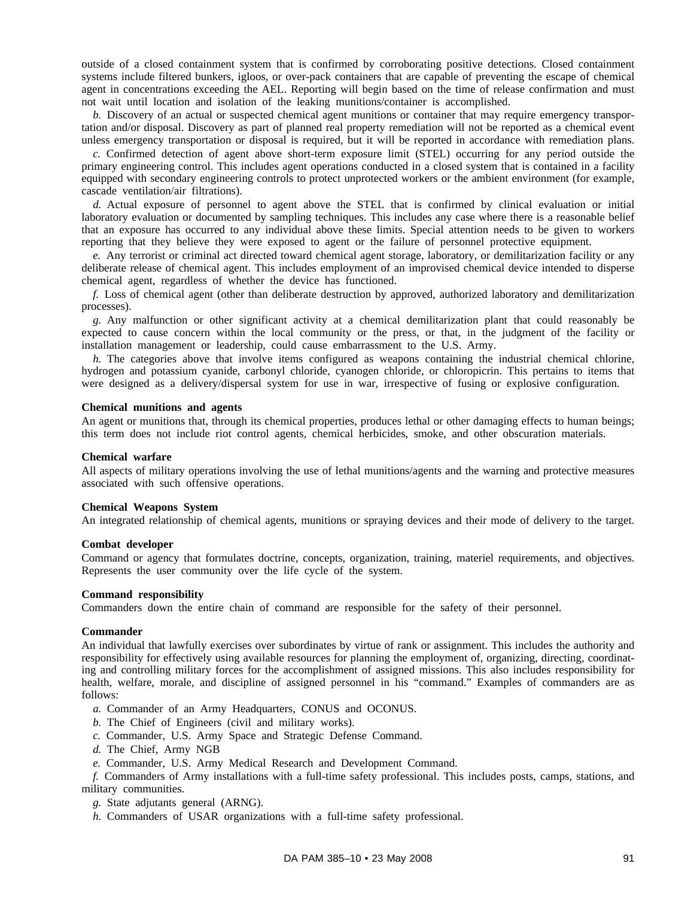outside of a closed containment system that is confirmed by corroborating positive detections. Closed containment systems include filtered bunkers, igloos, or over-pack containers that are capable of preventing the escape of chemical agent in concentrations exceeding the AEL. Reporting will begin based on the time of release confirmation and must not wait until location and isolation of the leaking munitions/container is accomplished.

*b.* Discovery of an actual or suspected chemical agent munitions or container that may require emergency transportation and/or disposal. Discovery as part of planned real property remediation will not be reported as a chemical event unless emergency transportation or disposal is required, but it will be reported in accordance with remediation plans.

*c.* Confirmed detection of agent above short-term exposure limit (STEL) occurring for any period outside the primary engineering control. This includes agent operations conducted in a closed system that is contained in a facility equipped with secondary engineering controls to protect unprotected workers or the ambient environment (for example, cascade ventilation/air filtrations).

*d.* Actual exposure of personnel to agent above the STEL that is confirmed by clinical evaluation or initial laboratory evaluation or documented by sampling techniques. This includes any case where there is a reasonable belief that an exposure has occurred to any individual above these limits. Special attention needs to be given to workers reporting that they believe they were exposed to agent or the failure of personnel protective equipment.

*e.* Any terrorist or criminal act directed toward chemical agent storage, laboratory, or demilitarization facility or any deliberate release of chemical agent. This includes employment of an improvised chemical device intended to disperse chemical agent, regardless of whether the device has functioned.

*f.* Loss of chemical agent (other than deliberate destruction by approved, authorized laboratory and demilitarization processes).

*g.* Any malfunction or other significant activity at a chemical demilitarization plant that could reasonably be expected to cause concern within the local community or the press, or that, in the judgment of the facility or installation management or leadership, could cause embarrassment to the U.S. Army.

*h.* The categories above that involve items configured as weapons containing the industrial chemical chlorine, hydrogen and potassium cyanide, carbonyl chloride, cyanogen chloride, or chloropicrin. This pertains to items that were designed as a delivery/dispersal system for use in war, irrespective of fusing or explosive configuration.

**Chemical munitions and agents**

An agent or munitions that, through its chemical properties, produces lethal or other damaging effects to human beings; this term does not include riot control agents, chemical herbicides, smoke, and other obscuration materials.

**Chemical warfare**

All aspects of military operations involving the use of lethal munitions/agents and the warning and protective measures associated with such offensive operations.

**Chemical Weapons System**

An integrated relationship of chemical agents, munitions or spraying devices and their mode of delivery to the target.

**Combat developer**

Command or agency that formulates doctrine, concepts, organization, training, materiel requirements, and objectives. Represents the user community over the life cycle of the system.

**Command responsibility**

Commanders down the entire chain of command are responsible for the safety of their personnel.

**Commander**

An individual that lawfully exercises over subordinates by virtue of rank or assignment. This includes the authority and responsibility for effectively using available resources for planning the employment of, organizing, directing, coordinating and controlling military forces for the accomplishment of assigned missions. This also includes responsibility for health, welfare, morale, and discipline of assigned personnel in his "command." Examples of commanders are as follows:

*a.* Commander of an Army Headquarters, CONUS and OCONUS.

*b.* The Chief of Engineers (civil and military works).

*c.* Commander, U.S. Army Space and Strategic Defense Command.

*d.* The Chief, Army NGB

*e.* Commander, U.S. Army Medical Research and Development Command.

*f.* Commanders of Army installations with a full-time safety professional. This includes posts, camps, stations, and military communities.

*g.* State adjutants general (ARNG).

*h.* Commanders of USAR organizations with a full-time safety professional.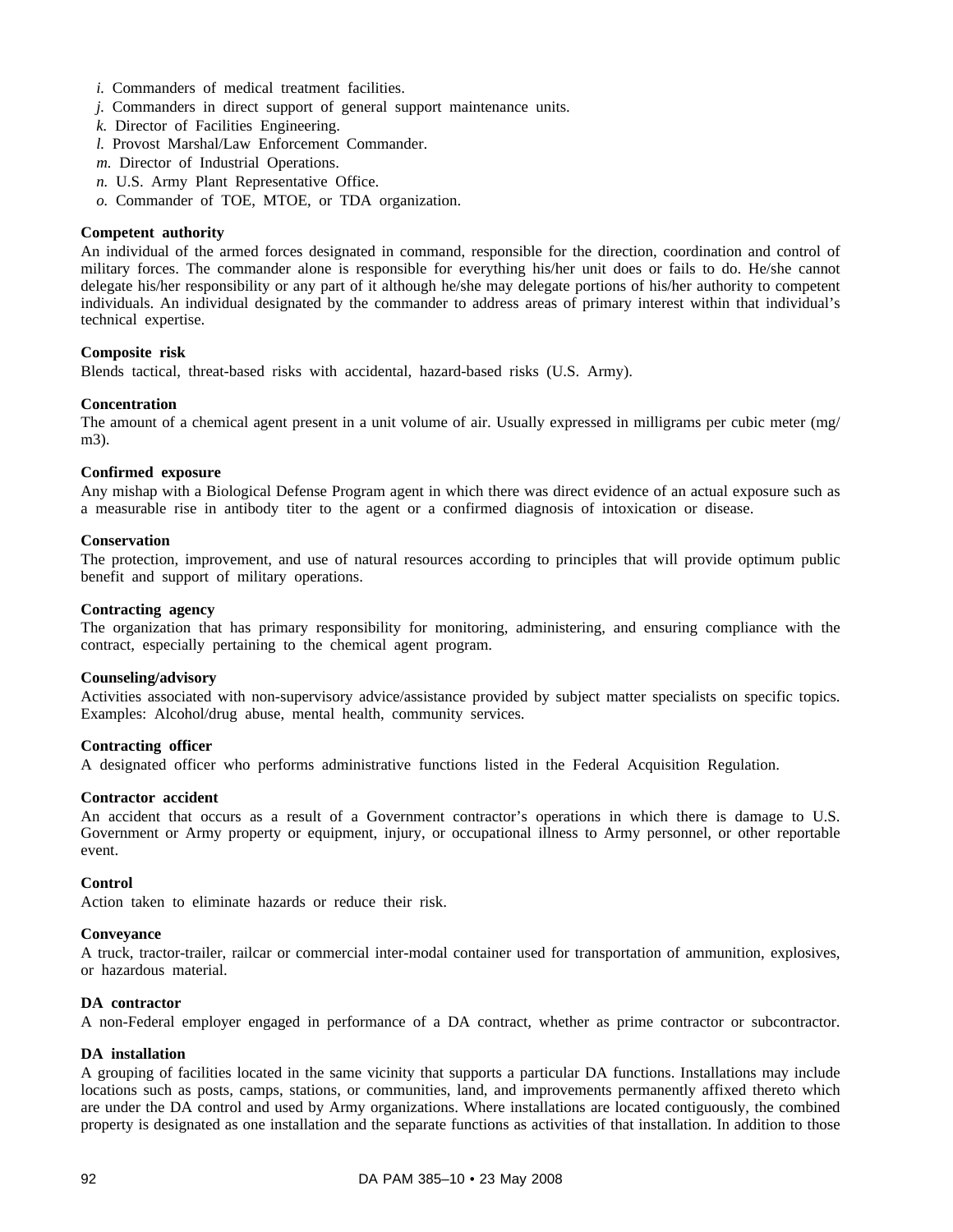*i.* Commanders of medical treatment facilities.
*j.* Commanders in direct support of general support maintenance units.
*k.* Director of Facilities Engineering.
*l.* Provost Marshal/Law Enforcement Commander.
*m.* Director of Industrial Operations.
*n.* U.S. Army Plant Representative Office.
*o.* Commander of TOE, MTOE, or TDA organization.

**Competent authority**
An individual of the armed forces designated in command, responsible for the direction, coordination and control of military forces. The commander alone is responsible for everything his/her unit does or fails to do. He/she cannot delegate his/her responsibility or any part of it although he/she may delegate portions of his/her authority to competent individuals. An individual designated by the commander to address areas of primary interest within that individual's technical expertise.

**Composite risk**
Blends tactical, threat-based risks with accidental, hazard-based risks (U.S. Army).

**Concentration**
The amount of a chemical agent present in a unit volume of air. Usually expressed in milligrams per cubic meter (mg/m3).

**Confirmed exposure**
Any mishap with a Biological Defense Program agent in which there was direct evidence of an actual exposure such as a measurable rise in antibody titer to the agent or a confirmed diagnosis of intoxication or disease.

**Conservation**
The protection, improvement, and use of natural resources according to principles that will provide optimum public benefit and support of military operations.

**Contracting agency**
The organization that has primary responsibility for monitoring, administering, and ensuring compliance with the contract, especially pertaining to the chemical agent program.

**Counseling/advisory**
Activities associated with non-supervisory advice/assistance provided by subject matter specialists on specific topics. Examples: Alcohol/drug abuse, mental health, community services.

**Contracting officer**
A designated officer who performs administrative functions listed in the Federal Acquisition Regulation.

**Contractor accident**
An accident that occurs as a result of a Government contractor's operations in which there is damage to U.S. Government or Army property or equipment, injury, or occupational illness to Army personnel, or other reportable event.

**Control**
Action taken to eliminate hazards or reduce their risk.

**Conveyance**
A truck, tractor-trailer, railcar or commercial inter-modal container used for transportation of ammunition, explosives, or hazardous material.

**DA contractor**
A non-Federal employer engaged in performance of a DA contract, whether as prime contractor or subcontractor.

**DA installation**
A grouping of facilities located in the same vicinity that supports a particular DA functions. Installations may include locations such as posts, camps, stations, or communities, land, and improvements permanently affixed thereto which are under the DA control and used by Army organizations. Where installations are located contiguously, the combined property is designated as one installation and the separate functions as activities of that installation. In addition to those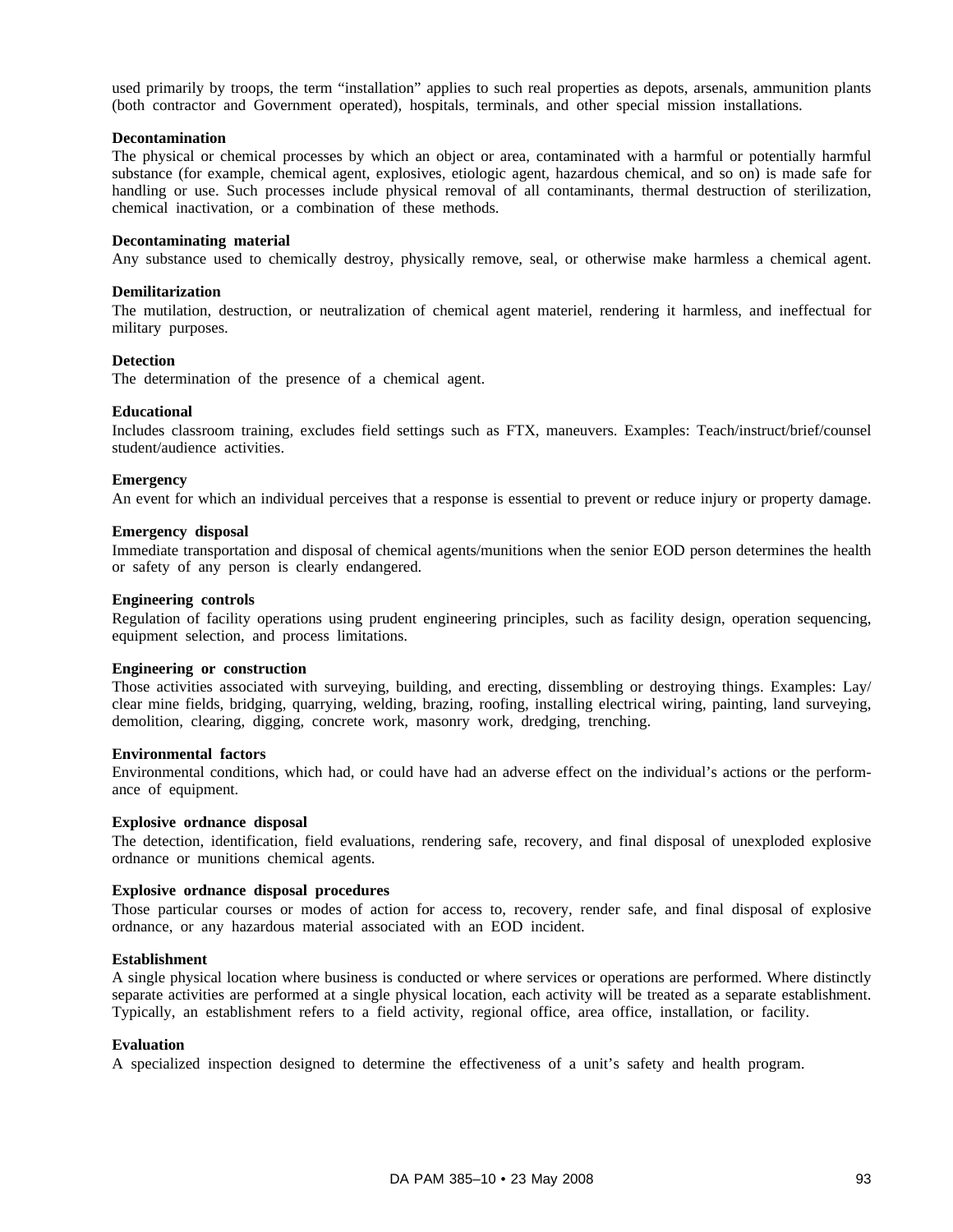used primarily by troops, the term “installation” applies to such real properties as depots, arsenals, ammunition plants (both contractor and Government operated), hospitals, terminals, and other special mission installations.

**Decontamination**
The physical or chemical processes by which an object or area, contaminated with a harmful or potentially harmful substance (for example, chemical agent, explosives, etiologic agent, hazardous chemical, and so on) is made safe for handling or use. Such processes include physical removal of all contaminants, thermal destruction of sterilization, chemical inactivation, or a combination of these methods.

**Decontaminating material**
Any substance used to chemically destroy, physically remove, seal, or otherwise make harmless a chemical agent.

**Demilitarization**
The mutilation, destruction, or neutralization of chemical agent materiel, rendering it harmless, and ineffectual for military purposes.

**Detection**
The determination of the presence of a chemical agent.

**Educational**
Includes classroom training, excludes field settings such as FTX, maneuvers. Examples: Teach/instruct/brief/counsel student/audience activities.

**Emergency**
An event for which an individual perceives that a response is essential to prevent or reduce injury or property damage.

**Emergency disposal**
Immediate transportation and disposal of chemical agents/munitions when the senior EOD person determines the health or safety of any person is clearly endangered.

**Engineering controls**
Regulation of facility operations using prudent engineering principles, such as facility design, operation sequencing, equipment selection, and process limitations.

**Engineering or construction**
Those activities associated with surveying, building, and erecting, dissembling or destroying things. Examples: Lay/clear mine fields, bridging, quarrying, welding, brazing, roofing, installing electrical wiring, painting, land surveying, demolition, clearing, digging, concrete work, masonry work, dredging, trenching.

**Environmental factors**
Environmental conditions, which had, or could have had an adverse effect on the individual’s actions or the performance of equipment.

**Explosive ordnance disposal**
The detection, identification, field evaluations, rendering safe, recovery, and final disposal of unexploded explosive ordnance or munitions chemical agents.

**Explosive ordnance disposal procedures**
Those particular courses or modes of action for access to, recovery, render safe, and final disposal of explosive ordnance, or any hazardous material associated with an EOD incident.

**Establishment**
A single physical location where business is conducted or where services or operations are performed. Where distinctly separate activities are performed at a single physical location, each activity will be treated as a separate establishment. Typically, an establishment refers to a field activity, regional office, area office, installation, or facility.

**Evaluation**
A specialized inspection designed to determine the effectiveness of a unit’s safety and health program.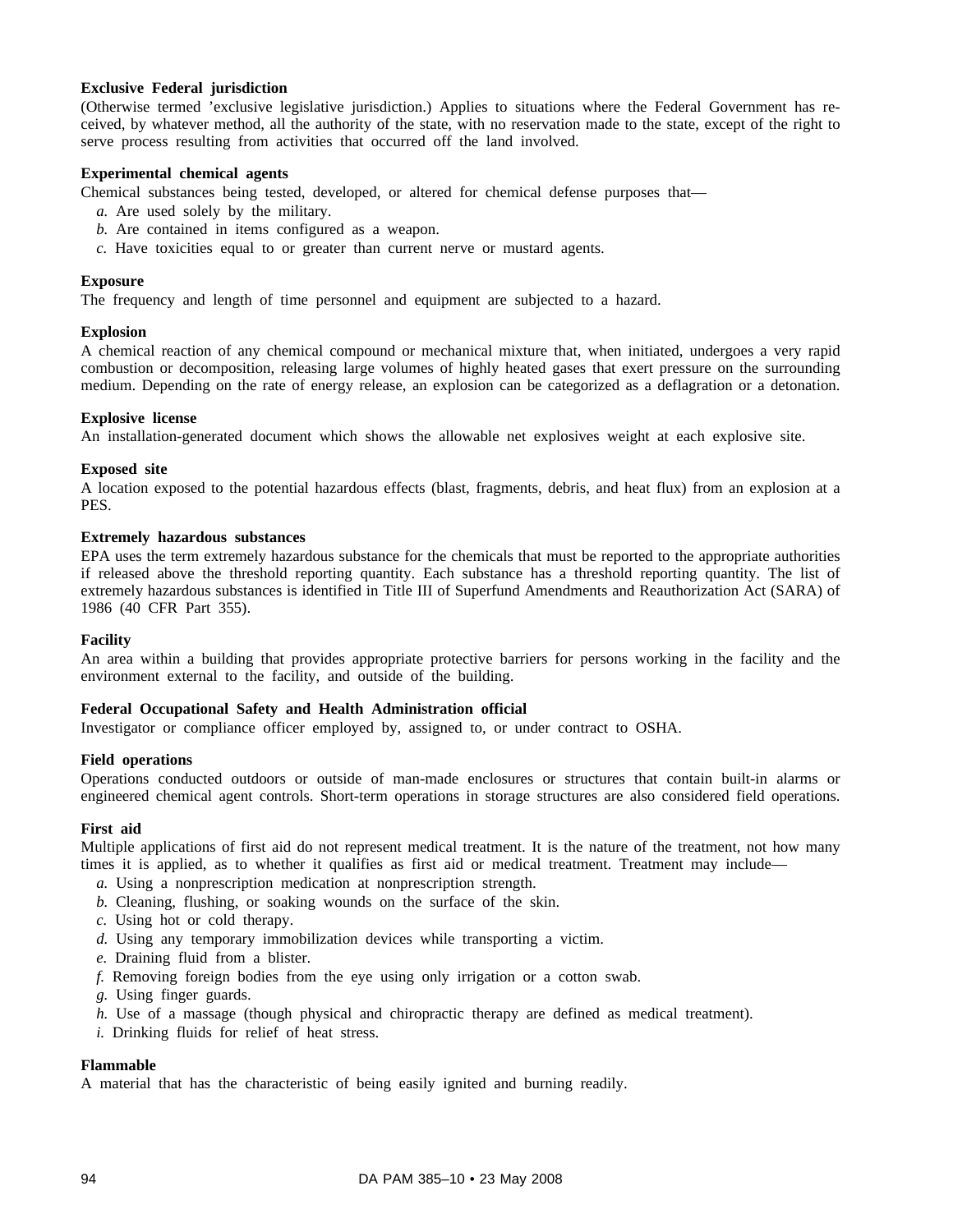**Exclusive Federal jurisdiction**
(Otherwise termed 'exclusive legislative jurisdiction.) Applies to situations where the Federal Government has received, by whatever method, all the authority of the state, with no reservation made to the state, except of the right to serve process resulting from activities that occurred off the land involved.

**Experimental chemical agents**
Chemical substances being tested, developed, or altered for chemical defense purposes that—

*a.* Are used solely by the military.
*b.* Are contained in items configured as a weapon.
*c.* Have toxicities equal to or greater than current nerve or mustard agents.

**Exposure**
The frequency and length of time personnel and equipment are subjected to a hazard.

**Explosion**
A chemical reaction of any chemical compound or mechanical mixture that, when initiated, undergoes a very rapid combustion or decomposition, releasing large volumes of highly heated gases that exert pressure on the surrounding medium. Depending on the rate of energy release, an explosion can be categorized as a deflagration or a detonation.

**Explosive license**
An installation-generated document which shows the allowable net explosives weight at each explosive site.

**Exposed site**
A location exposed to the potential hazardous effects (blast, fragments, debris, and heat flux) from an explosion at a PES.

**Extremely hazardous substances**
EPA uses the term extremely hazardous substance for the chemicals that must be reported to the appropriate authorities if released above the threshold reporting quantity. Each substance has a threshold reporting quantity. The list of extremely hazardous substances is identified in Title III of Superfund Amendments and Reauthorization Act (SARA) of 1986 (40 CFR Part 355).

**Facility**
An area within a building that provides appropriate protective barriers for persons working in the facility and the environment external to the facility, and outside of the building.

**Federal Occupational Safety and Health Administration official**
Investigator or compliance officer employed by, assigned to, or under contract to OSHA.

**Field operations**
Operations conducted outdoors or outside of man-made enclosures or structures that contain built-in alarms or engineered chemical agent controls. Short-term operations in storage structures are also considered field operations.

**First aid**
Multiple applications of first aid do not represent medical treatment. It is the nature of the treatment, not how many times it is applied, as to whether it qualifies as first aid or medical treatment. Treatment may include—

*a.* Using a nonprescription medication at nonprescription strength.
*b.* Cleaning, flushing, or soaking wounds on the surface of the skin.
*c.* Using hot or cold therapy.
*d.* Using any temporary immobilization devices while transporting a victim.
*e.* Draining fluid from a blister.
*f.* Removing foreign bodies from the eye using only irrigation or a cotton swab.
*g.* Using finger guards.
*h.* Use of a massage (though physical and chiropractic therapy are defined as medical treatment).
*i.* Drinking fluids for relief of heat stress.

**Flammable**
A material that has the characteristic of being easily ignited and burning readily.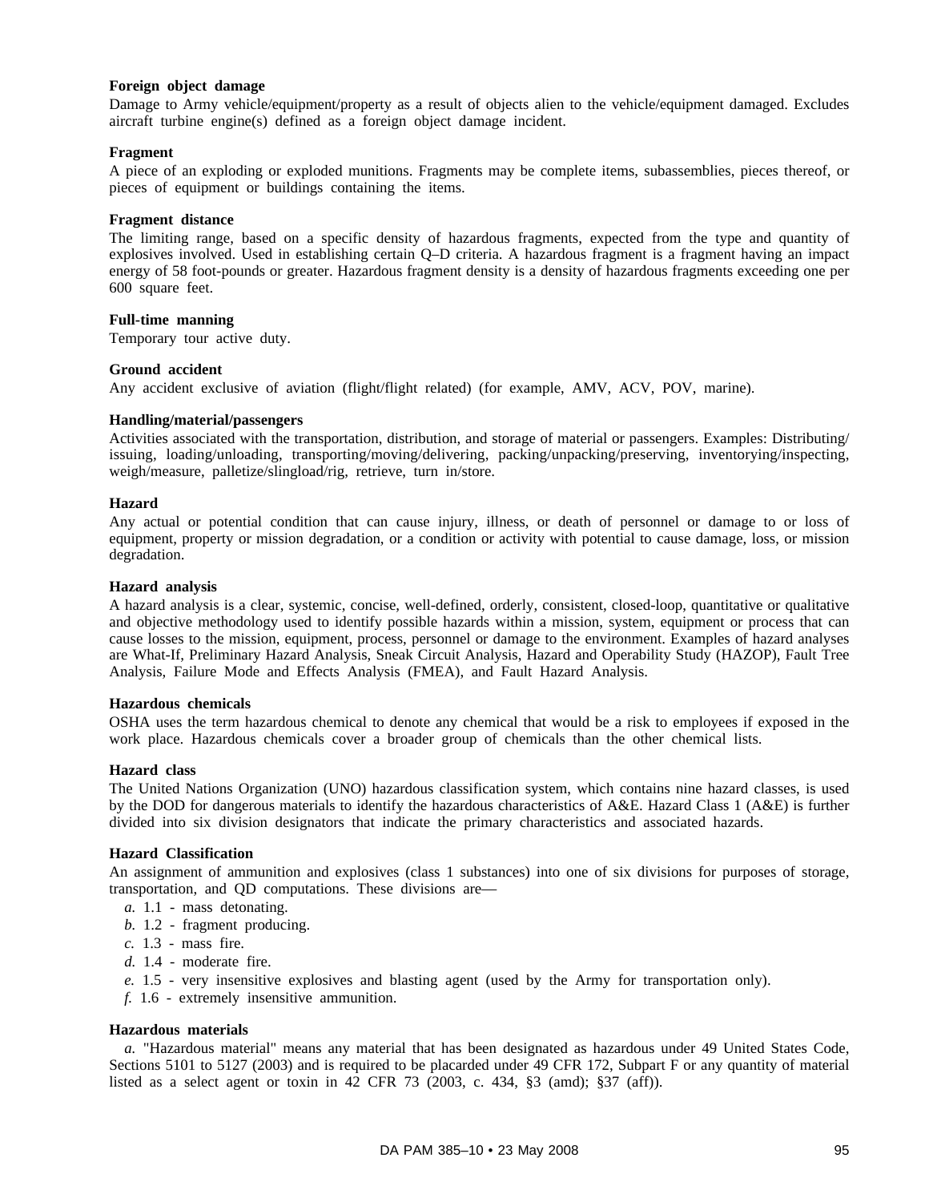**Foreign object damage**

Damage to Army vehicle/equipment/property as a result of objects alien to the vehicle/equipment damaged. Excludes aircraft turbine engine(s) defined as a foreign object damage incident.

**Fragment**

A piece of an exploding or exploded munitions. Fragments may be complete items, subassemblies, pieces thereof, or pieces of equipment or buildings containing the items.

**Fragment distance**

The limiting range, based on a specific density of hazardous fragments, expected from the type and quantity of explosives involved. Used in establishing certain Q–D criteria. A hazardous fragment is a fragment having an impact energy of 58 foot-pounds or greater. Hazardous fragment density is a density of hazardous fragments exceeding one per 600 square feet.

**Full-time manning**

Temporary tour active duty.

**Ground accident**

Any accident exclusive of aviation (flight/flight related) (for example, AMV, ACV, POV, marine).

**Handling/material/passengers**

Activities associated with the transportation, distribution, and storage of material or passengers. Examples: Distributing/issuing, loading/unloading, transporting/moving/delivering, packing/unpacking/preserving, inventorying/inspecting, weigh/measure, palletize/slingload/rig, retrieve, turn in/store.

**Hazard**

Any actual or potential condition that can cause injury, illness, or death of personnel or damage to or loss of equipment, property or mission degradation, or a condition or activity with potential to cause damage, loss, or mission degradation.

**Hazard analysis**

A hazard analysis is a clear, systemic, concise, well-defined, orderly, consistent, closed-loop, quantitative or qualitative and objective methodology used to identify possible hazards within a mission, system, equipment or process that can cause losses to the mission, equipment, process, personnel or damage to the environment. Examples of hazard analyses are What-If, Preliminary Hazard Analysis, Sneak Circuit Analysis, Hazard and Operability Study (HAZOP), Fault Tree Analysis, Failure Mode and Effects Analysis (FMEA), and Fault Hazard Analysis.

**Hazardous chemicals**

OSHA uses the term hazardous chemical to denote any chemical that would be a risk to employees if exposed in the work place. Hazardous chemicals cover a broader group of chemicals than the other chemical lists.

**Hazard class**

The United Nations Organization (UNO) hazardous classification system, which contains nine hazard classes, is used by the DOD for dangerous materials to identify the hazardous characteristics of A&E. Hazard Class 1 (A&E) is further divided into six division designators that indicate the primary characteristics and associated hazards.

**Hazard Classification**

An assignment of ammunition and explosives (class 1 substances) into one of six divisions for purposes of storage, transportation, and QD computations. These divisions are—

*a.* 1.1 - mass detonating.

*b.* 1.2 - fragment producing.

*c.* 1.3 - mass fire.

*d.* 1.4 - moderate fire.

*e.* 1.5 - very insensitive explosives and blasting agent (used by the Army for transportation only).

*f.* 1.6 - extremely insensitive ammunition.

**Hazardous materials**

*a.* "Hazardous material" means any material that has been designated as hazardous under 49 United States Code, Sections 5101 to 5127 (2003) and is required to be placarded under 49 CFR 172, Subpart F or any quantity of material listed as a select agent or toxin in 42 CFR 73 (2003, c. 434, §3 (amd); §37 (aff)).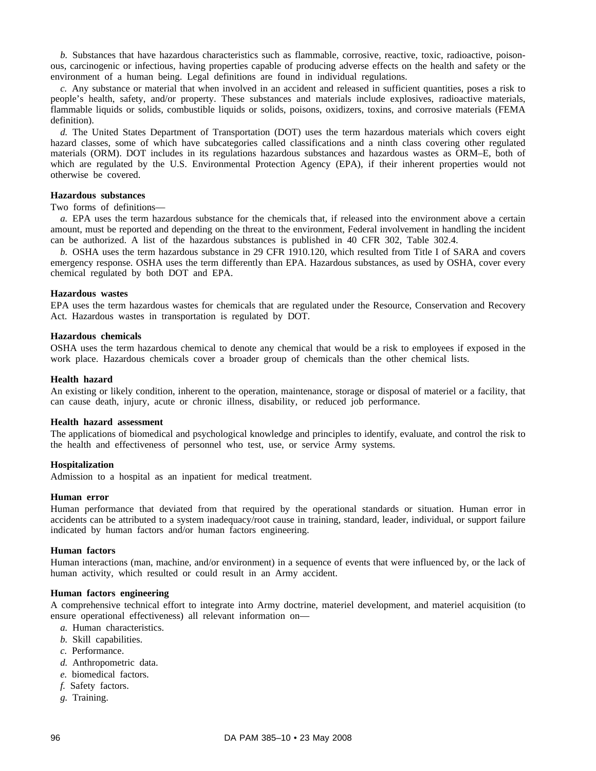*b.* Substances that have hazardous characteristics such as flammable, corrosive, reactive, toxic, radioactive, poisonous, carcinogenic or infectious, having properties capable of producing adverse effects on the health and safety or the environment of a human being. Legal definitions are found in individual regulations.

*c.* Any substance or material that when involved in an accident and released in sufficient quantities, poses a risk to people's health, safety, and/or property. These substances and materials include explosives, radioactive materials, flammable liquids or solids, combustible liquids or solids, poisons, oxidizers, toxins, and corrosive materials (FEMA definition).

*d.* The United States Department of Transportation (DOT) uses the term hazardous materials which covers eight hazard classes, some of which have subcategories called classifications and a ninth class covering other regulated materials (ORM). DOT includes in its regulations hazardous substances and hazardous wastes as ORM–E, both of which are regulated by the U.S. Environmental Protection Agency (EPA), if their inherent properties would not otherwise be covered.

**Hazardous substances**

Two forms of definitions—

*a.* EPA uses the term hazardous substance for the chemicals that, if released into the environment above a certain amount, must be reported and depending on the threat to the environment, Federal involvement in handling the incident can be authorized. A list of the hazardous substances is published in 40 CFR 302, Table 302.4.

*b.* OSHA uses the term hazardous substance in 29 CFR 1910.120, which resulted from Title I of SARA and covers emergency response. OSHA uses the term differently than EPA. Hazardous substances, as used by OSHA, cover every chemical regulated by both DOT and EPA.

**Hazardous wastes**

EPA uses the term hazardous wastes for chemicals that are regulated under the Resource, Conservation and Recovery Act. Hazardous wastes in transportation is regulated by DOT.

**Hazardous chemicals**

OSHA uses the term hazardous chemical to denote any chemical that would be a risk to employees if exposed in the work place. Hazardous chemicals cover a broader group of chemicals than the other chemical lists.

**Health hazard**

An existing or likely condition, inherent to the operation, maintenance, storage or disposal of materiel or a facility, that can cause death, injury, acute or chronic illness, disability, or reduced job performance.

**Health hazard assessment**

The applications of biomedical and psychological knowledge and principles to identify, evaluate, and control the risk to the health and effectiveness of personnel who test, use, or service Army systems.

**Hospitalization**

Admission to a hospital as an inpatient for medical treatment.

**Human error**

Human performance that deviated from that required by the operational standards or situation. Human error in accidents can be attributed to a system inadequacy/root cause in training, standard, leader, individual, or support failure indicated by human factors and/or human factors engineering.

**Human factors**

Human interactions (man, machine, and/or environment) in a sequence of events that were influenced by, or the lack of human activity, which resulted or could result in an Army accident.

**Human factors engineering**

A comprehensive technical effort to integrate into Army doctrine, materiel development, and materiel acquisition (to ensure operational effectiveness) all relevant information on—

*a.* Human characteristics.
*b.* Skill capabilities.
*c.* Performance.
*d.* Anthropometric data.
*e.* biomedical factors.
*f.* Safety factors.
*g.* Training.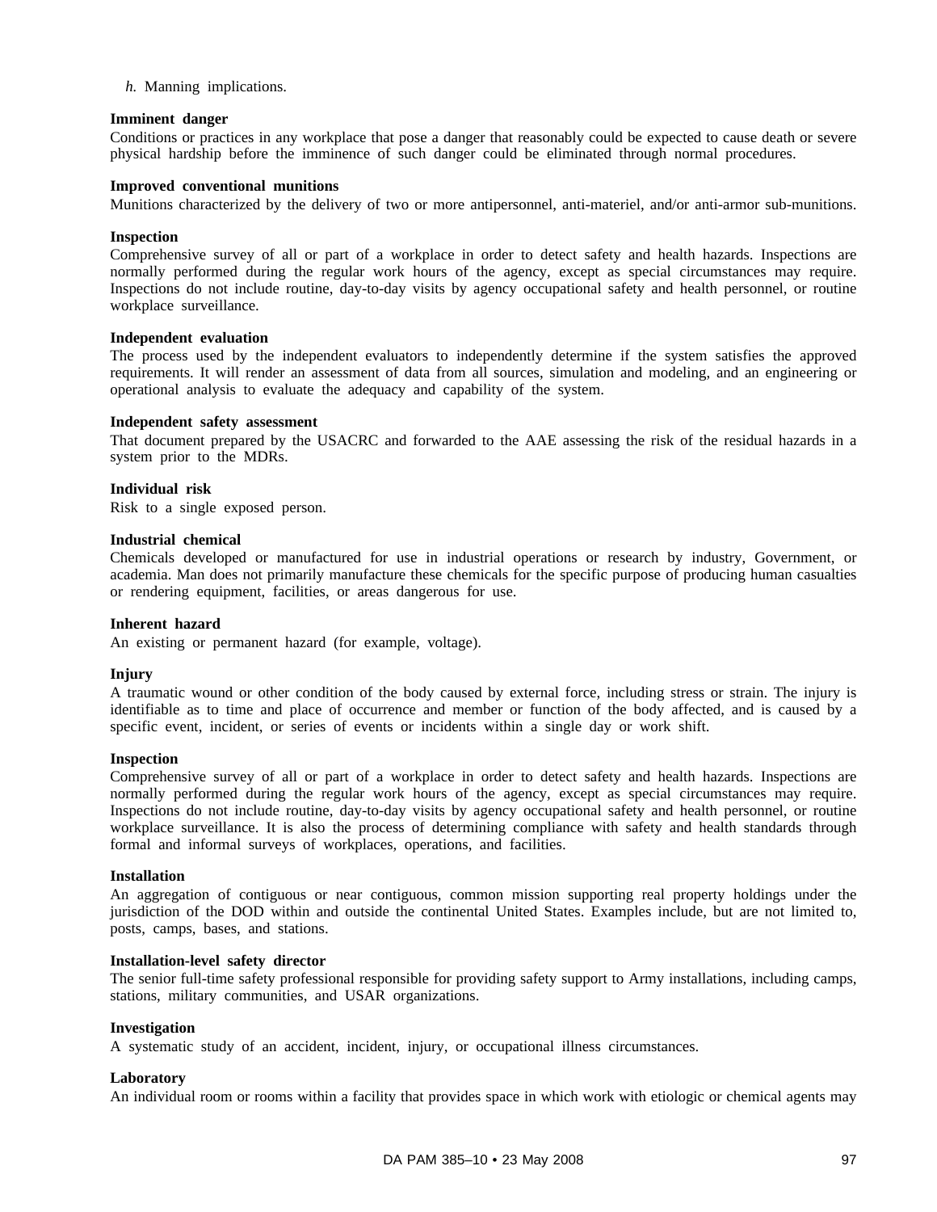*h.* Manning implications.

**Imminent danger**
Conditions or practices in any workplace that pose a danger that reasonably could be expected to cause death or severe physical hardship before the imminence of such danger could be eliminated through normal procedures.

**Improved conventional munitions**
Munitions characterized by the delivery of two or more antipersonnel, anti-materiel, and/or anti-armor sub-munitions.

**Inspection**
Comprehensive survey of all or part of a workplace in order to detect safety and health hazards. Inspections are normally performed during the regular work hours of the agency, except as special circumstances may require. Inspections do not include routine, day-to-day visits by agency occupational safety and health personnel, or routine workplace surveillance.

**Independent evaluation**
The process used by the independent evaluators to independently determine if the system satisfies the approved requirements. It will render an assessment of data from all sources, simulation and modeling, and an engineering or operational analysis to evaluate the adequacy and capability of the system.

**Independent safety assessment**
That document prepared by the USACRC and forwarded to the AAE assessing the risk of the residual hazards in a system prior to the MDRs.

**Individual risk**
Risk to a single exposed person.

**Industrial chemical**
Chemicals developed or manufactured for use in industrial operations or research by industry, Government, or academia. Man does not primarily manufacture these chemicals for the specific purpose of producing human casualties or rendering equipment, facilities, or areas dangerous for use.

**Inherent hazard**
An existing or permanent hazard (for example, voltage).

**Injury**
A traumatic wound or other condition of the body caused by external force, including stress or strain. The injury is identifiable as to time and place of occurrence and member or function of the body affected, and is caused by a specific event, incident, or series of events or incidents within a single day or work shift.

**Inspection**
Comprehensive survey of all or part of a workplace in order to detect safety and health hazards. Inspections are normally performed during the regular work hours of the agency, except as special circumstances may require. Inspections do not include routine, day-to-day visits by agency occupational safety and health personnel, or routine workplace surveillance. It is also the process of determining compliance with safety and health standards through formal and informal surveys of workplaces, operations, and facilities.

**Installation**
An aggregation of contiguous or near contiguous, common mission supporting real property holdings under the jurisdiction of the DOD within and outside the continental United States. Examples include, but are not limited to, posts, camps, bases, and stations.

**Installation-level safety director**
The senior full-time safety professional responsible for providing safety support to Army installations, including camps, stations, military communities, and USAR organizations.

**Investigation**
A systematic study of an accident, incident, injury, or occupational illness circumstances.

**Laboratory**
An individual room or rooms within a facility that provides space in which work with etiologic or chemical agents may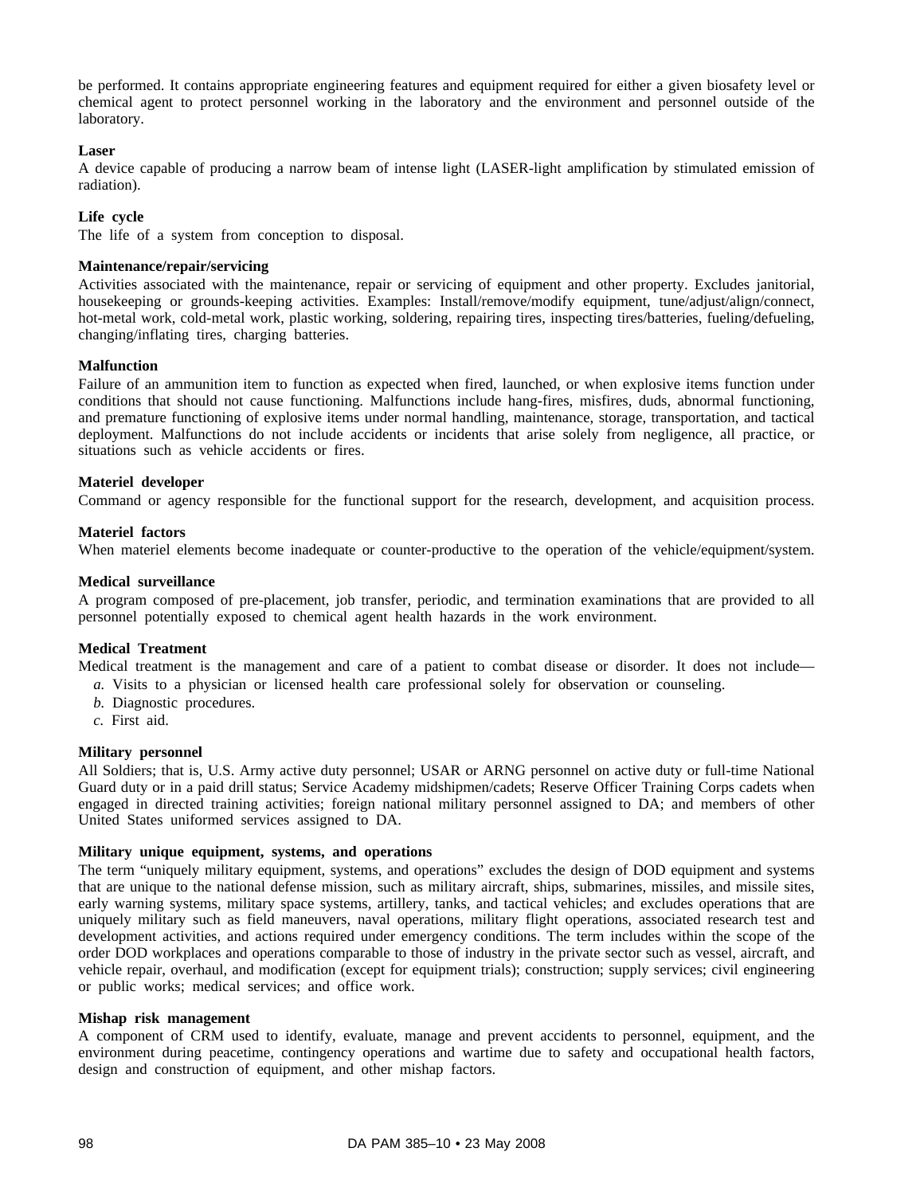be performed. It contains appropriate engineering features and equipment required for either a given biosafety level or chemical agent to protect personnel working in the laboratory and the environment and personnel outside of the laboratory.

**Laser**

A device capable of producing a narrow beam of intense light (LASER-light amplification by stimulated emission of radiation).

**Life cycle**

The life of a system from conception to disposal.

**Maintenance/repair/servicing**

Activities associated with the maintenance, repair or servicing of equipment and other property. Excludes janitorial, housekeeping or grounds-keeping activities. Examples: Install/remove/modify equipment, tune/adjust/align/connect, hot-metal work, cold-metal work, plastic working, soldering, repairing tires, inspecting tires/batteries, fueling/defueling, changing/inflating tires, charging batteries.

**Malfunction**

Failure of an ammunition item to function as expected when fired, launched, or when explosive items function under conditions that should not cause functioning. Malfunctions include hang-fires, misfires, duds, abnormal functioning, and premature functioning of explosive items under normal handling, maintenance, storage, transportation, and tactical deployment. Malfunctions do not include accidents or incidents that arise solely from negligence, all practice, or situations such as vehicle accidents or fires.

**Materiel developer**

Command or agency responsible for the functional support for the research, development, and acquisition process.

**Materiel factors**

When materiel elements become inadequate or counter-productive to the operation of the vehicle/equipment/system.

**Medical surveillance**

A program composed of pre-placement, job transfer, periodic, and termination examinations that are provided to all personnel potentially exposed to chemical agent health hazards in the work environment.

**Medical Treatment**

Medical treatment is the management and care of a patient to combat disease or disorder. It does not include—

*a.* Visits to a physician or licensed health care professional solely for observation or counseling.

*b.* Diagnostic procedures.

*c.* First aid.

**Military personnel**

All Soldiers; that is, U.S. Army active duty personnel; USAR or ARNG personnel on active duty or full-time National Guard duty or in a paid drill status; Service Academy midshipmen/cadets; Reserve Officer Training Corps cadets when engaged in directed training activities; foreign national military personnel assigned to DA; and members of other United States uniformed services assigned to DA.

**Military unique equipment, systems, and operations**

The term "uniquely military equipment, systems, and operations" excludes the design of DOD equipment and systems that are unique to the national defense mission, such as military aircraft, ships, submarines, missiles, and missile sites, early warning systems, military space systems, artillery, tanks, and tactical vehicles; and excludes operations that are uniquely military such as field maneuvers, naval operations, military flight operations, associated research test and development activities, and actions required under emergency conditions. The term includes within the scope of the order DOD workplaces and operations comparable to those of industry in the private sector such as vessel, aircraft, and vehicle repair, overhaul, and modification (except for equipment trials); construction; supply services; civil engineering or public works; medical services; and office work.

**Mishap risk management**

A component of CRM used to identify, evaluate, manage and prevent accidents to personnel, equipment, and the environment during peacetime, contingency operations and wartime due to safety and occupational health factors, design and construction of equipment, and other mishap factors.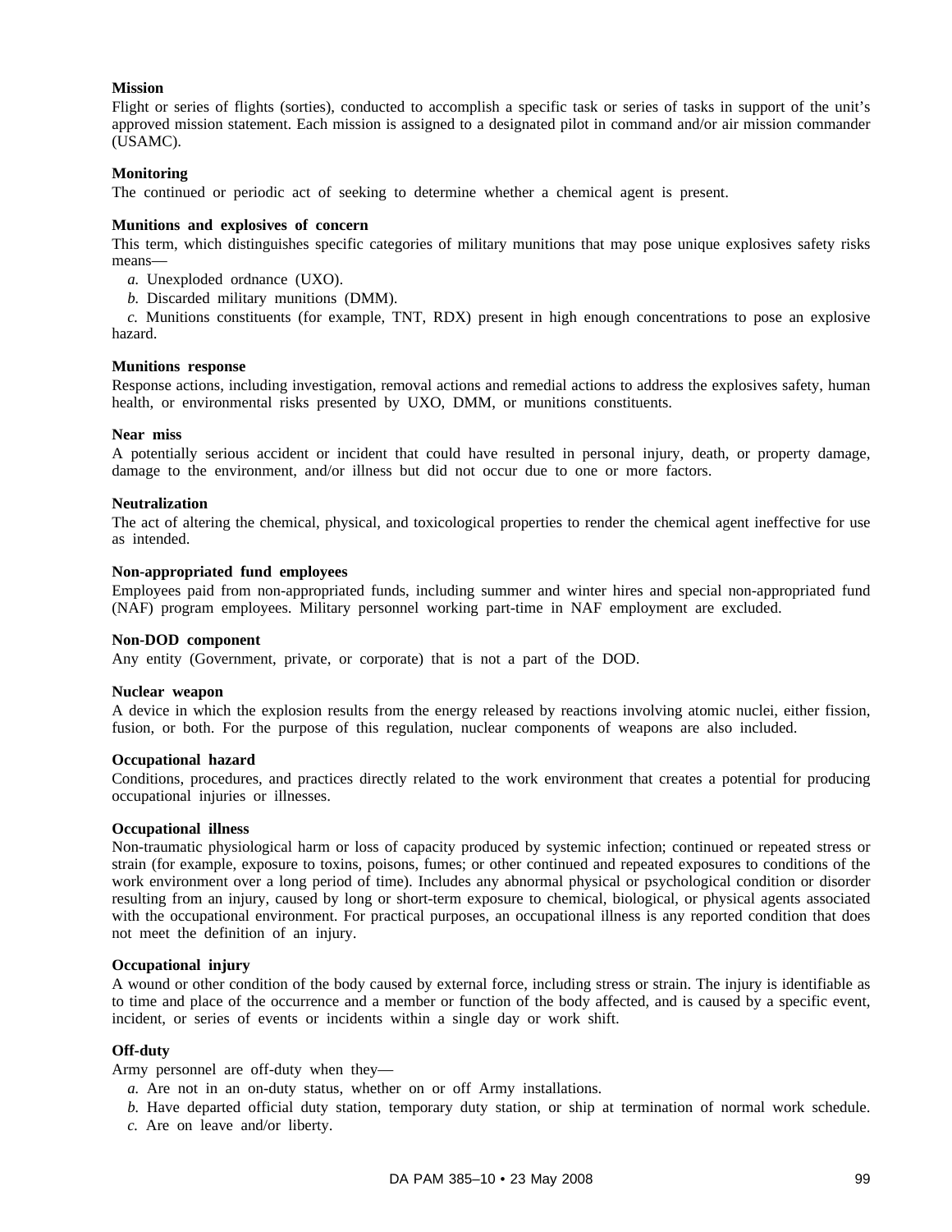**Mission**

Flight or series of flights (sorties), conducted to accomplish a specific task or series of tasks in support of the unit's approved mission statement. Each mission is assigned to a designated pilot in command and/or air mission commander (USAMC).

**Monitoring**

The continued or periodic act of seeking to determine whether a chemical agent is present.

**Munitions and explosives of concern**

This term, which distinguishes specific categories of military munitions that may pose unique explosives safety risks means—

*a.* Unexploded ordnance (UXO).

*b.* Discarded military munitions (DMM).

*c.* Munitions constituents (for example, TNT, RDX) present in high enough concentrations to pose an explosive hazard.

**Munitions response**

Response actions, including investigation, removal actions and remedial actions to address the explosives safety, human health, or environmental risks presented by UXO, DMM, or munitions constituents.

**Near miss**

A potentially serious accident or incident that could have resulted in personal injury, death, or property damage, damage to the environment, and/or illness but did not occur due to one or more factors.

**Neutralization**

The act of altering the chemical, physical, and toxicological properties to render the chemical agent ineffective for use as intended.

**Non-appropriated fund employees**

Employees paid from non-appropriated funds, including summer and winter hires and special non-appropriated fund (NAF) program employees. Military personnel working part-time in NAF employment are excluded.

**Non-DOD component**

Any entity (Government, private, or corporate) that is not a part of the DOD.

**Nuclear weapon**

A device in which the explosion results from the energy released by reactions involving atomic nuclei, either fission, fusion, or both. For the purpose of this regulation, nuclear components of weapons are also included.

**Occupational hazard**

Conditions, procedures, and practices directly related to the work environment that creates a potential for producing occupational injuries or illnesses.

**Occupational illness**

Non-traumatic physiological harm or loss of capacity produced by systemic infection; continued or repeated stress or strain (for example, exposure to toxins, poisons, fumes; or other continued and repeated exposures to conditions of the work environment over a long period of time). Includes any abnormal physical or psychological condition or disorder resulting from an injury, caused by long or short-term exposure to chemical, biological, or physical agents associated with the occupational environment. For practical purposes, an occupational illness is any reported condition that does not meet the definition of an injury.

**Occupational injury**

A wound or other condition of the body caused by external force, including stress or strain. The injury is identifiable as to time and place of the occurrence and a member or function of the body affected, and is caused by a specific event, incident, or series of events or incidents within a single day or work shift.

**Off-duty**

Army personnel are off-duty when they—

*a.* Are not in an on-duty status, whether on or off Army installations.

*b.* Have departed official duty station, temporary duty station, or ship at termination of normal work schedule.

*c.* Are on leave and/or liberty.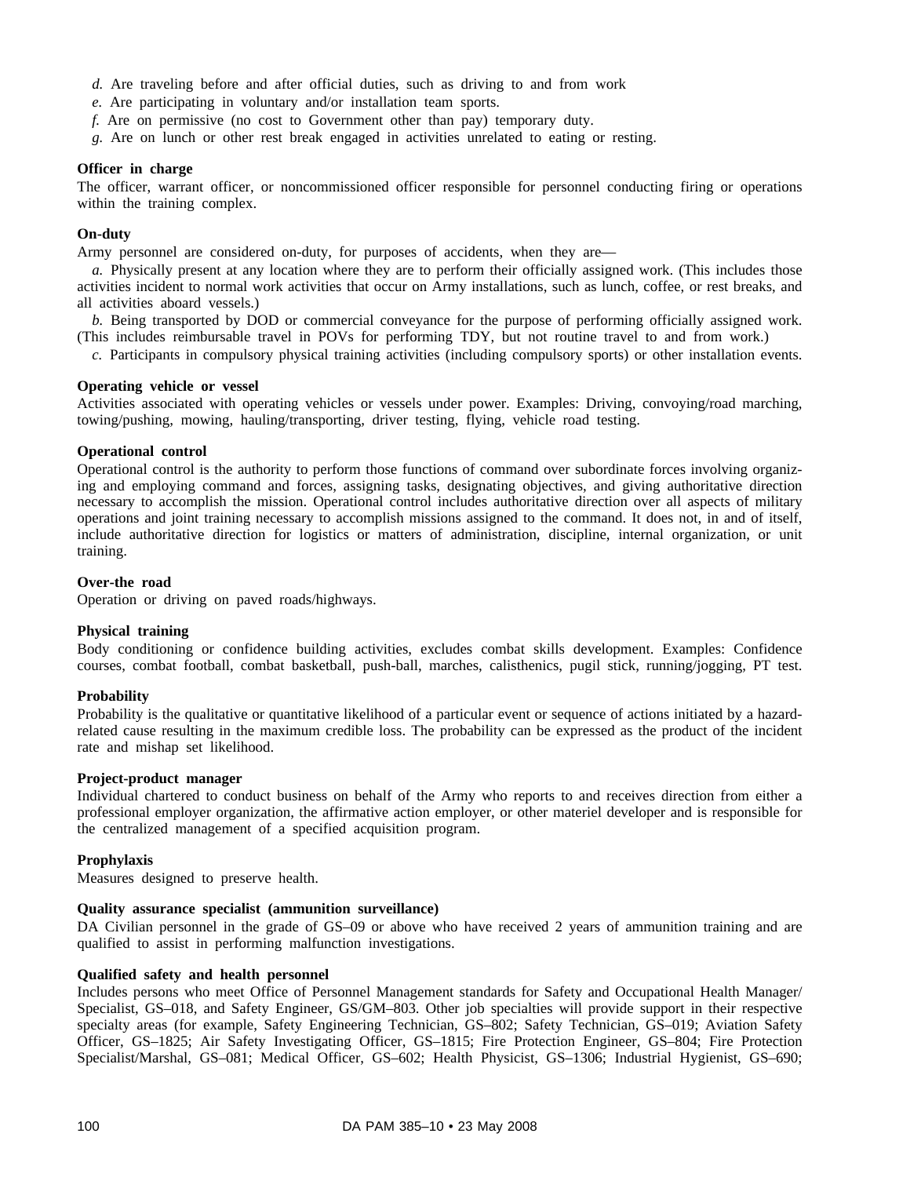*d.* Are traveling before and after official duties, such as driving to and from work

*e.* Are participating in voluntary and/or installation team sports.

*f.* Are on permissive (no cost to Government other than pay) temporary duty.

*g.* Are on lunch or other rest break engaged in activities unrelated to eating or resting.

**Officer in charge**

The officer, warrant officer, or noncommissioned officer responsible for personnel conducting firing or operations within the training complex.

**On-duty**

Army personnel are considered on-duty, for purposes of accidents, when they are—

*a.* Physically present at any location where they are to perform their officially assigned work. (This includes those activities incident to normal work activities that occur on Army installations, such as lunch, coffee, or rest breaks, and all activities aboard vessels.)

*b.* Being transported by DOD or commercial conveyance for the purpose of performing officially assigned work. (This includes reimbursable travel in POVs for performing TDY, but not routine travel to and from work.)

*c.* Participants in compulsory physical training activities (including compulsory sports) or other installation events.

**Operating vehicle or vessel**

Activities associated with operating vehicles or vessels under power. Examples: Driving, convoying/road marching, towing/pushing, mowing, hauling/transporting, driver testing, flying, vehicle road testing.

**Operational control**

Operational control is the authority to perform those functions of command over subordinate forces involving organizing and employing command and forces, assigning tasks, designating objectives, and giving authoritative direction necessary to accomplish the mission. Operational control includes authoritative direction over all aspects of military operations and joint training necessary to accomplish missions assigned to the command. It does not, in and of itself, include authoritative direction for logistics or matters of administration, discipline, internal organization, or unit training.

**Over-the road**

Operation or driving on paved roads/highways.

**Physical training**

Body conditioning or confidence building activities, excludes combat skills development. Examples: Confidence courses, combat football, combat basketball, push-ball, marches, calisthenics, pugil stick, running/jogging, PT test.

**Probability**

Probability is the qualitative or quantitative likelihood of a particular event or sequence of actions initiated by a hazard-related cause resulting in the maximum credible loss. The probability can be expressed as the product of the incident rate and mishap set likelihood.

**Project-product manager**

Individual chartered to conduct business on behalf of the Army who reports to and receives direction from either a professional employer organization, the affirmative action employer, or other materiel developer and is responsible for the centralized management of a specified acquisition program.

**Prophylaxis**

Measures designed to preserve health.

**Quality assurance specialist (ammunition surveillance)**

DA Civilian personnel in the grade of GS–09 or above who have received 2 years of ammunition training and are qualified to assist in performing malfunction investigations.

**Qualified safety and health personnel**

Includes persons who meet Office of Personnel Management standards for Safety and Occupational Health Manager/Specialist, GS–018, and Safety Engineer, GS/GM–803. Other job specialties will provide support in their respective specialty areas (for example, Safety Engineering Technician, GS–802; Safety Technician, GS–019; Aviation Safety Officer, GS–1825; Air Safety Investigating Officer, GS–1815; Fire Protection Engineer, GS–804; Fire Protection Specialist/Marshal, GS–081; Medical Officer, GS–602; Health Physicist, GS–1306; Industrial Hygienist, GS–690;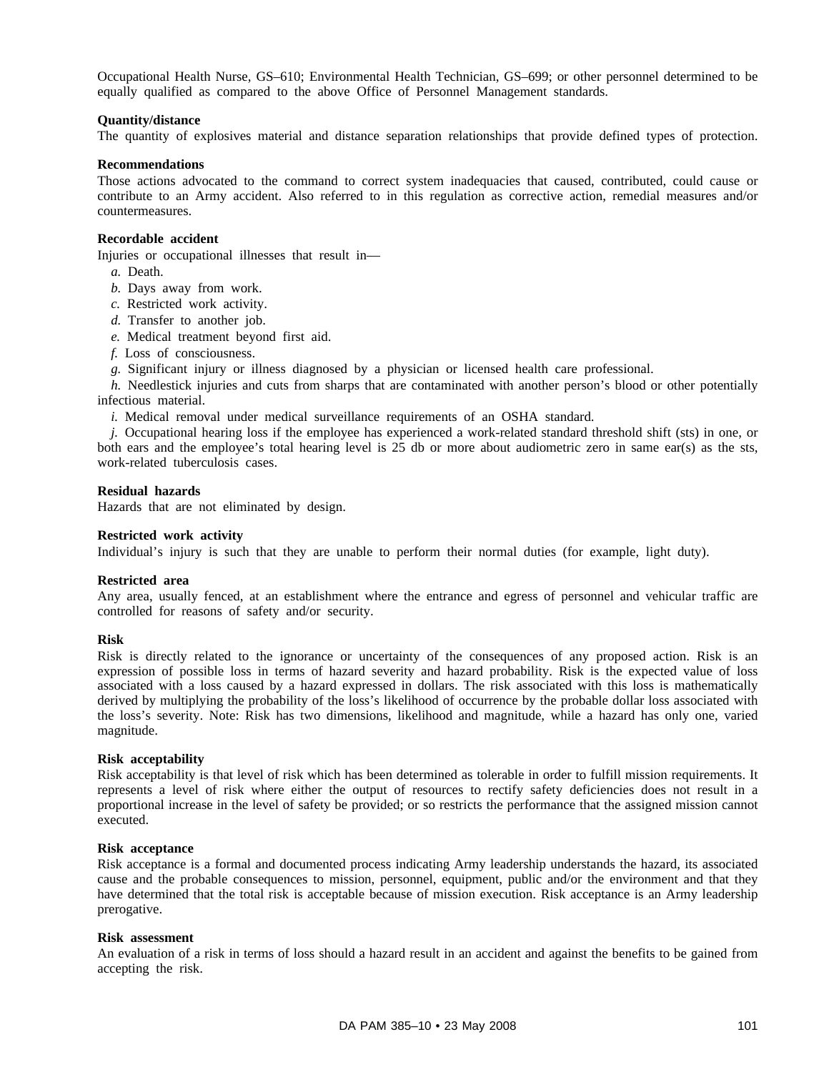Occupational Health Nurse, GS–610; Environmental Health Technician, GS–699; or other personnel determined to be equally qualified as compared to the above Office of Personnel Management standards.

**Quantity/distance**
The quantity of explosives material and distance separation relationships that provide defined types of protection.

**Recommendations**
Those actions advocated to the command to correct system inadequacies that caused, contributed, could cause or contribute to an Army accident. Also referred to in this regulation as corrective action, remedial measures and/or countermeasures.

**Recordable accident**
Injuries or occupational illnesses that result in—

*a.* Death.

*b.* Days away from work.

*c.* Restricted work activity.

*d.* Transfer to another job.

*e.* Medical treatment beyond first aid.

*f.* Loss of consciousness.

*g.* Significant injury or illness diagnosed by a physician or licensed health care professional.

*h.* Needlestick injuries and cuts from sharps that are contaminated with another person's blood or other potentially infectious material.

*i.* Medical removal under medical surveillance requirements of an OSHA standard.

*j.* Occupational hearing loss if the employee has experienced a work-related standard threshold shift (sts) in one, or both ears and the employee's total hearing level is 25 db or more about audiometric zero in same ear(s) as the sts, work-related tuberculosis cases.

**Residual hazards**
Hazards that are not eliminated by design.

**Restricted work activity**
Individual's injury is such that they are unable to perform their normal duties (for example, light duty).

**Restricted area**
Any area, usually fenced, at an establishment where the entrance and egress of personnel and vehicular traffic are controlled for reasons of safety and/or security.

**Risk**
Risk is directly related to the ignorance or uncertainty of the consequences of any proposed action. Risk is an expression of possible loss in terms of hazard severity and hazard probability. Risk is the expected value of loss associated with a loss caused by a hazard expressed in dollars. The risk associated with this loss is mathematically derived by multiplying the probability of the loss's likelihood of occurrence by the probable dollar loss associated with the loss's severity. Note: Risk has two dimensions, likelihood and magnitude, while a hazard has only one, varied magnitude.

**Risk acceptability**
Risk acceptability is that level of risk which has been determined as tolerable in order to fulfill mission requirements. It represents a level of risk where either the output of resources to rectify safety deficiencies does not result in a proportional increase in the level of safety be provided; or so restricts the performance that the assigned mission cannot executed.

**Risk acceptance**
Risk acceptance is a formal and documented process indicating Army leadership understands the hazard, its associated cause and the probable consequences to mission, personnel, equipment, public and/or the environment and that they have determined that the total risk is acceptable because of mission execution. Risk acceptance is an Army leadership prerogative.

**Risk assessment**
An evaluation of a risk in terms of loss should a hazard result in an accident and against the benefits to be gained from accepting the risk.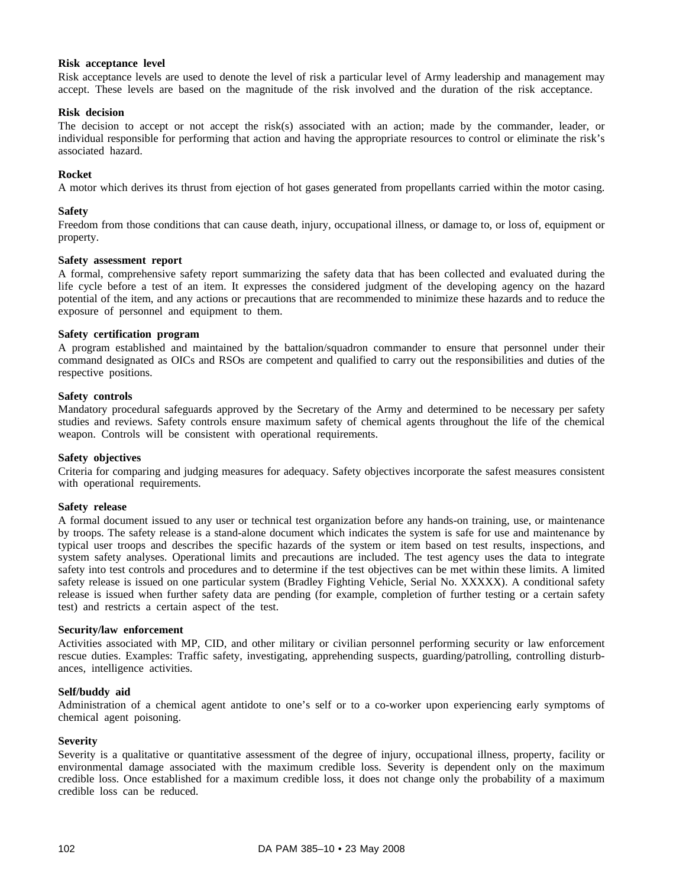**Risk acceptance level**
Risk acceptance levels are used to denote the level of risk a particular level of Army leadership and management may accept. These levels are based on the magnitude of the risk involved and the duration of the risk acceptance.

**Risk decision**
The decision to accept or not accept the risk(s) associated with an action; made by the commander, leader, or individual responsible for performing that action and having the appropriate resources to control or eliminate the risk's associated hazard.

**Rocket**
A motor which derives its thrust from ejection of hot gases generated from propellants carried within the motor casing.

**Safety**
Freedom from those conditions that can cause death, injury, occupational illness, or damage to, or loss of, equipment or property.

**Safety assessment report**
A formal, comprehensive safety report summarizing the safety data that has been collected and evaluated during the life cycle before a test of an item. It expresses the considered judgment of the developing agency on the hazard potential of the item, and any actions or precautions that are recommended to minimize these hazards and to reduce the exposure of personnel and equipment to them.

**Safety certification program**
A program established and maintained by the battalion/squadron commander to ensure that personnel under their command designated as OICs and RSOs are competent and qualified to carry out the responsibilities and duties of the respective positions.

**Safety controls**
Mandatory procedural safeguards approved by the Secretary of the Army and determined to be necessary per safety studies and reviews. Safety controls ensure maximum safety of chemical agents throughout the life of the chemical weapon. Controls will be consistent with operational requirements.

**Safety objectives**
Criteria for comparing and judging measures for adequacy. Safety objectives incorporate the safest measures consistent with operational requirements.

**Safety release**
A formal document issued to any user or technical test organization before any hands-on training, use, or maintenance by troops. The safety release is a stand-alone document which indicates the system is safe for use and maintenance by typical user troops and describes the specific hazards of the system or item based on test results, inspections, and system safety analyses. Operational limits and precautions are included. The test agency uses the data to integrate safety into test controls and procedures and to determine if the test objectives can be met within these limits. A limited safety release is issued on one particular system (Bradley Fighting Vehicle, Serial No. XXXXX). A conditional safety release is issued when further safety data are pending (for example, completion of further testing or a certain safety test) and restricts a certain aspect of the test.

**Security/law enforcement**
Activities associated with MP, CID, and other military or civilian personnel performing security or law enforcement rescue duties. Examples: Traffic safety, investigating, apprehending suspects, guarding/patrolling, controlling disturbances, intelligence activities.

**Self/buddy aid**
Administration of a chemical agent antidote to one's self or to a co-worker upon experiencing early symptoms of chemical agent poisoning.

**Severity**
Severity is a qualitative or quantitative assessment of the degree of injury, occupational illness, property, facility or environmental damage associated with the maximum credible loss. Severity is dependent only on the maximum credible loss. Once established for a maximum credible loss, it does not change only the probability of a maximum credible loss can be reduced.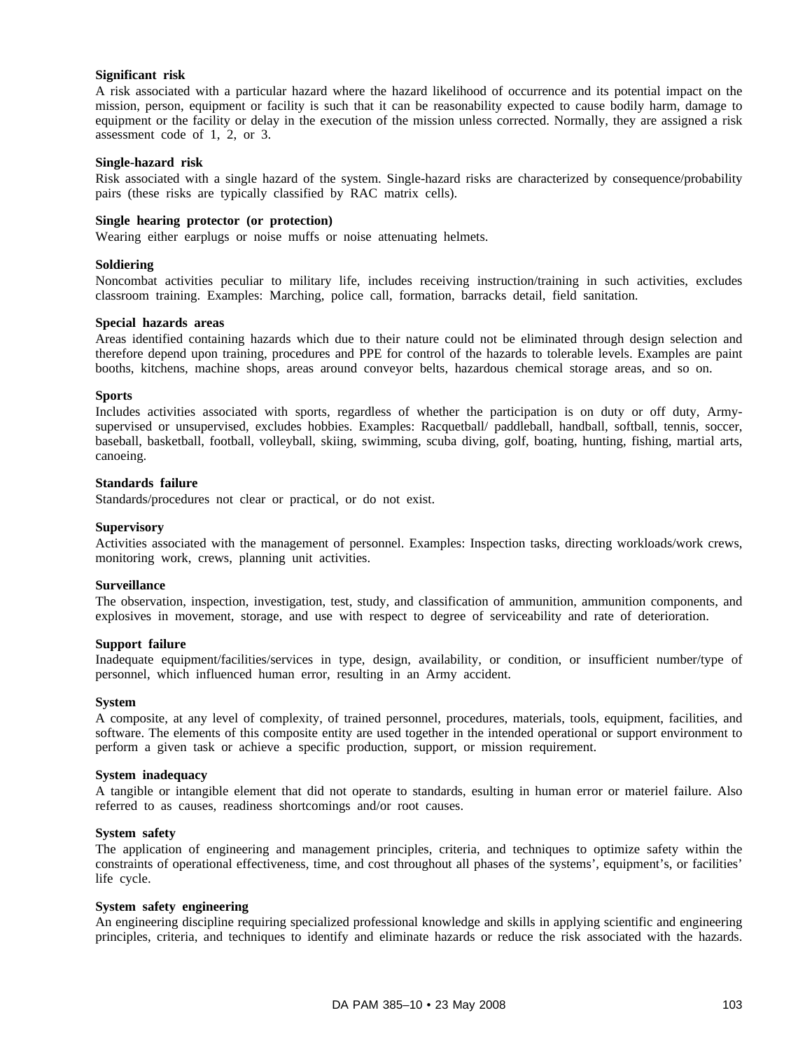**Significant risk**
A risk associated with a particular hazard where the hazard likelihood of occurrence and its potential impact on the mission, person, equipment or facility is such that it can be reasonability expected to cause bodily harm, damage to equipment or the facility or delay in the execution of the mission unless corrected. Normally, they are assigned a risk assessment code of 1, 2, or 3.

**Single-hazard risk**
Risk associated with a single hazard of the system. Single-hazard risks are characterized by consequence/probability pairs (these risks are typically classified by RAC matrix cells).

**Single hearing protector (or protection)**
Wearing either earplugs or noise muffs or noise attenuating helmets.

**Soldiering**
Noncombat activities peculiar to military life, includes receiving instruction/training in such activities, excludes classroom training. Examples: Marching, police call, formation, barracks detail, field sanitation.

**Special hazards areas**
Areas identified containing hazards which due to their nature could not be eliminated through design selection and therefore depend upon training, procedures and PPE for control of the hazards to tolerable levels. Examples are paint booths, kitchens, machine shops, areas around conveyor belts, hazardous chemical storage areas, and so on.

**Sports**
Includes activities associated with sports, regardless of whether the participation is on duty or off duty, Army-supervised or unsupervised, excludes hobbies. Examples: Racquetball/ paddleball, handball, softball, tennis, soccer, baseball, basketball, football, volleyball, skiing, swimming, scuba diving, golf, boating, hunting, fishing, martial arts, canoeing.

**Standards failure**
Standards/procedures not clear or practical, or do not exist.

**Supervisory**
Activities associated with the management of personnel. Examples: Inspection tasks, directing workloads/work crews, monitoring work, crews, planning unit activities.

**Surveillance**
The observation, inspection, investigation, test, study, and classification of ammunition, ammunition components, and explosives in movement, storage, and use with respect to degree of serviceability and rate of deterioration.

**Support failure**
Inadequate equipment/facilities/services in type, design, availability, or condition, or insufficient number/type of personnel, which influenced human error, resulting in an Army accident.

**System**
A composite, at any level of complexity, of trained personnel, procedures, materials, tools, equipment, facilities, and software. The elements of this composite entity are used together in the intended operational or support environment to perform a given task or achieve a specific production, support, or mission requirement.

**System inadequacy**
A tangible or intangible element that did not operate to standards, esulting in human error or materiel failure. Also referred to as causes, readiness shortcomings and/or root causes.

**System safety**
The application of engineering and management principles, criteria, and techniques to optimize safety within the constraints of operational effectiveness, time, and cost throughout all phases of the systems', equipment's, or facilities' life cycle.

**System safety engineering**
An engineering discipline requiring specialized professional knowledge and skills in applying scientific and engineering principles, criteria, and techniques to identify and eliminate hazards or reduce the risk associated with the hazards.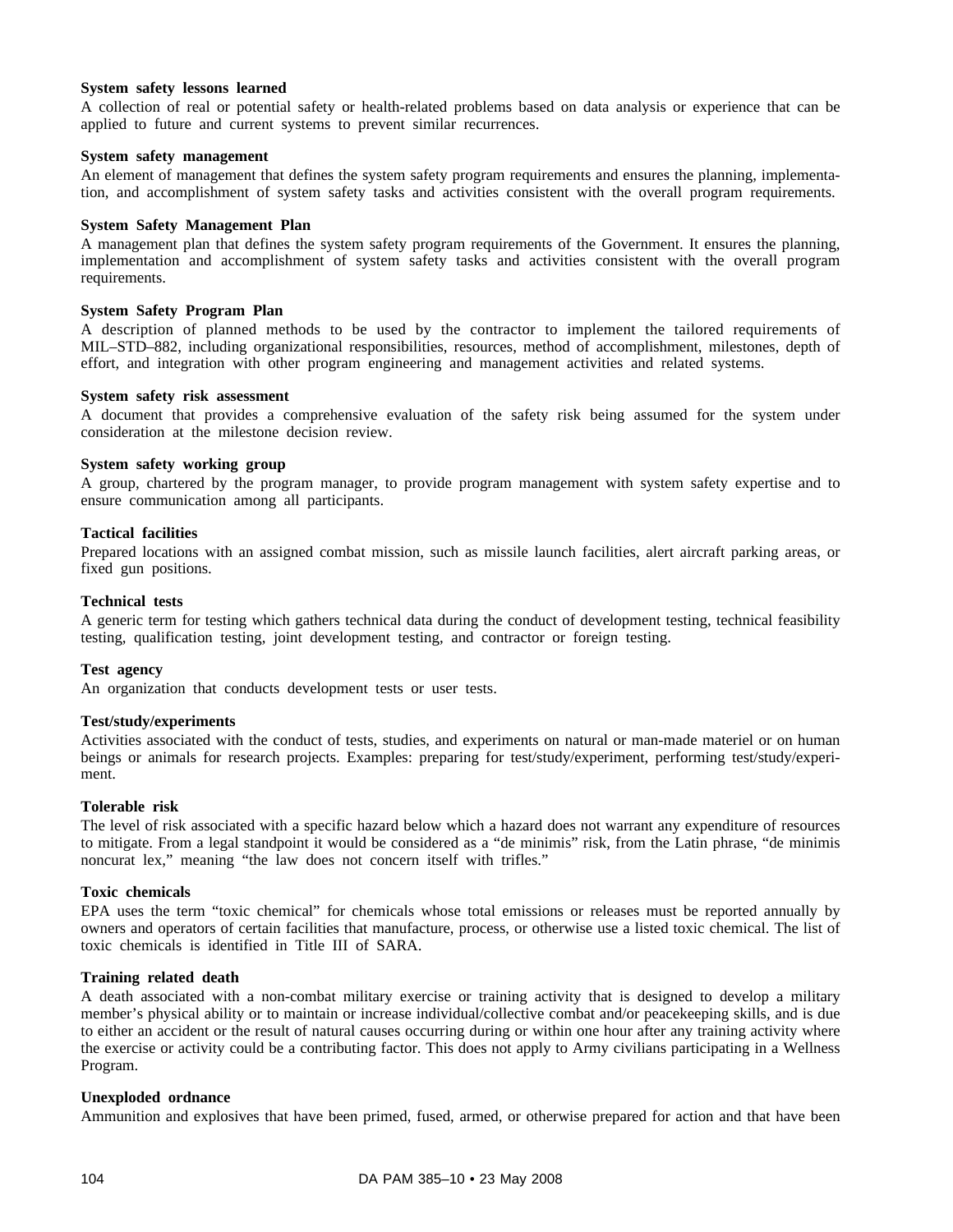**System safety lessons learned**
A collection of real or potential safety or health-related problems based on data analysis or experience that can be applied to future and current systems to prevent similar recurrences.

**System safety management**
An element of management that defines the system safety program requirements and ensures the planning, implementation, and accomplishment of system safety tasks and activities consistent with the overall program requirements.

**System Safety Management Plan**
A management plan that defines the system safety program requirements of the Government. It ensures the planning, implementation and accomplishment of system safety tasks and activities consistent with the overall program requirements.

**System Safety Program Plan**
A description of planned methods to be used by the contractor to implement the tailored requirements of MIL–STD–882, including organizational responsibilities, resources, method of accomplishment, milestones, depth of effort, and integration with other program engineering and management activities and related systems.

**System safety risk assessment**
A document that provides a comprehensive evaluation of the safety risk being assumed for the system under consideration at the milestone decision review.

**System safety working group**
A group, chartered by the program manager, to provide program management with system safety expertise and to ensure communication among all participants.

**Tactical facilities**
Prepared locations with an assigned combat mission, such as missile launch facilities, alert aircraft parking areas, or fixed gun positions.

**Technical tests**
A generic term for testing which gathers technical data during the conduct of development testing, technical feasibility testing, qualification testing, joint development testing, and contractor or foreign testing.

**Test agency**
An organization that conducts development tests or user tests.

**Test/study/experiments**
Activities associated with the conduct of tests, studies, and experiments on natural or man-made materiel or on human beings or animals for research projects. Examples: preparing for test/study/experiment, performing test/study/experiment.

**Tolerable risk**
The level of risk associated with a specific hazard below which a hazard does not warrant any expenditure of resources to mitigate. From a legal standpoint it would be considered as a "de minimis" risk, from the Latin phrase, "de minimis noncurat lex," meaning "the law does not concern itself with trifles."

**Toxic chemicals**
EPA uses the term "toxic chemical" for chemicals whose total emissions or releases must be reported annually by owners and operators of certain facilities that manufacture, process, or otherwise use a listed toxic chemical. The list of toxic chemicals is identified in Title III of SARA.

**Training related death**
A death associated with a non-combat military exercise or training activity that is designed to develop a military member's physical ability or to maintain or increase individual/collective combat and/or peacekeeping skills, and is due to either an accident or the result of natural causes occurring during or within one hour after any training activity where the exercise or activity could be a contributing factor. This does not apply to Army civilians participating in a Wellness Program.

**Unexploded ordnance**
Ammunition and explosives that have been primed, fused, armed, or otherwise prepared for action and that have been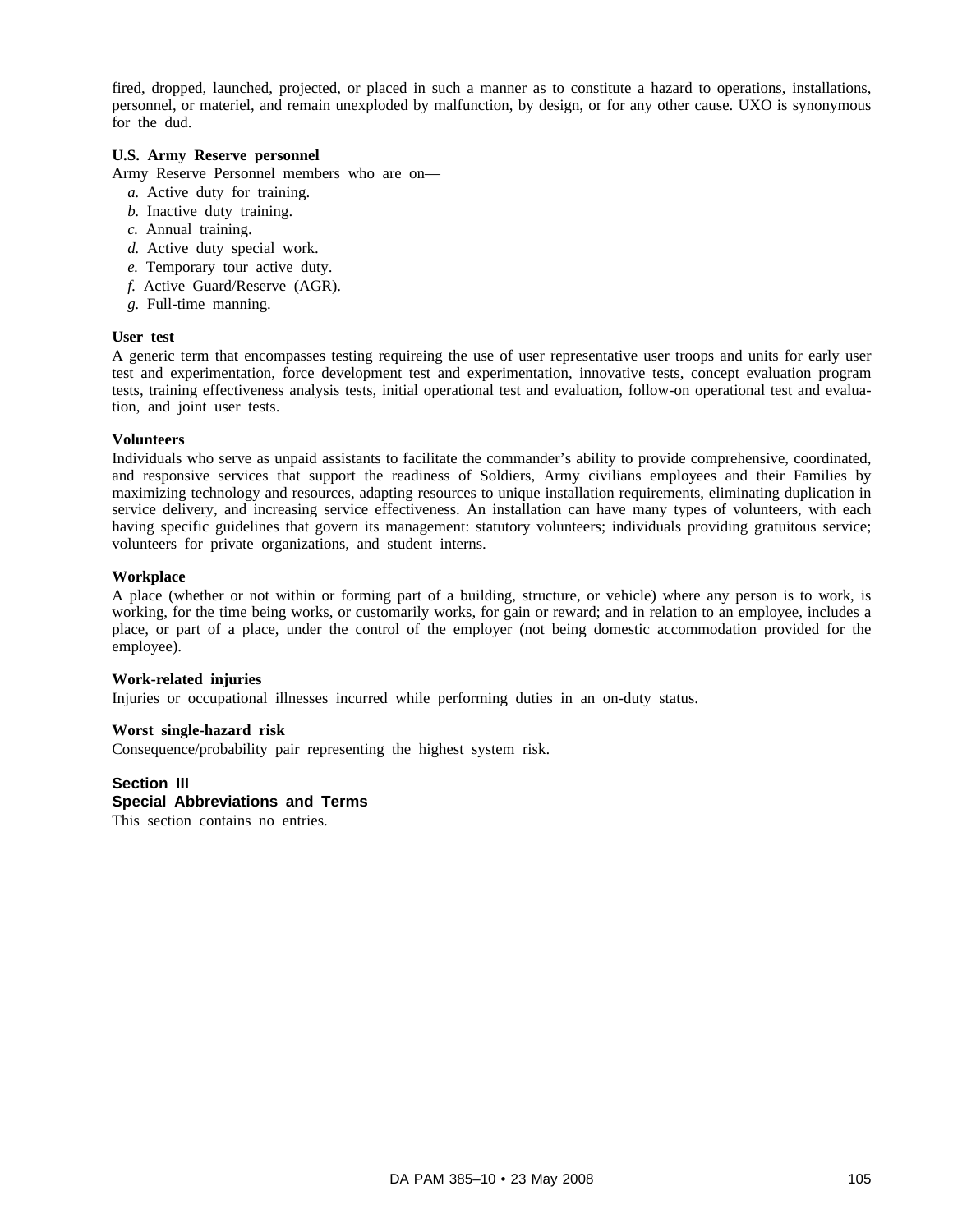fired, dropped, launched, projected, or placed in such a manner as to constitute a hazard to operations, installations, personnel, or materiel, and remain unexploded by malfunction, by design, or for any other cause. UXO is synonymous for the dud.

**U.S. Army Reserve personnel**

Army Reserve Personnel members who are on—

*a.* Active duty for training.

*b.* Inactive duty training.

*c.* Annual training.

*d.* Active duty special work.

*e.* Temporary tour active duty.

*f.* Active Guard/Reserve (AGR).

*g.* Full-time manning.

**User test**

A generic term that encompasses testing requireing the use of user representative user troops and units for early user test and experimentation, force development test and experimentation, innovative tests, concept evaluation program tests, training effectiveness analysis tests, initial operational test and evaluation, follow-on operational test and evaluation, and joint user tests.

**Volunteers**

Individuals who serve as unpaid assistants to facilitate the commander's ability to provide comprehensive, coordinated, and responsive services that support the readiness of Soldiers, Army civilians employees and their Families by maximizing technology and resources, adapting resources to unique installation requirements, eliminating duplication in service delivery, and increasing service effectiveness. An installation can have many types of volunteers, with each having specific guidelines that govern its management: statutory volunteers; individuals providing gratuitous service; volunteers for private organizations, and student interns.

**Workplace**

A place (whether or not within or forming part of a building, structure, or vehicle) where any person is to work, is working, for the time being works, or customarily works, for gain or reward; and in relation to an employee, includes a place, or part of a place, under the control of the employer (not being domestic accommodation provided for the employee).

**Work-related injuries**

Injuries or occupational illnesses incurred while performing duties in an on-duty status.

**Worst single-hazard risk**

Consequence/probability pair representing the highest system risk.

## Section III
## Special Abbreviations and Terms

This section contains no entries.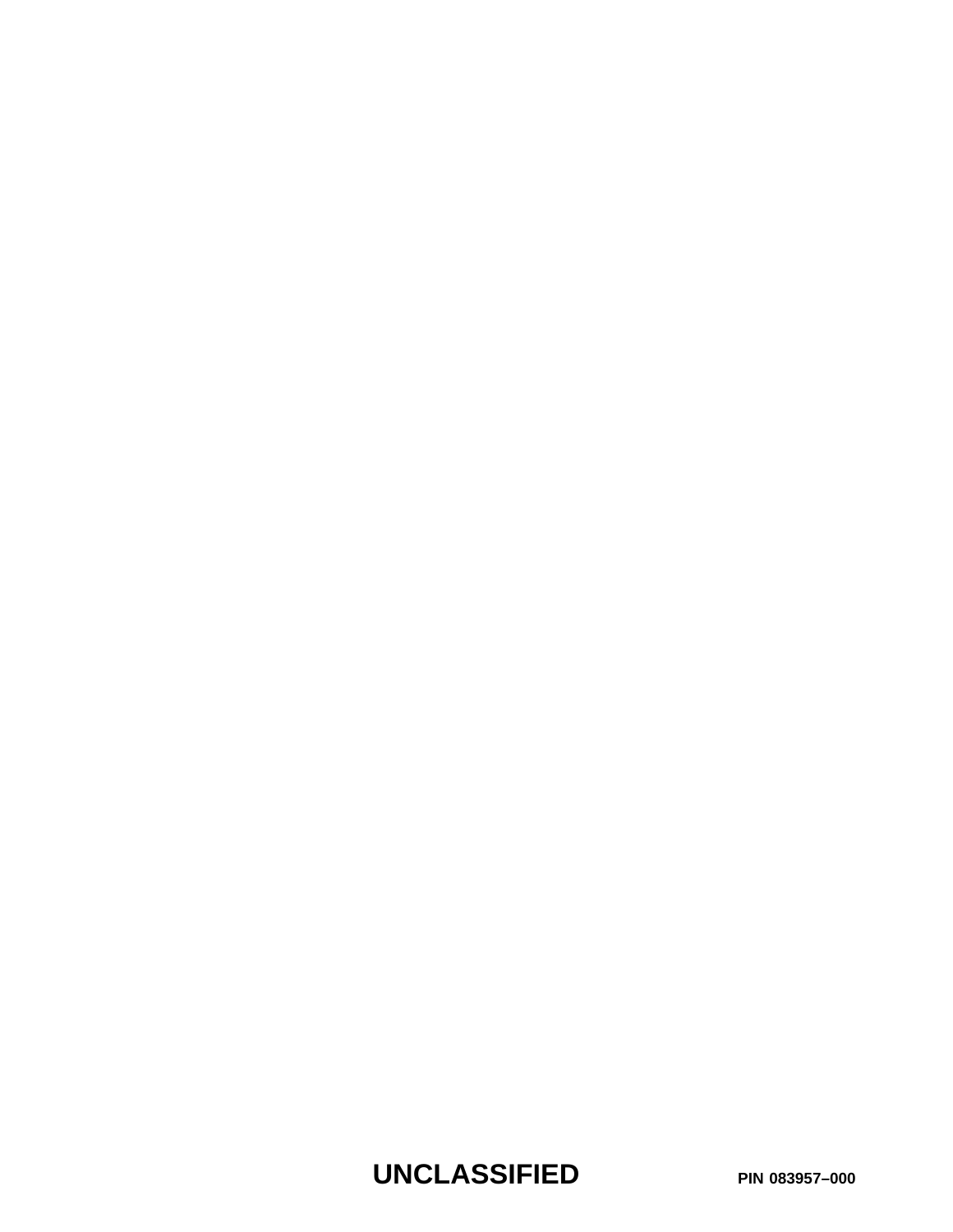UNCLASSIFIED

PIN 083957–000